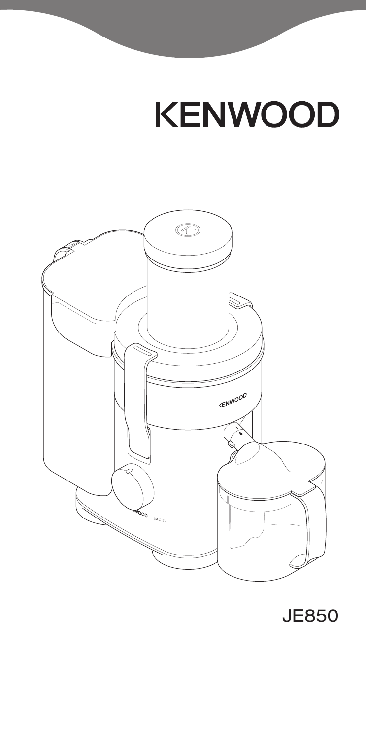# KENWOOD

JE850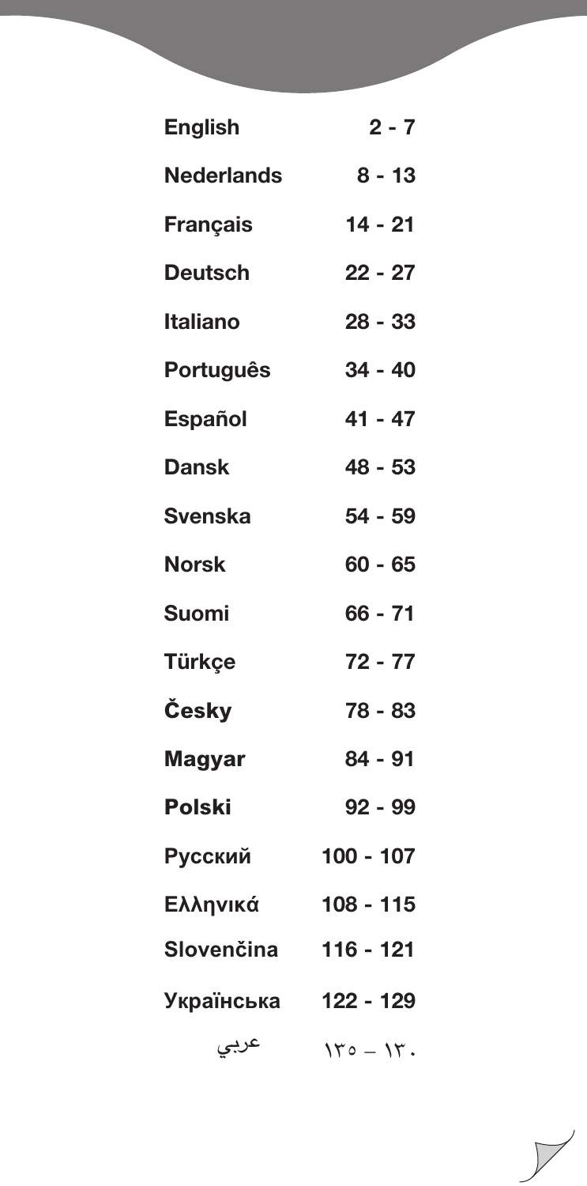| | |
|---|---|
| **English** | **2 - 7** |
| **Nederlands** | **8 - 13** |
| **Français** | **14 - 21** |
| **Deutsch** | **22 - 27** |
| **Italiano** | **28 - 33** |
| **Português** | **34 - 40** |
| **Español** | **41 - 47** |
| **Dansk** | **48 - 53** |
| **Svenska** | **54 - 59** |
| **Norsk** | **60 - 65** |
| **Suomi** | **66 - 71** |
| **Türkçe** | **72 - 77** |
| **Česky** | **78 - 83** |
| **Magyar** | **84 - 91** |
| **Polski** | **92 - 99** |
| **Русский** | **100 - 107** |
| **Ελληνικά** | **108 - 115** |
| **Slovenčina** | **116 - 121** |
| **Українська** | **122 - 129** |
| عربي | ١٣٠ – ١٣٥ |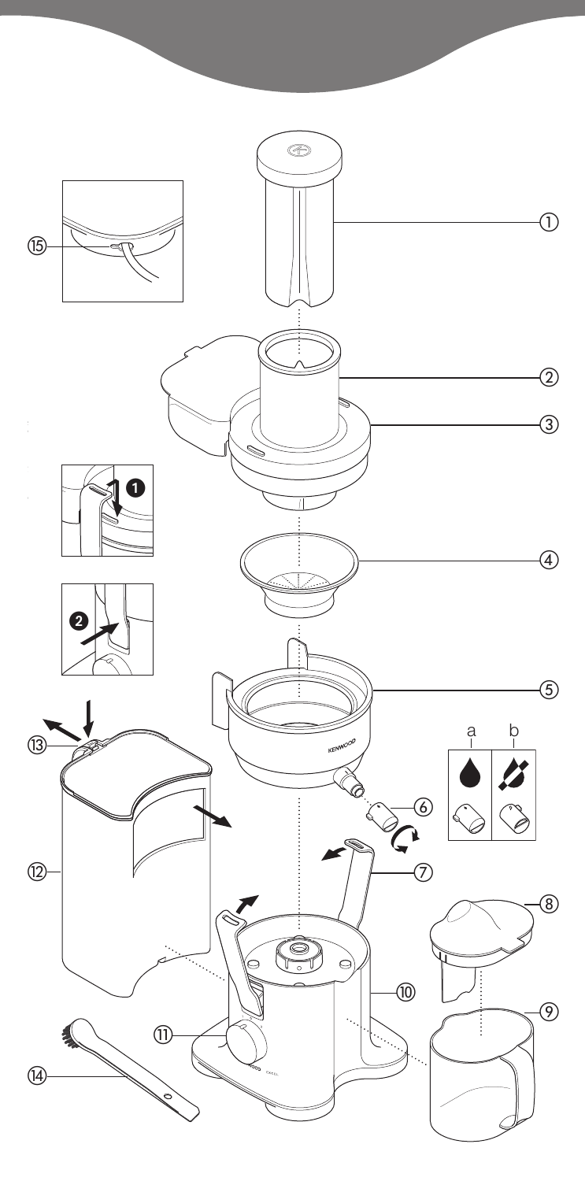1
2
3
4
5
6
7
8
9
10
11
12
13
14
15

a
b

KENWOOD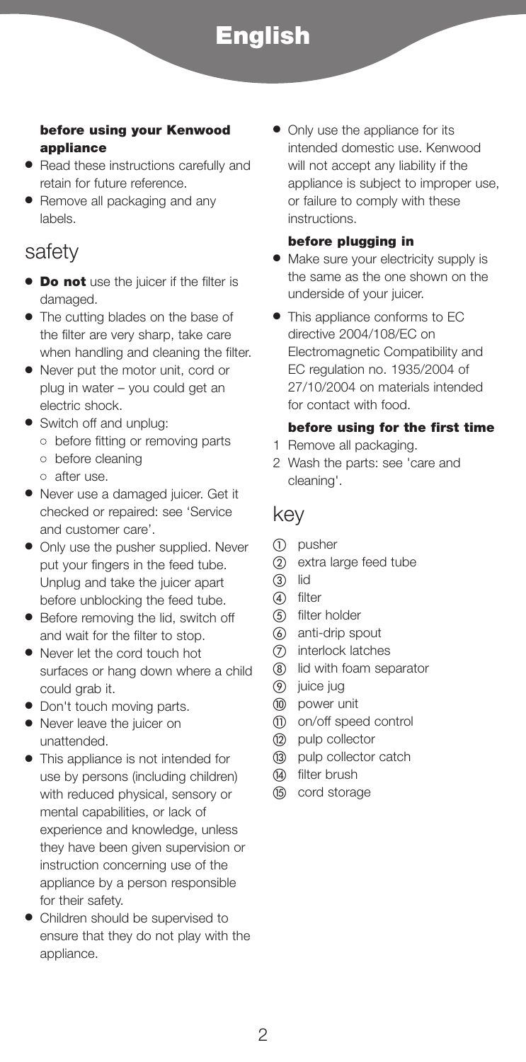# English

### before using your Kenwood appliance

- Read these instructions carefully and retain for future reference.
- Remove all packaging and any labels.

## safety

- **Do not** use the juicer if the filter is damaged.
- The cutting blades on the base of the filter are very sharp, take care when handling and cleaning the filter.
- Never put the motor unit, cord or plug in water – you could get an electric shock.
- Switch off and unplug:
  - before fitting or removing parts
  - before cleaning
  - after use.
- Never use a damaged juicer. Get it checked or repaired: see 'Service and customer care'.
- Only use the pusher supplied. Never put your fingers in the feed tube. Unplug and take the juicer apart before unblocking the feed tube.
- Before removing the lid, switch off and wait for the filter to stop.
- Never let the cord touch hot surfaces or hang down where a child could grab it.
- Don't touch moving parts.
- Never leave the juicer on unattended.
- This appliance is not intended for use by persons (including children) with reduced physical, sensory or mental capabilities, or lack of experience and knowledge, unless they have been given supervision or instruction concerning use of the appliance by a person responsible for their safety.
- Children should be supervised to ensure that they do not play with the appliance.
- Only use the appliance for its intended domestic use. Kenwood will not accept any liability if the appliance is subject to improper use, or failure to comply with these instructions.

### before plugging in

- Make sure your electricity supply is the same as the one shown on the underside of your juicer.
- This appliance conforms to EC directive 2004/108/EC on Electromagnetic Compatibility and EC regulation no. 1935/2004 of 27/10/2004 on materials intended for contact with food.

### before using for the first time

1. Remove all packaging.
2. Wash the parts: see 'care and cleaning'.

## key

① pusher
② extra large feed tube
③ lid
④ filter
⑤ filter holder
⑥ anti-drip spout
⑦ interlock latches
⑧ lid with foam separator
⑨ juice jug
⑩ power unit
⑪ on/off speed control
⑫ pulp collector
⑬ pulp collector catch
⑭ filter brush
⑮ cord storage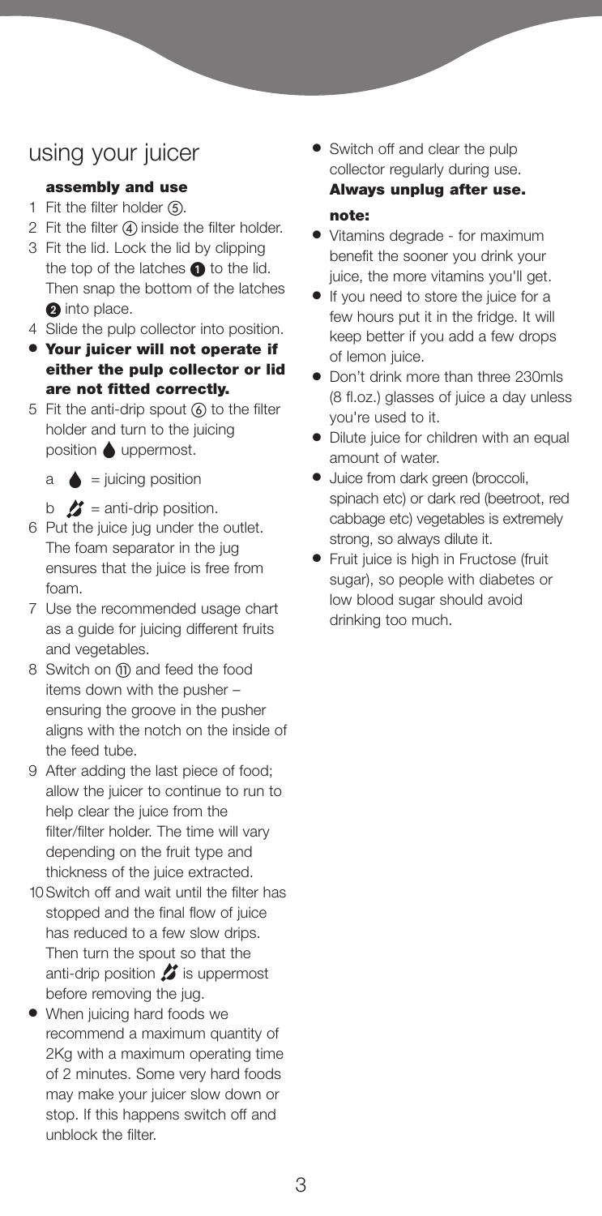# using your juicer

### assembly and use

1 Fit the filter holder ⑤.
2 Fit the filter ④ inside the filter holder.
3 Fit the lid. Lock the lid by clipping the top of the latches ❶ to the lid. Then snap the bottom of the latches ❷ into place.
4 Slide the pulp collector into position.

- **Your juicer will not operate if either the pulp collector or lid are not fitted correctly.**

5 Fit the anti-drip spout ⑥ to the filter holder and turn to the juicing position ● uppermost.
   a ● = juicing position
   b ⁄ = anti-drip position.
6 Put the juice jug under the outlet. The foam separator in the jug ensures that the juice is free from foam.
7 Use the recommended usage chart as a guide for juicing different fruits and vegetables.
8 Switch on ⑪ and feed the food items down with the pusher – ensuring the groove in the pusher aligns with the notch on the inside of the feed tube.
9 After adding the last piece of food; allow the juicer to continue to run to help clear the juice from the filter/filter holder. The time will vary depending on the fruit type and thickness of the juice extracted.
10 Switch off and wait until the filter has stopped and the final flow of juice has reduced to a few slow drips. Then turn the spout so that the anti-drip position ⁄ is uppermost before removing the jug.

- When juicing hard foods we recommend a maximum quantity of 2Kg with a maximum operating time of 2 minutes. Some very hard foods may make your juicer slow down or stop. If this happens switch off and unblock the filter.
- Switch off and clear the pulp collector regularly during use.

**Always unplug after use.**

### note:

- Vitamins degrade - for maximum benefit the sooner you drink your juice, the more vitamins you'll get.
- If you need to store the juice for a few hours put it in the fridge. It will keep better if you add a few drops of lemon juice.
- Don't drink more than three 230mls (8 fl.oz.) glasses of juice a day unless you're used to it.
- Dilute juice for children with an equal amount of water.
- Juice from dark green (broccoli, spinach etc) or dark red (beetroot, red cabbage etc) vegetables is extremely strong, so always dilute it.
- Fruit juice is high in Fructose (fruit sugar), so people with diabetes or low blood sugar should avoid drinking too much.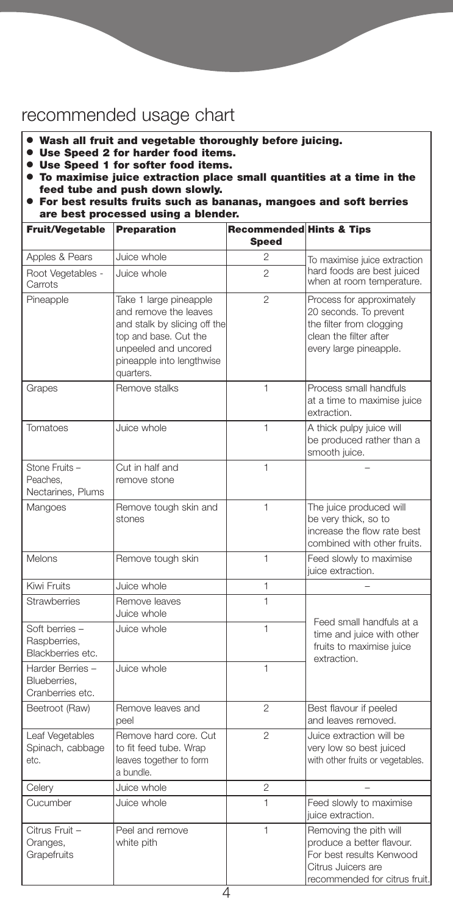## recommended usage chart

- **Wash all fruit and vegetable thoroughly before juicing.**
- **Use Speed 2 for harder food items.**
- **Use Speed 1 for softer food items.**
- **To maximise juice extraction place small quantities at a time in the feed tube and push down slowly.**
- **For best results fruits such as bananas, mangoes and soft berries are best processed using a blender.**

| Fruit/Vegetable | Preparation | Recommended Speed | Hints & Tips |
|---|---|---|---|
| Apples & Pears | Juice whole | 2 | To maximise juice extraction hard foods are best juiced when at room temperature. |
| Root Vegetables - Carrots | Juice whole | 2 | |
| Pineapple | Take 1 large pineapple and remove the leaves and stalk by slicing off the top and base. Cut the unpeeled and uncored pineapple into lengthwise quarters. | 2 | Process for approximately 20 seconds. To prevent the filter from clogging clean the filter after every large pineapple. |
| Grapes | Remove stalks | 1 | Process small handfuls at a time to maximise juice extraction. |
| Tomatoes | Juice whole | 1 | A thick pulpy juice will be produced rather than a smooth juice. |
| Stone Fruits – Peaches, Nectarines, Plums | Cut in half and remove stone | 1 | – |
| Mangoes | Remove tough skin and stones | 1 | The juice produced will be very thick, so to increase the flow rate best combined with other fruits. |
| Melons | Remove tough skin | 1 | Feed slowly to maximise juice extraction. |
| Kiwi Fruits | Juice whole | 1 | – |
| Strawberries | Remove leaves Juice whole | 1 | Feed small handfuls at a time and juice with other fruits to maximise juice extraction. |
| Soft berries – Raspberries, Blackberries etc. | Juice whole | 1 | |
| Harder Berries – Blueberries, Cranberries etc. | Juice whole | 1 | |
| Beetroot (Raw) | Remove leaves and peel | 2 | Best flavour if peeled and leaves removed. |
| Leaf Vegetables Spinach, cabbage etc. | Remove hard core. Cut to fit feed tube. Wrap leaves together to form a bundle. | 2 | Juice extraction will be very low so best juiced with other fruits or vegetables. |
| Celery | Juice whole | 2 | – |
| Cucumber | Juice whole | 1 | Feed slowly to maximise juice extraction. |
| Citrus Fruit – Oranges, Grapefruits | Peel and remove white pith | 1 | Removing the pith will produce a better flavour. For best results Kenwood Citrus Juicers are recommended for citrus fruit. |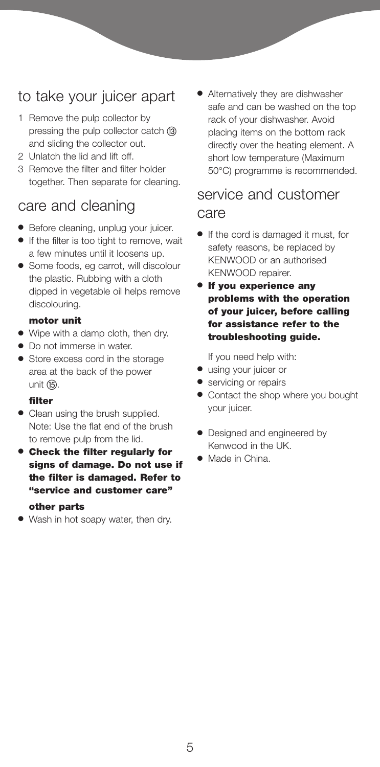## to take your juicer apart

1. Remove the pulp collector by pressing the pulp collector catch ⑬ and sliding the collector out.
2. Unlatch the lid and lift off.
3. Remove the filter and filter holder together. Then separate for cleaning.

## care and cleaning

- Before cleaning, unplug your juicer.
- If the filter is too tight to remove, wait a few minutes until it loosens up.
- Some foods, eg carrot, will discolour the plastic. Rubbing with a cloth dipped in vegetable oil helps remove discolouring.

### motor unit

- Wipe with a damp cloth, then dry.
- Do not immerse in water.
- Store excess cord in the storage area at the back of the power unit ⑮.

### filter

- Clean using the brush supplied. Note: Use the flat end of the brush to remove pulp from the lid.
- **Check the filter regularly for signs of damage. Do not use if the filter is damaged. Refer to "service and customer care"**

### other parts

- Wash in hot soapy water, then dry.
- Alternatively they are dishwasher safe and can be washed on the top rack of your dishwasher. Avoid placing items on the bottom rack directly over the heating element. A short low temperature (Maximum 50°C) programme is recommended.

## service and customer care

- If the cord is damaged it must, for safety reasons, be replaced by KENWOOD or an authorised KENWOOD repairer.
- **If you experience any problems with the operation of your juicer, before calling for assistance refer to the troubleshooting guide.**

If you need help with:

- using your juicer or
- servicing or repairs
- Contact the shop where you bought your juicer.

- Designed and engineered by Kenwood in the UK.
- Made in China.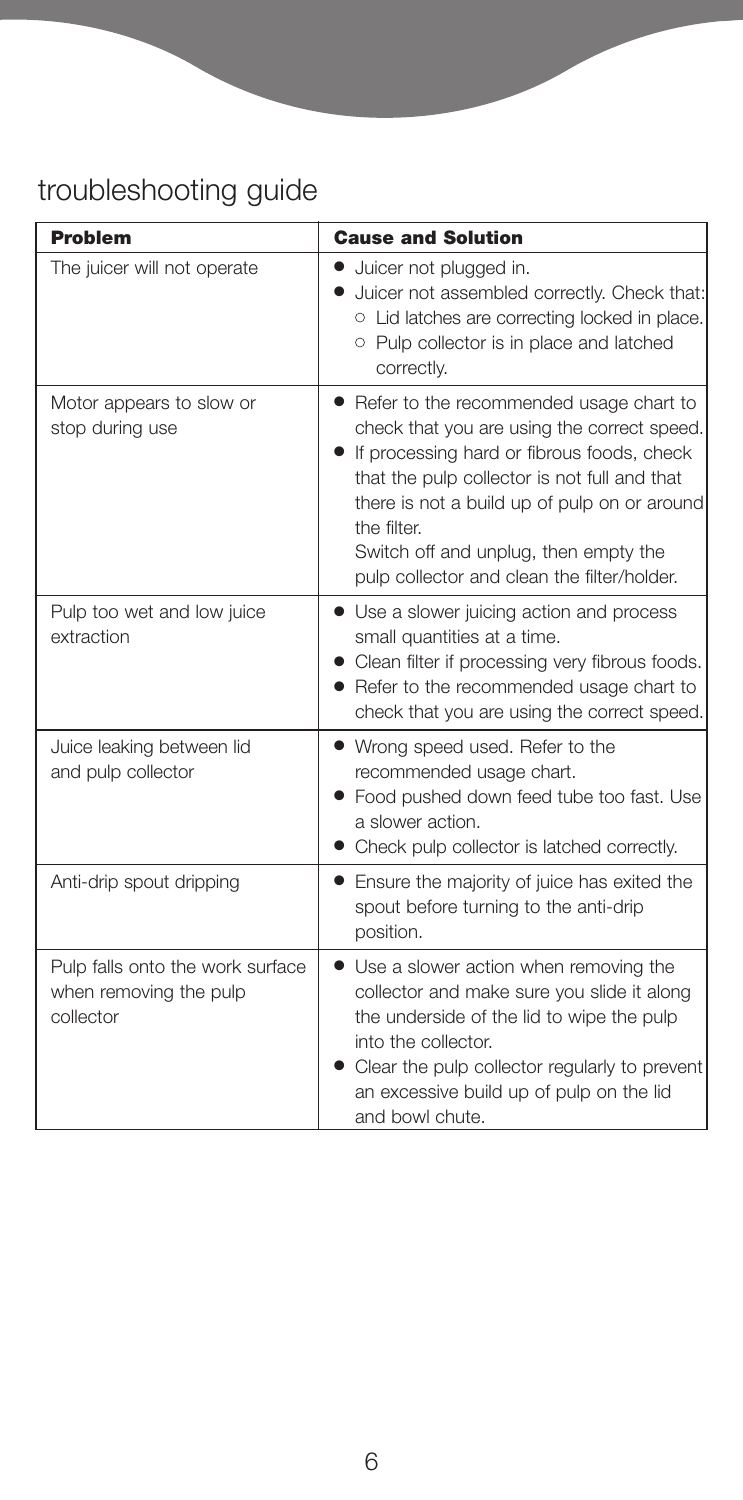## troubleshooting guide

| Problem | Cause and Solution |
|---|---|
| The juicer will not operate | • Juicer not plugged in.<br>• Juicer not assembled correctly. Check that:<br>○ Lid latches are correcting locked in place.<br>○ Pulp collector is in place and latched correctly. |
| Motor appears to slow or stop during use | • Refer to the recommended usage chart to check that you are using the correct speed.<br>• If processing hard or fibrous foods, check that the pulp collector is not full and that there is not a build up of pulp on or around the filter.<br>Switch off and unplug, then empty the pulp collector and clean the filter/holder. |
| Pulp too wet and low juice extraction | • Use a slower juicing action and process small quantities at a time.<br>• Clean filter if processing very fibrous foods.<br>• Refer to the recommended usage chart to check that you are using the correct speed. |
| Juice leaking between lid and pulp collector | • Wrong speed used. Refer to the recommended usage chart.<br>• Food pushed down feed tube too fast. Use a slower action.<br>• Check pulp collector is latched correctly. |
| Anti-drip spout dripping | • Ensure the majority of juice has exited the spout before turning to the anti-drip position. |
| Pulp falls onto the work surface when removing the pulp collector | • Use a slower action when removing the collector and make sure you slide it along the underside of the lid to wipe the pulp into the collector.<br>• Clear the pulp collector regularly to prevent an excessive build up of pulp on the lid and bowl chute. |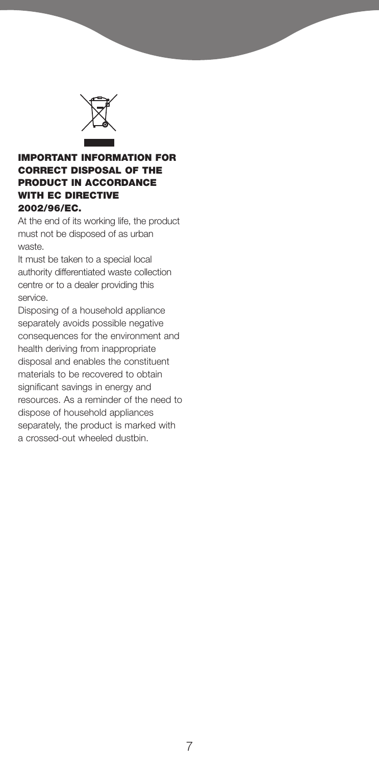## IMPORTANT INFORMATION FOR CORRECT DISPOSAL OF THE PRODUCT IN ACCORDANCE WITH EC DIRECTIVE 2002/96/EC.

At the end of its working life, the product must not be disposed of as urban waste.

It must be taken to a special local authority differentiated waste collection centre or to a dealer providing this service.

Disposing of a household appliance separately avoids possible negative consequences for the environment and health deriving from inappropriate disposal and enables the constituent materials to be recovered to obtain significant savings in energy and resources. As a reminder of the need to dispose of household appliances separately, the product is marked with a crossed-out wheeled dustbin.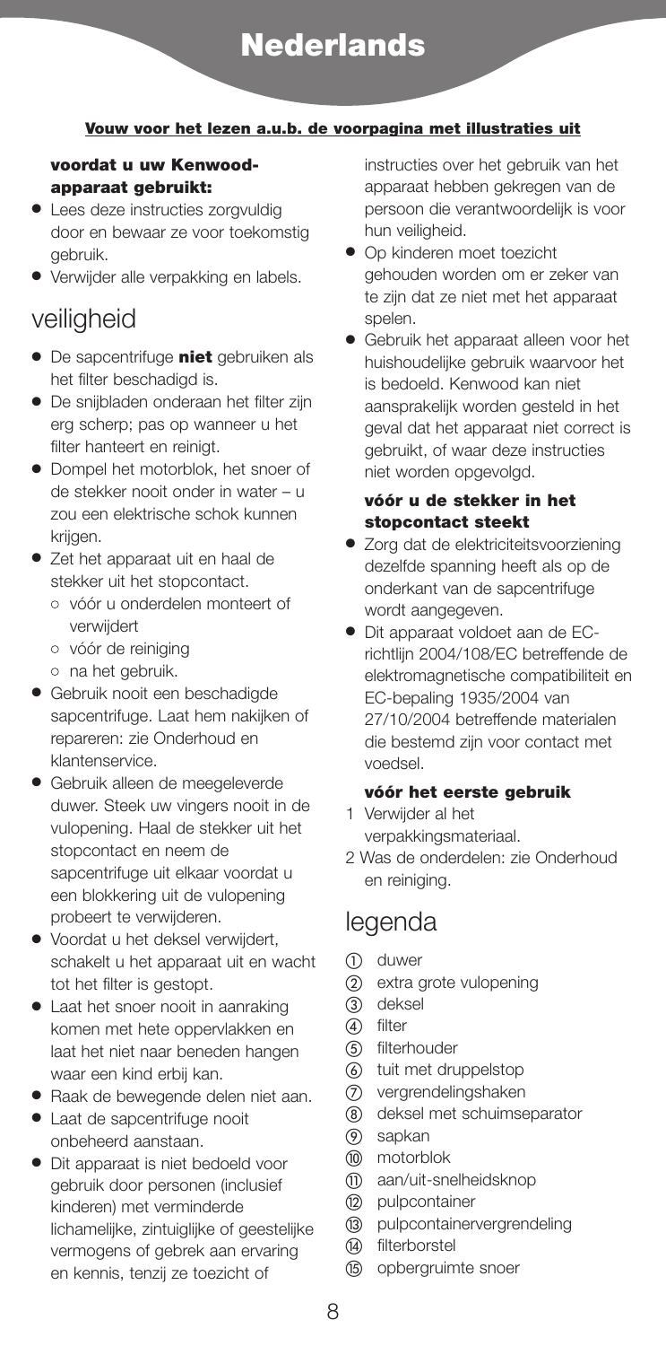# Nederlands

**Vouw voor het lezen a.u.b. de voorpagina met illustraties uit**

### voordat u uw Kenwood-apparaat gebruikt:

- Lees deze instructies zorgvuldig door en bewaar ze voor toekomstig gebruik.
- Verwijder alle verpakking en labels.

## veiligheid

- De sapcentrifuge **niet** gebruiken als het filter beschadigd is.
- De snijbladen onderaan het filter zijn erg scherp; pas op wanneer u het filter hanteert en reinigt.
- Dompel het motorblok, het snoer of de stekker nooit onder in water – u zou een elektrische schok kunnen krijgen.
- Zet het apparaat uit en haal de stekker uit het stopcontact.
  - vóór u onderdelen monteert of verwijdert
  - vóór de reiniging
  - na het gebruik.
- Gebruik nooit een beschadigde sapcentrifuge. Laat hem nakijken of repareren: zie Onderhoud en klantenservice.
- Gebruik alleen de meegeleverde duwer. Steek uw vingers nooit in de vulopening. Haal de stekker uit het stopcontact en neem de sapcentrifuge uit elkaar voordat u een blokkering uit de vulopening probeert te verwijderen.
- Voordat u het deksel verwijdert, schakelt u het apparaat uit en wacht tot het filter is gestopt.
- Laat het snoer nooit in aanraking komen met hete oppervlakken en laat het niet naar beneden hangen waar een kind erbij kan.
- Raak de bewegende delen niet aan.
- Laat de sapcentrifuge nooit onbeheerd aanstaan.
- Dit apparaat is niet bedoeld voor gebruik door personen (inclusief kinderen) met verminderde lichamelijke, zintuiglijke of geestelijke vermogens of gebrek aan ervaring en kennis, tenzij ze toezicht of instructies over het gebruik van het apparaat hebben gekregen van de persoon die verantwoordelijk is voor hun veiligheid.
- Op kinderen moet toezicht gehouden worden om er zeker van te zijn dat ze niet met het apparaat spelen.
- Gebruik het apparaat alleen voor het huishoudelijke gebruik waarvoor het is bedoeld. Kenwood kan niet aansprakelijk worden gesteld in het geval dat het apparaat niet correct is gebruikt, of waar deze instructies niet worden opgevolgd.

### vóór u de stekker in het stopcontact steekt

- Zorg dat de elektriciteitsvoorziening dezelfde spanning heeft als op de onderkant van de sapcentrifuge wordt aangegeven.
- Dit apparaat voldoet aan de EC-richtlijn 2004/108/EC betreffende de elektromagnetische compatibiliteit en EC-bepaling 1935/2004 van 27/10/2004 betreffende materialen die bestemd zijn voor contact met voedsel.

### vóór het eerste gebruik

1. Verwijder al het verpakkingsmateriaal.
2. Was de onderdelen: zie Onderhoud en reiniging.

## legenda

1. duwer
2. extra grote vulopening
3. deksel
4. filter
5. filterhouder
6. tuit met druppelstop
7. vergrendelingshaken
8. deksel met schuimseparator
9. sapkan
10. motorblok
11. aan/uit-snelheidsknop
12. pulpcontainer
13. pulpcontainervergrendeling
14. filterborstel
15. opbergruimte snoer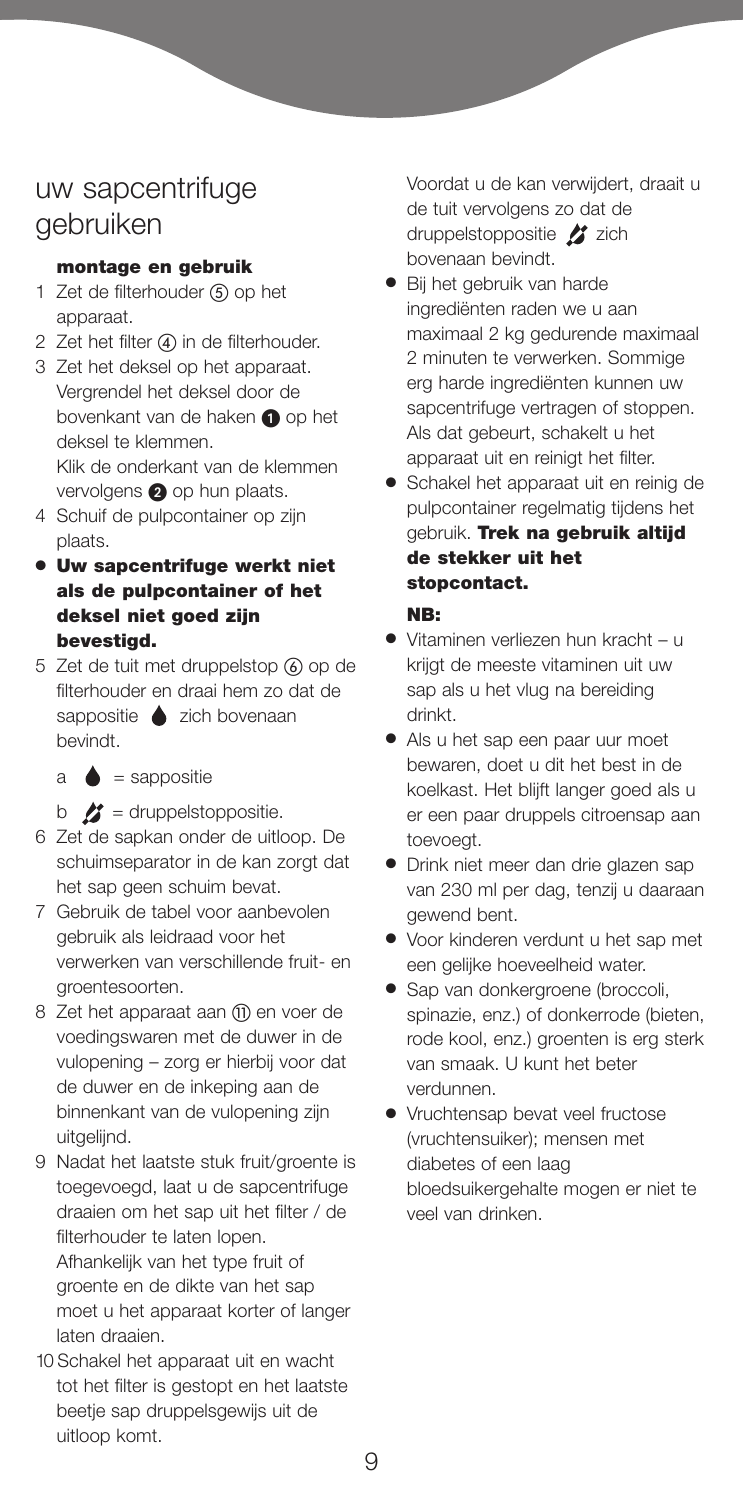# uw sapcentrifuge gebruiken

### montage en gebruik

1. Zet de filterhouder ⑤ op het apparaat.
2. Zet het filter ④ in de filterhouder.
3. Zet het deksel op het apparaat. Vergrendel het deksel door de bovenkant van de haken ❶ op het deksel te klemmen. Klik de onderkant van de klemmen vervolgens ❷ op hun plaats.
4. Schuif de pulpcontainer op zijn plaats.

- **Uw sapcentrifuge werkt niet als de pulpcontainer of het deksel niet goed zijn bevestigd.**

5. Zet de tuit met druppelstop ⑥ op de filterhouder en draai hem zo dat de sappositie 💧 zich bovenaan bevindt.
   - a 💧 = sappositie
   - b = druppelstoppositie.
6. Zet de sapkan onder de uitloop. De schuimseparator in de kan zorgt dat het sap geen schuim bevat.
7. Gebruik de tabel voor aanbevolen gebruik als leidraad voor het verwerken van verschillende fruit- en groentesoorten.
8. Zet het apparaat aan ⑪ en voer de voedingswaren met de duwer in de vulopening – zorg er hierbij voor dat de duwer en de inkeping aan de binnenkant van de vulopening zijn uitgelijnd.
9. Nadat het laatste stuk fruit/groente is toegevoegd, laat u de sapcentrifuge draaien om het sap uit het filter / de filterhouder te laten lopen. Afhankelijk van het type fruit of groente en de dikte van het sap moet u het apparaat korter of langer laten draaien.
10. Schakel het apparaat uit en wacht tot het filter is gestopt en het laatste beetje sap druppelsgewijs uit de uitloop komt. Voordat u de kan verwijdert, draait u de tuit vervolgens zo dat de druppelstoppositie zich bovenaan bevindt.

- Bij het gebruik van harde ingrediënten raden we u aan maximaal 2 kg gedurende maximaal 2 minuten te verwerken. Sommige erg harde ingrediënten kunnen uw sapcentrifuge vertragen of stoppen. Als dat gebeurt, schakelt u het apparaat uit en reinigt het filter.
- Schakel het apparaat uit en reinig de pulpcontainer regelmatig tijdens het gebruik. **Trek na gebruik altijd de stekker uit het stopcontact.**

### NB:

- Vitaminen verliezen hun kracht – u krijgt de meeste vitaminen uit uw sap als u het vlug na bereiding drinkt.
- Als u het sap een paar uur moet bewaren, doet u dit het best in de koelkast. Het blijft langer goed als u er een paar druppels citroensap aan toevoegt.
- Drink niet meer dan drie glazen sap van 230 ml per dag, tenzij u daaraan gewend bent.
- Voor kinderen verdunt u het sap met een gelijke hoeveelheid water.
- Sap van donkergroene (broccoli, spinazie, enz.) of donkerrode (bieten, rode kool, enz.) groenten is erg sterk van smaak. U kunt het beter verdunnen.
- Vruchtensap bevat veel fructose (vruchtensuiker); mensen met diabetes of een laag bloedsuikergehalte mogen er niet te veel van drinken.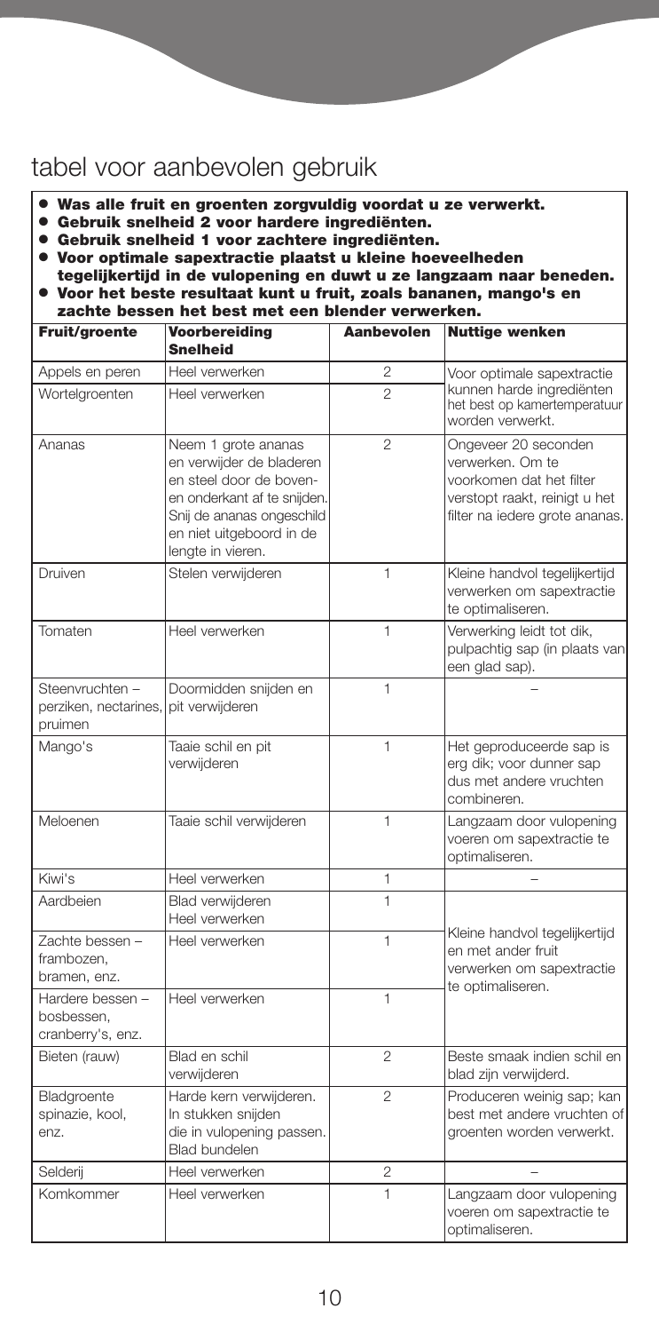# tabel voor aanbevolen gebruik

- **Was alle fruit en groenten zorgvuldig voordat u ze verwerkt.**
- **Gebruik snelheid 2 voor hardere ingrediënten.**
- **Gebruik snelheid 1 voor zachtere ingrediënten.**
- **Voor optimale sapextractie plaatst u kleine hoeveelheden tegelijkertijd in de vulopening en duwt u ze langzaam naar beneden.**
- **Voor het beste resultaat kunt u fruit, zoals bananen, mango's en zachte bessen het best met een blender verwerken.**

| Fruit/groente | Voorbereiding Snelheid | Aanbevolen | Nuttige wenken |
|---|---|---|---|
| Appels en peren | Heel verwerken | 2 | Voor optimale sapextractie kunnen harde ingrediënten het best op kamertemperatuur worden verwerkt. |
| Wortelgroenten | Heel verwerken | 2 | |
| Ananas | Neem 1 grote ananas en verwijder de bladeren en steel door de boven- en onderkant af te snijden. Snij de ananas ongeschild en niet uitgeboord in de lengte in vieren. | 2 | Ongeveer 20 seconden verwerken. Om te voorkomen dat het filter verstopt raakt, reinigt u het filter na iedere grote ananas. |
| Druiven | Stelen verwijderen | 1 | Kleine handvol tegelijkertijd verwerken om sapextractie te optimaliseren. |
| Tomaten | Heel verwerken | 1 | Verwerking leidt tot dik, pulpachtig sap (in plaats van een glad sap). |
| Steenvruchten – perziken, nectarines, pruimen | Doormidden snijden en pit verwijderen | 1 | – |
| Mango's | Taaie schil en pit verwijderen | 1 | Het geproduceerde sap is erg dik; voor dunner sap dus met andere vruchten combineren. |
| Meloenen | Taaie schil verwijderen | 1 | Langzaam door vulopening voeren om sapextractie te optimaliseren. |
| Kiwi's | Heel verwerken | 1 | – |
| Aardbeien | Blad verwijderen Heel verwerken | 1 | Kleine handvol tegelijkertijd en met ander fruit verwerken om sapextractie te optimaliseren. |
| Zachte bessen – frambozen, bramen, enz. | Heel verwerken | 1 | |
| Hardere bessen – bosbessen, cranberry's, enz. | Heel verwerken | 1 | |
| Bieten (rauw) | Blad en schil verwijderen | 2 | Beste smaak indien schil en blad zijn verwijderd. |
| Bladgroente spinazie, kool, enz. | Harde kern verwijderen. In stukken snijden die in vulopening passen. Blad bundelen | 2 | Produceren weinig sap; kan best met andere vruchten of groenten worden verwerkt. |
| Selderij | Heel verwerken | 2 | – |
| Komkommer | Heel verwerken | 1 | Langzaam door vulopening voeren om sapextractie te optimaliseren. |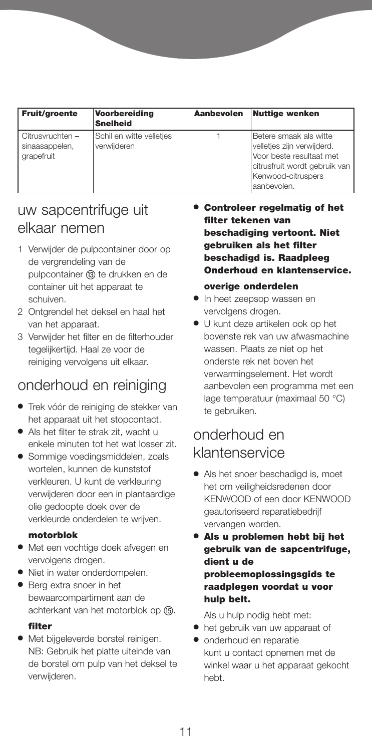| Fruit/groente | Voorbereiding Snelheid | Aanbevolen | Nuttige wenken |
|---|---|---|---|
| Citrusvruchten – sinaasappelen, grapefruit | Schil en witte velletjes verwijderen | 1 | Betere smaak als witte velletjes zijn verwijderd. Voor beste resultaat met citrusfruit wordt gebruik van Kenwood-citruspers aanbevolen. |

## uw sapcentrifuge uit elkaar nemen

1. Verwijder de pulpcontainer door op de vergrendeling van de pulpcontainer ⑬ te drukken en de container uit het apparaat te schuiven.
2. Ontgrendel het deksel en haal het van het apparaat.
3. Verwijder het filter en de filterhouder tegelijkertijd. Haal ze voor de reiniging vervolgens uit elkaar.

## onderhoud en reiniging

- Trek vóór de reiniging de stekker van het apparaat uit het stopcontact.
- Als het filter te strak zit, wacht u enkele minuten tot het wat losser zit.
- Sommige voedingsmiddelen, zoals wortelen, kunnen de kunststof verkleuren. U kunt de verkleuring verwijderen door een in plantaardige olie gedoopte doek over de verkleurde onderdelen te wrijven.

#### motorblok

- Met een vochtige doek afvegen en vervolgens drogen.
- Niet in water onderdompelen.
- Berg extra snoer in het bewaarcompartiment aan de achterkant van het motorblok op ⑮.

#### filter

- Met bijgeleverde borstel reinigen. NB: Gebruik het platte uiteinde van de borstel om pulp van het deksel te verwijderen.
- **Controleer regelmatig of het filter tekenen van beschadiging vertoont. Niet gebruiken als het filter beschadigd is. Raadpleeg Onderhoud en klantenservice.**

#### overige onderdelen

- In heet zeepsop wassen en vervolgens drogen.
- U kunt deze artikelen ook op het bovenste rek van uw afwasmachine wassen. Plaats ze niet op het onderste rek net boven het verwarmingselement. Het wordt aanbevolen een programma met een lage temperatuur (maximaal 50 °C) te gebruiken.

## onderhoud en klantenservice

- Als het snoer beschadigd is, moet het om veiligheidsredenen door KENWOOD of een door KENWOOD geautoriseerd reparatiebedrijf vervangen worden.
- **Als u problemen hebt bij het gebruik van de sapcentrifuge, dient u de probleemoplossingsgids te raadplegen voordat u voor hulp belt.**

Als u hulp nodig hebt met:

- het gebruik van uw apparaat of
- onderhoud en reparatie

kunt u contact opnemen met de winkel waar u het apparaat gekocht hebt.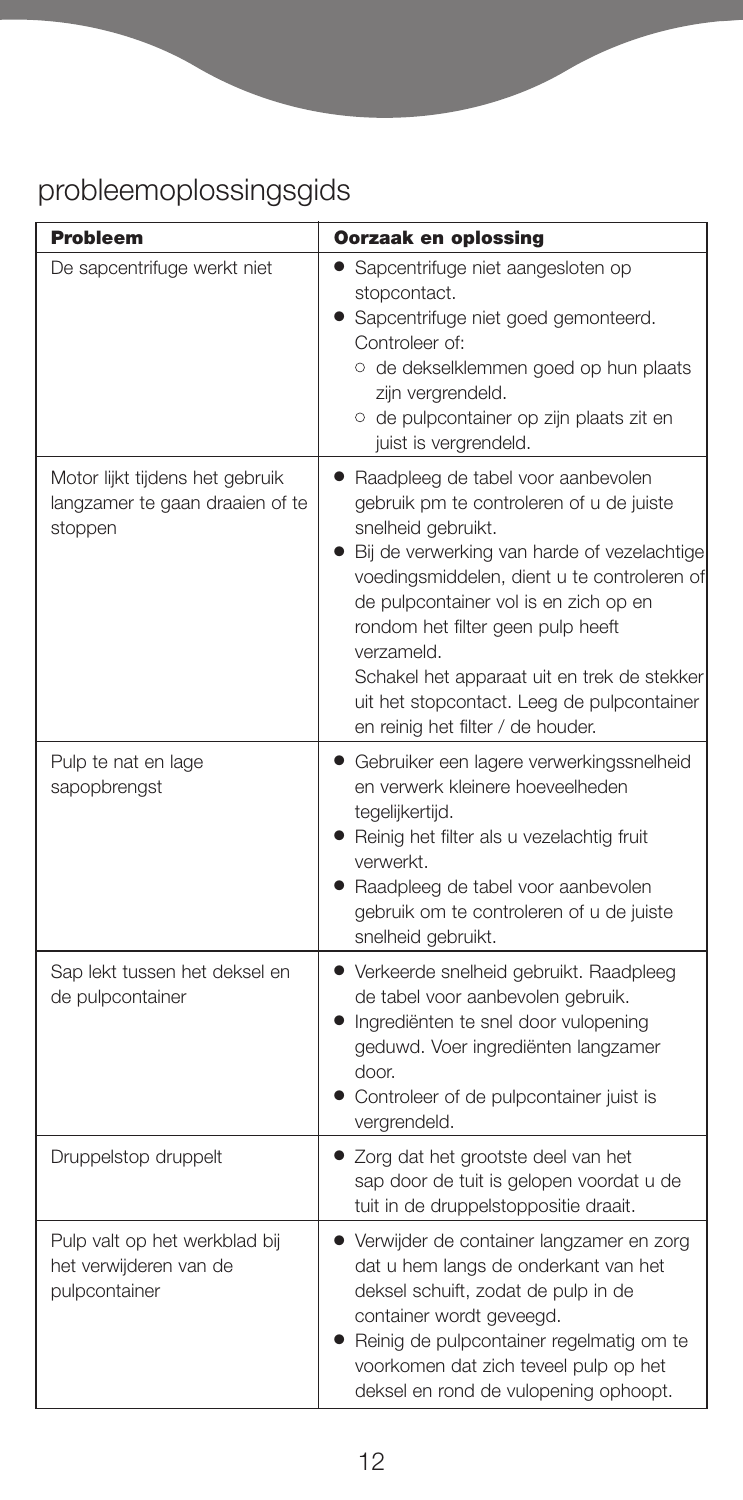# probleemoplossingsgids

| Probleem | Oorzaak en oplossing |
|---|---|
| De sapcentrifuge werkt niet | • Sapcentrifuge niet aangesloten op stopcontact.<br>• Sapcentrifuge niet goed gemonteerd. Controleer of:<br>○ de dekselklemmen goed op hun plaats zijn vergrendeld.<br>○ de pulpcontainer op zijn plaats zit en juist is vergrendeld. |
| Motor lijkt tijdens het gebruik langzamer te gaan draaien of te stoppen | • Raadpleeg de tabel voor aanbevolen gebruik pm te controleren of u de juiste snelheid gebruikt.<br>• Bij de verwerking van harde of vezelachtige voedingsmiddelen, dient u te controleren of de pulpcontainer vol is en zich op en rondom het filter geen pulp heeft verzameld.<br>Schakel het apparaat uit en trek de stekker uit het stopcontact. Leeg de pulpcontainer en reinig het filter / de houder. |
| Pulp te nat en lage sapopbrengst | • Gebruiker een lagere verwerkingssnelheid en verwerk kleinere hoeveelheden tegelijkertijd.<br>• Reinig het filter als u vezelachtig fruit verwerkt.<br>• Raadpleeg de tabel voor aanbevolen gebruik om te controleren of u de juiste snelheid gebruikt. |
| Sap lekt tussen het deksel en de pulpcontainer | • Verkeerde snelheid gebruikt. Raadpleeg de tabel voor aanbevolen gebruik.<br>• Ingrediënten te snel door vulopening geduwd. Voer ingrediënten langzamer door.<br>• Controleer of de pulpcontainer juist is vergrendeld. |
| Druppelstop druppelt | • Zorg dat het grootste deel van het sap door de tuit is gelopen voordat u de tuit in de druppelstoppositie draait. |
| Pulp valt op het werkblad bij het verwijderen van de pulpcontainer | • Verwijder de container langzamer en zorg dat u hem langs de onderkant van het deksel schuift, zodat de pulp in de container wordt geveegd.<br>• Reinig de pulpcontainer regelmatig om te voorkomen dat zich teveel pulp op het deksel en rond de vulopening ophoopt. |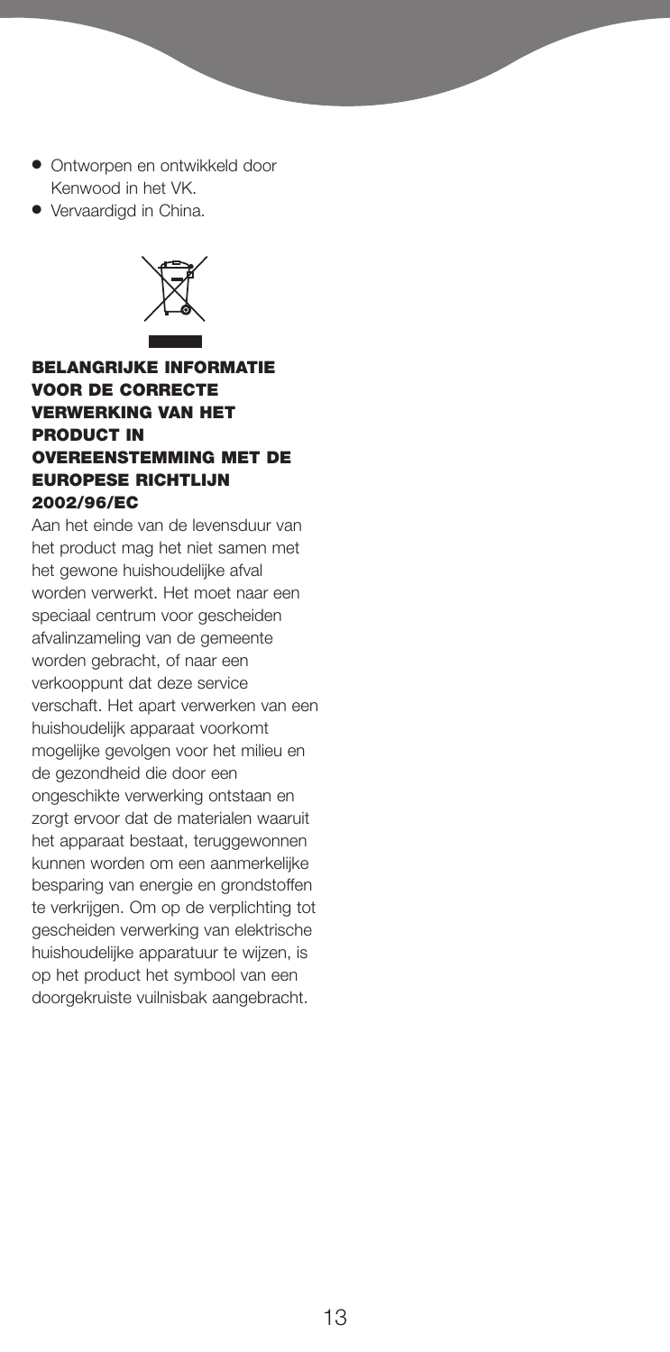- Ontworpen en ontwikkeld door Kenwood in het VK.
- Vervaardigd in China.

### BELANGRIJKE INFORMATIE VOOR DE CORRECTE VERWERKING VAN HET PRODUCT IN OVEREENSTEMMING MET DE EUROPESE RICHTLIJN 2002/96/EC

Aan het einde van de levensduur van het product mag het niet samen met het gewone huishoudelijke afval worden verwerkt. Het moet naar een speciaal centrum voor gescheiden afvalinzameling van de gemeente worden gebracht, of naar een verkooppunt dat deze service verschaft. Het apart verwerken van een huishoudelijk apparaat voorkomt mogelijke gevolgen voor het milieu en de gezondheid die door een ongeschikte verwerking ontstaan en zorgt ervoor dat de materialen waaruit het apparaat bestaat, teruggewonnen kunnen worden om een aanmerkelijke besparing van energie en grondstoffen te verkrijgen. Om op de verplichting tot gescheiden verwerking van elektrische huishoudelijke apparatuur te wijzen, is op het product het symbool van een doorgekruiste vuilnisbak aangebracht.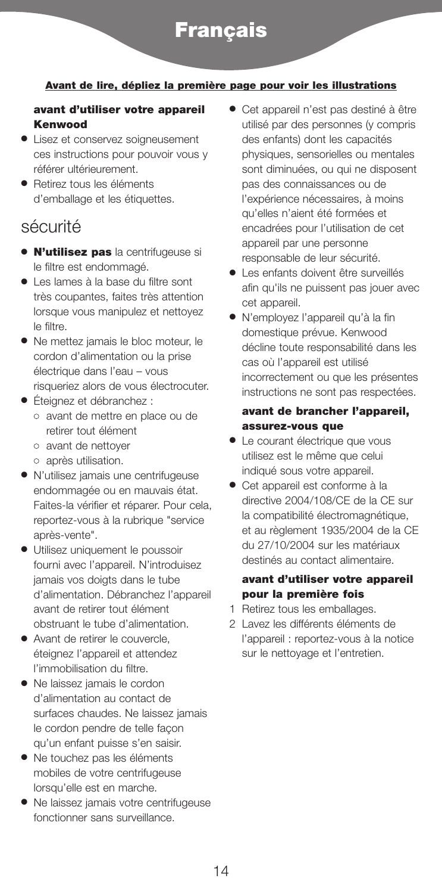# Français

**Avant de lire, dépliez la première page pour voir les illustrations**

### avant d'utiliser votre appareil Kenwood

- Lisez et conservez soigneusement ces instructions pour pouvoir vous y référer ultérieurement.
- Retirez tous les éléments d'emballage et les étiquettes.

## sécurité

- **N'utilisez pas** la centrifugeuse si le filtre est endommagé.
- Les lames à la base du filtre sont très coupantes, faites très attention lorsque vous manipulez et nettoyez le filtre.
- Ne mettez jamais le bloc moteur, le cordon d'alimentation ou la prise électrique dans l'eau – vous risqueriez alors de vous électrocuter.
- Éteignez et débranchez :
  - avant de mettre en place ou de retirer tout élément
  - avant de nettoyer
  - après utilisation.
- N'utilisez jamais une centrifugeuse endommagée ou en mauvais état. Faites-la vérifier et réparer. Pour cela, reportez-vous à la rubrique "service après-vente".
- Utilisez uniquement le poussoir fourni avec l'appareil. N'introduisez jamais vos doigts dans le tube d'alimentation. Débranchez l'appareil avant de retirer tout élément obstruant le tube d'alimentation.
- Avant de retirer le couvercle, éteignez l'appareil et attendez l'immobilisation du filtre.
- Ne laissez jamais le cordon d'alimentation au contact de surfaces chaudes. Ne laissez jamais le cordon pendre de telle façon qu'un enfant puisse s'en saisir.
- Ne touchez pas les éléments mobiles de votre centrifugeuse lorsqu'elle est en marche.
- Ne laissez jamais votre centrifugeuse fonctionner sans surveillance.
- Cet appareil n'est pas destiné à être utilisé par des personnes (y compris des enfants) dont les capacités physiques, sensorielles ou mentales sont diminuées, ou qui ne disposent pas des connaissances ou de l'expérience nécessaires, à moins qu'elles n'aient été formées et encadrées pour l'utilisation de cet appareil par une personne responsable de leur sécurité.
- Les enfants doivent être surveillés afin qu'ils ne puissent pas jouer avec cet appareil.
- N'employez l'appareil qu'à la fin domestique prévue. Kenwood décline toute responsabilité dans les cas où l'appareil est utilisé incorrectement ou que les présentes instructions ne sont pas respectées.

### avant de brancher l'appareil, assurez-vous que

- Le courant électrique que vous utilisez est le même que celui indiqué sous votre appareil.
- Cet appareil est conforme à la directive 2004/108/CE de la CE sur la compatibilité électromagnétique, et au règlement 1935/2004 de la CE du 27/10/2004 sur les matériaux destinés au contact alimentaire.

### avant d'utiliser votre appareil pour la première fois

1. Retirez tous les emballages.
2. Lavez les différents éléments de l'appareil : reportez-vous à la notice sur le nettoyage et l'entretien.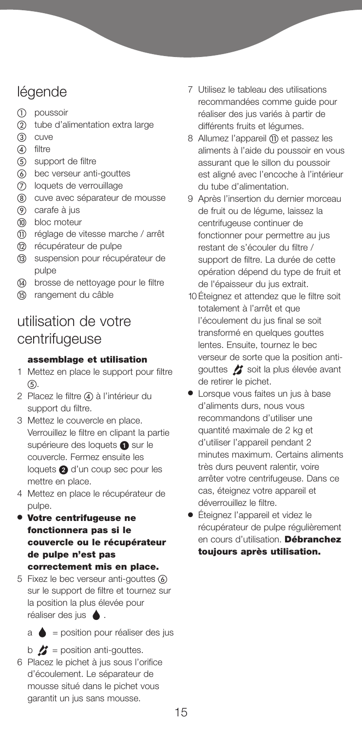## légende

1. poussoir
2. tube d'alimentation extra large
3. cuve
4. filtre
5. support de filtre
6. bec verseur anti-gouttes
7. loquets de verrouillage
8. cuve avec séparateur de mousse
9. carafe à jus
10. bloc moteur
11. réglage de vitesse marche / arrêt
12. récupérateur de pulpe
13. suspension pour récupérateur de pulpe
14. brosse de nettoyage pour le filtre
15. rangement du câble

## utilisation de votre centrifugeuse

### assemblage et utilisation

1. Mettez en place le support pour filtre ⑤.
2. Placez le filtre ④ à l'intérieur du support du filtre.
3. Mettez le couvercle en place. Verrouillez le filtre en clipant la partie supérieure des loquets ❶ sur le couvercle. Fermez ensuite les loquets ❷ d'un coup sec pour les mettre en place.
4. Mettez en place le récupérateur de pulpe.

- **Votre centrifugeuse ne fonctionnera pas si le couvercle ou le récupérateur de pulpe n'est pas correctement mis en place.**

5. Fixez le bec verseur anti-gouttes ⑥ sur le support de filtre et tournez sur la position la plus élevée pour réaliser des jus.
   a = position pour réaliser des jus
   b = position anti-gouttes.
6. Placez le pichet à jus sous l'orifice d'écoulement. Le séparateur de mousse situé dans le pichet vous garantit un jus sans mousse.
7. Utilisez le tableau des utilisations recommandées comme guide pour réaliser des jus variés à partir de différents fruits et légumes.
8. Allumez l'appareil ⑪ et passez les aliments à l'aide du poussoir en vous assurant que le sillon du poussoir est aligné avec l'encoche à l'intérieur du tube d'alimentation.
9. Après l'insertion du dernier morceau de fruit ou de légume, laissez la centrifugeuse continuer de fonctionner pour permettre au jus restant de s'écouler du filtre / support de filtre. La durée de cette opération dépend du type de fruit et de l'épaisseur du jus extrait.
10. Éteignez et attendez que le filtre soit totalement à l'arrêt et que l'écoulement du jus final se soit transformé en quelques gouttes lentes. Ensuite, tournez le bec verseur de sorte que la position anti-gouttes soit la plus élevée avant de retirer le pichet.

- Lorsque vous faites un jus à base d'aliments durs, nous vous recommandons d'utiliser une quantité maximale de 2 kg et d'utiliser l'appareil pendant 2 minutes maximum. Certains aliments très durs peuvent ralentir, voire arrêter votre centrifugeuse. Dans ce cas, éteignez votre appareil et déverrouillez le filtre.
- Éteignez l'appareil et videz le récupérateur de pulpe régulièrement en cours d'utilisation. **Débranchez toujours après utilisation.**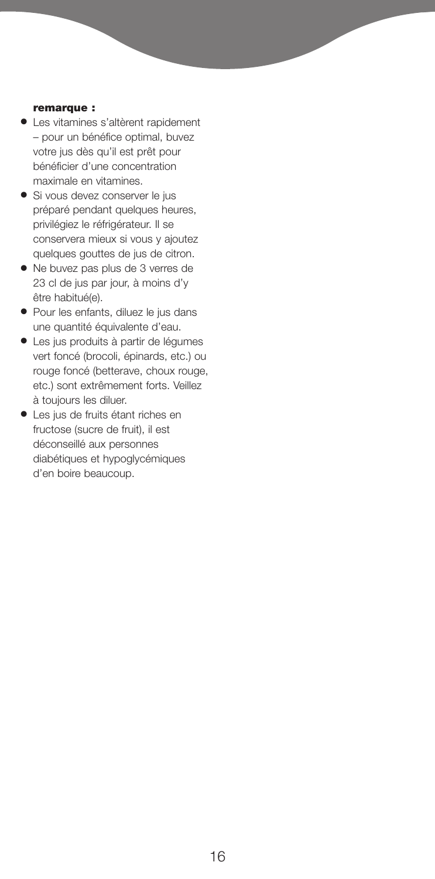**remarque :**

- Les vitamines s'altèrent rapidement – pour un bénéfice optimal, buvez votre jus dès qu'il est prêt pour bénéficier d'une concentration maximale en vitamines.
- Si vous devez conserver le jus préparé pendant quelques heures, privilégiez le réfrigérateur. Il se conservera mieux si vous y ajoutez quelques gouttes de jus de citron.
- Ne buvez pas plus de 3 verres de 23 cl de jus par jour, à moins d'y être habitué(e).
- Pour les enfants, diluez le jus dans une quantité équivalente d'eau.
- Les jus produits à partir de légumes vert foncé (brocoli, épinards, etc.) ou rouge foncé (betterave, choux rouge, etc.) sont extrêmement forts. Veillez à toujours les diluer.
- Les jus de fruits étant riches en fructose (sucre de fruit), il est déconseillé aux personnes diabétiques et hypoglycémiques d'en boire beaucoup.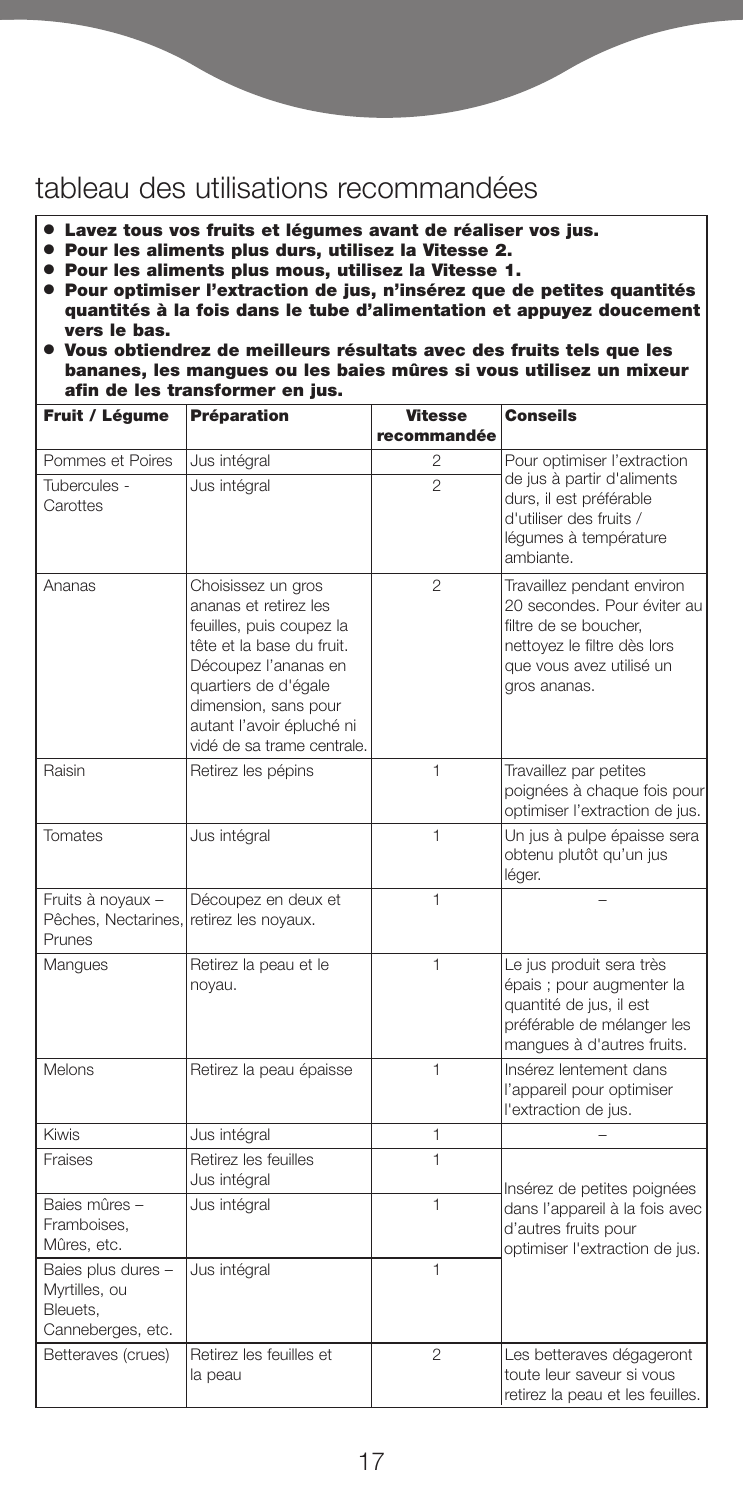# tableau des utilisations recommandées

- **Lavez tous vos fruits et légumes avant de réaliser vos jus.**
- **Pour les aliments plus durs, utilisez la Vitesse 2.**
- **Pour les aliments plus mous, utilisez la Vitesse 1.**
- **Pour optimiser l'extraction de jus, n'insérez que de petites quantités quantités à la fois dans le tube d'alimentation et appuyez doucement vers le bas.**
- **Vous obtiendrez de meilleurs résultats avec des fruits tels que les bananes, les mangues ou les baies mûres si vous utilisez un mixeur afin de les transformer en jus.**

| Fruit / Légume | Préparation | Vitesse recommandée | Conseils |
|---|---|---|---|
| Pommes et Poires | Jus intégral | 2 | Pour optimiser l'extraction de jus à partir d'aliments durs, il est préférable d'utiliser des fruits / légumes à température ambiante. |
| Tubercules - Carottes | Jus intégral | 2 | |
| Ananas | Choisissez un gros ananas et retirez les feuilles, puis coupez la tête et la base du fruit. Découpez l'ananas en quartiers de d'égale dimension, sans pour autant l'avoir épluché ni vidé de sa trame centrale. | 2 | Travaillez pendant environ 20 secondes. Pour éviter au filtre de se boucher, nettoyez le filtre dès lors que vous avez utilisé un gros ananas. |
| Raisin | Retirez les pépins | 1 | Travaillez par petites poignées à chaque fois pour optimiser l'extraction de jus. |
| Tomates | Jus intégral | 1 | Un jus à pulpe épaisse sera obtenu plutôt qu'un jus léger. |
| Fruits à noyaux – Pêches, Nectarines, Prunes | Découpez en deux et retirez les noyaux. | 1 | – |
| Mangues | Retirez la peau et le noyau. | 1 | Le jus produit sera très épais ; pour augmenter la quantité de jus, il est préférable de mélanger les mangues à d'autres fruits. |
| Melons | Retirez la peau épaisse | 1 | Insérez lentement dans l'appareil pour optimiser l'extraction de jus. |
| Kiwis | Jus intégral | 1 | – |
| Fraises | Retirez les feuilles Jus intégral | 1 | Insérez de petites poignées dans l'appareil à la fois avec d'autres fruits pour optimiser l'extraction de jus. |
| Baies mûres – Framboises, Mûres, etc. | Jus intégral | 1 | |
| Baies plus dures – Myrtilles, ou Bleuets, Canneberges, etc. | Jus intégral | 1 | |
| Betteraves (crues) | Retirez les feuilles et la peau | 2 | Les betteraves dégageront toute leur saveur si vous retirez la peau et les feuilles. |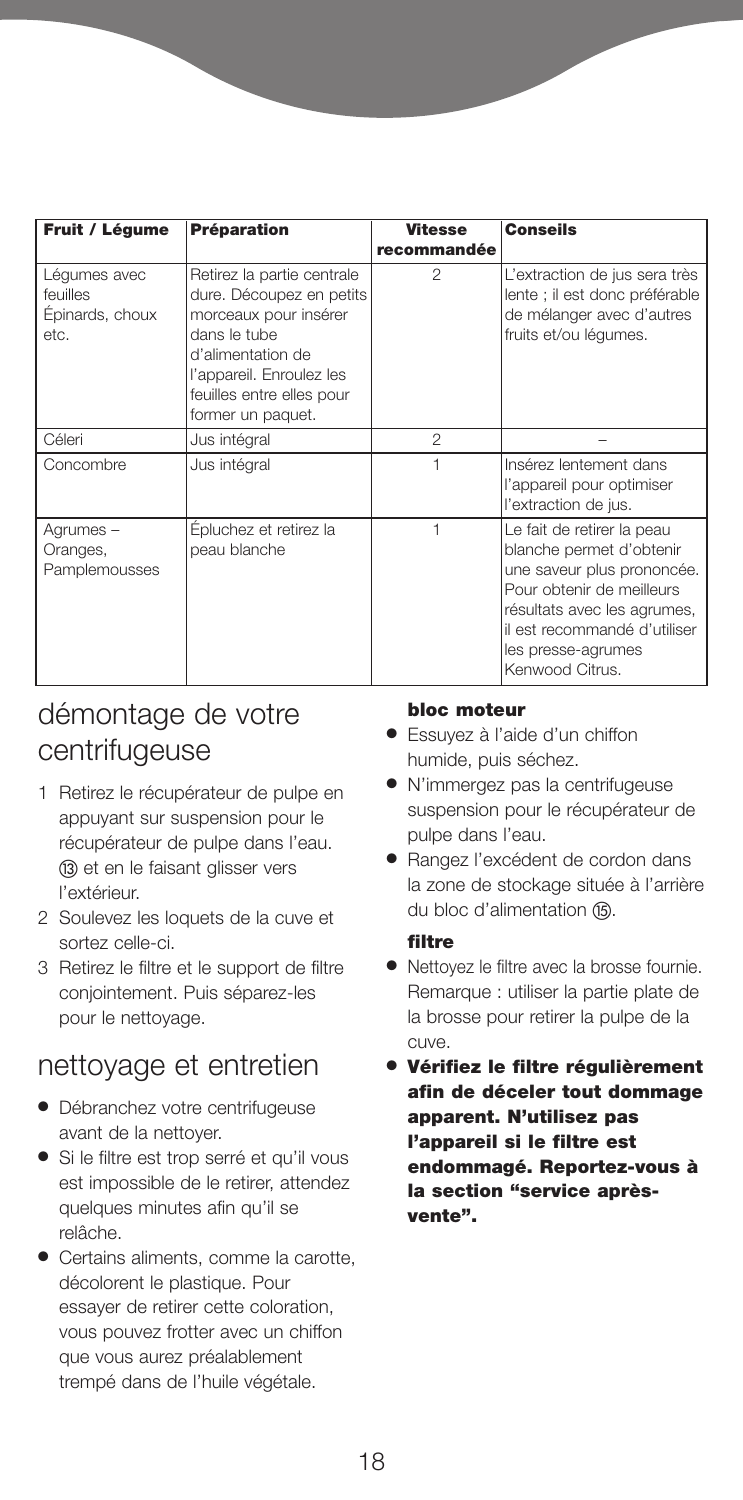| Fruit / Légume | Préparation | Vitesse recommandée | Conseils |
|---|---|---|---|
| Légumes avec feuilles Épinards, choux etc. | Retirez la partie centrale dure. Découpez en petits morceaux pour insérer dans le tube d'alimentation de l'appareil. Enroulez les feuilles entre elles pour former un paquet. | 2 | L'extraction de jus sera très lente ; il est donc préférable de mélanger avec d'autres fruits et/ou légumes. |
| Céleri | Jus intégral | 2 | – |
| Concombre | Jus intégral | 1 | Insérez lentement dans l'appareil pour optimiser l'extraction de jus. |
| Agrumes – Oranges, Pamplemousses | Épluchez et retirez la peau blanche | 1 | Le fait de retirer la peau blanche permet d'obtenir une saveur plus prononcée. Pour obtenir de meilleurs résultats avec les agrumes, il est recommandé d'utiliser les presse-agrumes Kenwood Citrus. |

## démontage de votre centrifugeuse

1 Retirez le récupérateur de pulpe en appuyant sur suspension pour le récupérateur de pulpe dans l'eau. ⑬ et en le faisant glisser vers l'extérieur.
2 Soulevez les loquets de la cuve et sortez celle-ci.
3 Retirez le filtre et le support de filtre conjointement. Puis séparez-les pour le nettoyage.

## nettoyage et entretien

- Débranchez votre centrifugeuse avant de la nettoyer.
- Si le filtre est trop serré et qu'il vous est impossible de le retirer, attendez quelques minutes afin qu'il se relâche.
- Certains aliments, comme la carotte, décolorent le plastique. Pour essayer de retirer cette coloration, vous pouvez frotter avec un chiffon que vous aurez préalablement trempé dans de l'huile végétale.

**bloc moteur**

- Essuyez à l'aide d'un chiffon humide, puis séchez.
- N'immergez pas la centrifugeuse suspension pour le récupérateur de pulpe dans l'eau.
- Rangez l'excédent de cordon dans la zone de stockage située à l'arrière du bloc d'alimentation ⑮.

**filtre**

- Nettoyez le filtre avec la brosse fournie. Remarque : utiliser la partie plate de la brosse pour retirer la pulpe de la cuve.
- **Vérifiez le filtre régulièrement afin de déceler tout dommage apparent. N'utilisez pas l'appareil si le filtre est endommagé. Reportez-vous à la section "service après-vente".**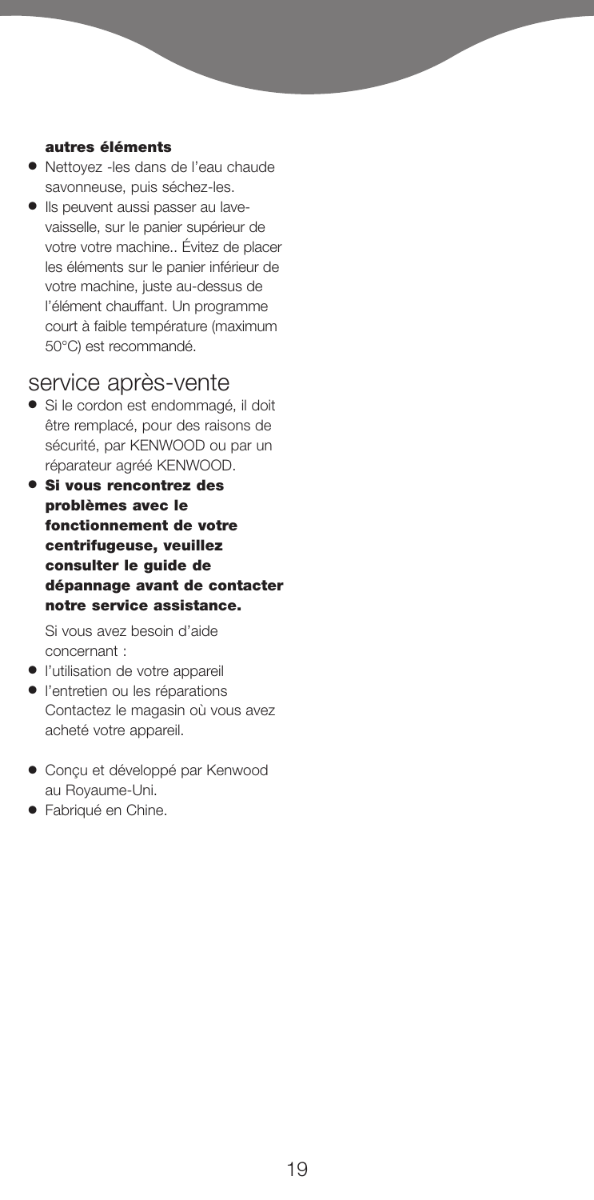**autres éléments**

- Nettoyez -les dans de l'eau chaude savonneuse, puis séchez-les.
- Ils peuvent aussi passer au lave-vaisselle, sur le panier supérieur de votre votre machine.. Évitez de placer les éléments sur le panier inférieur de votre machine, juste au-dessus de l'élément chauffant. Un programme court à faible température (maximum 50°C) est recommandé.

## service après-vente

- Si le cordon est endommagé, il doit être remplacé, pour des raisons de sécurité, par KENWOOD ou par un réparateur agréé KENWOOD.
- **Si vous rencontrez des problèmes avec le fonctionnement de votre centrifugeuse, veuillez consulter le guide de dépannage avant de contacter notre service assistance.**

  Si vous avez besoin d'aide concernant :
- l'utilisation de votre appareil
- l'entretien ou les réparations
  Contactez le magasin où vous avez acheté votre appareil.

- Conçu et développé par Kenwood au Royaume-Uni.
- Fabriqué en Chine.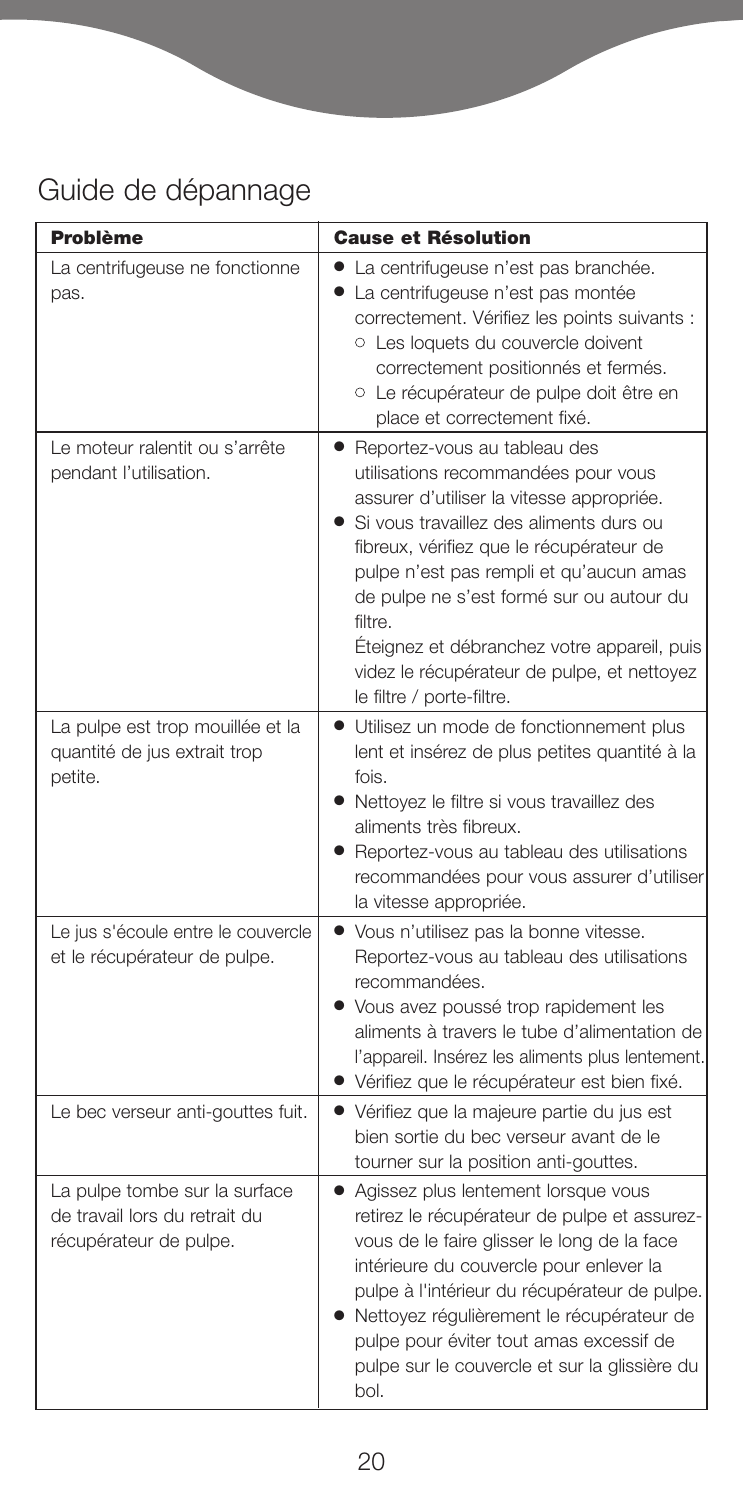# Guide de dépannage

| Problème | Cause et Résolution |
|---|---|
| La centrifugeuse ne fonctionne pas. | • La centrifugeuse n'est pas branchée.<br>• La centrifugeuse n'est pas montée correctement. Vérifiez les points suivants :<br>○ Les loquets du couvercle doivent correctement positionnés et fermés.<br>○ Le récupérateur de pulpe doit être en place et correctement fixé. |
| Le moteur ralentit ou s'arrête pendant l'utilisation. | • Reportez-vous au tableau des utilisations recommandées pour vous assurer d'utiliser la vitesse appropriée.<br>• Si vous travaillez des aliments durs ou fibreux, vérifiez que le récupérateur de pulpe n'est pas rempli et qu'aucun amas de pulpe ne s'est formé sur ou autour du filtre.<br>Éteignez et débranchez votre appareil, puis videz le récupérateur de pulpe, et nettoyez le filtre / porte-filtre. |
| La pulpe est trop mouillée et la quantité de jus extrait trop petite. | • Utilisez un mode de fonctionnement plus lent et insérez de plus petites quantité à la fois.<br>• Nettoyez le filtre si vous travaillez des aliments très fibreux.<br>• Reportez-vous au tableau des utilisations recommandées pour vous assurer d'utiliser la vitesse appropriée. |
| Le jus s'écoule entre le couvercle et le récupérateur de pulpe. | • Vous n'utilisez pas la bonne vitesse. Reportez-vous au tableau des utilisations recommandées.<br>• Vous avez poussé trop rapidement les aliments à travers le tube d'alimentation de l'appareil. Insérez les aliments plus lentement.<br>• Vérifiez que le récupérateur est bien fixé. |
| Le bec verseur anti-gouttes fuit. | • Vérifiez que la majeure partie du jus est bien sortie du bec verseur avant de le tourner sur la position anti-gouttes. |
| La pulpe tombe sur la surface de travail lors du retrait du récupérateur de pulpe. | • Agissez plus lentement lorsque vous retirez le récupérateur de pulpe et assurez-vous de le faire glisser le long de la face intérieure du couvercle pour enlever la pulpe à l'intérieur du récupérateur de pulpe.<br>• Nettoyez régulièrement le récupérateur de pulpe pour éviter tout amas excessif de pulpe sur le couvercle et sur la glissière du bol. |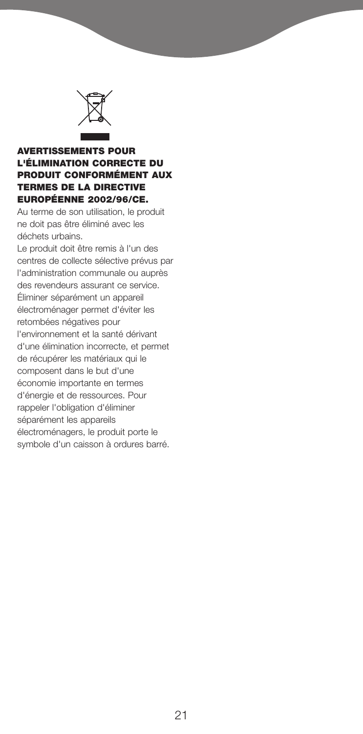## AVERTISSEMENTS POUR L'ÉLIMINATION CORRECTE DU PRODUIT CONFORMÉMENT AUX TERMES DE LA DIRECTIVE EUROPÉENNE 2002/96/CE.

Au terme de son utilisation, le produit ne doit pas être éliminé avec les déchets urbains.

Le produit doit être remis à l'un des centres de collecte sélective prévus par l'administration communale ou auprès des revendeurs assurant ce service.

Éliminer séparément un appareil électroménager permet d'éviter les retombées négatives pour l'environnement et la santé dérivant d'une élimination incorrecte, et permet de récupérer les matériaux qui le composent dans le but d'une économie importante en termes d'énergie et de ressources. Pour rappeler l'obligation d'éliminer séparément les appareils électroménagers, le produit porte le symbole d'un caisson à ordures barré.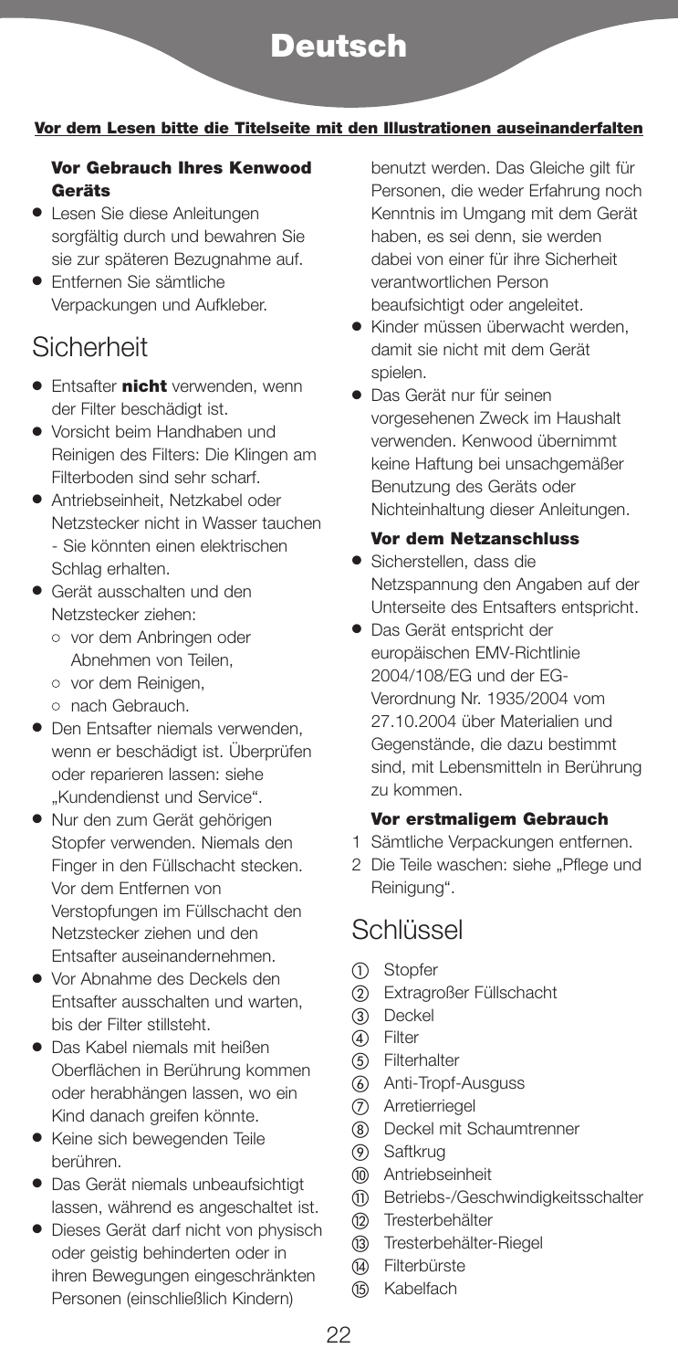# Deutsch

**Vor dem Lesen bitte die Titelseite mit den Illustrationen auseinanderfalten**

### Vor Gebrauch Ihres Kenwood Geräts

- Lesen Sie diese Anleitungen sorgfältig durch und bewahren Sie sie zur späteren Bezugnahme auf.
- Entfernen Sie sämtliche Verpackungen und Aufkleber.

## Sicherheit

- Entsafter **nicht** verwenden, wenn der Filter beschädigt ist.
- Vorsicht beim Handhaben und Reinigen des Filters: Die Klingen am Filterboden sind sehr scharf.
- Antriebseinheit, Netzkabel oder Netzstecker nicht in Wasser tauchen - Sie könnten einen elektrischen Schlag erhalten.
- Gerät ausschalten und den Netzstecker ziehen:
  - vor dem Anbringen oder Abnehmen von Teilen,
  - vor dem Reinigen,
  - nach Gebrauch.
- Den Entsafter niemals verwenden, wenn er beschädigt ist. Überprüfen oder reparieren lassen: siehe „Kundendienst und Service".
- Nur den zum Gerät gehörigen Stopfer verwenden. Niemals den Finger in den Füllschacht stecken. Vor dem Entfernen von Verstopfungen im Füllschacht den Netzstecker ziehen und den Entsafter auseinandernehmen.
- Vor Abnahme des Deckels den Entsafter ausschalten und warten, bis der Filter stillsteht.
- Das Kabel niemals mit heißen Oberflächen in Berührung kommen oder herabhängen lassen, wo ein Kind danach greifen könnte.
- Keine sich bewegenden Teile berühren.
- Das Gerät niemals unbeaufsichtigt lassen, während es angeschaltet ist.
- Dieses Gerät darf nicht von physisch oder geistig behinderten oder in ihren Bewegungen eingeschränkten Personen (einschließlich Kindern) benutzt werden. Das Gleiche gilt für Personen, die weder Erfahrung noch Kenntnis im Umgang mit dem Gerät haben, es sei denn, sie werden dabei von einer für ihre Sicherheit verantwortlichen Person beaufsichtigt oder angeleitet.
- Kinder müssen überwacht werden, damit sie nicht mit dem Gerät spielen.
- Das Gerät nur für seinen vorgesehenen Zweck im Haushalt verwenden. Kenwood übernimmt keine Haftung bei unsachgemäßer Benutzung des Geräts oder Nichteinhaltung dieser Anleitungen.

### Vor dem Netzanschluss

- Sicherstellen, dass die Netzspannung den Angaben auf der Unterseite des Entsafters entspricht.
- Das Gerät entspricht der europäischen EMV-Richtlinie 2004/108/EG und der EG-Verordnung Nr. 1935/2004 vom 27.10.2004 über Materialien und Gegenstände, die dazu bestimmt sind, mit Lebensmitteln in Berührung zu kommen.

### Vor erstmaligem Gebrauch

1. Sämtliche Verpackungen entfernen.
2. Die Teile waschen: siehe „Pflege und Reinigung".

## Schlüssel

① Stopfer
② Extragroßer Füllschacht
③ Deckel
④ Filter
⑤ Filterhalter
⑥ Anti-Tropf-Ausguss
⑦ Arretierriegel
⑧ Deckel mit Schaumtrenner
⑨ Saftkrug
⑩ Antriebseinheit
⑪ Betriebs-/Geschwindigkeitsschalter
⑫ Tresterbehälter
⑬ Tresterbehälter-Riegel
⑭ Filterbürste
⑮ Kabelfach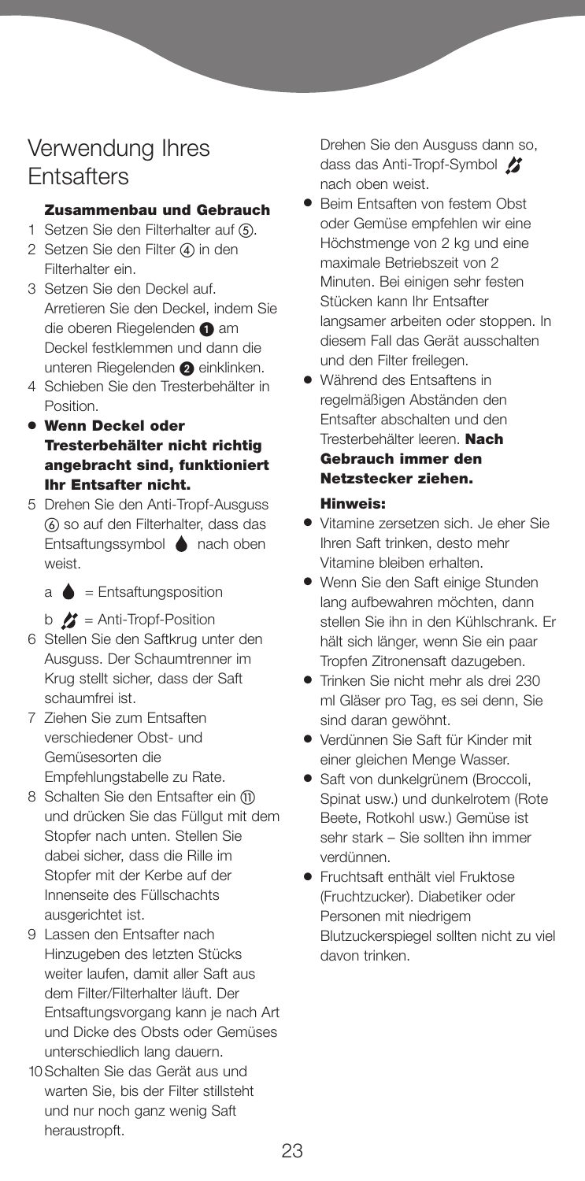# Verwendung Ihres Entsafters

### Zusammenbau und Gebrauch

1 Setzen Sie den Filterhalter auf ⑤.

2 Setzen Sie den Filter ④ in den Filterhalter ein.

3 Setzen Sie den Deckel auf. Arretieren Sie den Deckel, indem Sie die oberen Riegelenden ❶ am Deckel festklemmen und dann die unteren Riegelenden ❷ einklinken.

4 Schieben Sie den Tresterbehälter in Position.

- **Wenn Deckel oder Tresterbehälter nicht richtig angebracht sind, funktioniert Ihr Entsafter nicht.**

5 Drehen Sie den Anti-Tropf-Ausguss ⑥ so auf den Filterhalter, dass das Entsaftungssymbol 💧 nach oben weist.

   a 💧 = Entsaftungsposition

   b (Anti-Tropf-Symbol) = Anti-Tropf-Position

6 Stellen Sie den Saftkrug unter den Ausguss. Der Schaumtrenner im Krug stellt sicher, dass der Saft schaumfrei ist.

7 Ziehen Sie zum Entsaften verschiedener Obst- und Gemüsesorten die Empfehlungstabelle zu Rate.

8 Schalten Sie den Entsafter ein ⑪ und drücken Sie das Füllgut mit dem Stopfer nach unten. Stellen Sie dabei sicher, dass die Rille im Stopfer mit der Kerbe auf der Innenseite des Füllschachts ausgerichtet ist.

9 Lassen den Entsafter nach Hinzugeben des letzten Stücks weiter laufen, damit aller Saft aus dem Filter/Filterhalter läuft. Der Entsaftungsvorgang kann je nach Art und Dicke des Obsts oder Gemüses unterschiedlich lang dauern.

10 Schalten Sie das Gerät aus und warten Sie, bis der Filter stillsteht und nur noch ganz wenig Saft heraustropft. Drehen Sie den Ausguss dann so, dass das Anti-Tropf-Symbol nach oben weist.

- Beim Entsaften von festem Obst oder Gemüse empfehlen wir eine Höchstmenge von 2 kg und eine maximale Betriebszeit von 2 Minuten. Bei einigen sehr festen Stücken kann Ihr Entsafter langsamer arbeiten oder stoppen. In diesem Fall das Gerät ausschalten und den Filter freilegen.
- Während des Entsaftens in regelmäßigen Abständen den Entsafter abschalten und den Tresterbehälter leeren. **Nach Gebrauch immer den Netzstecker ziehen.**

### Hinweis:

- Vitamine zersetzen sich. Je eher Sie Ihren Saft trinken, desto mehr Vitamine bleiben erhalten.
- Wenn Sie den Saft einige Stunden lang aufbewahren möchten, dann stellen Sie ihn in den Kühlschrank. Er hält sich länger, wenn Sie ein paar Tropfen Zitronensaft dazugeben.
- Trinken Sie nicht mehr als drei 230 ml Gläser pro Tag, es sei denn, Sie sind daran gewöhnt.
- Verdünnen Sie Saft für Kinder mit einer gleichen Menge Wasser.
- Saft von dunkelgrünem (Broccoli, Spinat usw.) und dunkelrotem (Rote Beete, Rotkohl usw.) Gemüse ist sehr stark – Sie sollten ihn immer verdünnen.
- Fruchtsaft enthält viel Fruktose (Fruchtzucker). Diabetiker oder Personen mit niedrigem Blutzuckerspiegel sollten nicht zu viel davon trinken.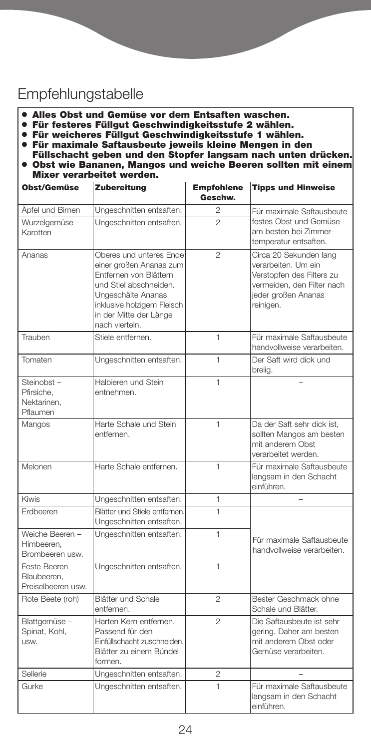# Empfehlungstabelle

- **Alles Obst und Gemüse vor dem Entsaften waschen.**
- **Für festeres Füllgut Geschwindigkeitsstufe 2 wählen.**
- **Für weicheres Füllgut Geschwindigkeitsstufe 1 wählen.**
- **Für maximale Saftausbeute jeweils kleine Mengen in den Füllschacht geben und den Stopfer langsam nach unten drücken.**
- **Obst wie Bananen, Mangos und weiche Beeren sollten mit einem Mixer verarbeitet werden.**

| Obst/Gemüse | Zubereitung | Empfohlene Geschw. | Tipps und Hinweise |
|---|---|---|---|
| Äpfel und Birnen | Ungeschnitten entsaften. | 2 | Für maximale Saftausbeute festes Obst und Gemüse am besten bei Zimmertemperatur entsaften. |
| Wurzelgemüse - Karotten | Ungeschnitten entsaften. | 2 | |
| Ananas | Oberes und unteres Ende einer großen Ananas zum Entfernen von Blättern und Stiel abschneiden. Ungeschälte Ananas inklusive holzigem Fleisch in der Mitte der Länge nach vierteln. | 2 | Circa 20 Sekunden lang verarbeiten. Um ein Verstopfen des Filters zu vermeiden, den Filter nach jeder großen Ananas reinigen. |
| Trauben | Stiele entfernen. | 1 | Für maximale Saftausbeute handvollweise verarbeiten. |
| Tomaten | Ungeschnitten entsaften. | 1 | Der Saft wird dick und breiig. |
| Steinobst – Pfirsiche, Nektarinen, Pflaumen | Halbieren und Stein entnehmen. | 1 | – |
| Mangos | Harte Schale und Stein entfernen. | 1 | Da der Saft sehr dick ist, sollten Mangos am besten mit anderem Obst verarbeitet werden. |
| Melonen | Harte Schale entfernen. | 1 | Für maximale Saftausbeute langsam in den Schacht einführen. |
| Kiwis | Ungeschnitten entsaften. | 1 | – |
| Erdbeeren | Blätter und Stiele entfernen. Ungeschnitten entsaften. | 1 | Für maximale Saftausbeute handvollweise verarbeiten. |
| Weiche Beeren – Himbeeren, Brombeeren usw. | Ungeschnitten entsaften. | 1 | |
| Feste Beeren - Blaubeeren, Preiselbeeren usw. | Ungeschnitten entsaften. | 1 | |
| Rote Beete (roh) | Blätter und Schale entfernen. | 2 | Bester Geschmack ohne Schale und Blätter. |
| Blattgemüse – Spinat, Kohl, usw. | Harten Kern entfernen. Passend für den Einfüllschacht zuschneiden. Blätter zu einem Bündel formen. | 2 | Die Saftausbeute ist sehr gering. Daher am besten mit anderem Obst oder Gemüse verarbeiten. |
| Sellerie | Ungeschnitten entsaften. | 2 | – |
| Gurke | Ungeschnitten entsaften. | 1 | Für maximale Saftausbeute langsam in den Schacht einführen. |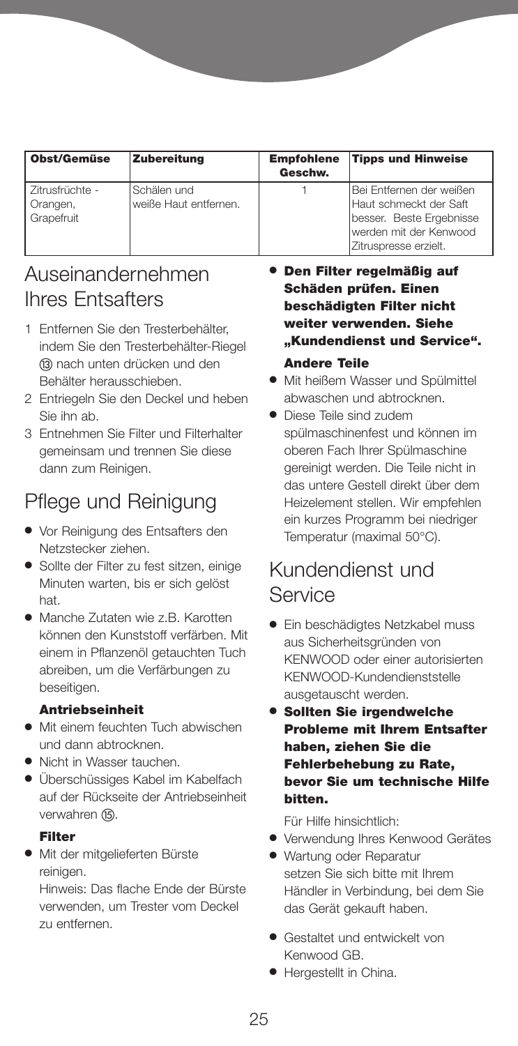| Obst/Gemüse | Zubereitung | Empfohlene Geschw. | Tipps und Hinweise |
|---|---|---|---|
| Zitrusfrüchte - Orangen, Grapefruit | Schälen und weiße Haut entfernen. | 1 | Bei Entfernen der weißen Haut schmeckt der Saft besser. Beste Ergebnisse werden mit der Kenwood Zitruspresse erzielt. |

## Auseinandernehmen Ihres Entsafters

1 Entfernen Sie den Tresterbehälter, indem Sie den Tresterbehälter-Riegel ⑬ nach unten drücken und den Behälter herausschieben.
2 Entriegeln Sie den Deckel und heben Sie ihn ab.
3 Entnehmen Sie Filter und Filterhalter gemeinsam und trennen Sie diese dann zum Reinigen.

## Pflege und Reinigung

- Vor Reinigung des Entsafters den Netzstecker ziehen.
- Sollte der Filter zu fest sitzen, einige Minuten warten, bis er sich gelöst hat.
- Manche Zutaten wie z.B. Karotten können den Kunststoff verfärben. Mit einem in Pflanzenöl getauchten Tuch abreiben, um die Verfärbungen zu beseitigen.

### Antriebseinheit

- Mit einem feuchten Tuch abwischen und dann abtrocknen.
- Nicht in Wasser tauchen.
- Überschüssiges Kabel im Kabelfach auf der Rückseite der Antriebseinheit verwahren ⑮.

### Filter

- Mit der mitgelieferten Bürste reinigen.
  Hinweis: Das flache Ende der Bürste verwenden, um Trester vom Deckel zu entfernen.
- **Den Filter regelmäßig auf Schäden prüfen. Einen beschädigten Filter nicht weiter verwenden. Siehe „Kundendienst und Service".**

### Andere Teile

- Mit heißem Wasser und Spülmittel abwaschen und abtrocknen.
- Diese Teile sind zudem spülmaschinenfest und können im oberen Fach Ihrer Spülmaschine gereinigt werden. Die Teile nicht in das untere Gestell direkt über dem Heizelement stellen. Wir empfehlen ein kurzes Programm bei niedriger Temperatur (maximal 50°C).

## Kundendienst und Service

- Ein beschädigtes Netzkabel muss aus Sicherheitsgründen von KENWOOD oder einer autorisierten KENWOOD-Kundendienststelle ausgetauscht werden.
- **Sollten Sie irgendwelche Probleme mit Ihrem Entsafter haben, ziehen Sie die Fehlerbehebung zu Rate, bevor Sie um technische Hilfe bitten.**

  Für Hilfe hinsichtlich:
- Verwendung Ihres Kenwood Gerätes
- Wartung oder Reparatur
  setzen Sie sich bitte mit Ihrem Händler in Verbindung, bei dem Sie das Gerät gekauft haben.

- Gestaltet und entwickelt von Kenwood GB.
- Hergestellt in China.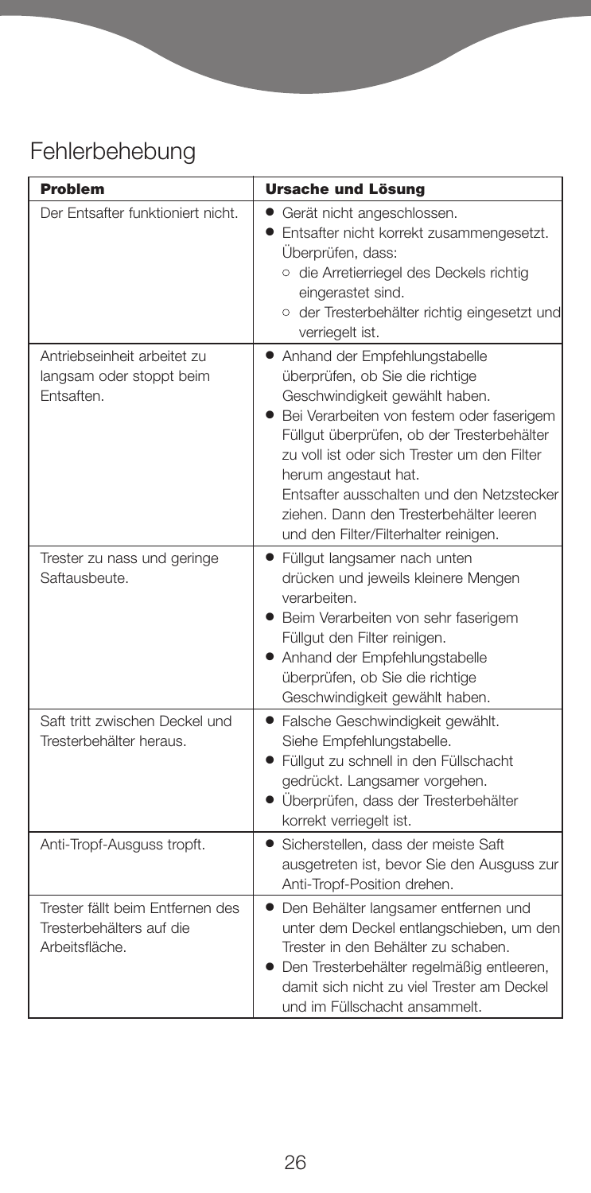# Fehlerbehebung

| **Problem** | **Ursache und Lösung** |
|---|---|
| Der Entsafter funktioniert nicht. | • Gerät nicht angeschlossen.<br>• Entsafter nicht korrekt zusammengesetzt. Überprüfen, dass:<br>○ die Arretierriegel des Deckels richtig eingerastet sind.<br>○ der Tresterbehälter richtig eingesetzt und verriegelt ist. |
| Antriebseinheit arbeitet zu langsam oder stoppt beim Entsaften. | • Anhand der Empfehlungstabelle überprüfen, ob Sie die richtige Geschwindigkeit gewählt haben.<br>• Bei Verarbeiten von festem oder faserigem Füllgut überprüfen, ob der Tresterbehälter zu voll ist oder sich Trester um den Filter herum angestaut hat. Entsafter ausschalten und den Netzstecker ziehen. Dann den Tresterbehälter leeren und den Filter/Filterhalter reinigen. |
| Trester zu nass und geringe Saftausbeute. | • Füllgut langsamer nach unten drücken und jeweils kleinere Mengen verarbeiten.<br>• Beim Verarbeiten von sehr faserigem Füllgut den Filter reinigen.<br>• Anhand der Empfehlungstabelle überprüfen, ob Sie die richtige Geschwindigkeit gewählt haben. |
| Saft tritt zwischen Deckel und Tresterbehälter heraus. | • Falsche Geschwindigkeit gewählt. Siehe Empfehlungstabelle.<br>• Füllgut zu schnell in den Füllschacht gedrückt. Langsamer vorgehen.<br>• Überprüfen, dass der Tresterbehälter korrekt verriegelt ist. |
| Anti-Tropf-Ausguss tropft. | • Sicherstellen, dass der meiste Saft ausgetreten ist, bevor Sie den Ausguss zur Anti-Tropf-Position drehen. |
| Trester fällt beim Entfernen des Tresterbehälters auf die Arbeitsfläche. | • Den Behälter langsamer entfernen und unter dem Deckel entlangschieben, um den Trester in den Behälter zu schaben.<br>• Den Tresterbehälter regelmäßig entleeren, damit sich nicht zu viel Trester am Deckel und im Füllschacht ansammelt. |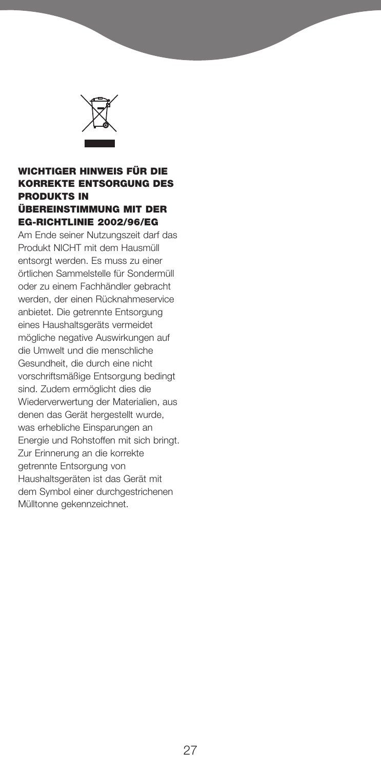## WICHTIGER HINWEIS FÜR DIE KORREKTE ENTSORGUNG DES PRODUKTS IN ÜBEREINSTIMMUNG MIT DER EG-RICHTLINIE 2002/96/EG

Am Ende seiner Nutzungszeit darf das Produkt NICHT mit dem Hausmüll entsorgt werden. Es muss zu einer örtlichen Sammelstelle für Sondermüll oder zu einem Fachhändler gebracht werden, der einen Rücknahmeservice anbietet. Die getrennte Entsorgung eines Haushaltsgeräts vermeidet mögliche negative Auswirkungen auf die Umwelt und die menschliche Gesundheit, die durch eine nicht vorschriftsmäßige Entsorgung bedingt sind. Zudem ermöglicht dies die Wiederverwertung der Materialien, aus denen das Gerät hergestellt wurde, was erhebliche Einsparungen an Energie und Rohstoffen mit sich bringt. Zur Erinnerung an die korrekte getrennte Entsorgung von Haushaltsgeräten ist das Gerät mit dem Symbol einer durchgestrichenen Mülltonne gekennzeichnet.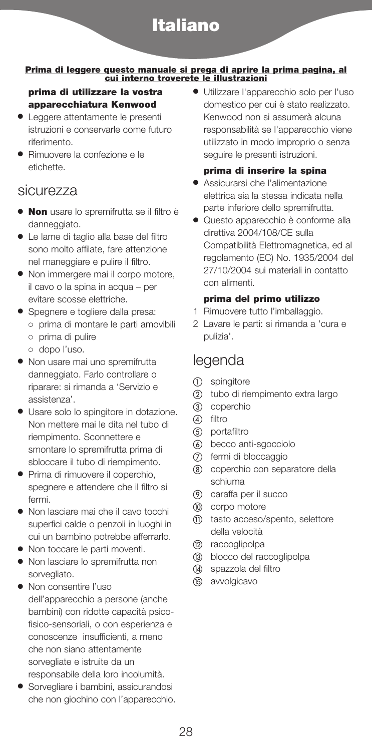# Italiano

**Prima di leggere questo manuale si prega di aprire la prima pagina, al cui interno troverete le illustrazioni**

### prima di utilizzare la vostra apparecchiatura Kenwood

- Leggere attentamente le presenti istruzioni e conservarle come futuro riferimento.
- Rimuovere la confezione e le etichette.

## sicurezza

- **Non** usare lo spremifrutta se il filtro è danneggiato.
- Le lame di taglio alla base del filtro sono molto affilate, fare attenzione nel maneggiare e pulire il filtro.
- Non immergere mai il corpo motore, il cavo o la spina in acqua – per evitare scosse elettriche.
- Spegnere e togliere dalla presa:
  - prima di montare le parti amovibili
  - prima di pulire
  - dopo l'uso.
- Non usare mai uno spremifrutta danneggiato. Farlo controllare o riparare: si rimanda a 'Servizio e assistenza'.
- Usare solo lo spingitore in dotazione. Non mettere mai le dita nel tubo di riempimento. Sconnettere e smontare lo spremifrutta prima di sbloccare il tubo di riempimento.
- Prima di rimuovere il coperchio, spegnere e attendere che il filtro si fermi.
- Non lasciare mai che il cavo tocchi superfici calde o penzoli in luoghi in cui un bambino potrebbe afferrarlo.
- Non toccare le parti moventi.
- Non lasciare lo spremifrutta non sorvegliato.
- Non consentire l'uso dell'apparecchio a persone (anche bambini) con ridotte capacità psico-fisico-sensoriali, o con esperienza e conoscenze insufficienti, a meno che non siano attentamente sorvegliate e istruite da un responsabile della loro incolumità.
- Sorvegliare i bambini, assicurandosi che non giochino con l'apparecchio.
- Utilizzare l'apparecchio solo per l'uso domestico per cui è stato realizzato. Kenwood non si assumerà alcuna responsabilità se l'apparecchio viene utilizzato in modo improprio o senza seguire le presenti istruzioni.

### prima di inserire la spina

- Assicurarsi che l'alimentazione elettrica sia la stessa indicata nella parte inferiore dello spremifrutta.
- Questo apparecchio è conforme alla direttiva 2004/108/CE sulla Compatibilità Elettromagnetica, ed al regolamento (EC) No. 1935/2004 del 27/10/2004 sui materiali in contatto con alimenti.

### prima del primo utilizzo

1. Rimuovere tutto l'imballaggio.
2. Lavare le parti: si rimanda a 'cura e pulizia'.

## legenda

1. spingitore
2. tubo di riempimento extra largo
3. coperchio
4. filtro
5. portafiltro
6. becco anti-sgocciolo
7. fermi di bloccaggio
8. coperchio con separatore della schiuma
9. caraffa per il succo
10. corpo motore
11. tasto acceso/spento, selettore della velocità
12. raccoglipolpa
13. blocco del raccoglipolpa
14. spazzola del filtro
15. avvolgicavo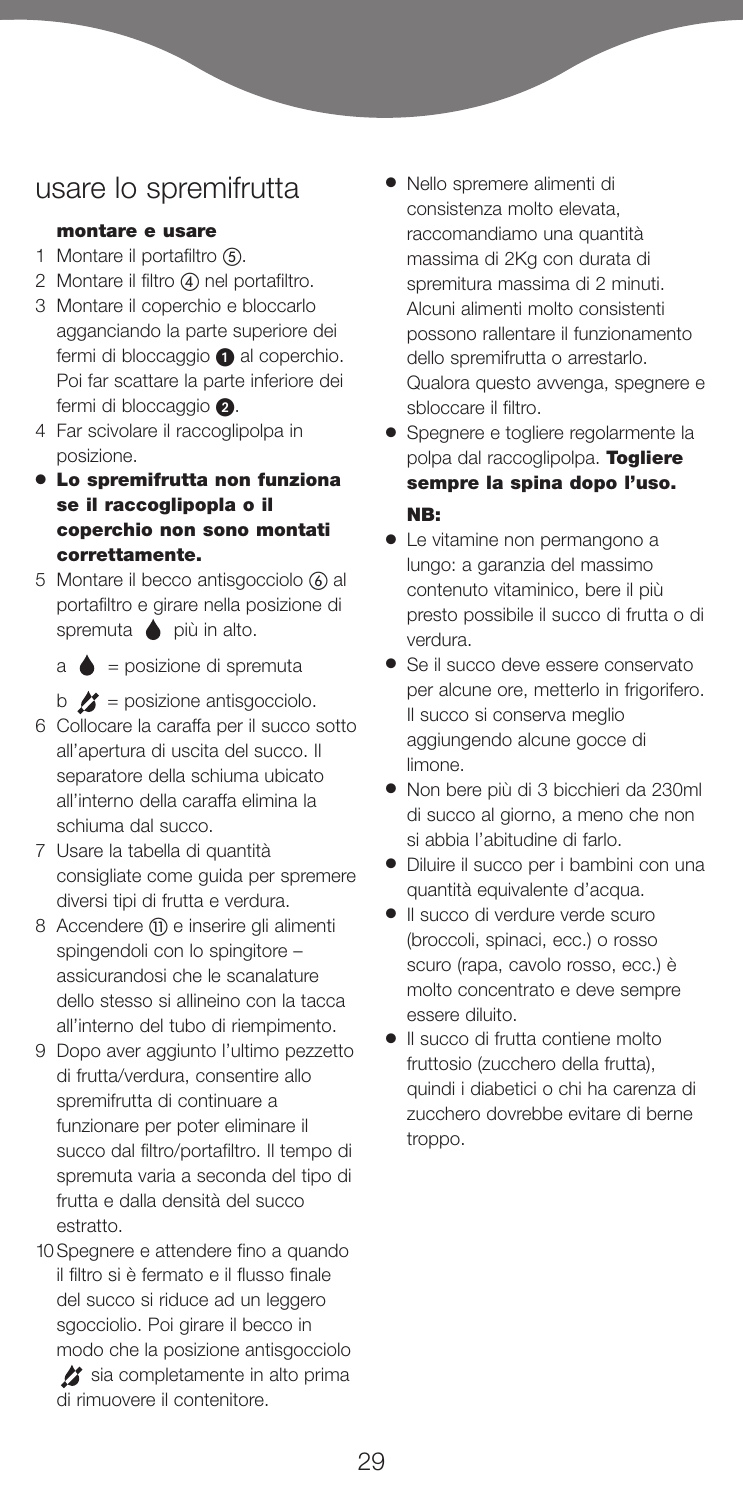## usare lo spremifrutta

### montare e usare

1. Montare il portafiltro ⑤.
2. Montare il filtro ④ nel portafiltro.
3. Montare il coperchio e bloccarlo agganciando la parte superiore dei fermi di bloccaggio ❶ al coperchio. Poi far scattare la parte inferiore dei fermi di bloccaggio ❷.
4. Far scivolare il raccoglipolpa in posizione.

- **Lo spremifrutta non funziona se il raccoglipopla o il coperchio non sono montati correttamente.**

5. Montare il becco antisgocciolo ⑥ al portafiltro e girare nella posizione di spremuta 💧 più in alto.

   a 💧 = posizione di spremuta

   b = posizione antisgocciolo.

6. Collocare la caraffa per il succo sotto all'apertura di uscita del succo. Il separatore della schiuma ubicato all'interno della caraffa elimina la schiuma dal succo.
7. Usare la tabella di quantità consigliate come guida per spremere diversi tipi di frutta e verdura.
8. Accendere ⑪ e inserire gli alimenti spingendoli con lo spingitore – assicurandosi che le scanalature dello stesso si allineino con la tacca all'interno del tubo di riempimento.
9. Dopo aver aggiunto l'ultimo pezzetto di frutta/verdura, consentire allo spremifrutta di continuare a funzionare per poter eliminare il succo dal filtro/portafiltro. Il tempo di spremuta varia a seconda del tipo di frutta e dalla densità del succo estratto.
10. Spegnere e attendere fino a quando il filtro si è fermato e il flusso finale del succo si riduce ad un leggero sgocciolio. Poi girare il becco in modo che la posizione antisgocciolo sia completamente in alto prima di rimuovere il contenitore.

- Nello spremere alimenti di consistenza molto elevata, raccomandiamo una quantità massima di 2Kg con durata di spremitura massima di 2 minuti. Alcuni alimenti molto consistenti possono rallentare il funzionamento dello spremifrutta o arrestarlo. Qualora questo avvenga, spegnere e sbloccare il filtro.
- Spegnere e togliere regolarmente la polpa dal raccoglipolpa. **Togliere sempre la spina dopo l'uso.**

**NB:**

- Le vitamine non permangono a lungo: a garanzia del massimo contenuto vitaminico, bere il più presto possibile il succo di frutta o di verdura.
- Se il succo deve essere conservato per alcune ore, metterlo in frigorifero. Il succo si conserva meglio aggiungendo alcune gocce di limone.
- Non bere più di 3 bicchieri da 230ml di succo al giorno, a meno che non si abbia l'abitudine di farlo.
- Diluire il succo per i bambini con una quantità equivalente d'acqua.
- Il succo di verdure verde scuro (broccoli, spinaci, ecc.) o rosso scuro (rapa, cavolo rosso, ecc.) è molto concentrato e deve sempre essere diluito.
- Il succo di frutta contiene molto fruttosio (zucchero della frutta), quindi i diabetici o chi ha carenza di zucchero dovrebbe evitare di berne troppo.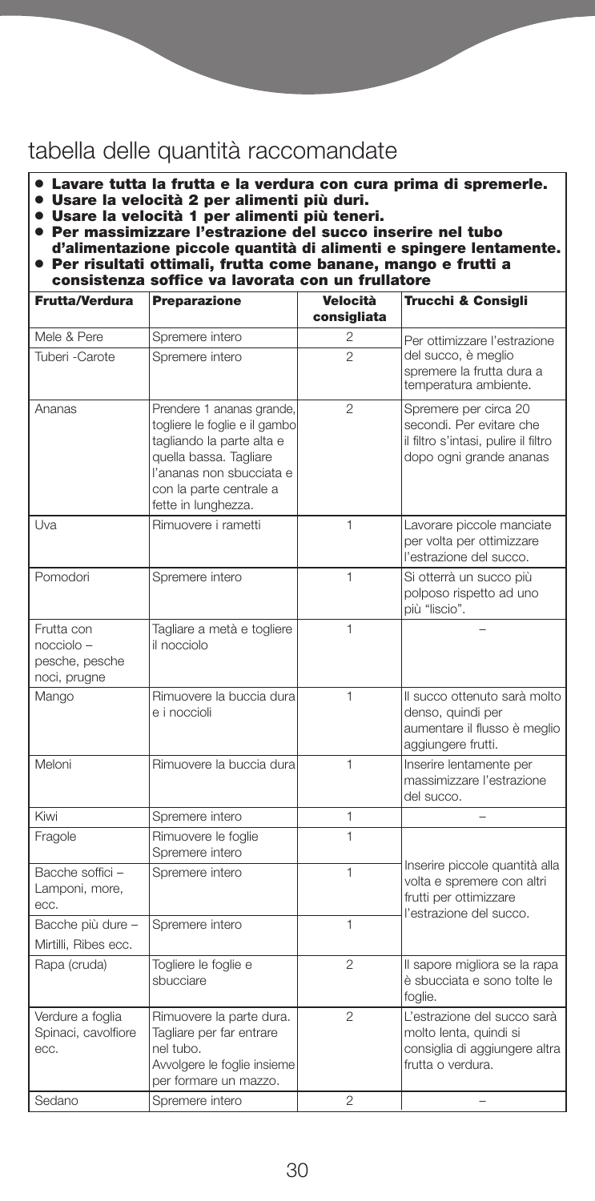## tabella delle quantità raccomandate

- **Lavare tutta la frutta e la verdura con cura prima di spremerle.**
- **Usare la velocità 2 per alimenti più duri.**
- **Usare la velocità 1 per alimenti più teneri.**
- **Per massimizzare l'estrazione del succo inserire nel tubo d'alimentazione piccole quantità di alimenti e spingere lentamente.**
- **Per risultati ottimali, frutta come banane, mango e frutti a consistenza soffice va lavorata con un frullatore**

| Frutta/Verdura | Preparazione | Velocità consigliata | Trucchi & Consigli |
|---|---|---|---|
| Mele & Pere | Spremere intero | 2 | Per ottimizzare l'estrazione del succo, è meglio spremere la frutta dura a temperatura ambiente. |
| Tuberi -Carote | Spremere intero | 2 | |
| Ananas | Prendere 1 ananas grande, togliere le foglie e il gambo tagliando la parte alta e quella bassa. Tagliare l'ananas non sbucciata e con la parte centrale a fette in lunghezza. | 2 | Spremere per circa 20 secondi. Per evitare che il filtro s'intasi, pulire il filtro dopo ogni grande ananas |
| Uva | Rimuovere i rametti | 1 | Lavorare piccole manciate per volta per ottimizzare l'estrazione del succo. |
| Pomodori | Spremere intero | 1 | Si otterrà un succo più polposo rispetto ad uno più "liscio". |
| Frutta con nocciolo – pesche, pesche noci, prugne | Tagliare a metà e togliere il nocciolo | 1 | – |
| Mango | Rimuovere la buccia dura e i noccioli | 1 | Il succo ottenuto sarà molto denso, quindi per aumentare il flusso è meglio aggiungere frutti. |
| Meloni | Rimuovere la buccia dura | 1 | Inserire lentamente per massimizzare l'estrazione del succo. |
| Kiwi | Spremere intero | 1 | – |
| Fragole | Rimuovere le foglie Spremere intero | 1 | Inserire piccole quantità alla volta e spremere con altri frutti per ottimizzare l'estrazione del succo. |
| Bacche soffici – Lamponi, more, ecc. | Spremere intero | 1 | |
| Bacche più dure – Mirtilli, Ribes ecc. | Spremere intero | 1 | |
| Rapa (cruda) | Togliere le foglie e sbucciare | 2 | Il sapore migliora se la rapa è sbucciata e sono tolte le foglie. |
| Verdure a foglia Spinaci, cavolfiore ecc. | Rimuovere la parte dura. Tagliare per far entrare nel tubo. Avvolgere le foglie insieme per formare un mazzo. | 2 | L'estrazione del succo sarà molto lenta, quindi si consiglia di aggiungere altra frutta o verdura. |
| Sedano | Spremere intero | 2 | – |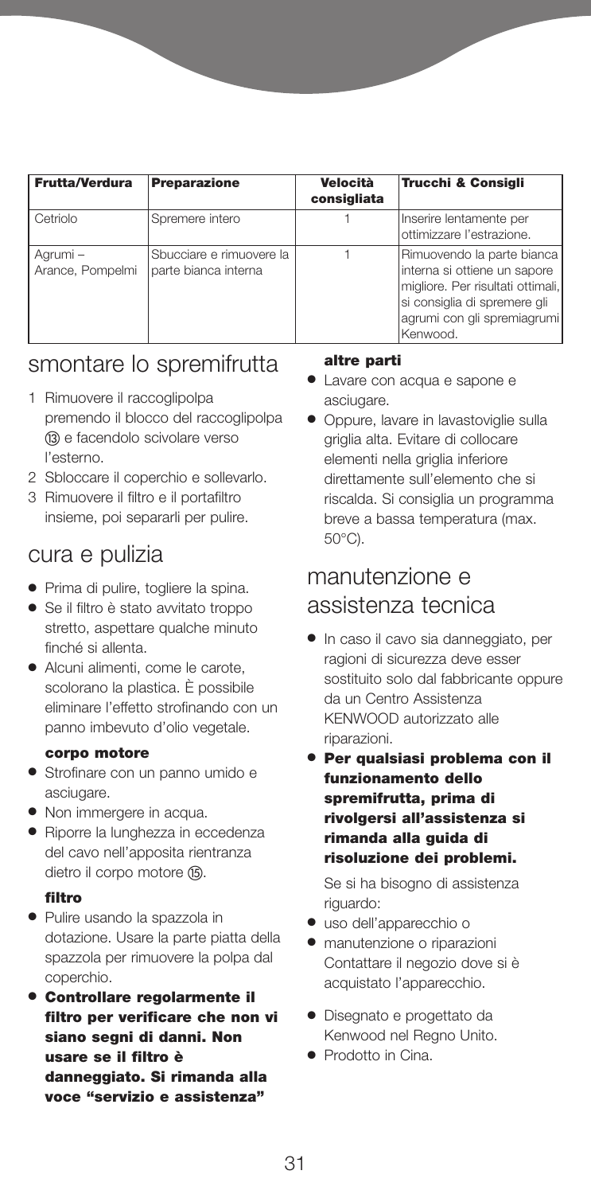| Frutta/Verdura | Preparazione | Velocità consigliata | Trucchi & Consigli |
|---|---|---|---|
| Cetriolo | Spremere intero | 1 | Inserire lentamente per ottimizzare l'estrazione. |
| Agrumi – Arance, Pompelmi | Sbucciare e rimuovere la parte bianca interna | 1 | Rimuovendo la parte bianca interna si ottiene un sapore migliore. Per risultati ottimali, si consiglia di spremere gli agrumi con gli spremiagrumi Kenwood. |

## smontare lo spremifrutta

1 Rimuovere il raccoglipolpa premendo il blocco del raccoglipolpa ⑬ e facendolo scivolare verso l'esterno.
2 Sbloccare il coperchio e sollevarlo.
3 Rimuovere il filtro e il portafiltro insieme, poi separarli per pulire.

## cura e pulizia

- Prima di pulire, togliere la spina.
- Se il filtro è stato avvitato troppo stretto, aspettare qualche minuto finché si allenta.
- Alcuni alimenti, come le carote, scolorano la plastica. È possibile eliminare l'effetto strofinando con un panno imbevuto d'olio vegetale.

### corpo motore

- Strofinare con un panno umido e asciugare.
- Non immergere in acqua.
- Riporre la lunghezza in eccedenza del cavo nell'apposita rientranza dietro il corpo motore ⑮.

### filtro

- Pulire usando la spazzola in dotazione. Usare la parte piatta della spazzola per rimuovere la polpa dal coperchio.
- **Controllare regolarmente il filtro per verificare che non vi siano segni di danni. Non usare se il filtro è danneggiato. Si rimanda alla voce "servizio e assistenza"**

### altre parti

- Lavare con acqua e sapone e asciugare.
- Oppure, lavare in lavastoviglie sulla griglia alta. Evitare di collocare elementi nella griglia inferiore direttamente sull'elemento che si riscalda. Si consiglia un programma breve a bassa temperatura (max. 50°C).

## manutenzione e assistenza tecnica

- In caso il cavo sia danneggiato, per ragioni di sicurezza deve esser sostituito solo dal fabbricante oppure da un Centro Assistenza KENWOOD autorizzato alle riparazioni.
- **Per qualsiasi problema con il funzionamento dello spremifrutta, prima di rivolgersi all'assistenza si rimanda alla guida di risoluzione dei problemi.**

  Se si ha bisogno di assistenza riguardo:
- uso dell'apparecchio o
- manutenzione o riparazioni
  Contattare il negozio dove si è acquistato l'apparecchio.

- Disegnato e progettato da Kenwood nel Regno Unito.
- Prodotto in Cina.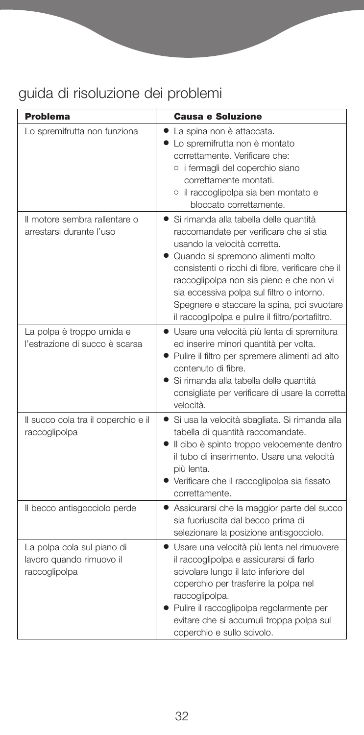# guida di risoluzione dei problemi

| Problema | Causa e Soluzione |
| --- | --- |
| Lo spremifrutta non funziona | • La spina non è attaccata.<br>• Lo spremifrutta non è montato correttamente. Verificare che:<br>○ i fermagli del coperchio siano correttamente montati.<br>○ il raccoglipolpa sia ben montato e bloccato correttamente. |
| Il motore sembra rallentare o arrestarsi durante l'uso | • Si rimanda alla tabella delle quantità raccomandate per verificare che si stia usando la velocità corretta.<br>• Quando si spremono alimenti molto consistenti o ricchi di fibre, verificare che il raccoglipolpa non sia pieno e che non vi sia eccessiva polpa sul filtro o intorno. Spegnere e staccare la spina, poi svuotare il raccoglipolpa e pulire il filtro/portafiltro. |
| La polpa è troppo umida e l'estrazione di succo è scarsa | • Usare una velocità più lenta di spremitura ed inserire minori quantità per volta.<br>• Pulire il filtro per spremere alimenti ad alto contenuto di fibre.<br>• Si rimanda alla tabella delle quantità consigliate per verificare di usare la corretta velocità. |
| Il succo cola tra il coperchio e il raccoglipolpa | • Si usa la velocità sbagliata. Si rimanda alla tabella di quantità raccomandate.<br>• Il cibo è spinto troppo velocemente dentro il tubo di inserimento. Usare una velocità più lenta.<br>• Verificare che il raccoglipolpa sia fissato correttamente. |
| Il becco antisgocciolo perde | • Assicurarsi che la maggior parte del succo sia fuoriuscita dal becco prima di selezionare la posizione antisgocciolo. |
| La polpa cola sul piano di lavoro quando rimuovo il raccoglipolpa | • Usare una velocità più lenta nel rimuovere il raccoglipolpa e assicurarsi di farlo scivolare lungo il lato inferiore del coperchio per trasferire la polpa nel raccoglipolpa.<br>• Pulire il raccoglipolpa regolarmente per evitare che si accumuli troppa polpa sul coperchio e sullo scivolo. |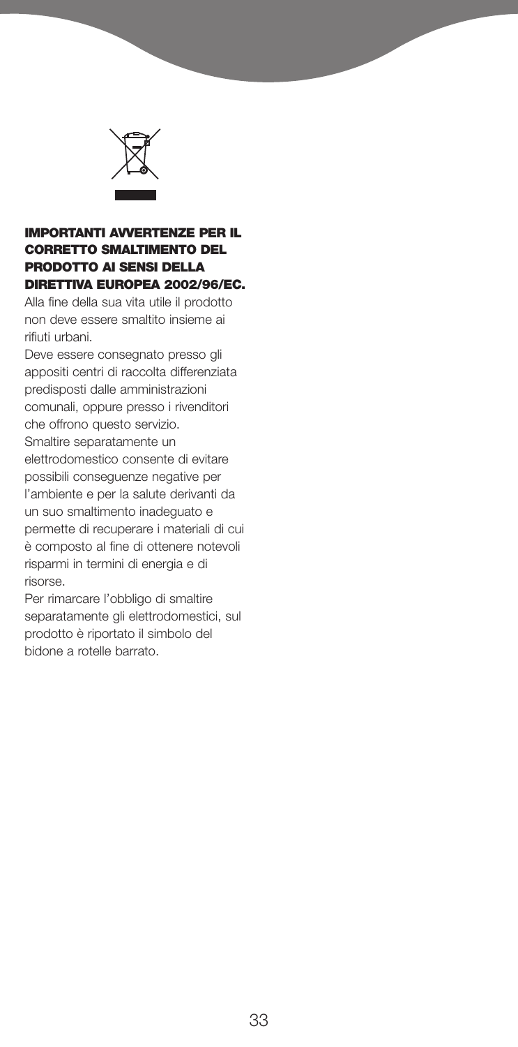## IMPORTANTI AVVERTENZE PER IL CORRETTO SMALTIMENTO DEL PRODOTTO AI SENSI DELLA DIRETTIVA EUROPEA 2002/96/EC.

Alla fine della sua vita utile il prodotto non deve essere smaltito insieme ai rifiuti urbani.

Deve essere consegnato presso gli appositi centri di raccolta differenziata predisposti dalle amministrazioni comunali, oppure presso i rivenditori che offrono questo servizio.

Smaltire separatamente un elettrodomestico consente di evitare possibili conseguenze negative per l'ambiente e per la salute derivanti da un suo smaltimento inadeguato e permette di recuperare i materiali di cui è composto al fine di ottenere notevoli risparmi in termini di energia e di risorse.

Per rimarcare l'obbligo di smaltire separatamente gli elettrodomestici, sul prodotto è riportato il simbolo del bidone a rotelle barrato.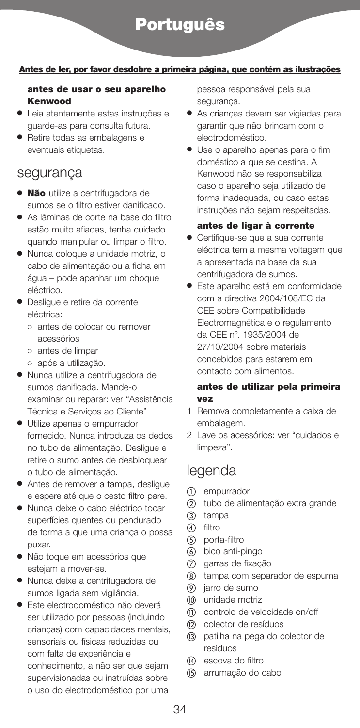# Português

**Antes de ler, por favor desdobre a primeira página, que contém as ilustrações**

### antes de usar o seu aparelho Kenwood

- Leia atentamente estas instruções e guarde-as para consulta futura.
- Retire todas as embalagens e eventuais etiquetas.

## segurança

- **Não** utilize a centrifugadora de sumos se o filtro estiver danificado.
- As lâminas de corte na base do filtro estão muito afiadas, tenha cuidado quando manipular ou limpar o filtro.
- Nunca coloque a unidade motriz, o cabo de alimentação ou a ficha em água – pode apanhar um choque eléctrico.
- Desligue e retire da corrente eléctrica:
  - antes de colocar ou remover acessórios
  - antes de limpar
  - após a utilização.
- Nunca utilize a centrifugadora de sumos danificada. Mande-o examinar ou reparar: ver "Assistência Técnica e Serviços ao Cliente".
- Utilize apenas o empurrador fornecido. Nunca introduza os dedos no tubo de alimentação. Desligue e retire o sumo antes de desbloquear o tubo de alimentação.
- Antes de remover a tampa, desligue e espere até que o cesto filtro pare.
- Nunca deixe o cabo eléctrico tocar superfícies quentes ou pendurado de forma a que uma criança o possa puxar.
- Não toque em acessórios que estejam a mover-se.
- Nunca deixe a centrifugadora de sumos ligada sem vigilância.
- Este electrodoméstico não deverá ser utilizado por pessoas (incluindo crianças) com capacidades mentais, sensoriais ou físicas reduzidas ou com falta de experiência e conhecimento, a não ser que sejam supervisionadas ou instruídas sobre o uso do electrodoméstico por uma pessoa responsável pela sua segurança.
- As crianças devem ser vigiadas para garantir que não brincam com o electrodoméstico.
- Use o aparelho apenas para o fim doméstico a que se destina. A Kenwood não se responsabiliza caso o aparelho seja utilizado de forma inadequada, ou caso estas instruções não sejam respeitadas.

### antes de ligar à corrente

- Certifique-se que a sua corrente eléctrica tem a mesma voltagem que a apresentada na base da sua centrifugadora de sumos.
- Este aparelho está em conformidade com a directiva 2004/108/EC da CEE sobre Compatibilidade Electromagnética e o regulamento da CEE nº. 1935/2004 de 27/10/2004 sobre materiais concebidos para estarem em contacto com alimentos.

### antes de utilizar pela primeira vez

1. Remova completamente a caixa de embalagem.
2. Lave os acessórios: ver "cuidados e limpeza".

## legenda

1. empurrador
2. tubo de alimentação extra grande
3. tampa
4. filtro
5. porta-filtro
6. bico anti-pingo
7. garras de fixação
8. tampa com separador de espuma
9. jarro de sumo
10. unidade motriz
11. controlo de velocidade on/off
12. colector de resíduos
13. patilha na pega do colector de resíduos
14. escova do filtro
15. arrumação do cabo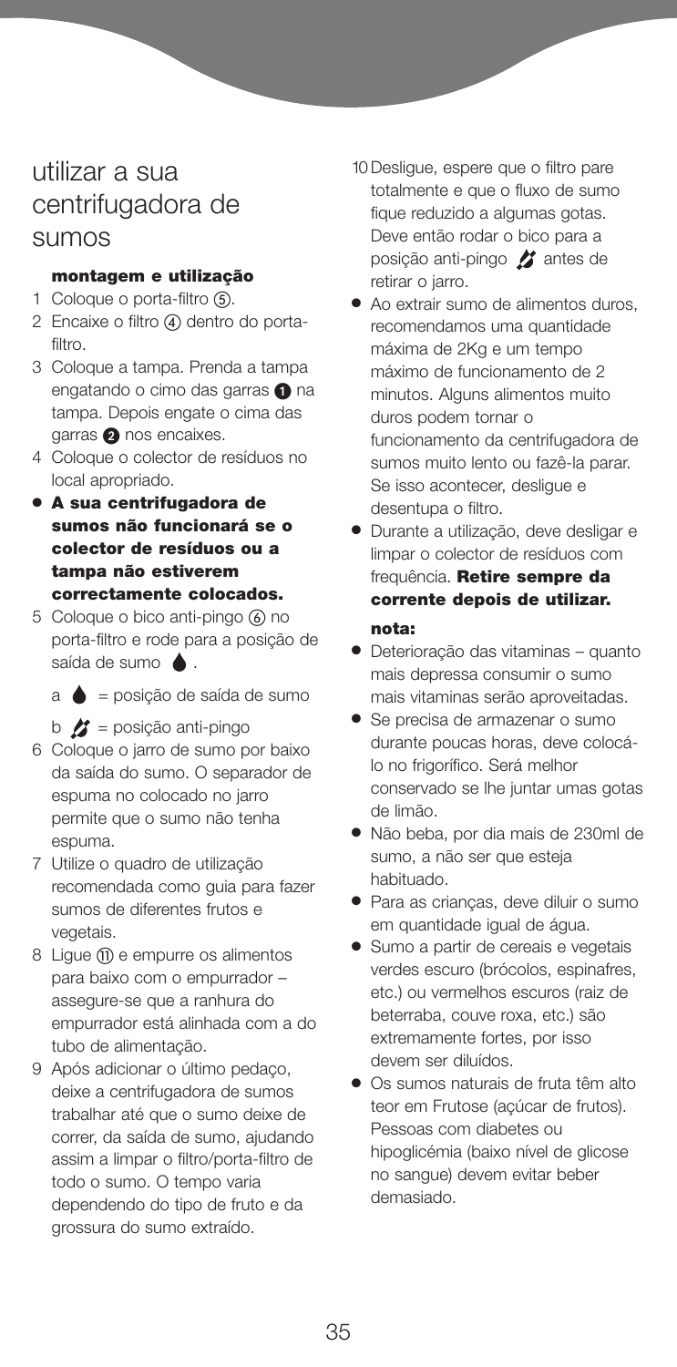# utilizar a sua centrifugadora de sumos

### montagem e utilização

1 Coloque o porta-filtro ⑤.

2 Encaixe o filtro ④ dentro do porta-filtro.

3 Coloque a tampa. Prenda a tampa engatando o cimo das garras ❶ na tampa. Depois engate o cima das garras ❷ nos encaixes.

4 Coloque o colector de resíduos no local apropriado.

- **A sua centrifugadora de sumos não funcionará se o colector de resíduos ou a tampa não estiverem correctamente colocados.**

5 Coloque o bico anti-pingo ⑥ no porta-filtro e rode para a posição de saída de sumo .

   a = posição de saída de sumo

   b = posição anti-pingo

6 Coloque o jarro de sumo por baixo da saída do sumo. O separador de espuma no colocado no jarro permite que o sumo não tenha espuma.

7 Utilize o quadro de utilização recomendada como guia para fazer sumos de diferentes frutos e vegetais.

8 Ligue ⑪ e empurre os alimentos para baixo com o empurrador – assegure-se que a ranhura do empurrador está alinhada com a do tubo de alimentação.

9 Após adicionar o último pedaço, deixe a centrifugadora de sumos trabalhar até que o sumo deixe de correr, da saída de sumo, ajudando assim a limpar o filtro/porta-filtro de todo o sumo. O tempo varia dependendo do tipo de fruto e da grossura do sumo extraído.

10 Desligue, espere que o filtro pare totalmente e que o fluxo de sumo fique reduzido a algumas gotas. Deve então rodar o bico para a posição anti-pingo antes de retirar o jarro.

- Ao extrair sumo de alimentos duros, recomendamos uma quantidade máxima de 2Kg e um tempo máximo de funcionamento de 2 minutos. Alguns alimentos muito duros podem tornar o funcionamento da centrifugadora de sumos muito lento ou fazê-la parar. Se isso acontecer, desligue e desentupa o filtro.
- Durante a utilização, deve desligar e limpar o colector de resíduos com frequência. **Retire sempre da corrente depois de utilizar.**

**nota:**

- Deterioração das vitaminas – quanto mais depressa consumir o sumo mais vitaminas serão aproveitadas.
- Se precisa de armazenar o sumo durante poucas horas, deve colocá-lo no frigorífico. Será melhor conservado se lhe juntar umas gotas de limão.
- Não beba, por dia mais de 230ml de sumo, a não ser que esteja habituado.
- Para as crianças, deve diluir o sumo em quantidade igual de água.
- Sumo a partir de cereais e vegetais verdes escuro (brócolos, espinafres, etc.) ou vermelhos escuros (raiz de beterraba, couve roxa, etc.) são extremamente fortes, por isso devem ser diluídos.
- Os sumos naturais de fruta têm alto teor em Frutose (açúcar de frutos). Pessoas com diabetes ou hipoglicémia (baixo nível de glicose no sangue) devem evitar beber demasiado.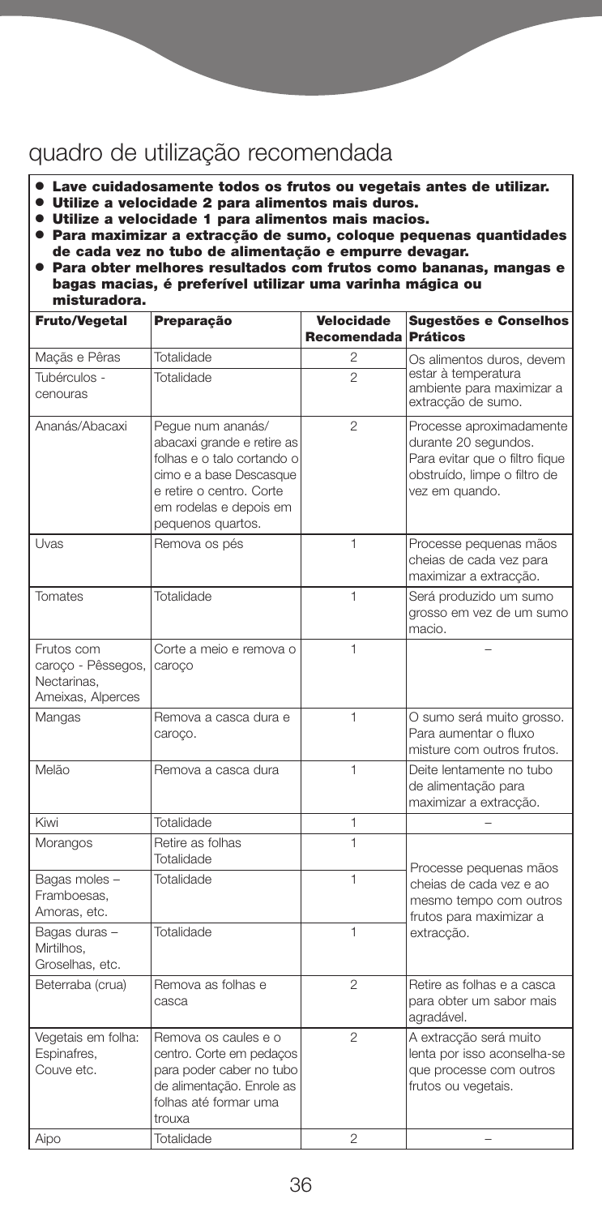# quadro de utilização recomendada

- **Lave cuidadosamente todos os frutos ou vegetais antes de utilizar.**
- **Utilize a velocidade 2 para alimentos mais duros.**
- **Utilize a velocidade 1 para alimentos mais macios.**
- **Para maximizar a extracção de sumo, coloque pequenas quantidades de cada vez no tubo de alimentação e empurre devagar.**
- **Para obter melhores resultados com frutos como bananas, mangas e bagas macias, é preferível utilizar uma varinha mágica ou misturadora.**

| **Fruto/Vegetal** | **Preparação** | **Velocidade Recomendada** | **Sugestões e Conselhos Práticos** |
|---|---|---|---|
| Maçãs e Pêras | Totalidade | 2 | Os alimentos duros, devem estar à temperatura ambiente para maximizar a extracção de sumo. |
| Tubérculos - cenouras | Totalidade | 2 | |
| Ananás/Abacaxi | Pegue num ananás/ abacaxi grande e retire as folhas e o talo cortando o cimo e a base Descasque e retire o centro. Corte em rodelas e depois em pequenos quartos. | 2 | Processe aproximadamente durante 20 segundos. Para evitar que o filtro fique obstruído, limpe o filtro de vez em quando. |
| Uvas | Remova os pés | 1 | Processe pequenas mãos cheias de cada vez para maximizar a extracção. |
| Tomates | Totalidade | 1 | Será produzido um sumo grosso em vez de um sumo macio. |
| Frutos com caroço - Pêssegos, Nectarinas, Ameixas, Alperces | Corte a meio e remova o caroço | 1 | – |
| Mangas | Remova a casca dura e caroço. | 1 | O sumo será muito grosso. Para aumentar o fluxo misture com outros frutos. |
| Melão | Remova a casca dura | 1 | Deite lentamente no tubo de alimentação para maximizar a extracção. |
| Kiwi | Totalidade | 1 | – |
| Morangos | Retire as folhas Totalidade | 1 | Processe pequenas mãos cheias de cada vez e ao mesmo tempo com outros frutos para maximizar a extracção. |
| Bagas moles – Framboesas, Amoras, etc. | Totalidade | 1 | |
| Bagas duras – Mirtilhos, Groselhas, etc. | Totalidade | 1 | |
| Beterraba (crua) | Remova as folhas e casca | 2 | Retire as folhas e a casca para obter um sabor mais agradável. |
| Vegetais em folha: Espinafres, Couve etc. | Remova os caules e o centro. Corte em pedaços para poder caber no tubo de alimentação. Enrole as folhas até formar uma trouxa | 2 | A extracção será muito lenta por isso aconselha-se que processe com outros frutos ou vegetais. |
| Aipo | Totalidade | 2 | – |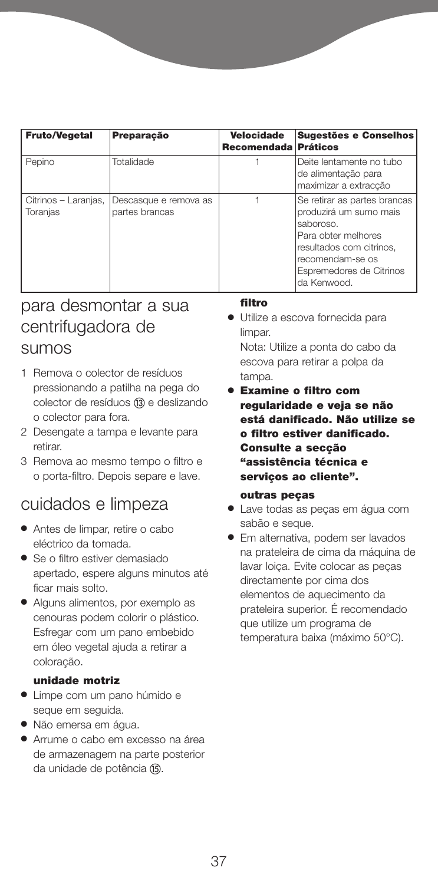| Fruto/Vegetal | Preparação | Velocidade Recomendada | Sugestões e Conselhos Práticos |
|---|---|---|---|
| Pepino | Totalidade | 1 | Deite lentamente no tubo de alimentação para maximizar a extracção |
| Citrinos – Laranjas, Toranjas | Descasque e remova as partes brancas | 1 | Se retirar as partes brancas produzirá um sumo mais saboroso. Para obter melhores resultados com citrinos, recomendam-se os Espremedores de Citrinos da Kenwood. |

## para desmontar a sua centrifugadora de sumos

1 Remova o colector de resíduos pressionando a patilha na pega do colector de resíduos ⑬ e deslizando o colector para fora.
2 Desengate a tampa e levante para retirar.
3 Remova ao mesmo tempo o filtro e o porta-filtro. Depois separe e lave.

## cuidados e limpeza

- Antes de limpar, retire o cabo eléctrico da tomada.
- Se o filtro estiver demasiado apertado, espere alguns minutos até ficar mais solto.
- Alguns alimentos, por exemplo as cenouras podem colorir o plástico. Esfregar com um pano embebido em óleo vegetal ajuda a retirar a coloração.

### unidade motriz

- Limpe com um pano húmido e seque em seguida.
- Não emersa em água.
- Arrume o cabo em excesso na área de armazenagem na parte posterior da unidade de potência ⑮.

### filtro

- Utilize a escova fornecida para limpar.
  Nota: Utilize a ponta do cabo da escova para retirar a polpa da tampa.
- **Examine o filtro com regularidade e veja se não está danificado. Não utilize se o filtro estiver danificado. Consulte a secção "assistência técnica e serviços ao cliente".**

### outras peças

- Lave todas as peças em água com sabão e seque.
- Em alternativa, podem ser lavados na prateleira de cima da máquina de lavar loiça. Evite colocar as peças directamente por cima dos elementos de aquecimento da prateleira superior. É recomendado que utilize um programa de temperatura baixa (máximo 50°C).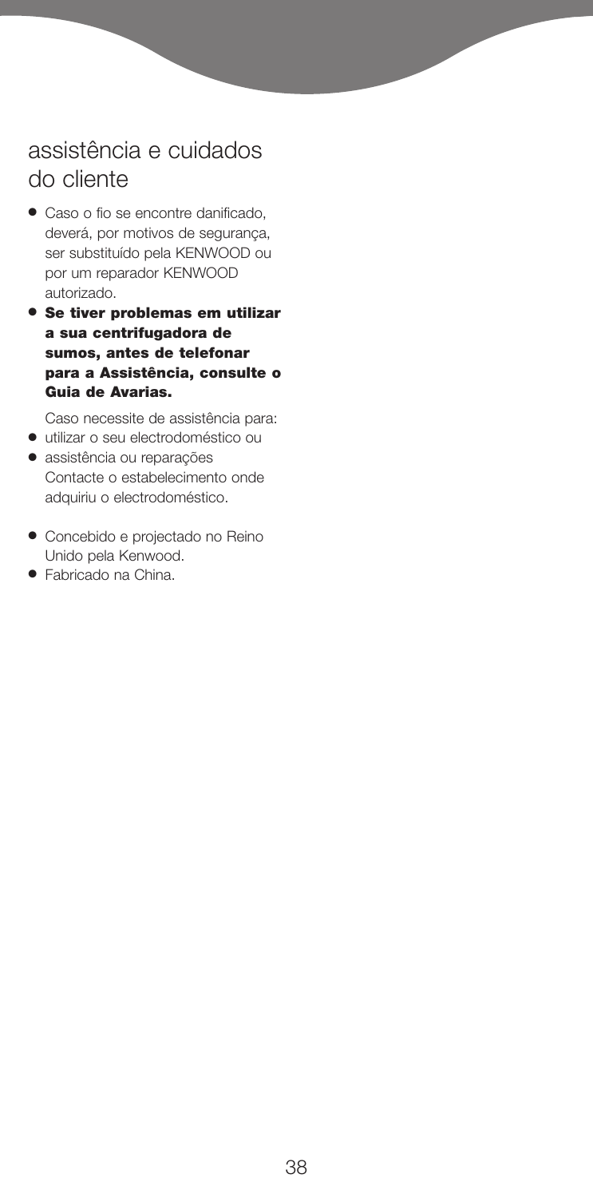## assistência e cuidados do cliente

- Caso o fio se encontre danificado, deverá, por motivos de segurança, ser substituído pela KENWOOD ou por um reparador KENWOOD autorizado.
- **Se tiver problemas em utilizar a sua centrifugadora de sumos, antes de telefonar para a Assistência, consulte o Guia de Avarias.**

Caso necessite de assistência para:

- utilizar o seu electrodoméstico ou
- assistência ou reparações

Contacte o estabelecimento onde adquiriu o electrodoméstico.

- Concebido e projectado no Reino Unido pela Kenwood.
- Fabricado na China.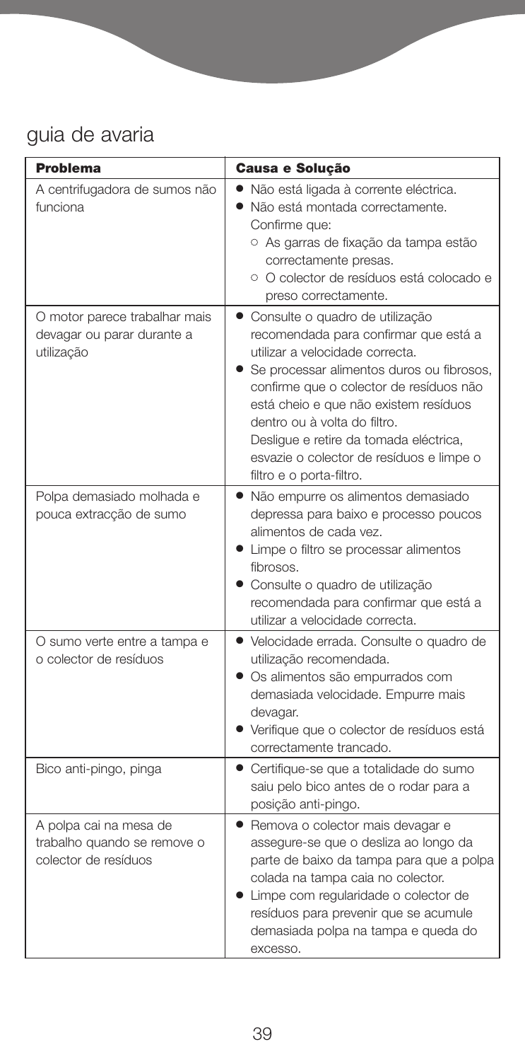## guia de avaria

| Problema | Causa e Solução |
|---|---|
| A centrifugadora de sumos não funciona | • Não está ligada à corrente eléctrica.<br>• Não está montada correctamente. Confirme que:<br>○ As garras de fixação da tampa estão correctamente presas.<br>○ O colector de resíduos está colocado e preso correctamente. |
| O motor parece trabalhar mais devagar ou parar durante a utilização | • Consulte o quadro de utilização recomendada para confirmar que está a utilizar a velocidade correcta.<br>• Se processar alimentos duros ou fibrosos, confirme que o colector de resíduos não está cheio e que não existem resíduos dentro ou à volta do filtro. Desligue e retire da tomada eléctrica, esvazie o colector de resíduos e limpe o filtro e o porta-filtro. |
| Polpa demasiado molhada e pouca extracção de sumo | • Não empurre os alimentos demasiado depressa para baixo e processe poucos alimentos de cada vez.<br>• Limpe o filtro se processar alimentos fibrosos.<br>• Consulte o quadro de utilização recomendada para confirmar que está a utilizar a velocidade correcta. |
| O sumo verte entre a tampa e o colector de resíduos | • Velocidade errada. Consulte o quadro de utilização recomendada.<br>• Os alimentos são empurrados com demasiada velocidade. Empurre mais devagar.<br>• Verifique que o colector de resíduos está correctamente trancado. |
| Bico anti-pingo, pinga | • Certifique-se que a totalidade do sumo saiu pelo bico antes de o rodar para a posição anti-pingo. |
| A polpa cai na mesa de trabalho quando se remove o colector de resíduos | • Remova o colector mais devagar e assegure-se que o desliza ao longo da parte de baixo da tampa para que a polpa colada na tampa caia no colector.<br>• Limpe com regularidade o colector de resíduos para prevenir que se acumule demasiada polpa na tampa e queda do excesso. |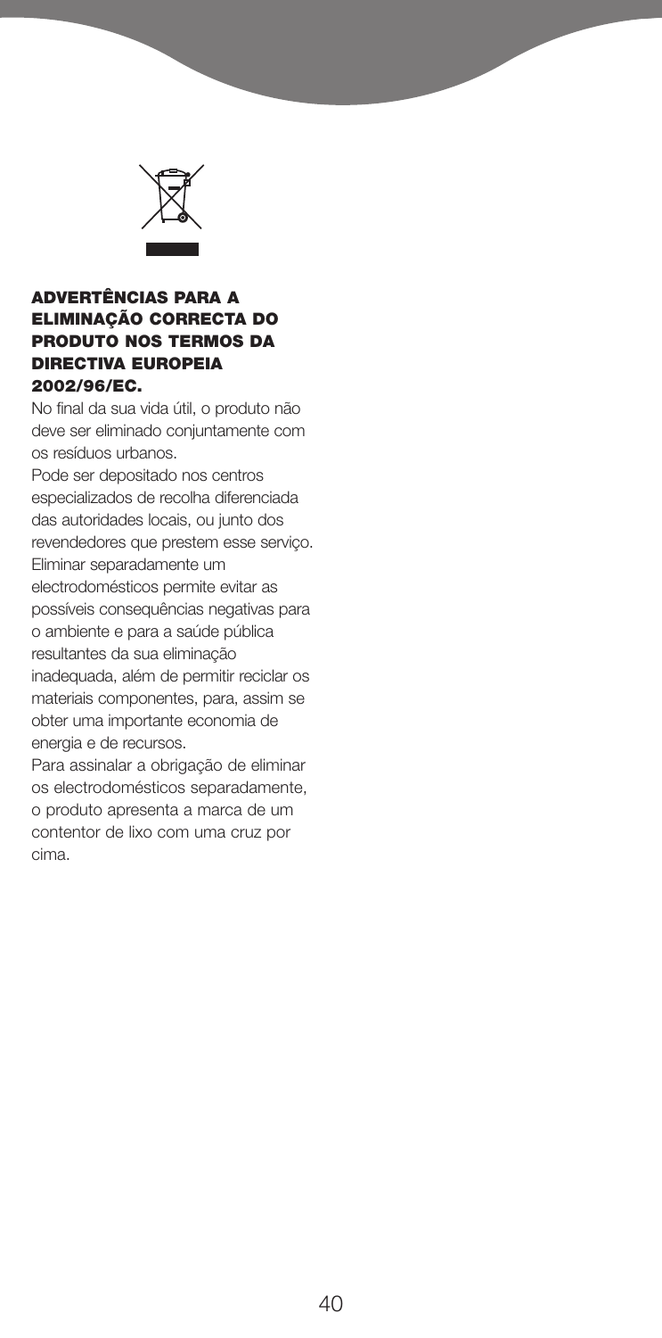## ADVERTÊNCIAS PARA A ELIMINAÇÃO CORRECTA DO PRODUTO NOS TERMOS DA DIRECTIVA EUROPEIA 2002/96/EC.

No final da sua vida útil, o produto não deve ser eliminado conjuntamente com os resíduos urbanos.

Pode ser depositado nos centros especializados de recolha diferenciada das autoridades locais, ou junto dos revendedores que prestem esse serviço. Eliminar separadamente um electrodomésticos permite evitar as possíveis consequências negativas para o ambiente e para a saúde pública resultantes da sua eliminação inadequada, além de permitir reciclar os materiais componentes, para, assim se obter uma importante economia de energia e de recursos.

Para assinalar a obrigação de eliminar os electrodomésticos separadamente, o produto apresenta a marca de um contentor de lixo com uma cruz por cima.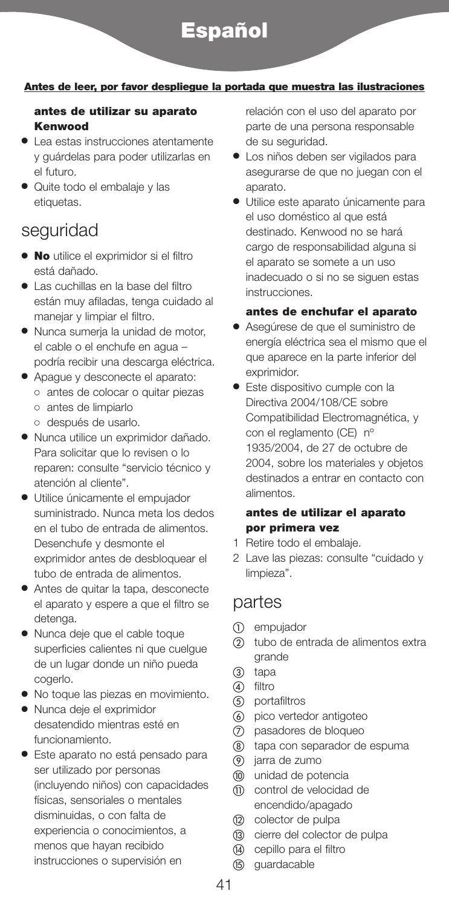# Español

**Antes de leer, por favor despliegue la portada que muestra las ilustraciones**

### antes de utilizar su aparato Kenwood

- Lea estas instrucciones atentamente y guárdelas para poder utilizarlas en el futuro.
- Quite todo el embalaje y las etiquetas.

## seguridad

- **No** utilice el exprimidor si el filtro está dañado.
- Las cuchillas en la base del filtro están muy afiladas, tenga cuidado al manejar y limpiar el filtro.
- Nunca sumerja la unidad de motor, el cable o el enchufe en agua – podría recibir una descarga eléctrica.
- Apague y desconecte el aparato:
  - antes de colocar o quitar piezas
  - antes de limpiarlo
  - despuēs de usarlo.
- Nunca utilice un exprimidor dañado. Para solicitar que lo revisen o lo reparen: consulte "servicio técnico y atención al cliente".
- Utilice únicamente el empujador suministrado. Nunca meta los dedos en el tubo de entrada de alimentos. Desenchufe y desmonte el exprimidor antes de desbloquear el tubo de entrada de alimentos.
- Antes de quitar la tapa, desconecte el aparato y espere a que el filtro se detenga.
- Nunca deje que el cable toque superficies calientes ni que cuelgue de un lugar donde un niño pueda cogerlo.
- No toque las piezas en movimiento.
- Nunca deje el exprimidor desatendido mientras esté en funcionamiento.
- Este aparato no está pensado para ser utilizado por personas (incluyendo niños) con capacidades físicas, sensoriales o mentales disminuidas, o con falta de experiencia o conocimientos, a menos que hayan recibido instrucciones o supervisión en relación con el uso del aparato por parte de una persona responsable de su seguridad.
- Los niños deben ser vigilados para asegurarse de que no juegan con el aparato.
- Utilice este aparato únicamente para el uso doméstico al que está destinado. Kenwood no se hará cargo de responsabilidad alguna si el aparato se somete a un uso inadecuado o si no se siguen estas instrucciones.

### antes de enchufar el aparato

- Asegúrese de que el suministro de energía eléctrica sea el mismo que el que aparece en la parte inferior del exprimidor.
- Este dispositivo cumple con la Directiva 2004/108/CE sobre Compatibilidad Electromagnética, y con el reglamento (CE) nº 1935/2004, de 27 de octubre de 2004, sobre los materiales y objetos destinados a entrar en contacto con alimentos.

### antes de utilizar el aparato por primera vez

1. Retire todo el embalaje.
2. Lave las piezas: consulte "cuidado y limpieza".

## partes

1. empujador
2. tubo de entrada de alimentos extra grande
3. tapa
4. filtro
5. portafiltros
6. pico vertedor antigoteo
7. pasadores de bloqueo
8. tapa con separador de espuma
9. jarra de zumo
10. unidad de potencia
11. control de velocidad de encendido/apagado
12. colector de pulpa
13. cierre del colector de pulpa
14. cepillo para el filtro
15. guardacable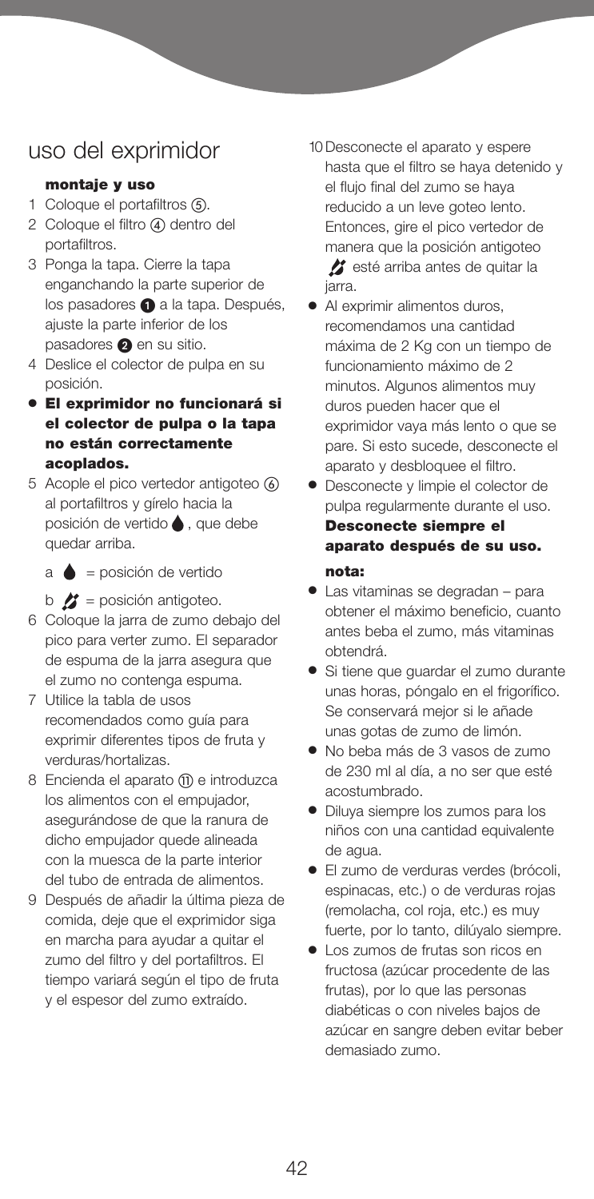# uso del exprimidor

### montaje y uso

1 Coloque el portafiltros ⑤.
2 Coloque el filtro ④ dentro del portafiltros.
3 Ponga la tapa. Cierre la tapa enganchando la parte superior de los pasadores ❶ a la tapa. Después, ajuste la parte inferior de los pasadores ❷ en su sitio.
4 Deslice el colector de pulpa en su posición.

- **El exprimidor no funcionará si el colector de pulpa o la tapa no están correctamente acoplados.**

5 Acople el pico vertedor antigoteo ⑥ al portafiltros y gírelo hacia la posición de vertido ●, que debe quedar arriba.
   a ● = posición de vertido
   b = posición antigoteo.
6 Coloque la jarra de zumo debajo del pico para verter zumo. El separador de espuma de la jarra asegura que el zumo no contenga espuma.
7 Utilice la tabla de usos recomendados como guía para exprimir diferentes tipos de fruta y verduras/hortalizas.
8 Encienda el aparato ⑪ e introduzca los alimentos con el empujador, asegurándose de que la ranura de dicho empujador quede alineada con la muesca de la parte interior del tubo de entrada de alimentos.
9 Después de añadir la última pieza de comida, deje que el exprimidor siga en marcha para ayudar a quitar el zumo del filtro y del portafiltros. El tiempo variará según el tipo de fruta y el espesor del zumo extraído.
10 Desconecte el aparato y espere hasta que el filtro se haya detenido y el flujo final del zumo se haya reducido a un leve goteo lento. Entonces, gire el pico vertedor de manera que la posición antigoteo esté arriba antes de quitar la jarra.

- Al exprimir alimentos duros, recomendamos una cantidad máxima de 2 Kg con un tiempo de funcionamiento máximo de 2 minutos. Algunos alimentos muy duros pueden hacer que el exprimidor vaya más lento o que se pare. Si esto sucede, desconecte el aparato y desbloquee el filtro.
- Desconecte y limpie el colector de pulpa regularmente durante el uso. **Desconecte siempre el aparato después de su uso.**

**nota:**

- Las vitaminas se degradan – para obtener el máximo beneficio, cuanto antes beba el zumo, más vitaminas obtendrá.
- Si tiene que guardar el zumo durante unas horas, póngalo en el frigorífico. Se conservará mejor si le añade unas gotas de zumo de limón.
- No beba más de 3 vasos de zumo de 230 ml al día, a no ser que esté acostumbrado.
- Diluya siempre los zumos para los niños con una cantidad equivalente de agua.
- El zumo de verduras verdes (brócoli, espinacas, etc.) o de verduras rojas (remolacha, col roja, etc.) es muy fuerte, por lo tanto, dilúyalo siempre.
- Los zumos de frutas son ricos en fructosa (azúcar procedente de las frutas), por lo que las personas diabéticas o con niveles bajos de azúcar en sangre deben evitar beber demasiado zumo.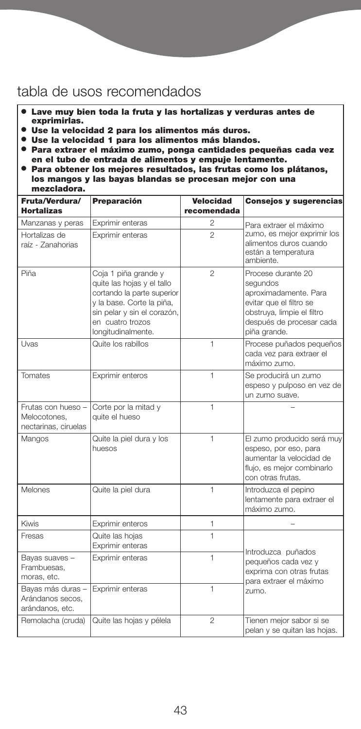## tabla de usos recomendados

- **Lave muy bien toda la fruta y las hortalizas y verduras antes de exprimirlas.**
- **Use la velocidad 2 para los alimentos más duros.**
- **Use la velocidad 1 para los alimentos más blandos.**
- **Para extraer el máximo zumo, ponga cantidades pequeñas cada vez en el tubo de entrada de alimentos y empuje lentamente.**
- **Para obtener los mejores resultados, las frutas como los plátanos, los mangos y las bayas blandas se procesan mejor con una mezcladora.**

| Fruta/Verdura/ Hortalizas | Preparación | Velocidad recomendada | Consejos y sugerencias |
|---|---|---|---|
| Manzanas y peras | Exprimir enteras | 2 | Para extraer el máximo zumo, es mejor exprimir los alimentos duros cuando están a temperatura ambiente. |
| Hortalizas de raíz - Zanahorias | Exprimir enteras | 2 | |
| Piña | Coja 1 piña grande y quite las hojas y el tallo cortando la parte superior y la base. Corte la piña, sin pelar y sin el corazón, en cuatro trozos longitudinalmente. | 2 | Procese durante 20 segundos aproximadamente. Para evitar que el filtro se obstruya, limpie el filtro después de procesar cada piña grande. |
| Uvas | Quite los rabillos | 1 | Procese puñados pequeños cada vez para extraer el máximo zumo. |
| Tomates | Exprimir enteros | 1 | Se producirá un zumo espeso y pulposo en vez de un zumo suave. |
| Frutas con hueso – Melocotones, nectarinas, ciruelas | Corte por la mitad y quite el hueso | 1 | – |
| Mangos | Quite la piel dura y los huesos | 1 | El zumo producido será muy espeso, por eso, para aumentar la velocidad de flujo, es mejor combinarlo con otras frutas. |
| Melones | Quite la piel dura | 1 | Introduzca el pepino lentamente para extraer el máximo zumo. |
| Kiwis | Exprimir enteros | 1 | – |
| Fresas | Quite las hojas Exprimir enteras | 1 | Introduzca puñados pequeños cada vez y exprima con otras frutas para extraer el máximo zumo. |
| Bayas suaves – Frambuesas, moras, etc. | Exprimir enteras | 1 | |
| Bayas más duras – Arándanos secos, arándanos, etc. | Exprimir enteras | 1 | |
| Remolacha (cruda) | Quite las hojas y pélela | 2 | Tienen mejor sabor si se pelan y se quitan las hojas. |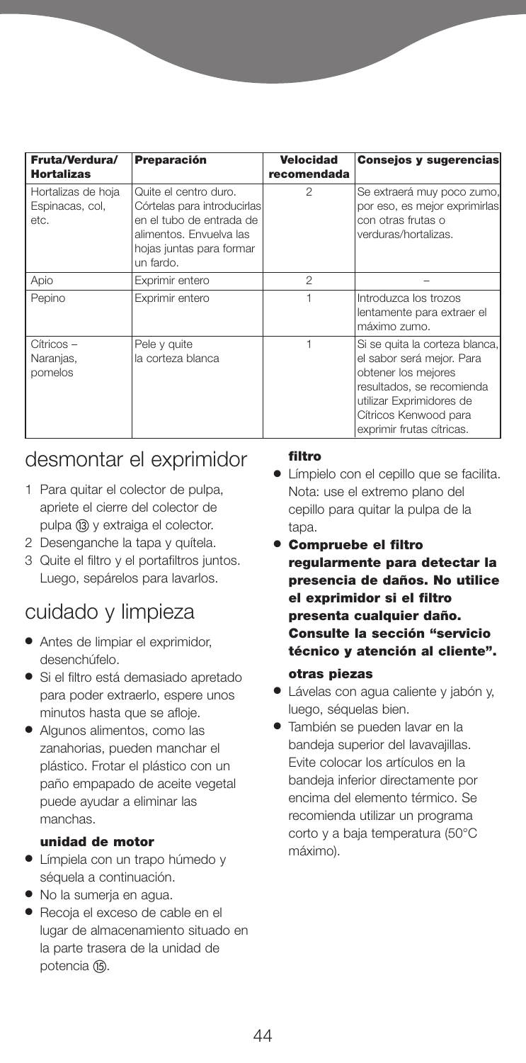| Fruta/Verdura/ Hortalizas | Preparación | Velocidad recomendada | Consejos y sugerencias |
| --- | --- | --- | --- |
| Hortalizas de hoja Espinacas, col, etc. | Quite el centro duro. Córtelas para introducirlas en el tubo de entrada de alimentos. Envuelva las hojas juntas para formar un fardo. | 2 | Se extraerá muy poco zumo, por eso, es mejor exprimirlas con otras frutas o verduras/hortalizas. |
| Apio | Exprimir entero | 2 | – |
| Pepino | Exprimir entero | 1 | Introduzca los trozos lentamente para extraer el máximo zumo. |
| Cítricos – Naranjas, pomelos | Pele y quite la corteza blanca | 1 | Si se quita la corteza blanca, el sabor será mejor. Para obtener los mejores resultados, se recomienda utilizar Exprimidores de Cítricos Kenwood para exprimir frutas cítricas. |

## desmontar el exprimidor

1. Para quitar el colector de pulpa, apriete el cierre del colector de pulpa ⑬ y extraiga el colector.
2. Desenganche la tapa y quítela.
3. Quite el filtro y el portafiltros juntos. Luego, sepárelos para lavarlos.

## cuidado y limpieza

- Antes de limpiar el exprimidor, desenchúfelo.
- Si el filtro está demasiado apretado para poder extraerlo, espere unos minutos hasta que se afloje.
- Algunos alimentos, como las zanahorias, pueden manchar el plástico. Frotar el plástico con un paño empapado de aceite vegetal puede ayudar a eliminar las manchas.

**unidad de motor**

- Límpiela con un trapo húmedo y séquela a continuación.
- No la sumerja en agua.
- Recoja el exceso de cable en el lugar de almacenamiento situado en la parte trasera de la unidad de potencia ⑮.

**filtro**

- Límpielo con el cepillo que se facilita. Nota: use el extremo plano del cepillo para quitar la pulpa de la tapa.
- **Compruebe el filtro regularmente para detectar la presencia de daños. No utilice el exprimidor si el filtro presenta cualquier daño. Consulte la sección "servicio técnico y atención al cliente".**

**otras piezas**

- Lávelas con agua caliente y jabón y, luego, séquelas bien.
- También se pueden lavar en la bandeja superior del lavavajillas. Evite colocar los artículos en la bandeja inferior directamente por encima del elemento térmico. Se recomienda utilizar un programa corto y a baja temperatura (50°C máximo).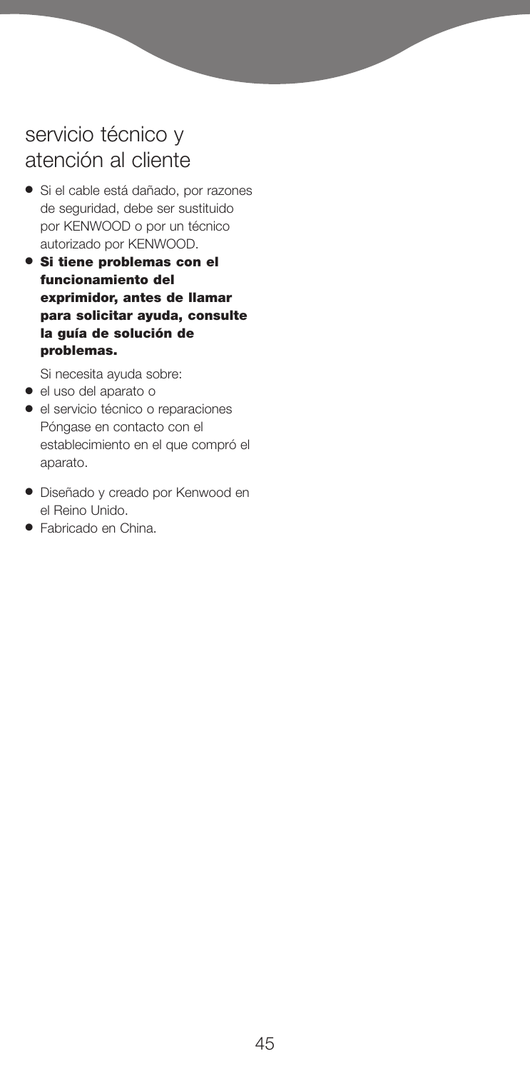# servicio técnico y atención al cliente

- Si el cable está dañado, por razones de seguridad, debe ser sustituido por KENWOOD o por un técnico autorizado por KENWOOD.
- **Si tiene problemas con el funcionamiento del exprimidor, antes de llamar para solicitar ayuda, consulte la guía de solución de problemas.**

  Si necesita ayuda sobre:
- el uso del aparato o
- el servicio técnico o reparaciones
  Póngase en contacto con el establecimiento en el que compró el aparato.

- Diseñado y creado por Kenwood en el Reino Unido.
- Fabricado en China.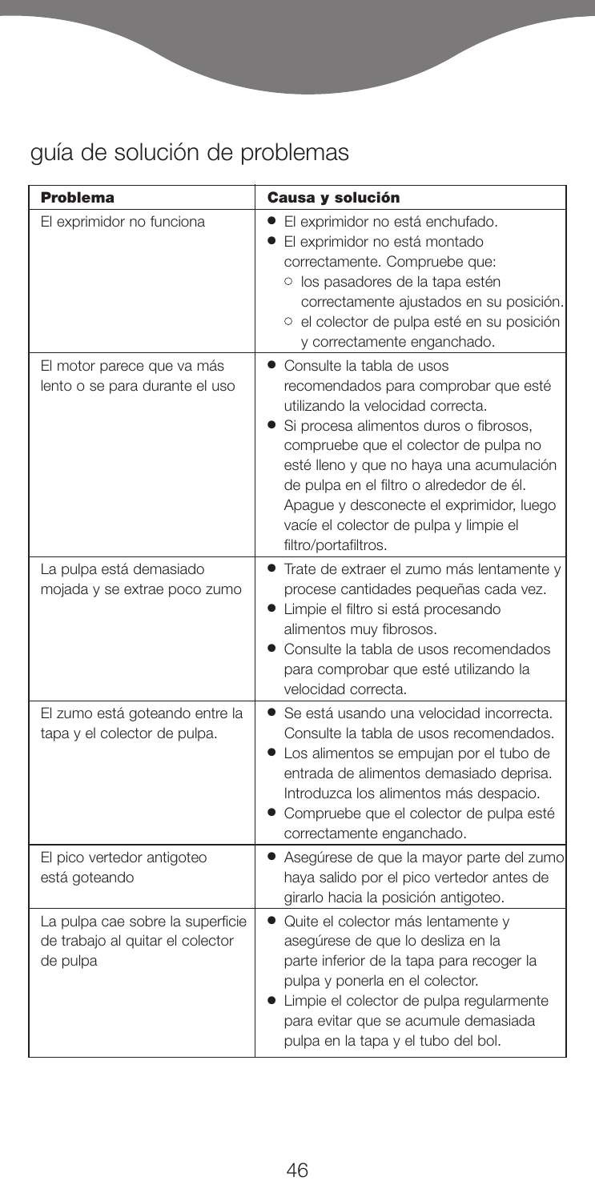# guía de solución de problemas

| Problema | Causa y solución |
| --- | --- |
| El exprimidor no funciona | ● El exprimidor no está enchufado.<br>● El exprimidor no está montado correctamente. Compruebe que:<br>○ los pasadores de la tapa estén correctamente ajustados en su posición.<br>○ el colector de pulpa esté en su posición y correctamente enganchado. |
| El motor parece que va más lento o se para durante el uso | ● Consulte la tabla de usos recomendados para comprobar que esté utilizando la velocidad correcta.<br>● Si procesa alimentos duros o fibrosos, compruebe que el colector de pulpa no esté lleno y que no haya una acumulación de pulpa en el filtro o alrededor de él. Apague y desconecte el exprimidor, luego vacíe el colector de pulpa y limpie el filtro/portafiltros. |
| La pulpa está demasiado mojada y se extrae poco zumo | ● Trate de extraer el zumo más lentamente y procese cantidades pequeñas cada vez.<br>● Limpie el filtro si está procesando alimentos muy fibrosos.<br>● Consulte la tabla de usos recomendados para comprobar que esté utilizando la velocidad correcta. |
| El zumo está goteando entre la tapa y el colector de pulpa. | ● Se está usando una velocidad incorrecta. Consulte la tabla de usos recomendados.<br>● Los alimentos se empujan por el tubo de entrada de alimentos demasiado deprisa. Introduzca los alimentos más despacio.<br>● Compruebe que el colector de pulpa esté correctamente enganchado. |
| El pico vertedor antigoteo está goteando | ● Asegúrese de que la mayor parte del zumo haya salido por el pico vertedor antes de girarlo hacia la posición antigoteo. |
| La pulpa cae sobre la superficie de trabajo al quitar el colector de pulpa | ● Quite el colector más lentamente y asegúrese de que lo desliza en la parte inferior de la tapa para recoger la pulpa y ponerla en el colector.<br>● Limpie el colector de pulpa regularmente para evitar que se acumule demasiada pulpa en la tapa y el tubo del bol. |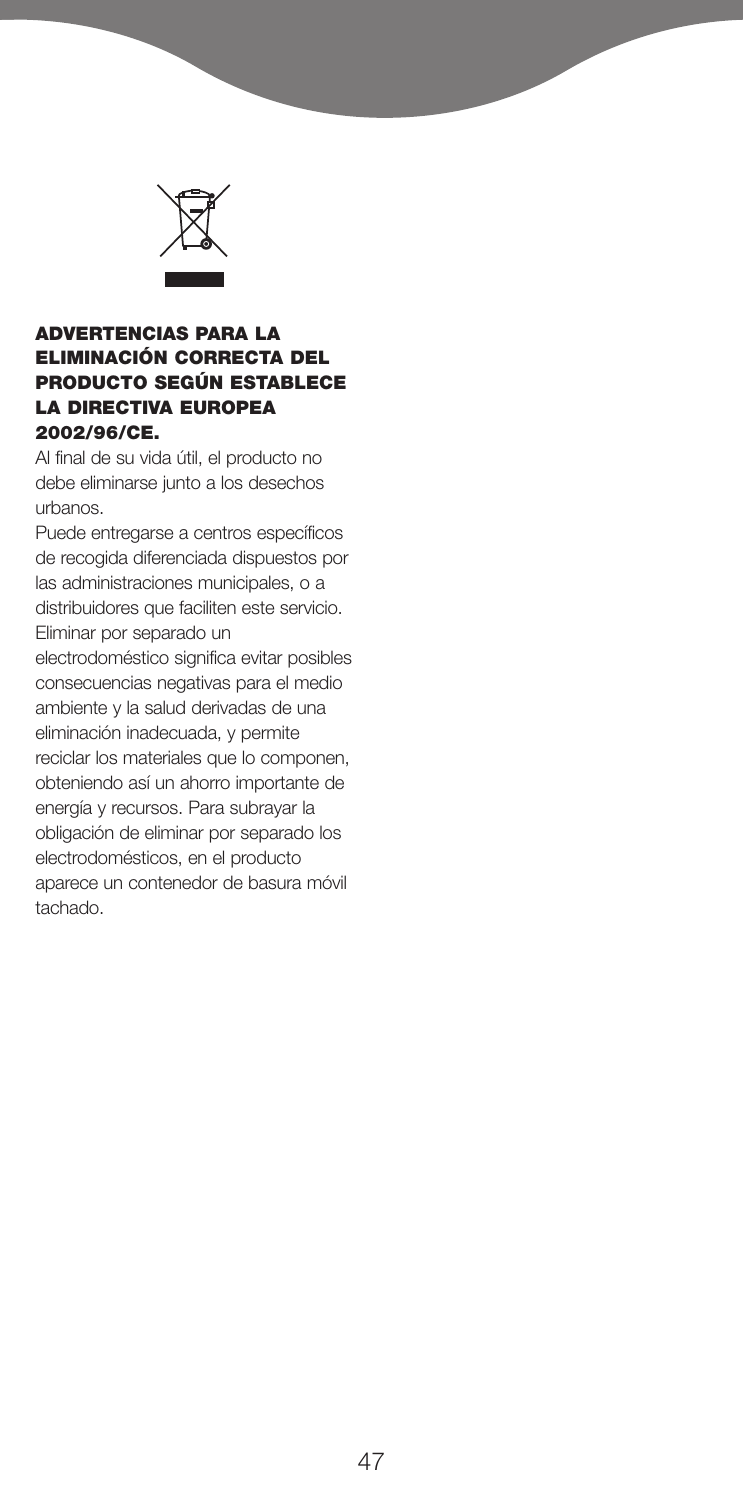## ADVERTENCIAS PARA LA ELIMINACIÓN CORRECTA DEL PRODUCTO SEGÚN ESTABLECE LA DIRECTIVA EUROPEA 2002/96/CE.

Al final de su vida útil, el producto no debe eliminarse junto a los desechos urbanos.

Puede entregarse a centros específicos de recogida diferenciada dispuestos por las administraciones municipales, o a distribuidores que faciliten este servicio. Eliminar por separado un electrodoméstico significa evitar posibles consecuencias negativas para el medio ambiente y la salud derivadas de una eliminación inadecuada, y permite reciclar los materiales que lo componen, obteniendo así un ahorro importante de energía y recursos. Para subrayar la obligación de eliminar por separado los electrodomésticos, en el producto aparece un contenedor de basura móvil tachado.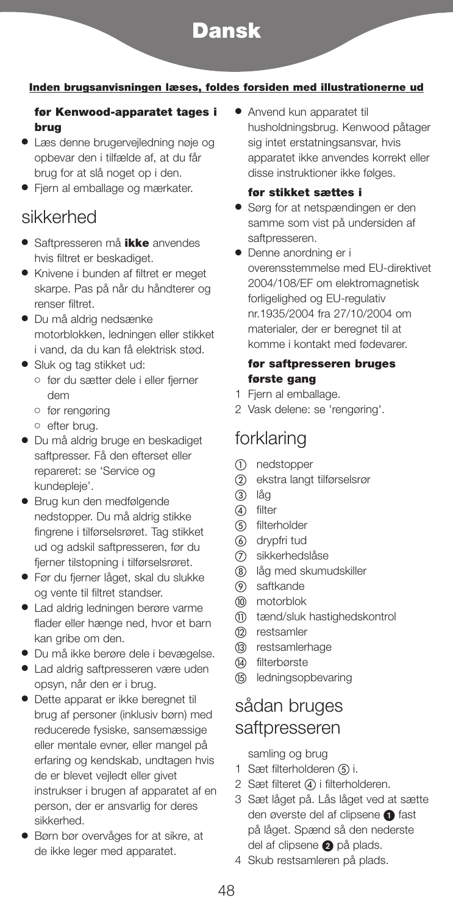# Dansk

**Inden brugsanvisningen læses, foldes forsiden med illustrationerne ud**

### før Kenwood-apparatet tages i brug

- Læs denne brugervejledning nøje og opbevar den i tilfælde af, at du får brug for at slå noget op i den.
- Fjern al emballage og mærkater.

## sikkerhed

- Saftpresseren må **ikke** anvendes hvis filtret er beskadiget.
- Knivene i bunden af filtret er meget skarpe. Pas på når du håndterer og renser filtret.
- Du må aldrig nedsænke motorblokken, ledningen eller stikket i vand, da du kan få elektrisk stød.
- Sluk og tag stikket ud:
  - før du sætter dele i eller fjerner dem
  - før rengøring
  - efter brug.
- Du må aldrig bruge en beskadiget saftpresser. Få den efterset eller repareret: se 'Service og kundepleje'.
- Brug kun den medfølgende nedstopper. Du må aldrig stikke fingrene i tilførselsrøret. Tag stikket ud og adskil saftpresseren, før du fjerner tilstopning i tilførselsrøret.
- Før du fjerner låget, skal du slukke og vente til filtret standser.
- Lad aldrig ledningen berøre varme flader eller hænge ned, hvor et barn kan gribe om den.
- Du må ikke berøre dele i bevægelse.
- Lad aldrig saftpresseren være uden opsyn, når den er i brug.
- Dette apparat er ikke beregnet til brug af personer (inklusiv børn) med reducerede fysiske, sansemæssige eller mentale evner, eller mangel på erfaring og kendskab, undtagen hvis de er blevet vejledt eller givet instrukser i brugen af apparatet af en person, der er ansvarlig for deres sikkerhed.
- Børn bør overvåges for at sikre, at de ikke leger med apparatet.
- Anvend kun apparatet til husholdningsbrug. Kenwood påtager sig intet erstatningsansvar, hvis apparatet ikke anvendes korrekt eller disse instruktioner ikke følges.

### før stikket sættes i

- Sørg for at netspændingen er den samme som vist på undersiden af saftpresseren.
- Denne anordning er i overensstemmelse med EU-direktivet 2004/108/EF om elektromagnetisk forligelighed og EU-regulativ nr.1935/2004 fra 27/10/2004 om materialer, der er beregnet til at komme i kontakt med fødevarer.

### før saftpresseren bruges første gang

1. Fjern al emballage.
2. Vask delene: se 'rengøring'.

## forklaring

① nedstopper
② ekstra langt tilførselsrør
③ låg
④ filter
⑤ filterholder
⑥ drypfri tud
⑦ sikkerhedslåse
⑧ låg med skumudskiller
⑨ saftkande
⑩ motorblok
⑪ tænd/sluk hastighedskontrol
⑫ restsamler
⑬ restsamlerhage
⑭ filterbørste
⑮ ledningsopbevaring

## sådan bruges saftpresseren

samling og brug

1. Sæt filterholderen ⑤ i.
2. Sæt filteret ④ i filterholderen.
3. Sæt låget på. Lås låget ved at sætte den øverste del af clipsene ❶ fast på låget. Spænd så den nederste del af clipsene ❷ på plads.
4. Skub restsamleren på plads.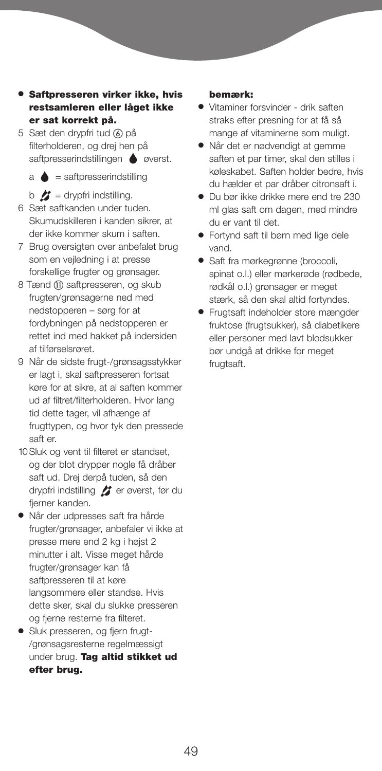- **Saftpresseren virker ikke, hvis restsamleren eller låget ikke er sat korrekt på.**

5 Sæt den drypfri tud ⑥ på filterholderen, og drej hen på saftpresserindstillingen 💧 øverst.

   a 💧 = saftpresserindstilling

   b = drypfri indstilling.

6 Sæt saftkanden under tuden. Skumudskilleren i kanden sikrer, at der ikke kommer skum i saften.

7 Brug oversigten over anbefalet brug som en vejledning i at presse forskellige frugter og grønsager.

8 Tænd ⑪ saftpresseren, og skub frugten/grønsagerne ned med nedstopperen – sørg for at fordybningen på nedstopperen er rettet ind med hakket på indersiden af tilførselsrøret.

9 Når de sidste frugt-/grønsagsstykker er lagt i, skal saftpresseren fortsat køre for at sikre, at al saften kommer ud af filtret/filterholderen. Hvor lang tid dette tager, vil afhænge af frugttypen, og hvor tyk den pressede saft er.

10 Sluk og vent til filteret er standset, og der blot drypper nogle få dråber saft ud. Drej derpå tuden, så den drypfri indstilling er øverst, før du fjerner kanden.

- Når der udpresses saft fra hårde frugter/grønsager, anbefaler vi ikke at presse mere end 2 kg i højst 2 minutter i alt. Visse meget hårde frugter/grønsager kan få saftpresseren til at køre langsommere eller standse. Hvis dette sker, skal du slukke presseren og fjerne resterne fra filteret.
- Sluk presseren, og fjern frugt-/grønsagsresterne regelmæssigt under brug. **Tag altid stikket ud efter brug.**

**bemærk:**

- Vitaminer forsvinder - drik saften straks efter presning for at få så mange af vitaminerne som muligt.
- Når det er nødvendigt at gemme saften et par timer, skal den stilles i køleskabet. Saften holder bedre, hvis du hælder et par dråber citronsaft i.
- Du bør ikke drikke mere end tre 230 ml glas saft om dagen, med mindre du er vant til det.
- Fortynd saft til børn med lige dele vand.
- Saft fra mørkegrønne (broccoli, spinat o.l.) eller mørkerøde (rødbede, rødkål o.l.) grønsager er meget stærk, så den skal altid fortyndes.
- Frugtsaft indeholder store mængder fruktose (frugtsukker), så diabetikere eller personer med lavt blodsukker bør undgå at drikke for meget frugtsaft.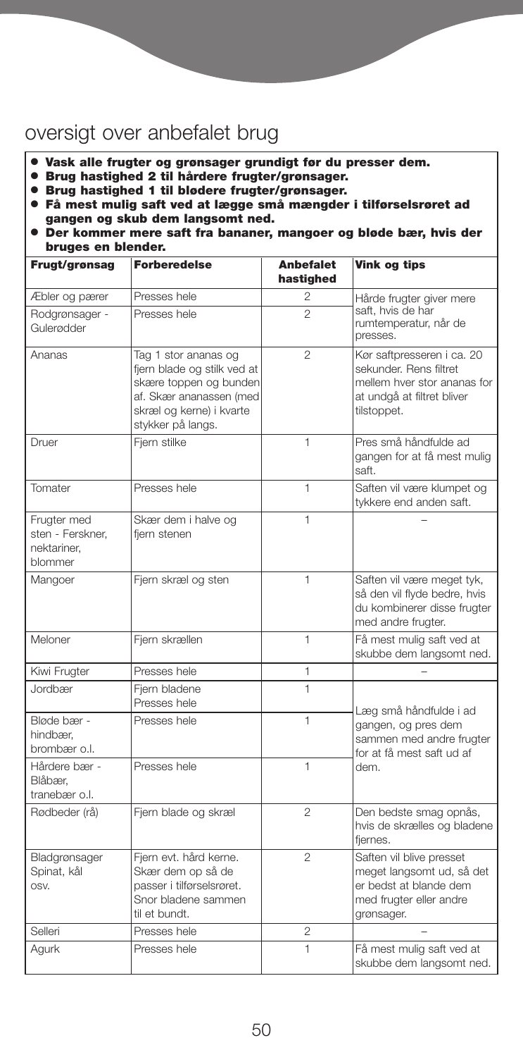# oversigt over anbefalet brug

- **Vask alle frugter og grønsager grundigt før du presser dem.**
- **Brug hastighed 2 til hårdere frugter/grønsager.**
- **Brug hastighed 1 til blødere frugter/grønsager.**
- **Få mest mulig saft ved at lægge små mængder i tilførselsrøret ad gangen og skub dem langsomt ned.**
- **Der kommer mere saft fra bananer, mangoer og bløde bær, hvis der bruges en blender.**

| Frugt/grønsag | Forberedelse | Anbefalet hastighed | Vink og tips |
|---|---|---|---|
| Æbler og pærer | Presses hele | 2 | Hårde frugter giver mere saft, hvis de har rumtemperatur, når de presses. |
| Rodgrønsager - Gulerødder | Presses hele | 2 | |
| Ananas | Tag 1 stor ananas og fjern blade og stilk ved at skære toppen og bunden af. Skær ananassen (med skræl og kerne) i kvarte stykker på langs. | 2 | Kør saftpresseren i ca. 20 sekunder. Rens filtret mellem hver stor ananas for at undgå at filtret bliver tilstoppet. |
| Druer | Fjern stilke | 1 | Pres små håndfulde ad gangen for at få mest mulig saft. |
| Tomater | Presses hele | 1 | Saften vil være klumpet og tykkere end anden saft. |
| Frugter med sten - Ferskner, nektariner, blommer | Skær dem i halve og fjern stenen | 1 | – |
| Mangoer | Fjern skræl og sten | 1 | Saften vil være meget tyk, så den vil flyde bedre, hvis du kombinerer disse frugter med andre frugter. |
| Meloner | Fjern skrællen | 1 | Få mest mulig saft ved at skubbe dem langsomt ned. |
| Kiwi Frugter | Presses hele | 1 | – |
| Jordbær | Fjern bladene Presses hele | 1 | Læg små håndfulde i ad gangen, og pres dem sammen med andre frugter for at få mest saft ud af dem. |
| Bløde bær - hindbær, brombær o.l. | Presses hele | 1 | |
| Hårdere bær - Blåbær, tranebær o.l. | Presses hele | 1 | |
| Rødbeder (rå) | Fjern blade og skræl | 2 | Den bedste smag opnås, hvis de skrælles og bladene fjernes. |
| Bladgrønsager Spinat, kål osv. | Fjern evt. hård kerne. Skær dem op så de passer i tilførselsrøret. Snor bladene sammen til et bundt. | 2 | Saften vil blive presset meget langsomt ud, så det er bedst at blande dem med frugter eller andre grønsager. |
| Selleri | Presses hele | 2 | – |
| Agurk | Presses hele | 1 | Få mest mulig saft ved at skubbe dem langsomt ned. |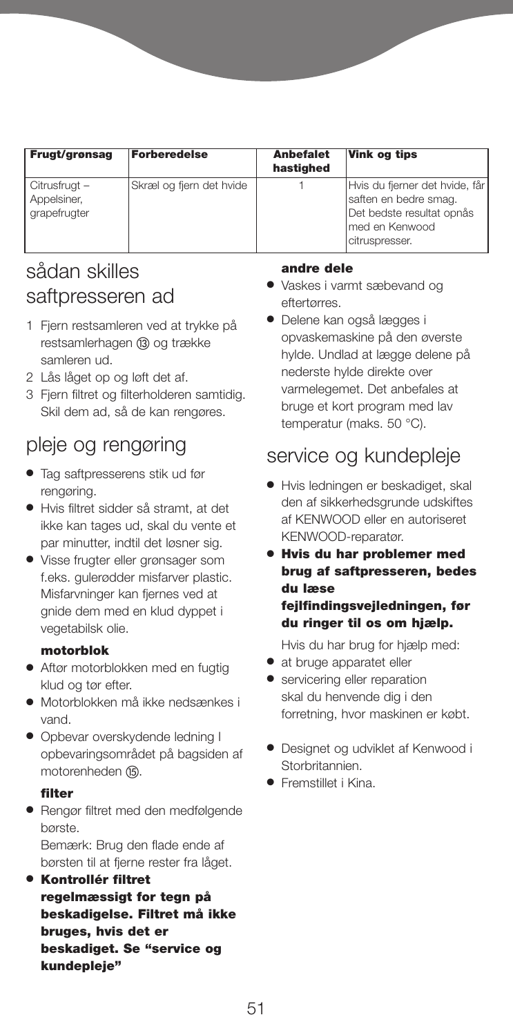| Frugt/grønsag | Forberedelse | Anbefalet hastighed | Vink og tips |
|---|---|---|---|
| Citrusfrugt – Appelsiner, grapefrugter | Skræl og fjern det hvide | 1 | Hvis du fjerner det hvide, får saften en bedre smag. Det bedste resultat opnås med en Kenwood citruspresser. |

## sådan skilles saftpresseren ad

1. Fjern restsamleren ved at trykke på restsamlerhagen ⑬ og trække samleren ud.
2. Lås låget op og løft det af.
3. Fjern filtret og filterholderen samtidig. Skil dem ad, så de kan rengøres.

## pleje og rengøring

- Tag saftpresserens stik ud før rengøring.
- Hvis filtret sidder så stramt, at det ikke kan tages ud, skal du vente et par minutter, indtil det løsner sig.
- Visse frugter eller grønsager som f.eks. gulerødder misfarver plastic. Misfarvninger kan fjernes ved at gnide dem med en klud dyppet i vegetabilsk olie.

### motorblok

- Aftør motorblokken med en fugtig klud og tør efter.
- Motorblokken må ikke nedsænkes i vand.
- Opbevar overskydende ledning I opbevaringsområdet på bagsiden af motorenheden ⑮.

### filter

- Rengør filtret med den medfølgende børste.
  Bemærk: Brug den flade ende af børsten til at fjerne rester fra låget.
- **Kontrollér filtret regelmæssigt for tegn på beskadigelse. Filtret må ikke bruges, hvis det er beskadiget. Se "service og kundepleje"**

### andre dele

- Vaskes i varmt sæbevand og eftertørres.
- Delene kan også lægges i opvaskemaskine på den øverste hylde. Undlad at lægge delene på nederste hylde direkte over varmelegemet. Det anbefales at bruge et kort program med lav temperatur (maks. 50 °C).

## service og kundepleje

- Hvis ledningen er beskadiget, skal den af sikkerhedsgrunde udskiftes af KENWOOD eller en autoriseret KENWOOD-reparatør.
- **Hvis du har problemer med brug af saftpresseren, bedes du læse fejlfindingsvejledningen, før du ringer til os om hjælp.**

  Hvis du har brug for hjælp med:
- at bruge apparatet eller
- servicering eller reparation
  skal du henvende dig i den forretning, hvor maskinen er købt.
- Designet og udviklet af Kenwood i Storbritannien.
- Fremstillet i Kina.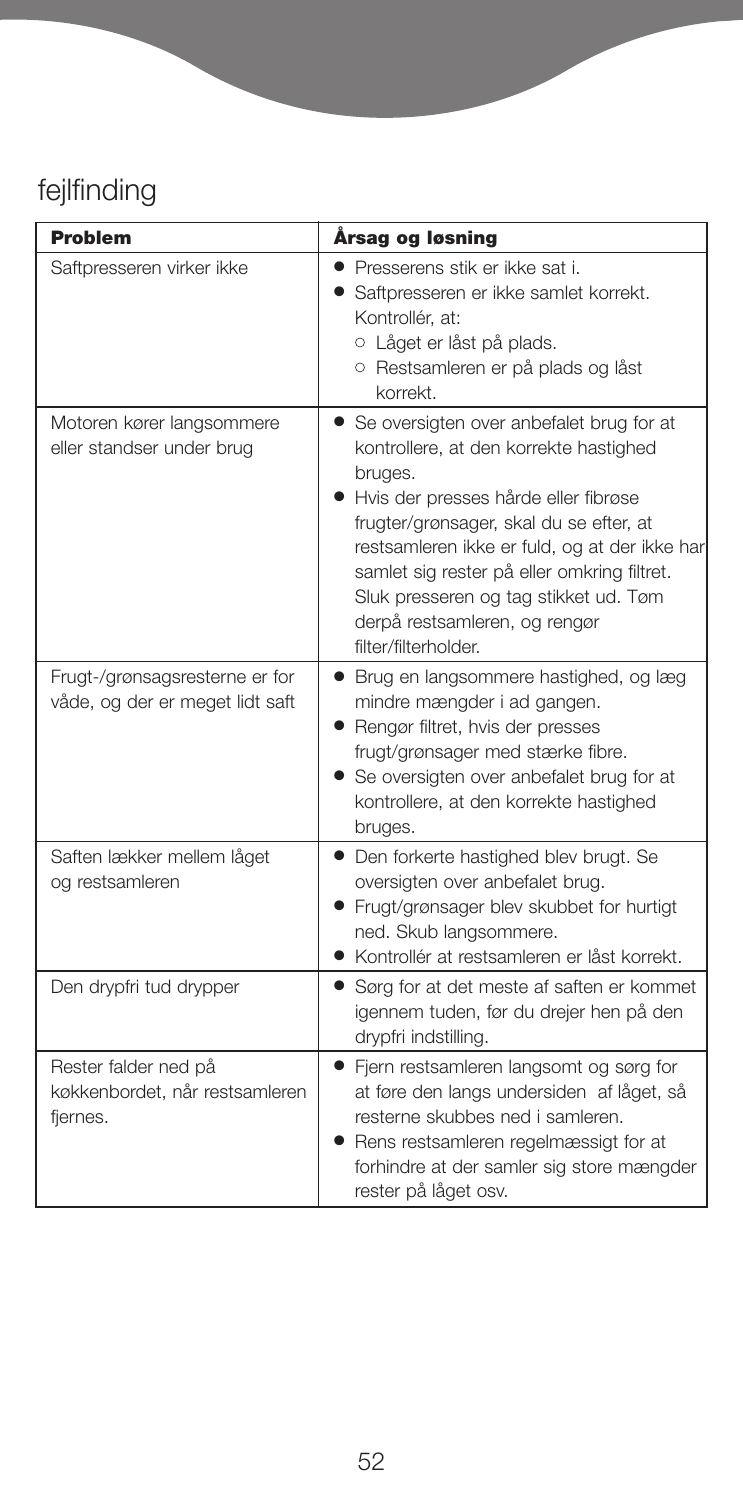# fejlfinding

| **Problem** | **Årsag og løsning** |
|---|---|
| Saftpresseren virker ikke | • Presserens stik er ikke sat i.<br>• Saftpresseren er ikke samlet korrekt. Kontrollér, at:<br>○ Låget er låst på plads.<br>○ Restsamleren er på plads og låst korrekt. |
| Motoren kører langsommere eller standser under brug | • Se oversigten over anbefalet brug for at kontrollere, at den korrekte hastighed bruges.<br>• Hvis der presses hårde eller fibrøse frugter/grønsager, skal du se efter, at restsamleren ikke er fuld, og at der ikke har samlet sig rester på eller omkring filtret. Sluk presseren og tag stikket ud. Tøm derpå restsamleren, og rengør filter/filterholder. |
| Frugt-/grønsagsresterne er for våde, og der er meget lidt saft | • Brug en langsommere hastighed, og læg mindre mængder i ad gangen.<br>• Rengør filtret, hvis der presses frugt/grønsager med stærke fibre.<br>• Se oversigten over anbefalet brug for at kontrollere, at den korrekte hastighed bruges. |
| Saften lækker mellem låget og restsamleren | • Den forkerte hastighed blev brugt. Se oversigten over anbefalet brug.<br>• Frugt/grønsager blev skubbet for hurtigt ned. Skub langsommere.<br>• Kontrollér at restsamleren er låst korrekt. |
| Den drypfri tud drypper | • Sørg for at det meste af saften er kommet igennem tuden, før du drejer hen på den drypfri indstilling. |
| Rester falder ned på køkkenbordet, når restsamleren fjernes. | • Fjern restsamleren langsomt og sørg for at føre den langs undersiden af låget, så resterne skubbes ned i samleren.<br>• Rens restsamleren regelmæssigt for at forhindre at der samler sig store mængder rester på låget osv. |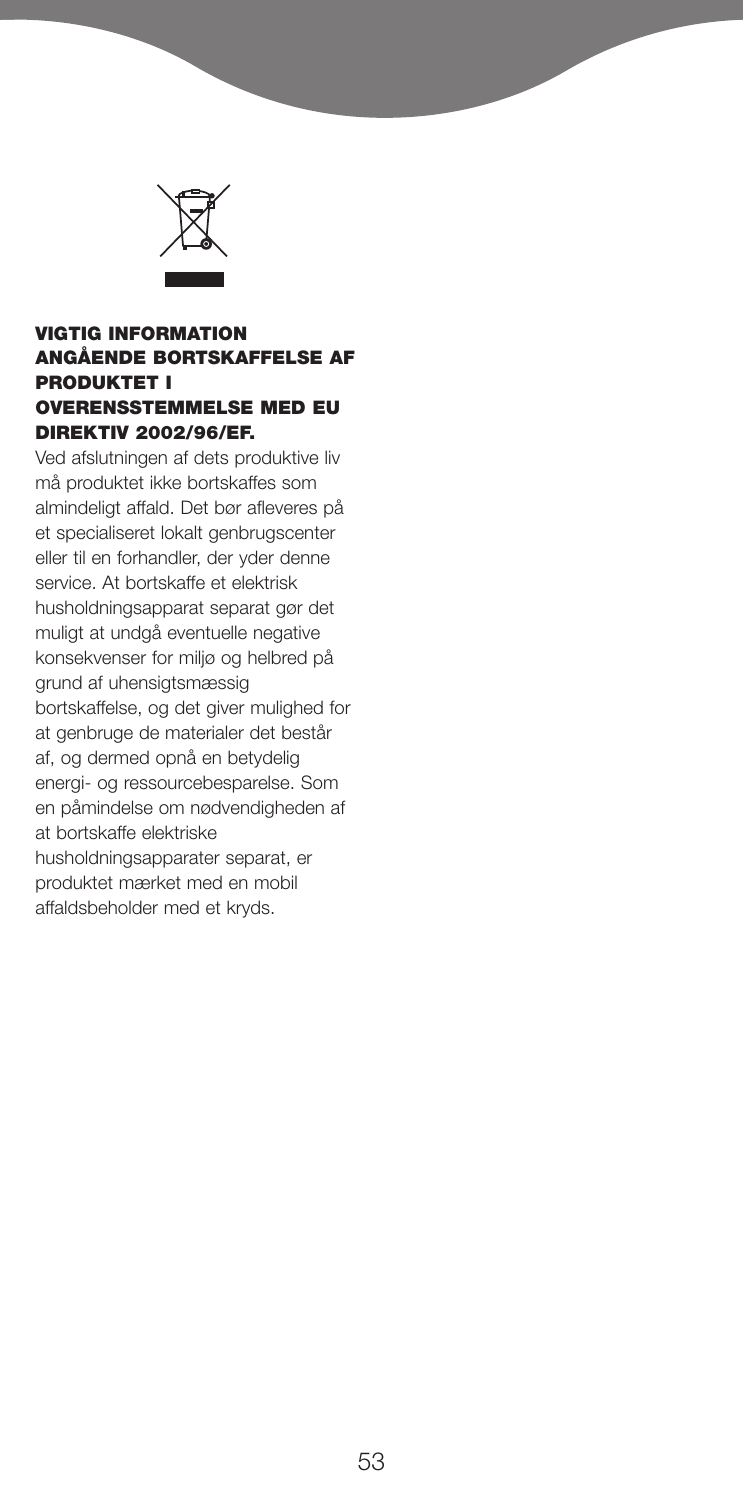### VIGTIG INFORMATION ANGÅENDE BORTSKAFFELSE AF PRODUKTET I OVERENSSTEMMELSE MED EU DIREKTIV 2002/96/EF.

Ved afslutningen af dets produktive liv må produktet ikke bortskaffes som almindeligt affald. Det bør afleveres på et specialiseret lokalt genbrugscenter eller til en forhandler, der yder denne service. At bortskaffe et elektrisk husholdningsapparat separat gør det muligt at undgå eventuelle negative konsekvenser for miljø og helbred på grund af uhensigtsmæssig bortskaffelse, og det giver mulighed for at genbruge de materialer det består af, og dermed opnå en betydelig energi- og ressourcebesparelse. Som en påmindelse om nødvendigheden af at bortskaffe elektriske husholdningsapparater separat, er produktet mærket med en mobil affaldsbeholder med et kryds.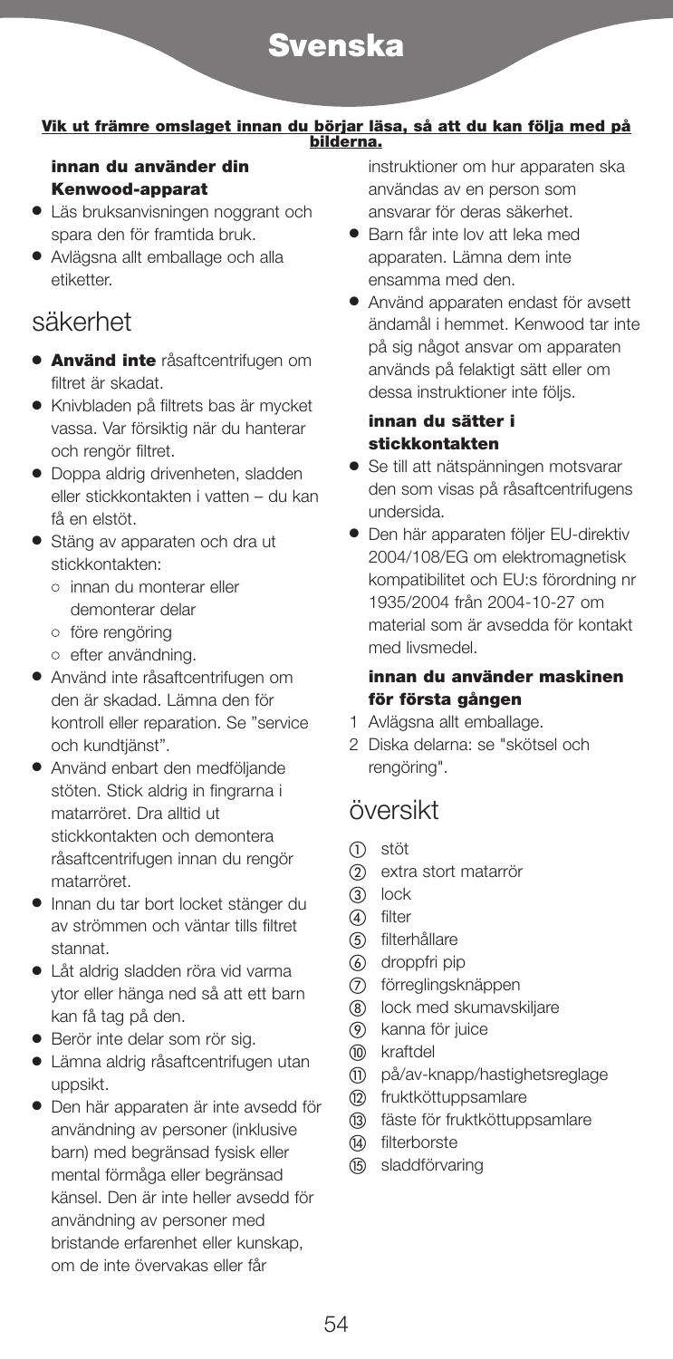# Svenska

**Vik ut främre omslaget innan du börjar läsa, så att du kan följa med på bilderna.**

### innan du använder din Kenwood-apparat

- Läs bruksanvisningen noggrant och spara den för framtida bruk.
- Avlägsna allt emballage och alla etiketter.

## säkerhet

- **Använd inte** råsaftcentrifugen om filtret är skadat.
- Knivbladen på filtrets bas är mycket vassa. Var försiktig när du hanterar och rengör filtret.
- Doppa aldrig drivenheten, sladden eller stickkontakten i vatten – du kan få en elstöt.
- Stäng av apparaten och dra ut stickkontakten:
  - innan du monterar eller demonterar delar
  - före rengöring
  - efter användning.
- Använd inte råsaftcentrifugen om den är skadad. Lämna den för kontroll eller reparation. Se "service och kundtjänst".
- Använd enbart den medföljande stöten. Stick aldrig in fingrarna i matarröret. Dra alltid ut stickkontakten och demontera råsaftcentrifugen innan du rengör matarröret.
- Innan du tar bort locket stänger du av strömmen och väntar tills filtret stannat.
- Låt aldrig sladden röra vid varma ytor eller hänga ned så att ett barn kan få tag på den.
- Berör inte delar som rör sig.
- Lämna aldrig råsaftcentrifugen utan uppsikt.
- Den här apparaten är inte avsedd för användning av personer (inklusive barn) med begränsad fysisk eller mental förmåga eller begränsad känsel. Den är inte heller avsedd för användning av personer med bristande erfarenhet eller kunskap, om de inte övervakas eller får instruktioner om hur apparaten ska användas av en person som ansvarar för deras säkerhet.
- Barn får inte lov att leka med apparaten. Lämna dem inte ensamma med den.
- Använd apparaten endast för avsett ändamål i hemmet. Kenwood tar inte på sig något ansvar om apparaten används på felaktigt sätt eller om dessa instruktioner inte följs.

### innan du sätter i stickkontakten

- Se till att nätspänningen motsvarar den som visas på råsaftcentrifugens undersida.
- Den här apparaten följer EU-direktiv 2004/108/EG om elektromagnetisk kompatibilitet och EU:s förordning nr 1935/2004 från 2004-10-27 om material som är avsedda för kontakt med livsmedel.

### innan du använder maskinen för första gången

1. Avlägsna allt emballage.
2. Diska delarna: se "skötsel och rengöring".

## översikt

① stöt
② extra stort matarrör
③ lock
④ filter
⑤ filterhållare
⑥ droppfri pip
⑦ förreglingsknäppen
⑧ lock med skumavskiljare
⑨ kanna för juice
⑩ kraftdel
⑪ på/av-knapp/hastighetsreglage
⑫ fruktköttuppsamlare
⑬ fäste för fruktköttuppsamlare
⑭ filterborste
⑮ sladdförvaring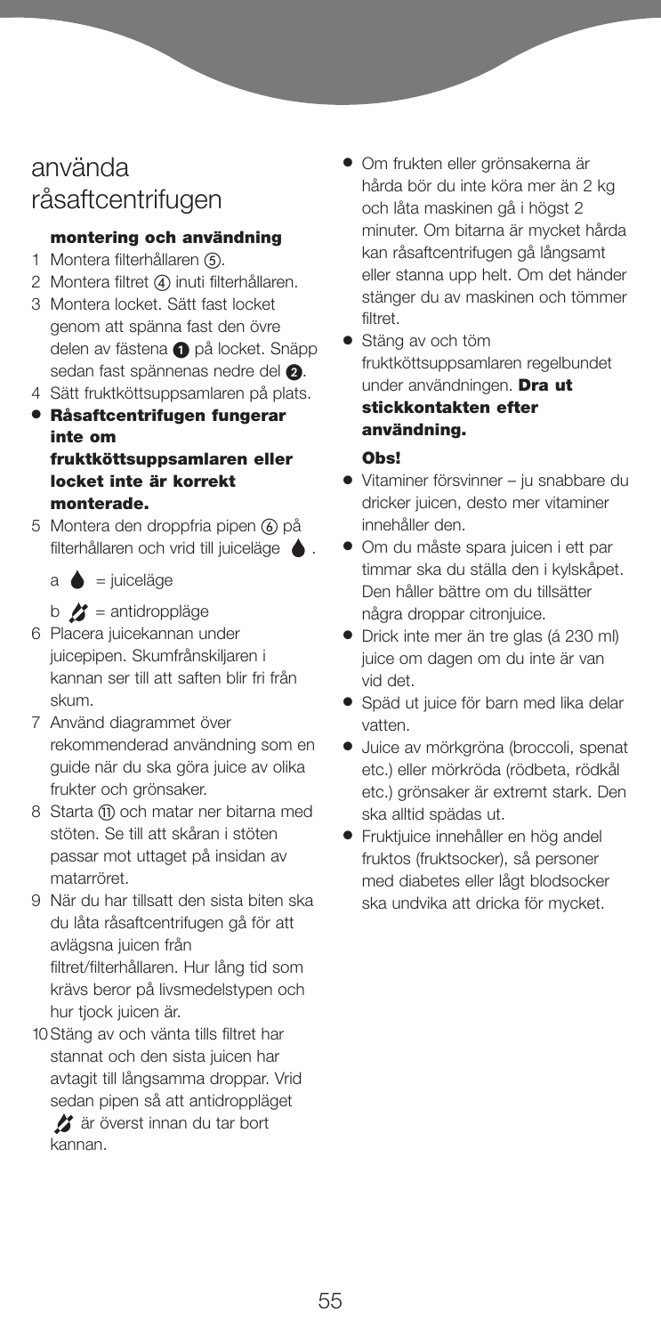# använda råsaftcentrifugen

### montering och användning

1. Montera filterhållaren ⑤.
2. Montera filtret ④ inuti filterhållaren.
3. Montera locket. Sätt fast locket genom att spänna fast den övre delen av fästena ❶ på locket. Snäpp sedan fast spännenas nedre del ❷.
4. Sätt fruktköttsuppsamlaren på plats.

- **Råsaftcentrifugen fungerar inte om fruktköttsuppsamlaren eller locket inte är korrekt monterade.**

5. Montera den droppfria pipen ⑥ på filterhållaren och vrid till juiceläge 💧.

   a 💧 = juiceläge

   b = antidroppläge

6. Placera juicekannan under juicepipen. Skumfrånskiljaren i kannan ser till att saften blir fri från skum.
7. Använd diagrammet över rekommenderad användning som en guide när du ska göra juice av olika frukter och grönsaker.
8. Starta ⑪ och matar ner bitarna med stöten. Se till att skåran i stöten passar mot uttaget på insidan av matarröret.
9. När du har tillsatt den sista biten ska du låta råsaftcentrifugen gå för att avlägsna juicen från filtret/filterhållaren. Hur lång tid som krävs beror på livsmedelstypen och hur tjock juicen är.
10. Stäng av och vänta tills filtret har stannat och den sista juicen har avtagit till långsamma droppar. Vrid sedan pipen så att antidroppläget är överst innan du tar bort kannan.

- Om frukten eller grönsakerna är hårda bör du inte köra mer än 2 kg och låta maskinen gå i högst 2 minuter. Om bitarna är mycket hårda kan råsaftcentrifugen gå långsamt eller stanna upp helt. Om det händer stänger du av maskinen och tömmer filtret.
- Stäng av och töm fruktköttsuppsamlaren regelbundet under användningen. **Dra ut stickkontakten efter användning.**

**Obs!**

- Vitaminer försvinner – ju snabbare du dricker juicen, desto mer vitaminer innehåller den.
- Om du måste spara juicen i ett par timmar ska du ställa den i kylskåpet. Den håller bättre om du tillsätter några droppar citronjuice.
- Drick inte mer än tre glas (á 230 ml) juice om dagen om du inte är van vid det.
- Späd ut juice för barn med lika delar vatten.
- Juice av mörkgröna (broccoli, spenat etc.) eller mörkröda (rödbeta, rödkål etc.) grönsaker är extremt stark. Den ska alltid spädas ut.
- Fruktjuice innehåller en hög andel fruktos (fruktsocker), så personer med diabetes eller lågt blodsocker ska undvika att dricka för mycket.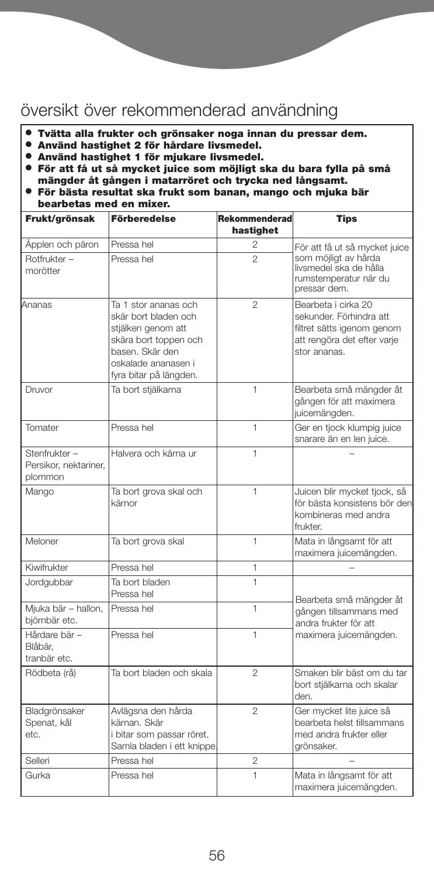# översikt över rekommenderad användning

- **Tvätta alla frukter och grönsaker noga innan du pressar dem.**
- **Använd hastighet 2 för hårdare livsmedel.**
- **Använd hastighet 1 för mjukare livsmedel.**
- **För att få ut så mycket juice som möjligt ska du bara fylla på små mängder åt gången i matarröret och trycka ned långsamt.**
- **För bästa resultat ska frukt som banan, mango och mjuka bär bearbetas med en mixer.**

| Frukt/grönsak | Förberedelse | Rekommenderad hastighet | Tips |
|---|---|---|---|
| Äpplen och päron | Pressa hel | 2 | För att få ut så mycket juice som möjligt av hårda livsmedel ska de hålla rumstemperatur när du pressar dem. |
| Rotfrukter – morötter | Pressa hel | 2 | |
| Ananas | Ta 1 stor ananas och skär bort bladen och stjälken genom att skära bort toppen och basen. Skär den oskalade ananasen i fyra bitar på längden. | 2 | Bearbeta i cirka 20 sekunder. Förhindra att filtret sätts igenom genom att rengöra det efter varje stor ananas. |
| Druvor | Ta bort stjälkarna | 1 | Bearbeta små mängder åt gången för att maximera juicemängden. |
| Tomater | Pressa hel | 1 | Ger en tjock klumpig juice snarare än en len juice. |
| Stenfrukter – Persikor, nektariner, plommon | Halvera och kärna ur | 1 | – |
| Mango | Ta bort grova skal och kärnor | 1 | Juicen blir mycket tjock, så för bästa konsistens bör den kombineras med andra frukter. |
| Meloner | Ta bort grova skal | 1 | Mata in långsamt för att maximera juicemängden. |
| Kiwifrukter | Pressa hel | 1 | – |
| Jordgubbar | Ta bort bladen Pressa hel | 1 | Bearbeta små mängder åt gången tillsammans med andra frukter för att maximera juicemängden. |
| Mjuka bär – hallon, björnbär etc. | Pressa hel | 1 | |
| Hårdare bär – Blåbär, tranbär etc. | Pressa hel | 1 | |
| Rödbeta (rå) | Ta bort bladen och skala | 2 | Smaken blir bäst om du tar bort stjälkarna och skalar den. |
| Bladgrönsaker Spenat, kål etc. | Avlägsna den hårda kärnan. Skär i bitar som passar röret. Samla bladen i ett knippe. | 2 | Ger mycket lite juice så bearbeta helst tillsammans med andra frukter eller grönsaker. |
| Selleri | Pressa hel | 2 | – |
| Gurka | Pressa hel | 1 | Mata in långsamt för att maximera juicemängden. |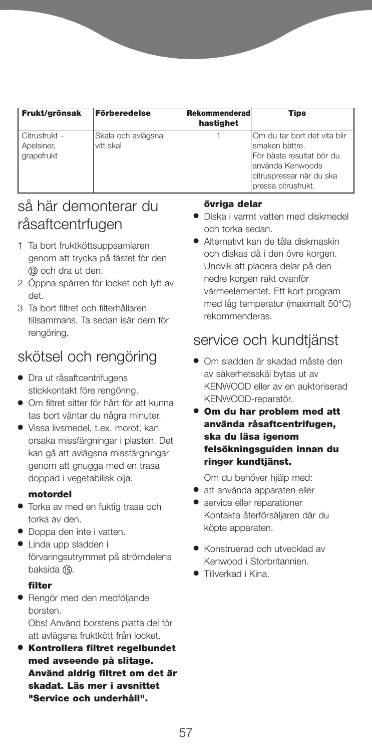| Frukt/grönsak | Förberedelse | Rekommenderad hastighet | Tips |
| --- | --- | --- | --- |
| Citrusfrukt – Apelsiner, grapefrukt | Skala och avlägsna vitt skal | 1 | Om du tar bort det vita blir smaken bättre. För bästa resultat bör du använda Kenwoods citruspressar när du ska pressa citrusfrukt. |

## så här demonterar du råsaftcentrfugen

1. Ta bort fruktköttsuppsamlaren genom att trycka på fästet för den ⑬ och dra ut den.
2. Öppna spärren för locket och lyft av det.
3. Ta bort filtret och filterhållaren tillsammans. Ta sedan isär dem för rengöring.

## skötsel och rengöring

- Dra ut råsaftcentrifugens stickkontakt före rengöring.
- Om filtret sitter för hårt för att kunna tas bort väntar du några minuter.
- Vissa livsmedel, t.ex. morot, kan orsaka missfärgningar i plasten. Det kan gå att avlägsna missfärgningar genom att gnugga med en trasa doppad i vegetabilisk olja.

**motordel**

- Torka av med en fuktig trasa och torka av den.
- Doppa den inte i vatten.
- Linda upp sladden i förvaringsutrymmet på strömdelens baksida ⑮.

**filter**

- Rengör med den medföljande borsten.
  Obs! Använd borstens platta del för att avlägsna fruktkött från locket.
- **Kontrollera filtret regelbundet med avseende på slitage. Använd aldrig filtret om det är skadat. Läs mer i avsnittet "Service och underhåll".**

**övriga delar**

- Diska i varmt vatten med diskmedel och torka sedan.
- Alternativt kan de tåla diskmaskin och diskas då i den övre korgen. Undvik att placera delar på den nedre korgen rakt ovanför värmeelementet. Ett kort program med låg temperatur (maximalt 50°C) rekommenderas.

## service och kundtjänst

- Om sladden är skadad måste den av säkerhetsskäl bytas ut av KENWOOD eller av en auktoriserad KENWOOD-reparatör.
- **Om du har problem med att använda råsaftcentrifugen, ska du läsa igenom felsökningsguiden innan du ringer kundtjänst.**

  Om du behöver hjälp med:
- att använda apparaten eller
- service eller reparationer
  Kontakta återförsäljaren där du köpte apparaten.

- Konstruerad och utvecklad av Kenwood i Storbritannien.
- Tillverkad i Kina.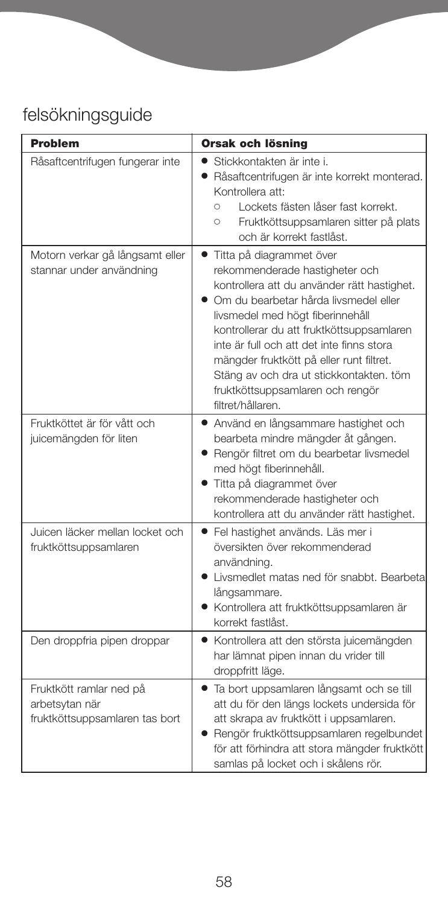# felsökningsguide

| **Problem** | **Orsak och lösning** |
|---|---|
| Råsaftcentrifugen fungerar inte | • Stickkontakten är inte i.<br>• Råsaftcentrifugen är inte korrekt monterad. Kontrollera att:<br>○ Lockets fästen låser fast korrekt.<br>○ Fruktköttsuppsamlaren sitter på plats och är korrekt fastlåst. |
| Motorn verkar gå långsamt eller stannar under användning | • Titta på diagrammet över rekommenderade hastigheter och kontrollera att du använder rätt hastighet.<br>• Om du bearbetar hårda livsmedel eller livsmedel med högt fiberinnehåll kontrollerar du att fruktköttsuppsamlaren inte är full och att det inte finns stora mängder fruktkött på eller runt filtret. Stäng av och dra ut stickkontakten. töm fruktköttsuppsamlaren och rengör filtret/hållaren. |
| Fruktköttet är för vått och juicemängden för liten | • Använd en långsammare hastighet och bearbeta mindre mängder åt gången.<br>• Rengör filtret om du bearbetar livsmedel med högt fiberinnehåll.<br>• Titta på diagrammet över rekommenderade hastigheter och kontrollera att du använder rätt hastighet. |
| Juicen läcker mellan locket och fruktköttsuppsamlaren | • Fel hastighet används. Läs mer i översikten över rekommenderad användning.<br>• Livsmedlet matas ned för snabbt. Bearbeta långsammare.<br>• Kontrollera att fruktköttsuppsamlaren är korrekt fastlåst. |
| Den droppfria pipen droppar | • Kontrollera att den största juicemängden har lämnat pipen innan du vrider till droppfritt läge. |
| Fruktkött ramlar ned på arbetsytan när fruktköttsuppsamlaren tas bort | • Ta bort uppsamlaren långsamt och se till att du för den längs lockets undersida för att skrapa av fruktkött i uppsamlaren.<br>• Rengör fruktköttsuppsamlaren regelbundet för att förhindra att stora mängder fruktkött samlas på locket och i skålens rör. |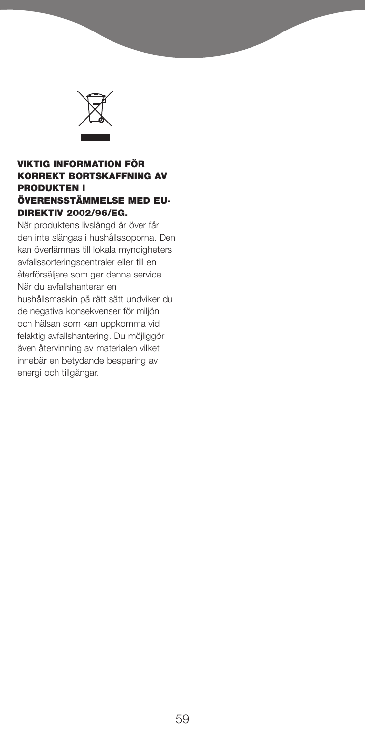## VIKTIG INFORMATION FÖR KORREKT BORTSKAFFNING AV PRODUKTEN I ÖVERENSSTÄMMELSE MED EU-DIREKTIV 2002/96/EG.

När produktens livslängd är över får den inte slängas i hushållssoporna. Den kan överlämnas till lokala myndigheters avfallssorteringscentraler eller till en återförsäljare som ger denna service. När du avfallshanterar en hushållsmaskin på rätt sätt undviker du de negativa konsekvenser för miljön och hälsan som kan uppkomma vid felaktig avfallshantering. Du möjliggör även återvinning av materialen vilket innebär en betydande besparing av energi och tillgångar.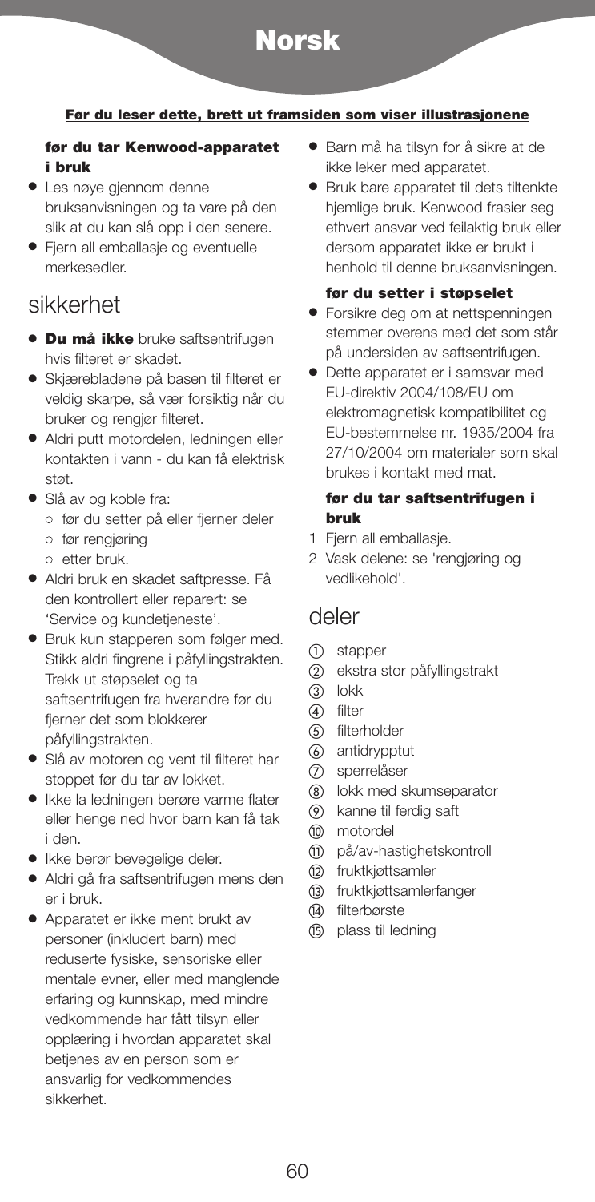# Norsk

**Før du leser dette, brett ut framsiden som viser illustrasjonene**

### før du tar Kenwood-apparatet i bruk

- Les nøye gjennom denne bruksanvisningen og ta vare på den slik at du kan slå opp i den senere.
- Fjern all emballasje og eventuelle merkesedler.

## sikkerhet

- **Du må ikke** bruke saftsentrifugen hvis filteret er skadet.
- Skjærebladene på basen til filteret er veldig skarpe, så vær forsiktig når du bruker og rengjør filteret.
- Aldri putt motordelen, ledningen eller kontakten i vann - du kan få elektrisk støt.
- Slå av og koble fra:
  - før du setter på eller fjerner deler
  - før rengjøring
  - etter bruk.
- Aldri bruk en skadet saftpresse. Få den kontrollert eller reparert: se 'Service og kundetjeneste'.
- Bruk kun stapperen som følger med. Stikk aldri fingrene i påfyllingstrakten. Trekk ut støpselet og ta saftsentrifugen fra hverandre før du fjerner det som blokkerer påfyllingstrakten.
- Slå av motoren og vent til filteret har stoppet før du tar av lokket.
- Ikke la ledningen berøre varme flater eller henge ned hvor barn kan få tak i den.
- Ikke berør bevegelige deler.
- Aldri gå fra saftsentrifugen mens den er i bruk.
- Apparatet er ikke ment brukt av personer (inkludert barn) med reduserte fysiske, sensoriske eller mentale evner, eller med manglende erfaring og kunnskap, med mindre vedkommende har fått tilsyn eller opplæring i hvordan apparatet skal betjenes av en person som er ansvarlig for vedkommendes sikkerhet.
- Barn må ha tilsyn for å sikre at de ikke leker med apparatet.
- Bruk bare apparatet til dets tiltenkte hjemlige bruk. Kenwood frasier seg ethvert ansvar ved feilaktig bruk eller dersom apparatet ikke er brukt i henhold til denne bruksanvisningen.

### før du setter i støpselet

- Forsikre deg om at nettspenningen stemmer overens med det som står på undersiden av saftsentrifugen.
- Dette apparatet er i samsvar med EU-direktiv 2004/108/EU om elektromagnetisk kompatibilitet og EU-bestemmelse nr. 1935/2004 fra 27/10/2004 om materialer som skal brukes i kontakt med mat.

### før du tar saftsentrifugen i bruk

1. Fjern all emballasje.
2. Vask delene: se 'rengjøring og vedlikehold'.

## deler

① stapper
② ekstra stor påfyllingstrakt
③ lokk
④ filter
⑤ filterholder
⑥ antidrypptut
⑦ sperrelåser
⑧ lokk med skumseparator
⑨ kanne til ferdig saft
⑩ motordel
⑪ på/av-hastighetskontroll
⑫ fruktkjøttsamler
⑬ fruktkjøttsamlerfanger
⑭ filterbørste
⑮ plass til ledning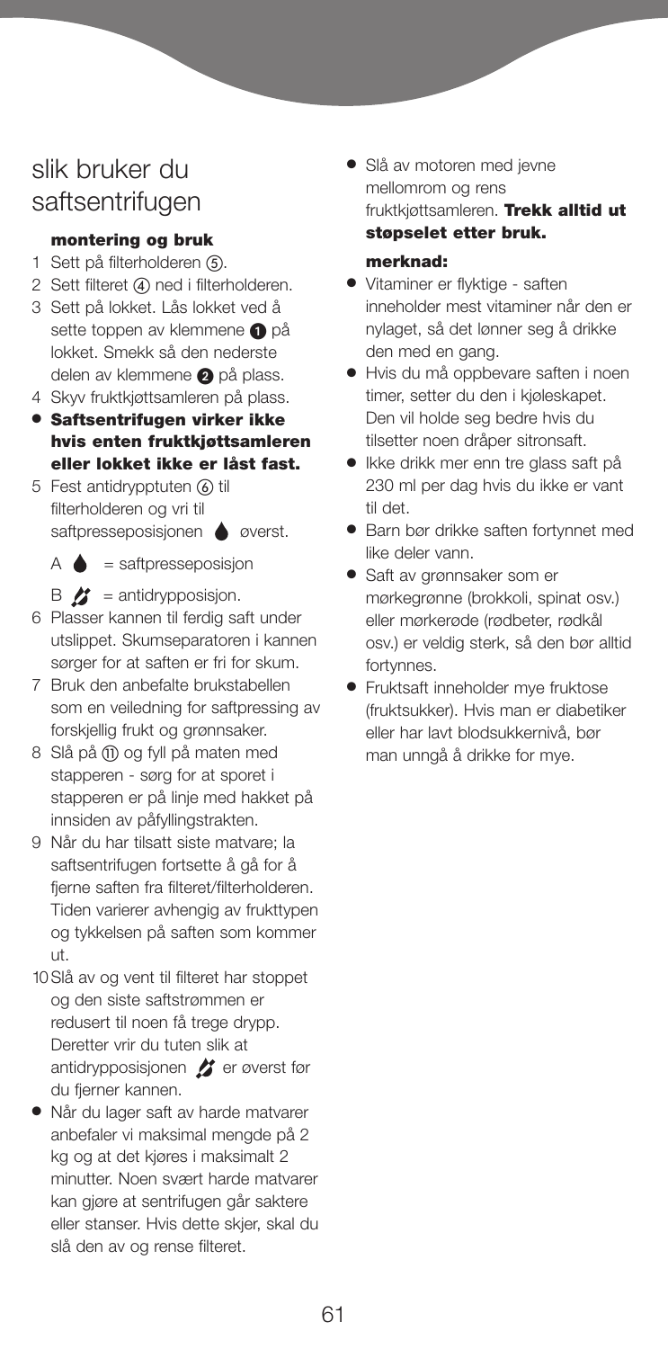# slik bruker du saftsentrifugen

### montering og bruk

1 Sett på filterholderen ⑤.
2 Sett filteret ④ ned i filterholderen.
3 Sett på lokket. Lås lokket ved å sette toppen av klemmene ❶ på lokket. Smekk så den nederste delen av klemmene ❷ på plass.
4 Skyv fruktkjøttsamleren på plass.

- **Saftsentrifugen virker ikke hvis enten fruktkjøttsamleren eller lokket ikke er låst fast.**

5 Fest antidrypptuten ⑥ til filterholderen og vri til saftpresseposisjonen 💧 øverst.
   A 💧 = saftpresseposisjon
   B  = antidrypposisjon.
6 Plasser kannen til ferdig saft under utslippet. Skumseparatoren i kannen sørger for at saften er fri for skum.
7 Bruk den anbefalte brukstabellen som en veiledning for saftpressing av forskjellig frukt og grønnsaker.
8 Slå på ⑪ og fyll på maten med stapperen - sørg for at sporet i stapperen er på linje med hakket på innsiden av påfyllingstrakten.
9 Når du har tilsatt siste matvare; la saftsentrifugen fortsette å gå for å fjerne saften fra filteret/filterholderen. Tiden varierer avhengig av frukttypen og tykkelsen på saften som kommer ut.
10 Slå av og vent til filteret har stoppet og den siste saftstrømmen er redusert til noen få trege drypp. Deretter vrir du tuten slik at antidrypposisjonen  er øverst før du fjerner kannen.

- Når du lager saft av harde matvarer anbefaler vi maksimal mengde på 2 kg og at det kjøres i maksimalt 2 minutter. Noen svært harde matvarer kan gjøre at sentrifugen går saktere eller stanser. Hvis dette skjer, skal du slå den av og rense filteret.
- Slå av motoren med jevne mellomrom og rens fruktkjøttsamleren. **Trekk alltid ut støpselet etter bruk.**

### merknad:

- Vitaminer er flyktige - saften inneholder mest vitaminer når den er nylaget, så det lønner seg å drikke den med en gang.
- Hvis du må oppbevare saften i noen timer, setter du den i kjøleskapet. Den vil holde seg bedre hvis du tilsetter noen dråper sitronsaft.
- Ikke drikk mer enn tre glass saft på 230 ml per dag hvis du ikke er vant til det.
- Barn bør drikke saften fortynnet med like deler vann.
- Saft av grønnsaker som er mørkegrønne (brokkoli, spinat osv.) eller mørkerøde (rødbeter, rødkål osv.) er veldig sterk, så den bør alltid fortynnes.
- Fruktsaft inneholder mye fruktose (fruktsukker). Hvis man er diabetiker eller har lavt blodsukkernivå, bør man unngå å drikke for mye.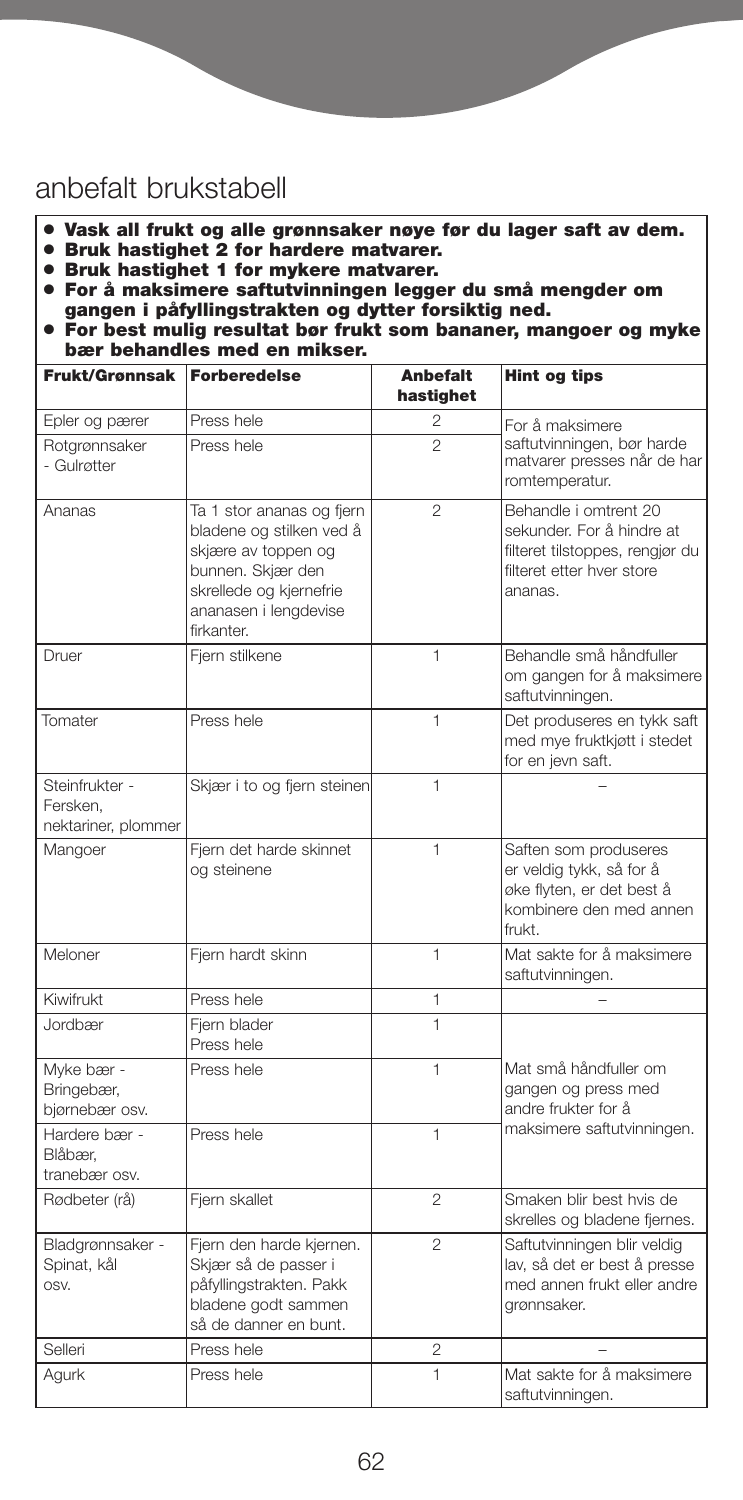# anbefalt brukstabell

- **Vask all frukt og alle grønnsaker nøye før du lager saft av dem.**
- **Bruk hastighet 2 for hardere matvarer.**
- **Bruk hastighet 1 for mykere matvarer.**
- **For å maksimere saftutvinningen legger du små mengder om gangen i påfyllingstrakten og dytter forsiktig ned.**
- **For best mulig resultat bør frukt som bananer, mangoer og myke bær behandles med en mikser.**

| **Frukt/Grønnsak** | **Forberedelse** | **Anbefalt hastighet** | **Hint og tips** |
|---|---|---|---|
| Epler og pærer | Press hele | 2 | For å maksimere saftutvinningen, bør harde matvarer presses når de har romtemperatur. |
| Rotgrønnsaker - Gulrøtter | Press hele | 2 | |
| Ananas | Ta 1 stor ananas og fjern bladene og stilken ved å skjære av toppen og bunnen. Skjær den skrellede og kjernefrie ananasen i lengdevise firkanter. | 2 | Behandle i omtrent 20 sekunder. For å hindre at filteret tilstoppes, rengjør du filteret etter hver store ananas. |
| Druer | Fjern stilkene | 1 | Behandle små håndfuller om gangen for å maksimere saftutvinningen. |
| Tomater | Press hele | 1 | Det produseres en tykk saft med mye fruktkjøtt i stedet for en jevn saft. |
| Steinfrukter - Fersken, nektariner, plommer | Skjær i to og fjern steinen | 1 | – |
| Mangoer | Fjern det harde skinnet og steinene | 1 | Saften som produseres er veldig tykk, så for å øke flyten, er det best å kombinere den med annen frukt. |
| Meloner | Fjern hardt skinn | 1 | Mat sakte for å maksimere saftutvinningen. |
| Kiwifrukt | Press hele | 1 | – |
| Jordbær | Fjern blader Press hele | 1 | Mat små håndfuller om gangen og press med andre frukter for å maksimere saftutvinningen. |
| Myke bær - Bringebær, bjørnebær osv. | Press hele | 1 | |
| Hardere bær - Blåbær, tranebær osv. | Press hele | 1 | |
| Rødbeter (rå) | Fjern skallet | 2 | Smaken blir best hvis de skrelles og bladene fjernes. |
| Bladgrønnsaker - Spinat, kål osv. | Fjern den harde kjernen. Skjær så de passer i påfyllingstrakten. Pakk bladene godt sammen så de danner en bunt. | 2 | Saftutvinningen blir veldig lav, så det er best å presse med annen frukt eller andre grønnsaker. |
| Selleri | Press hele | 2 | – |
| Agurk | Press hele | 1 | Mat sakte for å maksimere saftutvinningen. |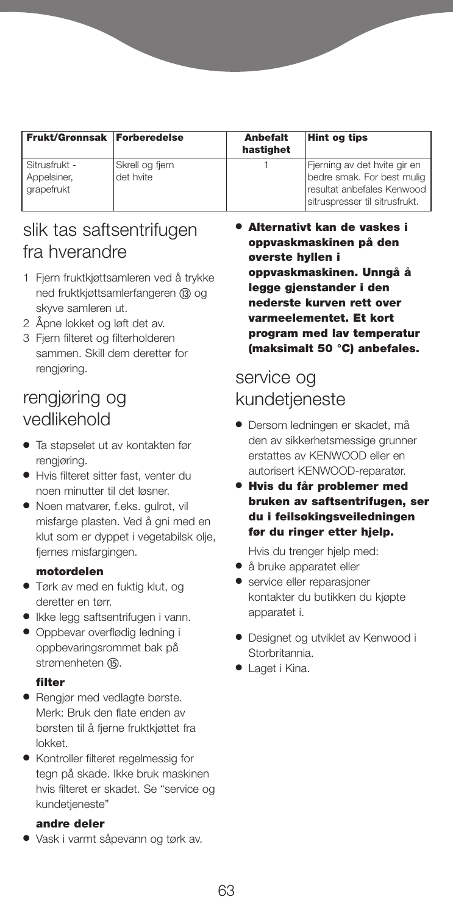| Frukt/Grønnsak | Forberedelse | Anbefalt hastighet | Hint og tips |
|---|---|---|---|
| Sitrusfrukt - Appelsiner, grapefrukt | Skrell og fjern det hvite | 1 | Fjerning av det hvite gir en bedre smak. For best mulig resultat anbefales Kenwood sitruspresser til sitrusfrukt. |

## slik tas saftsentrifugen fra hverandre

1. Fjern fruktkjøttsamleren ved å trykke ned fruktkjøttsamlerfangeren ⑬ og skyve samleren ut.
2. Åpne lokket og løft det av.
3. Fjern filteret og filterholderen sammen. Skill dem deretter for rengjøring.

## rengjøring og vedlikehold

- Ta støpselet ut av kontakten før rengjøring.
- Hvis filteret sitter fast, venter du noen minutter til det løsner.
- Noen matvarer, f.eks. gulrot, vil misfarge plasten. Ved å gni med en klut som er dyppet i vegetabilsk olje, fjernes misfargingen.

### motordelen

- Tørk av med en fuktig klut, og deretter en tørr.
- Ikke legg saftsentrifugen i vann.
- Oppbevar overflødig ledning i oppbevaringsrommet bak på strømenheten ⑮.

### filter

- Rengjør med vedlagte børste. Merk: Bruk den flate enden av børsten til å fjerne fruktkjøttet fra lokket.
- Kontroller filteret regelmessig for tegn på skade. Ikke bruk maskinen hvis filteret er skadet. Se "service og kundetjeneste"

### andre deler

- Vask i varmt såpevann og tørk av.
- **Alternativt kan de vaskes i oppvaskmaskinen på den øverste hyllen i oppvaskmaskinen. Unngå å legge gjenstander i den nederste kurven rett over varmeelementet. Et kort program med lav temperatur (maksimalt 50 °C) anbefales.**

## service og kundetjeneste

- Dersom ledningen er skadet, må den av sikkerhetsmessige grunner erstattes av KENWOOD eller en autorisert KENWOOD-reparatør.
- **Hvis du får problemer med bruken av saftsentrifugen, ser du i feilsøkingsveiledningen før du ringer etter hjelp.**

  Hvis du trenger hjelp med:
- å bruke apparatet eller
- service eller reparasjoner

  kontakter du butikken du kjøpte apparatet i.

- Designet og utviklet av Kenwood i Storbritannia.
- Laget i Kina.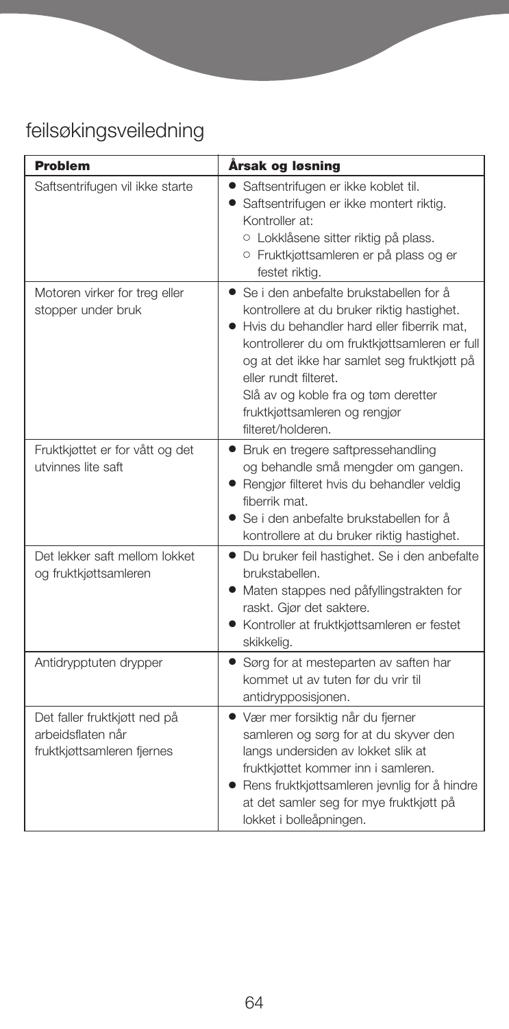# feilsøkingsveiledning

| Problem | Årsak og løsning |
| --- | --- |
| Saftsentrifugen vil ikke starte | • Saftsentrifugen er ikke koblet til.<br>• Saftsentrifugen er ikke montert riktig. Kontroller at:<br>○ Lokklåsene sitter riktig på plass.<br>○ Fruktkjøttsamleren er på plass og er festet riktig. |
| Motoren virker for treg eller stopper under bruk | • Se i den anbefalte brukstabellen for å kontrollere at du bruker riktig hastighet.<br>• Hvis du behandler hard eller fiberrik mat, kontrollerer du om fruktkjøttsamleren er full og at det ikke har samlet seg fruktkjøtt på eller rundt filteret.<br>Slå av og koble fra og tøm deretter fruktkjøttsamleren og rengjør filteret/holderen. |
| Fruktkjøttet er for vått og det utvinnes lite saft | • Bruk en tregere saftpressehandling og behandle små mengder om gangen.<br>• Rengjør filteret hvis du behandler veldig fiberrik mat.<br>• Se i den anbefalte brukstabellen for å kontrollere at du bruker riktig hastighet. |
| Det lekker saft mellom lokket og fruktkjøttsamleren | • Du bruker feil hastighet. Se i den anbefalte brukstabellen.<br>• Maten stappes ned påfyllingstrakten for raskt. Gjør det saktere.<br>• Kontroller at fruktkjøttsamleren er festet skikkelig. |
| Antidrypptuten drypper | • Sørg for at mesteparten av saften har kommet ut av tuten før du vrir til antidrypposisjonen. |
| Det faller fruktkjøtt ned på arbeidsflaten når fruktkjøttsamleren fjernes | • Vær mer forsiktig når du fjerner samleren og sørg for at du skyver den langs undersiden av lokket slik at fruktkjøttet kommer inn i samleren.<br>• Rens fruktkjøttsamleren jevnlig for å hindre at det samler seg for mye fruktkjøtt på lokket i bolleåpningen. |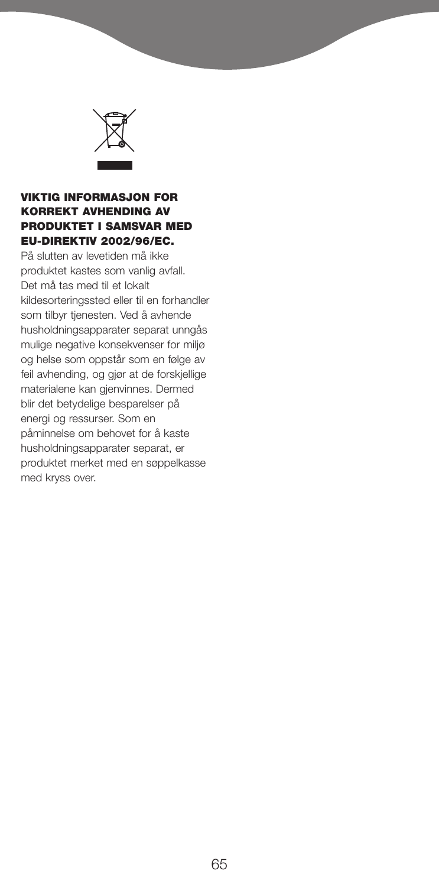## VIKTIG INFORMASJON FOR KORREKT AVHENDING AV PRODUKTET I SAMSVAR MED EU-DIREKTIV 2002/96/EC.

På slutten av levetiden må ikke produktet kastes som vanlig avfall. Det må tas med til et lokalt kildesorteringssted eller til en forhandler som tilbyr tjenesten. Ved å avhende husholdningsapparater separat unngås mulige negative konsekvenser for miljø og helse som oppstår som en følge av feil avhending, og gjør at de forskjellige materialene kan gjenvinnes. Dermed blir det betydelige besparelser på energi og ressurser. Som en påminnelse om behovet for å kaste husholdningsapparater separat, er produktet merket med en søppelkasse med kryss over.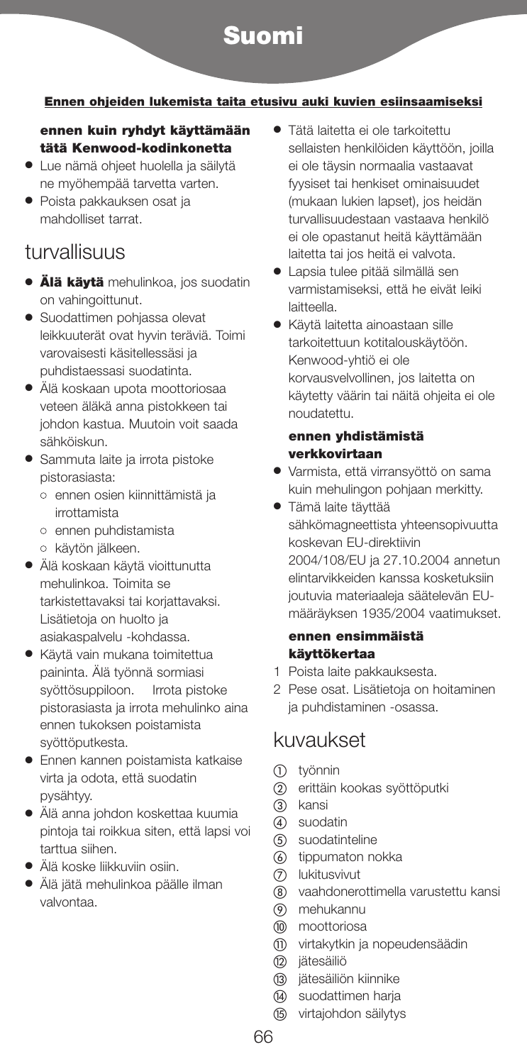# Suomi

**Ennen ohjeiden lukemista taita etusivu auki kuvien esiinsaamiseksi**

### ennen kuin ryhdyt käyttämään tätä Kenwood-kodinkonetta

- Lue nämä ohjeet huolella ja säilytä ne myöhempää tarvetta varten.
- Poista pakkauksen osat ja mahdolliset tarrat.

## turvallisuus

- **Älä käytä** mehulinkoa, jos suodatin on vahingoittunut.
- Suodattimen pohjassa olevat leikkuuterät ovat hyvin teräviä. Toimi varovaisesti käsitellessäsi ja puhdistaessasi suodatinta.
- Älä koskaan upota moottoriosaa veteen äläkä anna pistokkeen tai johdon kastua. Muutoin voit saada sähköiskun.
- Sammuta laite ja irrota pistoke pistorasiasta:
  - ennen osien kiinnittämistä ja irrottamista
  - ennen puhdistamista
  - käytön jälkeen.
- Älä koskaan käytä vioittunutta mehulinkoa. Toimita se tarkistettavaksi tai korjattavaksi. Lisätietoja on huolto ja asiakaspalvelu -kohdassa.
- Käytä vain mukana toimitettua painintä. Älä työnnä sormiasi syöttösuppiloon. Irrota pistoke pistorasiasta ja irrota mehulinko aina ennen tukoksen poistamista syöttöputkesta.
- Ennen kannen poistamista katkaise virta ja odota, että suodatin pysähtyy.
- Älä anna johdon koskettaa kuumia pintoja tai roikkua siten, että lapsi voi tarttua siihen.
- Älä koske liikkuviin osiin.
- Älä jätä mehulinkoa päälle ilman valvontaa.
- Tätä laitetta ei ole tarkoitettu sellaisten henkilöiden käyttöön, joilla ei ole täysin normaalia vastaavat fyysiset tai henkiset ominaisuudet (mukaan lukien lapset), jos heidän turvallisuudestaan vastaava henkilö ei ole opastanut heitä käyttämään laitetta tai jos heitä ei valvota.
- Lapsia tulee pitää silmällä sen varmistamiseksi, että he eivät leiki laitteella.
- Käytä laitetta ainoastaan sille tarkoitettuun kotitalouskäyttöön. Kenwood-yhtiö ei ole korvausvelvollinen, jos laitetta on käytetty väärin tai näitä ohjeita ei ole noudatettu.

### ennen yhdistämistä verkkovirtaan

- Varmista, että virransyöttö on sama kuin mehulingon pohjaan merkitty.
- Tämä laite täyttää sähkömagneettista yhteensopivuutta koskevan EU-direktiivin 2004/108/EU ja 27.10.2004 annetun elintarvikkeiden kanssa kosketuksiin joutuvia materiaaleja sääntelevän EU-määräyksen 1935/2004 vaatimukset.

### ennen ensimmäistä käyttökertaa

1. Poista laite pakkauksesta.
2. Pese osat. Lisätietoja on hoitaminen ja puhdistaminen -osassa.

## kuvaukset

1. työnnin
2. erittäin kookas syöttöputki
3. kansi
4. suodatin
5. suodatinteline
6. tippumaton nokka
7. lukitusvivut
8. vaahdonerottimella varustettu kansi
9. mehukannu
10. moottoriosa
11. virtakytkin ja nopeudensäädin
12. jätesäiliö
13. jätesäiliön kiinnike
14. suodattimen harja
15. virtajohdon säilytys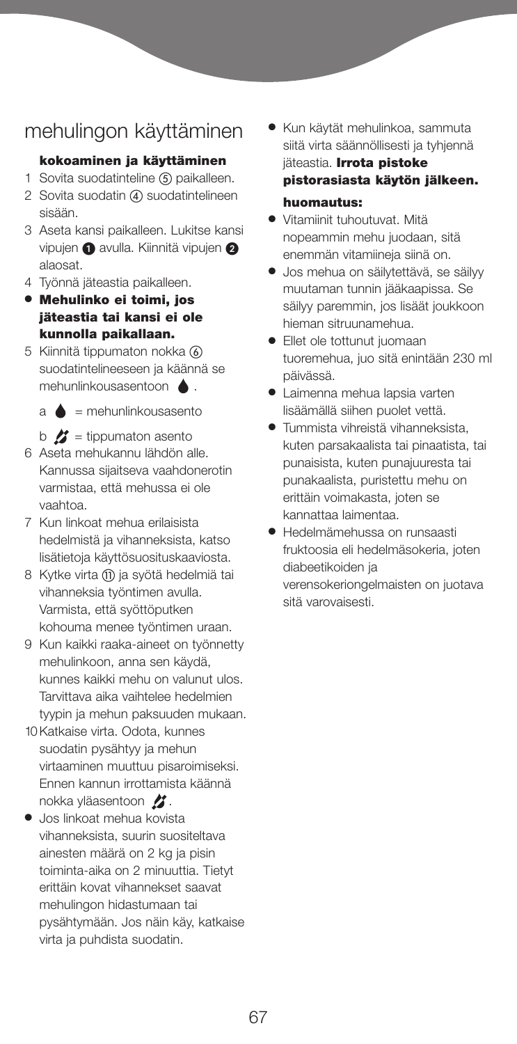# mehulingon käyttäminen

### kokoaminen ja käyttäminen

1. Sovita suodatinteline ⑤ paikalleen.
2. Sovita suodatin ④ suodatintelineen sisään.
3. Aseta kansi paikalleen. Lukitse kansi vipujen ❶ avulla. Kiinnitä vipujen ❷ alaosat.
4. Työnnä jäteastia paikalleen.

- **Mehulinko ei toimi, jos jäteastia tai kansi ei ole kunnolla paikallaan.**

5. Kiinnitä tippumaton nokka ⑥ suodatintelineeseen ja käännä se mehunlinkousasentoon.

   a = mehunlinkousasento

   b = tippumaton asento
6. Aseta mehukannu lähdön alle. Kannussa sijaitseva vaahdonerotin varmistaa, että mehussa ei ole vaahtoa.
7. Kun linkoat mehua erilaisista hedelmistä ja vihanneksista, katso lisätietoja käyttösuosituskaaviosta.
8. Kytke virta ⑪ ja syötä hedelmiä tai vihanneksia työntimen avulla. Varmista, että syöttöputken kohouma menee työntimen uraan.
9. Kun kaikki raaka-aineet on työnnetty mehulinkoon, anna sen käydä, kunnes kaikki mehu on valunut ulos. Tarvittava aika vaihtelee hedelmien tyypin ja mehun paksuuden mukaan.
10. Katkaise virta. Odota, kunnes suodatin pysähtyy ja mehun virtaaminen muuttuu pisaroimiseksi. Ennen kannun irrottamista käännä nokka yläasentoon.

- Jos linkoat mehua kovista vihanneksista, suurin suositeltava ainesten määrä on 2 kg ja pisin toiminta-aika on 2 minuuttia. Tietyt erittäin kovat vihannekset saavat mehulingon hidastumaan tai pysähtymään. Jos näin käy, katkaise virta ja puhdista suodatin.
- Kun käytät mehulinkoa, sammuta siitä virta säännöllisesti ja tyhjennä jäteastia. **Irrota pistoke pistorasiasta käytön jälkeen.**

### huomautus:

- Vitamiinit tuhoutuvat. Mitä nopeammin mehu juodaan, sitä enemmän vitamiineja siinä on.
- Jos mehua on säilytettävä, se säilyy muutaman tunnin jääkaapissa. Se säilyy paremmin, jos lisäät joukkoon hieman sitruunamehua.
- Ellet ole tottunut juomaan tuoremehua, juo sitä enintään 230 ml päivässä.
- Laimenna mehua lapsia varten lisäämällä siihen puolet vettä.
- Tummista vihreistä vihanneksista, kuten parsakaalista tai pinaatista, tai punaisista, kuten punajuuresta tai punakaalista, puristettu mehu on erittäin voimakasta, joten se kannattaa laimentaa.
- Hedelmämehussa on runsaasti fruktoosia eli hedelmäsokeria, joten diabeetikoiden ja verensokeriongelmaisten on juotava sitä varovaisesti.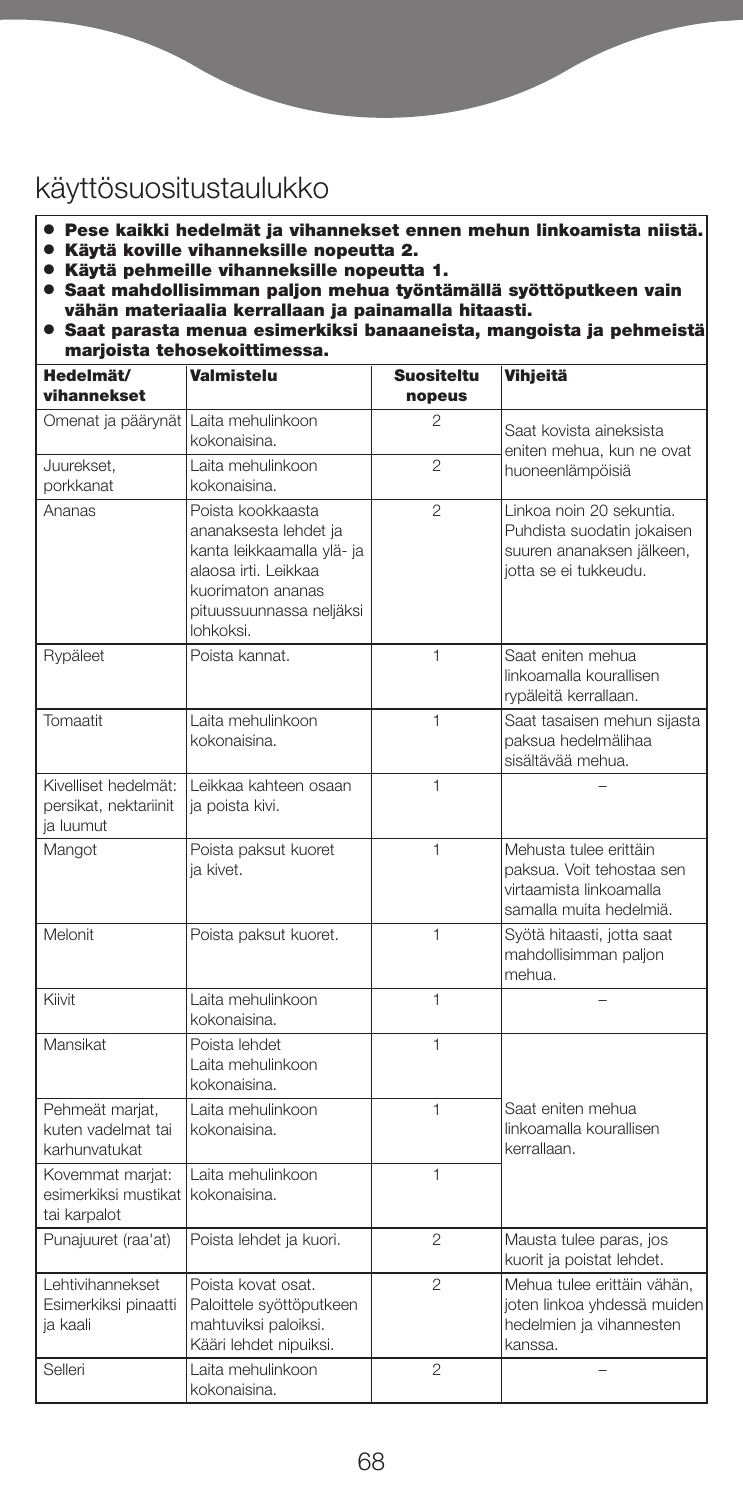# käyttösuositustaulukko

- **Pese kaikki hedelmät ja vihannekset ennen mehun linkoamista niistä.**
- **Käytä koville vihanneksille nopeutta 2.**
- **Käytä pehmeille vihanneksille nopeutta 1.**
- **Saat mahdollisimman paljon mehua työntämällä syöttöputkeen vain vähän materiaalia kerrallaan ja painamalla hitaasti.**
- **Saat parasta menua esimerkiksi banaaneista, mangoista ja pehmeistä marjoista tehosekoittimessa.**

| Hedelmät/ vihannekset | Valmistelu | Suositeltu nopeus | Vihjeitä |
|---|---|---|---|
| Omenat ja päärynät | Laita mehulinkoon kokonaisina. | 2 | Saat kovista aineksista eniten mehua, kun ne ovat huoneenlämpöisiä |
| Juurekset, porkkanat | Laita mehulinkoon kokonaisina. | 2 | |
| Ananas | Poista kookkaasta ananaksesta lehdet ja kanta leikkaamalla ylä- ja alaosa irti. Leikkaa kuorimaton ananas pituussuunnassa neljäksi lohkoksi. | 2 | Linkoa noin 20 sekuntia. Puhdista suodatin jokaisen suuren ananaksen jälkeen, jotta se ei tukkeudu. |
| Rypäleet | Poista kannat. | 1 | Saat eniten mehua linkoamalla kourallisen rypäleitä kerrallaan. |
| Tomaatit | Laita mehulinkoon kokonaisina. | 1 | Saat tasaisen mehun sijasta paksua hedelmälihaa sisältävää mehua. |
| Kivelliset hedelmät: persikat, nektariinit ja luumut | Leikkaa kahteen osaan ja poista kivi. | 1 | – |
| Mangot | Poista paksut kuoret ja kivet. | 1 | Mehusta tulee erittäin paksua. Voit tehostaa sen virtaamista linkoamalla samalla muita hedelmiä. |
| Melonit | Poista paksut kuoret. | 1 | Syötä hitaasti, jotta saat mahdollisimman paljon mehua. |
| Kiivit | Laita mehulinkoon kokonaisina. | 1 | – |
| Mansikat | Poista lehdet Laita mehulinkoon kokonaisina. | 1 | Saat eniten mehua linkoamalla kourallisen kerrallaan. |
| Pehmeät marjat, kuten vadelmat tai karhunvatukat | Laita mehulinkoon kokonaisina. | 1 | |
| Kovemmat marjat: esimerkiksi mustikat tai karpalot | Laita mehulinkoon kokonaisina. | 1 | |
| Punajuuret (raa'at) | Poista lehdet ja kuori. | 2 | Mausta tulee paras, jos kuorit ja poistat lehdet. |
| Lehtivihannekset Esimerkiksi pinaatti ja kaali | Poista kovat osat. Paloittele syöttöputkeen mahtuviksi paloiksi. Kääri lehdet nipuiksi. | 2 | Mehua tulee erittäin vähän, joten linkoa yhdessä muiden hedelmien ja vihannesten kanssa. |
| Selleri | Laita mehulinkoon kokonaisina. | 2 | – |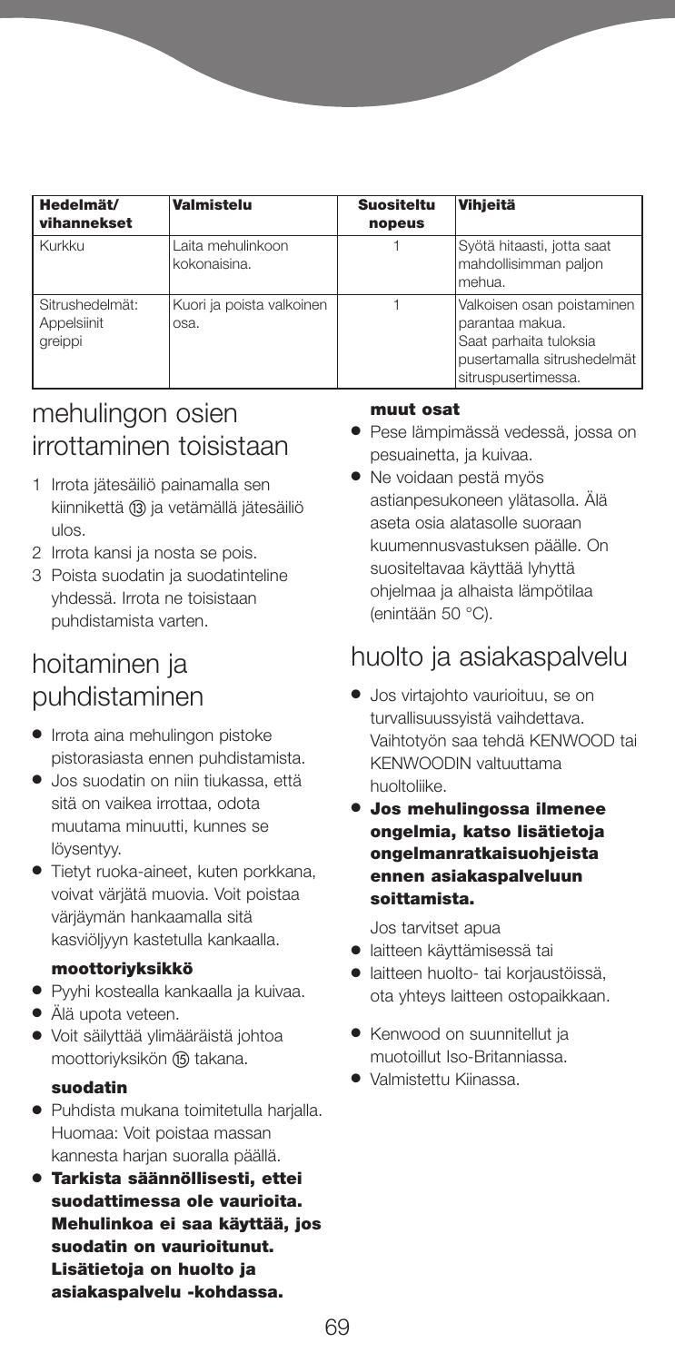| Hedelmät/ vihannekset | Valmistelu | Suositeltu nopeus | Vihjeitä |
|---|---|---|---|
| Kurkku | Laita mehulinkoon kokonaisina. | 1 | Syötä hitaasti, jotta saat mahdollisimman paljon mehua. |
| Sitrushedelmät: Appelsiinit greippi | Kuori ja poista valkoinen osa. | 1 | Valkoisen osan poistaminen parantaa makua. Saat parhaita tuloksia pusertamalla sitrushedelmät sitruspusertimessa. |

## mehulingon osien irrottaminen toisistaan

1 Irrota jätesäiliö painamalla sen kiinnikettä ⑬ ja vetämällä jätesäiliö ulos.
2 Irrota kansi ja nosta se pois.
3 Poista suodatin ja suodatinteline yhdessä. Irrota ne toisistaan puhdistamista varten.

## hoitaminen ja puhdistaminen

- Irrota aina mehulingon pistoke pistorasiasta ennen puhdistamista.
- Jos suodatin on niin tiukassa, että sitä on vaikea irrottaa, odota muutama minuutti, kunnes se löysentyy.
- Tietyt ruoka-aineet, kuten porkkana, voivat värjätä muovia. Voit poistaa värjäymän hankaamalla sitä kasviöljyyn kastetulla kankaalla.

### moottoriyksikkö

- Pyyhi kostealla kankaalla ja kuivaa.
- Älä upota veteen.
- Voit säilyttää ylimääräistä johtoa moottoriyksikön ⑮ takana.

### suodatin

- Puhdista mukana toimitetulla harjalla. Huomaa: Voit poistaa massan kannesta harjan suoralla päällä.
- **Tarkista säännöllisesti, ettei suodattimessa ole vaurioita. Mehulinkoa ei saa käyttää, jos suodatin on vaurioitunut. Lisätietoja on huolto ja asiakaspalvelu -kohdassa.**

### muut osat

- Pese lämpimässä vedessä, jossa on pesuainetta, ja kuivaa.
- Ne voidaan pestä myös astianpesukoneen ylätasolla. Älä aseta osia alatasolle suoraan kuumennusvastuksen päälle. On suositeltavaa käyttää lyhyttä ohjelmaa ja alhaista lämpötilaa (enintään 50 °C).

## huolto ja asiakaspalvelu

- Jos virtajohto vaurioituu, se on turvallisuussyistä vaihdettava. Vaihtotyön saa tehdä KENWOOD tai KENWOODIN valtuuttama huoltoliike.
- **Jos mehulingossa ilmenee ongelmia, katso lisätietoja ongelmanratkaisuohjeista ennen asiakaspalveluun soittamista.**

Jos tarvitset apua

- laitteen käyttämisessä tai
- laitteen huolto- tai korjaustöissä, ota yhteys laitteen ostopaikkaan.

- Kenwood on suunnitellut ja muotoillut Iso-Britanniassa.
- Valmistettu Kiinassa.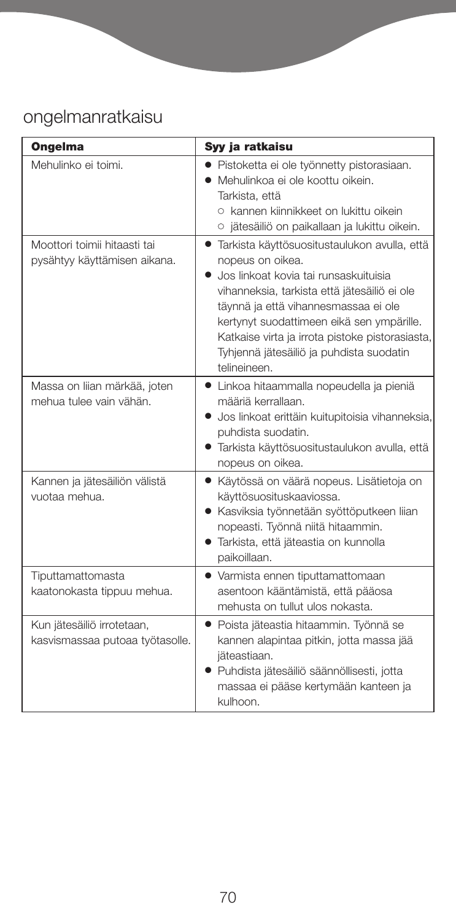## ongelmanratkaisu

| **Ongelma** | **Syy ja ratkaisu** |
|---|---|
| Mehulinko ei toimi. | • Pistoketta ei ole työnnetty pistorasiaan.<br>• Mehulinkoa ei ole koottu oikein. Tarkista, että<br>○ kannen kiinnikkeet on lukittu oikein<br>○ jätesäiliö on paikallaan ja lukittu oikein. |
| Moottori toimii hitaasti tai pysähtyy käyttämisen aikana. | • Tarkista käyttösuositustaulukon avulla, että nopeus on oikea.<br>• Jos linkoat kovia tai runsaskuituisia vihanneksia, tarkista että jätesäiliö ei ole täynnä ja että vihannesmassaa ei ole kertynyt suodattimeen eikä sen ympärille. Katkaise virta ja irrota pistoke pistorasiasta, Tyhjennä jätesäiliö ja puhdista suodatin telineineen. |
| Massa on liian märkää, joten mehua tulee vain vähän. | • Linkoa hitaammalla nopeudella ja pieniä määriä kerrallaan.<br>• Jos linkoat erittäin kuitupitoisia vihanneksia, puhdista suodatin.<br>• Tarkista käyttösuositustaulukon avulla, että nopeus on oikea. |
| Kannen ja jätesäiliön välistä vuotaa mehua. | • Käytössä on väärä nopeus. Lisätietoja on käyttösuosituskaaviossa.<br>• Kasviksia työnnetään syöttöputkeen liian nopeasti. Työnnä niitä hitaammin.<br>• Tarkista, että jäteastia on kunnolla paikoillaan. |
| Tiputtamattomasta kaatonokasta tippuu mehua. | • Varmista ennen tiputtamattomaan asentoon kääntämistä, että pääosa mehusta on tullut ulos nokasta. |
| Kun jätesäiliö irrotetaan, kasvismassaa putoaa työtasolle. | • Poista jäteastia hitaammin. Työnnä se kannen alapintaa pitkin, jotta massa jää jäteastiaan.<br>• Puhdista jätesäiliö säännöllisesti, jotta massaa ei pääse kertymään kanteen ja kulhoon. |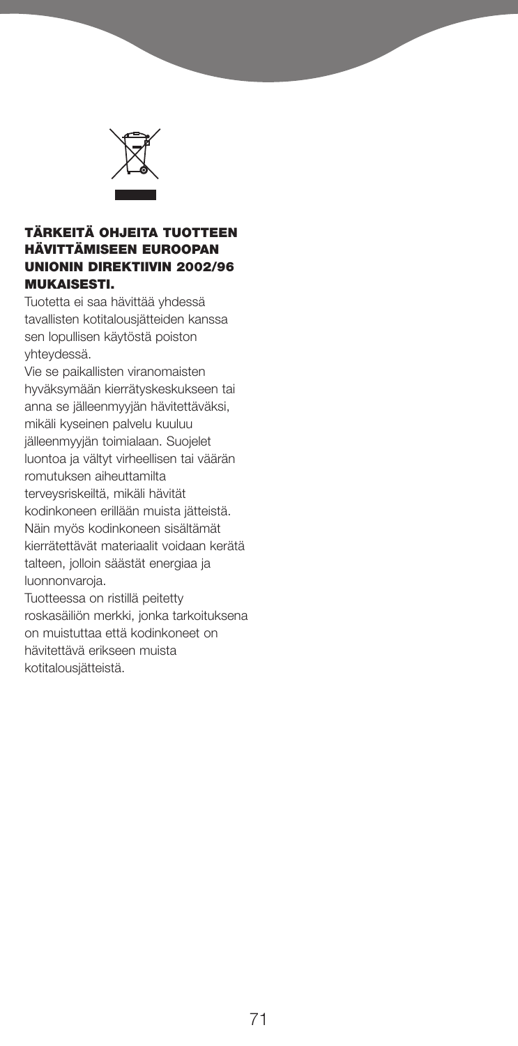## TÄRKEITÄ OHJEITA TUOTTEEN HÄVITTÄMISEEN EUROOPAN UNIONIN DIREKTIIVIN 2002/96 MUKAISESTI.

Tuotetta ei saa hävittää yhdessä tavallisten kotitalousjätteiden kanssa sen lopullisen käytöstä poiston yhteydessä.

Vie se paikallisten viranomaisten hyväksymään kierrätyskeskukseen tai anna se jälleenmyyjän hävitettäväksi, mikäli kyseinen palvelu kuuluu jälleenmyyjän toimialaan. Suojelet luontoa ja vältyt virheellisen tai väärän romutuksen aiheuttamilta terveysriskeiltä, mikäli hävität kodinkoneen erillään muista jätteistä. Näin myös kodinkoneen sisältämät kierrätettävät materiaalit voidaan kerätä talteen, jolloin säästät energiaa ja luonnonvaroja.

Tuotteessa on ristillä peitetty roskasäiliön merkki, jonka tarkoituksena on muistuttaa että kodinkoneet on hävitettävä erikseen muista kotitalousjätteistä.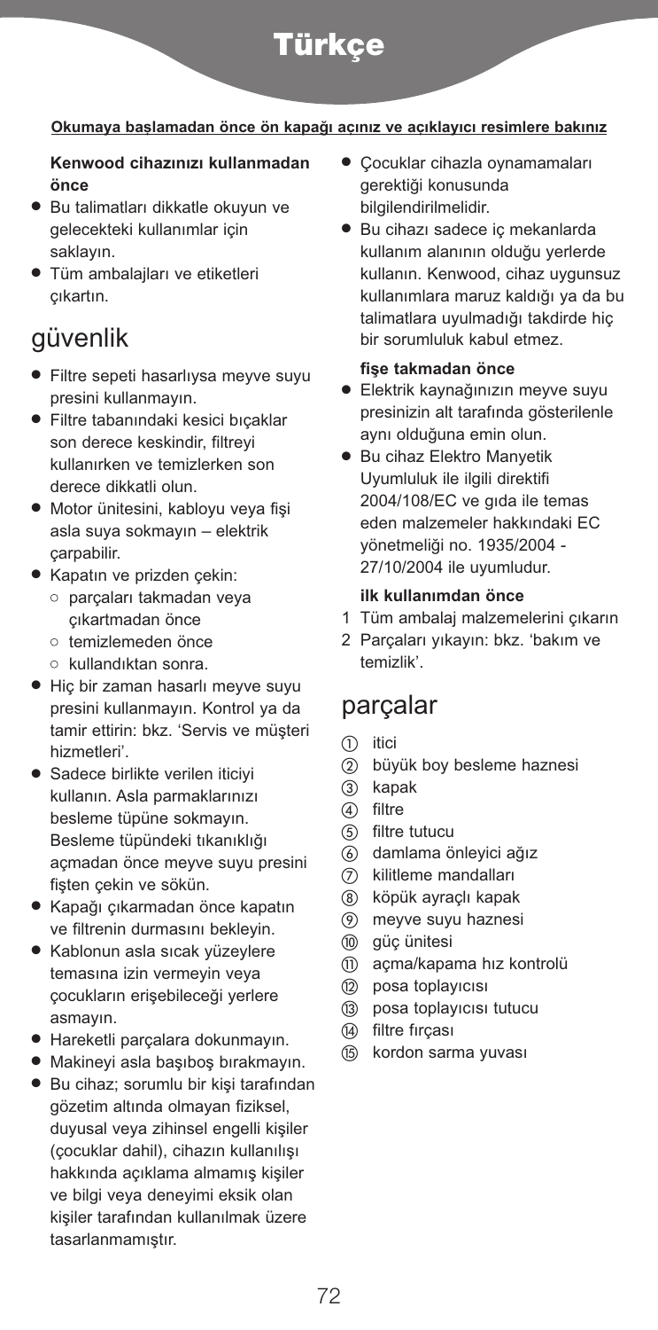# Türkçe

**Okumaya başlamadan önce ön kapağı açınız ve açıklayıcı resimlere bakınız**

**Kenwood cihazınızı kullanmadan önce**

- Bu talimatları dikkatle okuyun ve gelecekteki kullanımlar için saklayın.
- Tüm ambalajları ve etiketleri çıkartın.

## güvenlik

- Filtre sepeti hasarlıysa meyve suyu presini kullanmayın.
- Filtre tabanındaki kesici bıçaklar son derece keskindir, filtreyi kullanırken ve temizlerken son derece dikkatli olun.
- Motor ünitesini, kabloyu veya fişi asla suya sokmayın – elektrik çarpabilir.
- Kapatın ve prizden çekin:
  - parçaları takmadan veya çıkartmadan önce
  - temizlemeden önce
  - kullandıktan sonra.
- Hiç bir zaman hasarlı meyve suyu presini kullanmayın. Kontrol ya da tamir ettirin: bkz. 'Servis ve müşteri hizmetleri'.
- Sadece birlikte verilen iticiyi kullanın. Asla parmaklarınızı besleme tüpüne sokmayın. Besleme tüpündeki tıkanıklığı açmadan önce meyve suyu presini fişten çekin ve sökün.
- Kapağı çıkarmadan önce kapatın ve filtrenin durmasını bekleyin.
- Kablonun asla sıcak yüzeylere temasına izin vermeyin veya çocukların erişebileceği yerlere asmayın.
- Hareketli parçalara dokunmayın.
- Makineyi asla başıboş bırakmayın.
- Bu cihaz; sorumlu bir kişi tarafından gözetim altında olmayan fiziksel, duyusal veya zihinsel engelli kişiler (çocuklar dahil), cihazın kullanılışı hakkında açıklama almamış kişiler ve bilgi veya deneyimi eksik olan kişiler tarafından kullanılmak üzere tasarlanmamıştır.
- Çocuklar cihazla oynamamaları gerektiği konusunda bilgilendirilmelidir.
- Bu cihazı sadece iç mekanlarda kullanım alanının olduğu yerlerde kullanın. Kenwood, cihaz uygunsuz kullanımlara maruz kaldığı ya da bu talimatlara uyulmadığı takdirde hiç bir sorumluluk kabul etmez.

**fişe takmadan önce**

- Elektrik kaynağınızın meyve suyu presinizin alt tarafında gösterilenle aynı olduğuna emin olun.
- Bu cihaz Elektro Manyetik Uyumluluk ile ilgili direktifi 2004/108/EC ve gıda ile temas eden malzemeler hakkındaki EC yönetmeliği no. 1935/2004 - 27/10/2004 ile uyumludur.

**ilk kullanımdan önce**

1. Tüm ambalaj malzemelerini çıkarın
2. Parçaları yıkayın: bkz. 'bakım ve temizlik'.

## parçalar

① itici
② büyük boy besleme haznesi
③ kapak
④ filtre
⑤ filtre tutucu
⑥ damlama önleyici ağız
⑦ kilitleme mandalları
⑧ köpük ayraçlı kapak
⑨ meyve suyu haznesi
⑩ güç ünitesi
⑪ açma/kapama hız kontrolü
⑫ posa toplayıcısı
⑬ posa toplayıcısı tutucu
⑭ filtre fırçası
⑮ kordon sarma yuvası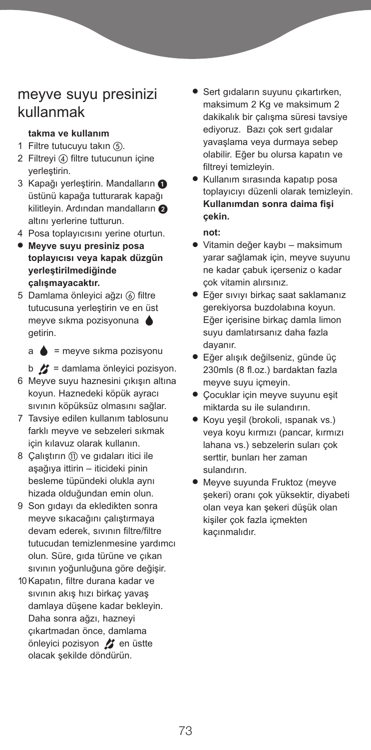# meyve suyu presinizi kullanmak

**takma ve kullanım**

1 Filtre tutucuyu takın ⑤.
2 Filtreyi ④ filtre tutucunun içine yerleştirin.
3 Kapağı yerleştirin. Mandalların ❶ üstünü kapağa tutturarak kapağı kilitleyin. Ardından mandalların ❷ altını yerlerine tutturun.
4 Posa toplayıcısını yerine oturtun.

- **Meyve suyu presiniz posa toplayıcısı veya kapak düzgün yerleştirilmediğinde çalışmayacaktır.**

5 Damlama önleyici ağzı ⑥ filtre tutucusuna yerleştirin ve en üst meyve sıkma pozisyonuna 💧 getirin.
   a 💧 = meyve sıkma pozisyonu
   b = damlama önleyici pozisyon.
6 Meyve suyu haznesini çıkışın altına koyun. Haznedeki köpük ayracı sıvının köpüksüz olmasını sağlar.
7 Tavsiye edilen kullanım tablosunu farklı meyve ve sebzeleri sıkmak için kılavuz olarak kullanın.
8 Çalıştırın ⑪ ve gıdaları itici ile aşağıya ittirin – iticideki pinin besleme tüpündeki olukla aynı hizada olduğundan emin olun.
9 Son gıdayı da ekledikten sonra meyve sıkacağını çalıştırmaya devam ederek, sıvının filtre/filtre tutucudan temizlenmesine yardımcı olun. Süre, gıda türüne ve çıkan sıvının yoğunluğuna göre değişir.
10 Kapatın, filtre durana kadar ve sıvının akış hızı birkaç yavaş damlaya düşene kadar bekleyin. Daha sonra ağzı, hazneyi çıkartmadan önce, damlama önleyici pozisyon en üstte olacak şekilde döndürün.

- Sert gıdaların suyunu çıkartırken, maksimum 2 Kg ve maksimum 2 dakikalık bir çalışma süresi tavsiye ediyoruz. Bazı çok sert gıdalar yavaşlama veya durmaya sebep olabilir. Eğer bu olursa kapatın ve filtreyi temizleyin.
- Kullanım sırasında kapatıp posa toplayıcıyı düzenli olarak temizleyin. **Kullanımdan sonra daima fişi çekin.**

**not:**

- Vitamin değer kaybı – maksimum yarar sağlamak için, meyve suyunu ne kadar çabuk içerseniz o kadar çok vitamin alırsınız.
- Eğer sıvıyı birkaç saat saklamanız gerekiyorsa buzdolabına koyun. Eğer içerisine birkaç damla limon suyu damlatırsanız daha fazla dayanır.
- Eğer alışık değilseniz, günde üç 230mls (8 fl.oz.) bardaktan fazla meyve suyu içmeyin.
- Çocuklar için meyve suyunu eşit miktarda su ile sulandırın.
- Koyu yeşil (brokoli, ıspanak vs.) veya koyu kırmızı (pancar, kırmızı lahana vs.) sebzelerin suları çok serttir, bunları her zaman sulandırın.
- Meyve suyunda Fruktoz (meyve şekeri) oranı çok yüksektir, diyabeti olan veya kan şekeri düşük olan kişiler çok fazla içmekten kaçınmalıdır.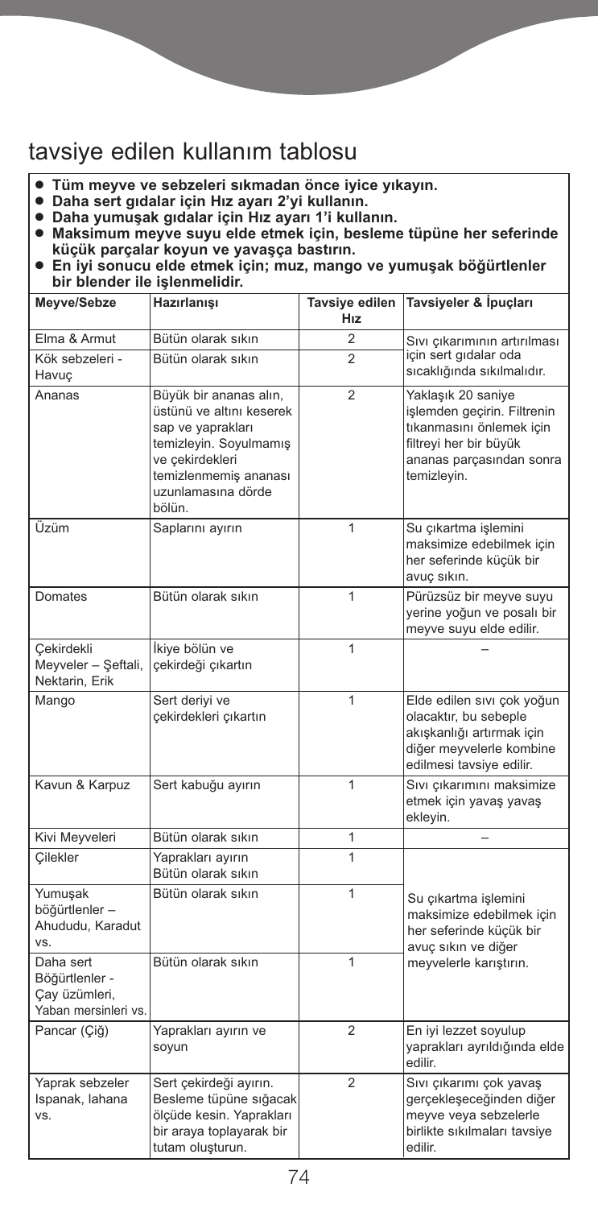# tavsiye edilen kullanım tablosu

- **Tüm meyve ve sebzeleri sıkmadan önce iyice yıkayın.**
- **Daha sert gıdalar için Hız ayarı 2'yi kullanın.**
- **Daha yumuşak gıdalar için Hız ayarı 1'i kullanın.**
- **Maksimum meyve suyu elde etmek için, besleme tüpüne her seferinde küçük parçalar koyun ve yavaşça bastırın.**
- **En iyi sonucu elde etmek için; muz, mango ve yumuşak böğürtlenler bir blender ile işlenmelidir.**

| Meyve/Sebze | Hazırlanışı | Tavsiye edilen Hız | Tavsiyeler & İpuçları |
|---|---|---|---|
| Elma & Armut | Bütün olarak sıkın | 2 | Sıvı çıkarımının artırılması için sert gıdalar oda sıcaklığında sıkılmalıdır. |
| Kök sebzeleri - Havuç | Bütün olarak sıkın | 2 | |
| Ananas | Büyük bir ananas alın, üstünü ve altını keserek sap ve yaprakları temizleyin. Soyulmamış ve çekirdekleri temizlenmemiş ananası uzunlamasına dörde bölün. | 2 | Yaklaşık 20 saniye işlemden geçirin. Filtrenin tıkanmasını önlemek için filtreyi her bir büyük ananas parçasından sonra temizleyin. |
| Üzüm | Saplarını ayırın | 1 | Su çıkartma işlemini maksimize edebilmek için her seferinde küçük bir avuç sıkın. |
| Domates | Bütün olarak sıkın | 1 | Pürüzsüz bir meyve suyu yerine yoğun ve posalı bir meyve suyu elde edilir. |
| Çekirdekli Meyveler – Şeftali, Nektarin, Erik | İkiye bölün ve çekirdeği çıkartın | 1 | – |
| Mango | Sert deriyi ve çekirdekleri çıkartın | 1 | Elde edilen sıvı çok yoğun olacaktır, bu sebeple akışkanlığı artırmak için diğer meyvelerle kombine edilmesi tavsiye edilir. |
| Kavun & Karpuz | Sert kabuğu ayırın | 1 | Sıvı çıkarımını maksimize etmek için yavaş yavaş ekleyin. |
| Kivi Meyveleri | Bütün olarak sıkın | 1 | – |
| Çilekler | Yaprakları ayırın Bütün olarak sıkın | 1 | Su çıkartma işlemini maksimize edebilmek için her seferinde küçük bir avuç sıkın ve diğer meyvelerle karıştırın. |
| Yumuşak böğürtlenler – Ahududu, Karadut vs. | Bütün olarak sıkın | 1 | |
| Daha sert Böğürtlenler - Çay üzümleri, Yaban mersinleri vs. | Bütün olarak sıkın | 1 | |
| Pancar (Çiğ) | Yaprakları ayırın ve soyun | 2 | En iyi lezzet soyulup yaprakları ayrıldığında elde edilir. |
| Yaprak sebzeler Ispanak, lahana vs. | Sert çekirdeği ayırın. Besleme tüpüne sığacak ölçüde kesin. Yaprakları bir araya toplayarak bir tutam oluşturun. | 2 | Sıvı çıkarımı çok yavaş gerçekleşeceğinden diğer meyve veya sebzelerle birlikte sıkılmaları tavsiye edilir. |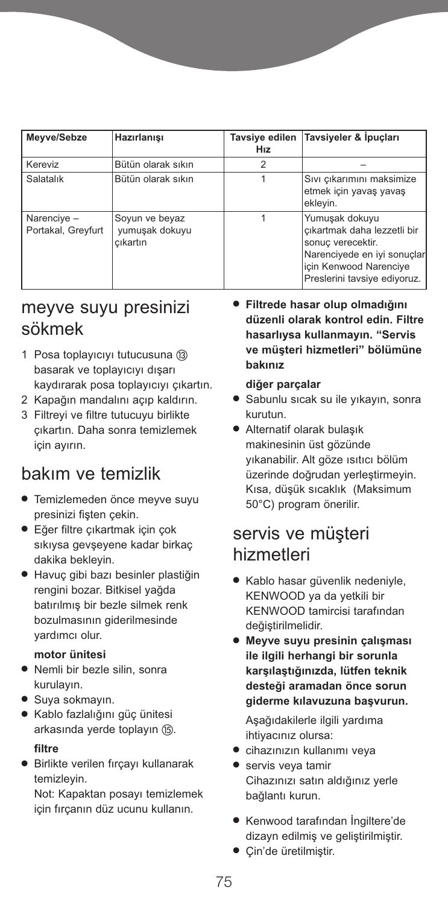| Meyve/Sebze | Hazırlanışı | Tavsiye edilen Hız | Tavsiyeler & İpuçları |
|---|---|---|---|
| Kereviz | Bütün olarak sıkın | 2 | – |
| Salatalık | Bütün olarak sıkın | 1 | Sıvı çıkarımını maksimize etmek için yavaş yavaş ekleyin. |
| Narenciye – Portakal, Greyfurt | Soyun ve beyaz yumuşak dokuyu çıkartın | 1 | Yumuşak dokuyu çıkartmak daha lezzetli bir sonuç verecektir. Narenciyede en iyi sonuçlar için Kenwood Narenciye Preslerini tavsiye ediyoruz. |

## meyve suyu presinizi sökmek

1. Posa toplayıcıyı tutucusuna ⑬ basarak ve toplayıcıyı dışarı kaydırarak posa toplayıcıyı çıkartın.
2. Kapağın mandalını açıp kaldırın.
3. Filtreyi ve filtre tutucuyu birlikte çıkartın. Daha sonra temizlemek için ayırın.

## bakım ve temizlik

- Temizlemeden önce meyve suyu presinizi fişten çekin.
- Eğer filtre çıkartmak için çok sıkıysa gevşeyene kadar birkaç dakika bekleyin.
- Havuç gibi bazı besinler plastiğin rengini bozar. Bitkisel yağda batırılmış bir bezle silmek renk bozulmasının giderilmesinde yardımcı olur.

**motor ünitesi**

- Nemli bir bezle silin, sonra kurulayın.
- Suya sokmayın.
- Kablo fazlalığını güç ünitesi arkasında yerde toplayın ⑮.

**filtre**

- Birlikte verilen fırçayı kullanarak temizleyin.
  Not: Kapaktan posayı temizlemek için fırçanın düz ucunu kullanın.
- **Filtrede hasar olup olmadığını düzenli olarak kontrol edin. Filtre hasarlıysa kullanmayın. "Servis ve müşteri hizmetleri" bölümüne bakınız**

**diğer parçalar**

- Sabunlu sıcak su ile yıkayın, sonra kurutun.
- Alternatif olarak bulaşık makinesinin üst gözünde yıkanabilir. Alt göze ısıtıcı bölüm üzerinde doğrudan yerleştirmeyin. Kısa, düşük sıcaklık (Maksimum 50°C) program önerilir.

## servis ve müşteri hizmetleri

- Kablo hasar güvenlik nedeniyle, KENWOOD ya da yetkili bir KENWOOD tamircisi tarafından değiştirilmelidir.
- **Meyve suyu presinin çalışması ile ilgili herhangi bir sorunla karşılaştığınızda, lütfen teknik desteği aramadan önce sorun giderme kılavuzuna başvurun.**

  Aşağıdakilerle ilgili yardıma ihtiyacınız olursa:
- cihazınızın kullanımı veya
- servis veya tamir
  Cihazınızı satın aldığınız yerle bağlantı kurun.

- Kenwood tarafından İngiltere'de dizayn edilmiş ve geliştirilmiştir.
- Çin'de üretilmiştir.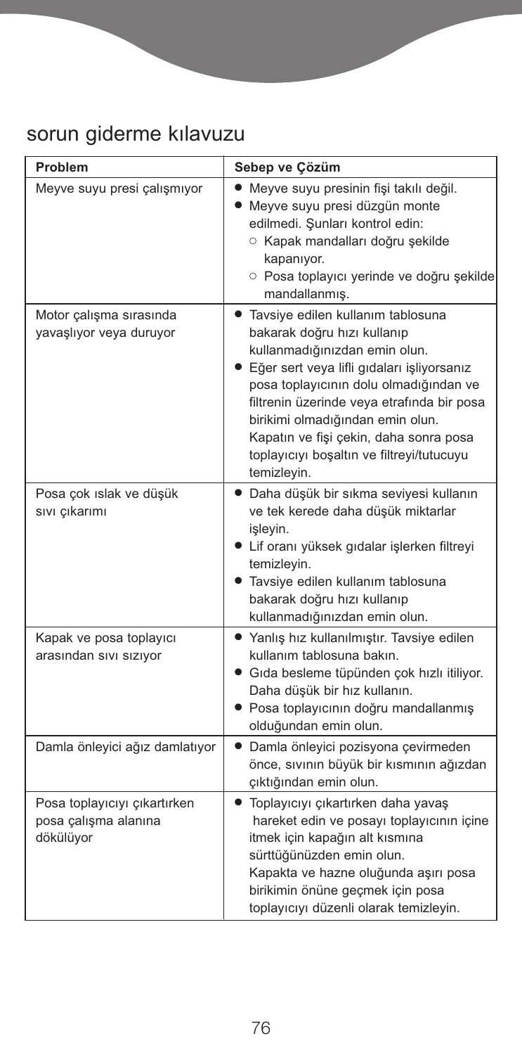## sorun giderme kılavuzu

| Problem | Sebep ve Çözüm |
|---|---|
| Meyve suyu presi çalışmıyor | • Meyve suyu presinin fişi takılı değil.<br>• Meyve suyu presi düzgün monte edilmedi. Şunları kontrol edin:<br>○ Kapak mandalları doğru şekilde kapanıyor.<br>○ Posa toplayıcı yerinde ve doğru şekilde mandallanmış. |
| Motor çalışma sırasında yavaşlıyor veya duruyor | • Tavsiye edilen kullanım tablosuna bakarak doğru hızı kullanıp kullanmadığınızdan emin olun.<br>• Eğer sert veya lifli gıdaları işliyorsanız posa toplayıcının dolu olmadığından ve filtrenin üzerinde veya etrafında bir posa birikimi olmadığından emin olun. Kapatın ve fişi çekin, daha sonra posa toplayıcıyı boşaltın ve filtreyi/tutucuyu temizleyin. |
| Posa çok ıslak ve düşük sıvı çıkarımı | • Daha düşük bir sıkma seviyesi kullanın ve tek kerede daha düşük miktarlar işleyin.<br>• Lif oranı yüksek gıdalar işlerken filtreyi temizleyin.<br>• Tavsiye edilen kullanım tablosuna bakarak doğru hızı kullanıp kullanmadığınızdan emin olun. |
| Kapak ve posa toplayıcı arasından sıvı sızıyor | • Yanlış hız kullanılmıştır. Tavsiye edilen kullanım tablosuna bakın.<br>• Gıda besleme tüpünden çok hızlı itiliyor. Daha düşük bir hız kullanın.<br>• Posa toplayıcının doğru mandallanmış olduğundan emin olun. |
| Damla önleyici ağız damlatıyor | • Damla önleyici pozisyona çevirmeden önce, sıvının büyük bir kısmının ağızdan çıktığından emin olun. |
| Posa toplayıcıyı çıkartırken posa çalışma alanına dökülüyor | • Toplayıcıyı çıkartırken daha yavaş hareket edin ve posayı toplayıcının içine itmek için kapağın alt kısmına sürttüğünüzden emin olun. Kapakta ve hazne oluğunda aşırı posa birikimin önüne geçmek için posa toplayıcıyı düzenli olarak temizleyin. |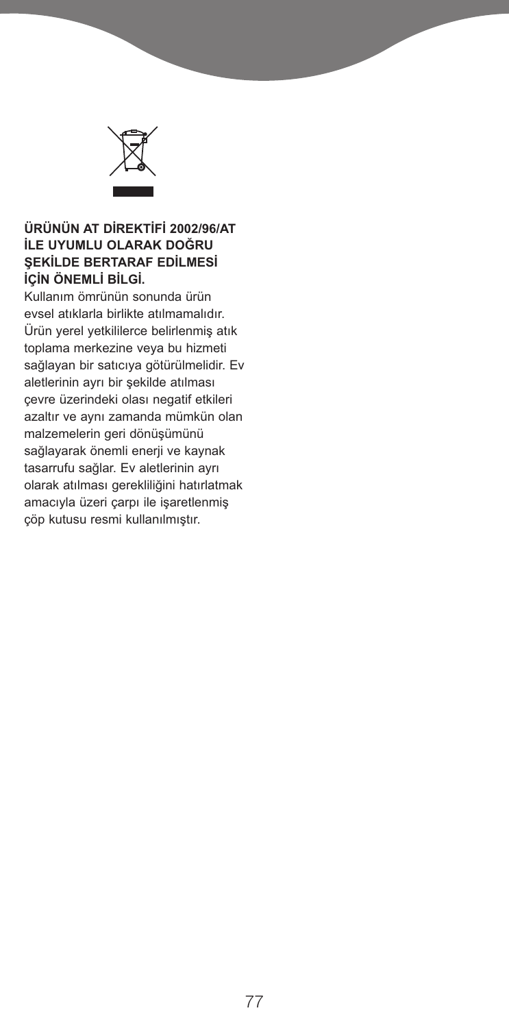**ÜRÜNÜN AT DİREKTİFİ 2002/96/AT İLE UYUMLU OLARAK DOĞRU ŞEKİLDE BERTARAF EDİLMESİ İÇİN ÖNEMLİ BİLGİ.**

Kullanım ömrünün sonunda ürün evsel atıklarla birlikte atılmamalıdır. Ürün yerel yetkililerce belirlenmiş atık toplama merkezine veya bu hizmeti sağlayan bir satıcıya götürülmelidir. Ev aletlerinin ayrı bir şekilde atılması çevre üzerindeki olası negatif etkileri azaltır ve aynı zamanda mümkün olan malzemelerin geri dönüşümünü sağlayarak önemli enerji ve kaynak tasarrufu sağlar. Ev aletlerinin ayrı olarak atılması gerekliliğini hatırlatmak amacıyla üzeri çarpı ile işaretlenmiş çöp kutusu resmi kullanılmıştır.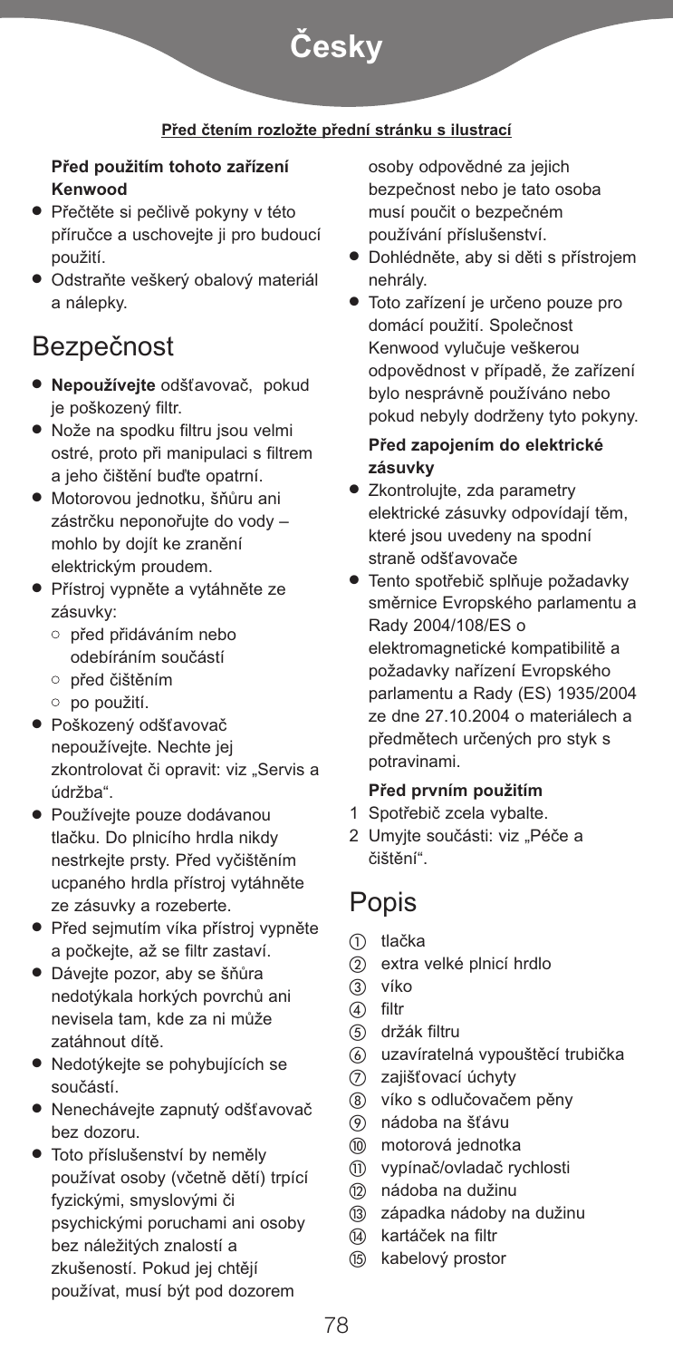# Česky

**Před čtením rozložte přední stránku s ilustrací**

**Před použitím tohoto zařízení Kenwood**

- Přečtěte si pečlivě pokyny v této příručce a uschovejte ji pro budoucí použití.
- Odstraňte veškerý obalový materiál a nálepky.

## Bezpečnost

- **Nepoužívejte** odšťavovač, pokud je poškozený filtr.
- Nože na spodku filtru jsou velmi ostré, proto při manipulaci s filtrem a jeho čištění buďte opatrní.
- Motorovou jednotku, šňůru ani zástrčku neponořujte do vody – mohlo by dojít ke zranění elektrickým proudem.
- Přístroj vypněte a vytáhněte ze zásuvky:
  - před přidáváním nebo odebíráním součástí
  - před čištěním
  - po použití.
- Poškozený odšťavovač nepoužívejte. Nechte jej zkontrolovat či opravit: viz „Servis a údržba".
- Používejte pouze dodávanou tlačku. Do plnicího hrdla nikdy nestrkejte prsty. Před vyčištěním ucpaného hrdla přístroj vytáhněte ze zásuvky a rozeberte.
- Před sejmutím víka přístroj vypněte a počkejte, až se filtr zastaví.
- Dávejte pozor, aby se šňůra nedotýkala horkých povrchů ani nevisela tam, kde za ni může zatáhnout dítě.
- Nedotýkejte se pohybujících se součástí.
- Nenechávejte zapnutý odšťavovač bez dozoru.
- Toto příslušenství by neměly používat osoby (včetně dětí) trpící fyzickými, smyslovými či psychickými poruchami ani osoby bez náležitých znalostí a zkušeností. Pokud jej chtějí používat, musí být pod dozorem osoby odpovědné za jejich bezpečnost nebo je tato osoba musí poučit o bezpečném používání příslušenství.
- Dohlédněte, aby si děti s přístrojem nehrály.
- Toto zařízení je určeno pouze pro domácí použití. Společnost Kenwood vylučuje veškerou odpovědnost v případě, že zařízení bylo nesprávně používáno nebo pokud nebyly dodrženy tyto pokyny.

**Před zapojením do elektrické zásuvky**

- Zkontrolujte, zda parametry elektrické zásuvky odpovídají těm, které jsou uvedeny na spodní straně odšťavovače
- Tento spotřebič splňuje požadavky směrnice Evropského parlamentu a Rady 2004/108/ES o elektromagnetické kompatibilitě a požadavky nařízení Evropského parlamentu a Rady (ES) 1935/2004 ze dne 27.10.2004 o materiálech a předmětech určených pro styk s potravinami.

**Před prvním použitím**

1. Spotřebič zcela vybalte.
2. Umyjte součásti: viz „Péče a čištění".

## Popis

1. tlačka
2. extra velké plnicí hrdlo
3. víko
4. filtr
5. držák filtru
6. uzavíratelná vypouštěcí trubička
7. zajišťovací úchyty
8. víko s odlučovačem pěny
9. nádoba na šťávu
10. motorová jednotka
11. vypínač/ovladač rychlosti
12. nádoba na dužinu
13. západka nádoby na dužinu
14. kartáček na filtr
15. kabelový prostor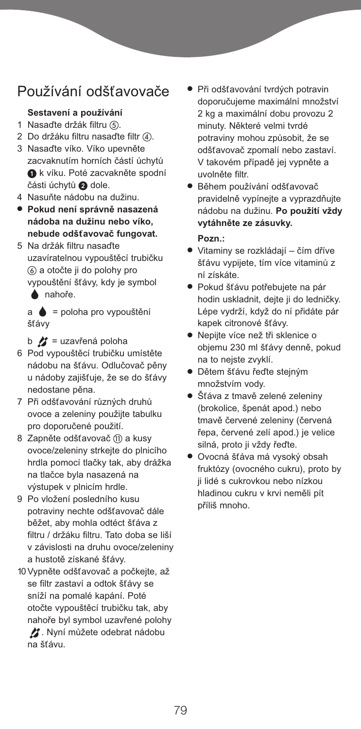# Používání odšťavovače

**Sestavení a používání**

1 Nasaďte držák filtru ⑤.

2 Do držáku filtru nasaďte filtr ④.

3 Nasaďte víko. Víko upevněte zacvaknutím horních částí úchytů ❶ k víku. Poté zacvakněte spodní části úchytů ❷ dole.

4 Nasuňte nádobu na dužinu.

- **Pokud není správně nasazená nádoba na dužinu nebo víko, nebude odšťavovač fungovat.**

5 Na držák filtru nasaďte uzavíratelnou vypouštěcí trubičku ⑥ a otočte ji do polohy pro vypouštění šťávy, kdy je symbol 💧 nahoře.

a 💧 = poloha pro vypouštění šťávy

b ✗ = uzavřená poloha

6 Pod vypouštěcí trubičku umístěte nádobu na šťávu. Odlučovač pěny u nádoby zajišťuje, že se do šťávy nedostane pěna.

7 Při odšťavování různých druhů ovoce a zeleniny použijte tabulku pro doporučené použití.

8 Zapněte odšťavovač ⑪ a kusy ovoce/zeleniny strkejte do plnicího hrdla pomocí tlačky tak, aby drážka na tlačce byla nasazená na výstupek v plnicím hrdle.

9 Po vložení posledního kusu potraviny nechte odšťavovač dále běžet, aby mohla odtéct šťáva z filtru / držáku filtru. Tato doba se liší v závislosti na druhu ovoce/zeleniny a hustotě získané šťávy.

10 Vypněte odšťavovač a počkejte, až se filtr zastaví a odtok šťávy se sníží na pomalé kapání. Poté otočte vypouštěcí trubičku tak, aby nahoře byl symbol uzavřené polohy ✗. Nyní můžete odebrat nádobu na šťávu.

- Při odšťavování tvrdých potravin doporučujeme maximální množství 2 kg a maximální dobu provozu 2 minuty. Některé velmi tvrdé potraviny mohou způsobit, že se odšťavovač zpomalí nebo zastaví. V takovém případě jej vypněte a uvolněte filtr.
- Během používání odšťavovač pravidelně vypínejte a vyprazdňujte nádobu na dužinu. **Po použití vždy vytáhněte ze zásuvky.**

**Pozn.:**

- Vitaminy se rozkládají – čím dříve šťávu vypijete, tím více vitaminů z ní získáte.
- Pokud šťávu potřebujete na pár hodin uskladnit, dejte ji do ledničky. Lépe vydrží, když do ní přidáte pár kapek citronové šťávy.
- Nepijte více než tři sklenice o objemu 230 ml šťávy denně, pokud na to nejste zvyklí.
- Dětem šťávu řeďte stejným množstvím vody.
- Šťáva z tmavě zelené zeleniny (brokolice, špenát apod.) nebo tmavě červené zeleniny (červená řepa, červené zelí apod.) je velice silná, proto ji vždy řeďte.
- Ovocná šťáva má vysoký obsah fruktózy (ovocného cukru), proto by ji lidé s cukrovkou nebo nízkou hladinou cukru v krvi neměli pít příliš mnoho.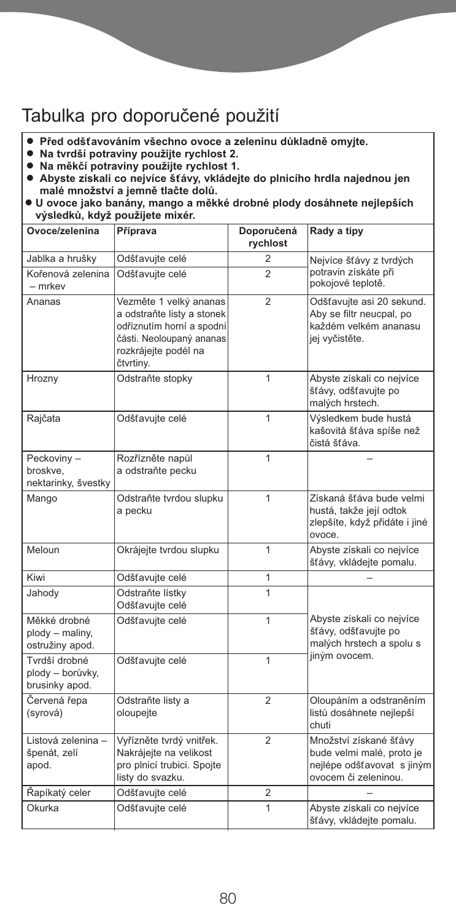# Tabulka pro doporučené použití

- **Před odšťavováním všechno ovoce a zeleninu důkladně omyjte.**
- **Na tvrdší potraviny použijte rychlost 2.**
- **Na měkčí potraviny použijte rychlost 1.**
- **Abyste získali co nejvíce šťávy, vkládejte do plnicího hrdla najednou jen malé množství a jemně tlačte dolů.**
- **U ovoce jako banány, mango a měkké drobné plody dosáhnete nejlepších výsledků, když použijete mixér.**

| Ovoce/zelenina | Příprava | Doporučená rychlost | Rady a tipy |
|---|---|---|---|
| Jablka a hrušky | Odšťavujte celé | 2 | Nejvíce šťávy z tvrdých potravin získáte při pokojové teplotě. |
| Kořenová zelenina – mrkev | Odšťavujte celé | 2 | |
| Ananas | Vezměte 1 velký ananas a odstraňte listy a stonek odříznutím horní a spodní části. Neoloupaný ananas rozkrájejte podél na čtvrtiny. | 2 | Odšťavujte asi 20 sekund. Aby se filtr neucpal, po každém velkém ananasu jej vyčistěte. |
| Hrozny | Odstraňte stopky | 1 | Abyste získali co nejvíce šťávy, odšťavujte po malých hrstech. |
| Rajčata | Odšťavujte celé | 1 | Výsledkem bude hustá kašovitá šťáva spíše než čistá šťáva. |
| Peckoviny – broskve, nektarinky, švestky | Rozřízněte napůl a odstraňte pecku | 1 | – |
| Mango | Odstraňte tvrdou slupku a pecku | 1 | Získaná šťáva bude velmi hustá, takže její odtok zlepšíte, když přidáte i jiné ovoce. |
| Meloun | Okrájejte tvrdou slupku | 1 | Abyste získali co nejvíce šťávy, vkládejte pomalu. |
| Kiwi | Odšťavujte celé | 1 | – |
| Jahody | Odstraňte lístky Odšťavujte celé | 1 | Abyste získali co nejvíce šťávy, odšťavujte po malých hrstech a spolu s jiným ovocem. |
| Měkké drobné plody – maliny, ostružiny apod. | Odšťavujte celé | 1 | |
| Tvrdší drobné plody – borůvky, brusinky apod. | Odšťavujte celé | 1 | |
| Červená řepa (syrová) | Odstraňte listy a oloupejte | 2 | Oloupáním a odstraněním listů dosáhnete nejlepší chuti |
| Listová zelenina – špenát, zelí apod. | Vyřízněte tvrdý vnitřek. Nakrájejte na velikost pro plnicí trubici. Spojte listy do svazku. | 2 | Množství získané šťávy bude velmi malé, proto je nejlépe odšťavovat s jiným ovocem či zeleninou. |
| Řapíkatý celer | Odšťavujte celé | 2 | – |
| Okurka | Odšťavujte celé | 1 | Abyste získali co nejvíce šťávy, vkládejte pomalu. |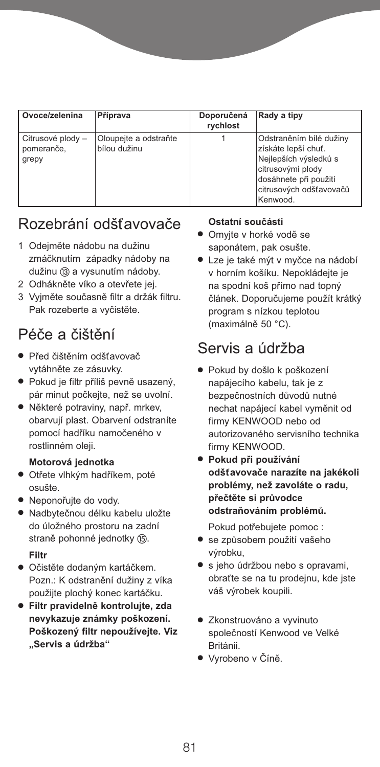| Ovoce/zelenina | Příprava | Doporučená rychlost | Rady a tipy |
|---|---|---|---|
| Citrusové plody – pomeranče, grepy | Oloupejte a odstraňte bílou dužinu | 1 | Odstraněním bílé dužiny získáte lepší chuť. Nejlepších výsledků s citrusovými plody dosáhnete při použití citrusových odšťavovačů Kenwood. |

## Rozebrání odšťavovače

1. Odejměte nádobu na dužinu zmáčknutím západky nádoby na dužinu ⑬ a vysunutím nádoby.
2. Odhákněte víko a otevřete jej.
3. Vyjměte současně filtr a držák filtru. Pak rozeberte a vyčistěte.

## Péče a čištění

- Před čištěním odšťavovač vytáhněte ze zásuvky.
- Pokud je filtr příliš pevně usazený, pár minut počkejte, než se uvolní.
- Některé potraviny, např. mrkev, obarvují plast. Obarvení odstraníte pomocí hadříku namočeného v rostlinném oleji.

**Motorová jednotka**

- Otřete vlhkým hadříkem, poté osušte.
- Neponořujte do vody.
- Nadbytečnou délku kabelu uložte do úložného prostoru na zadní straně pohonné jednotky ⑮.

**Filtr**

- Očistěte dodaným kartáčkem. Pozn.: K odstranění dužiny z víka použijte plochý konec kartáčku.
- **Filtr pravidelně kontrolujte, zda nevykazuje známky poškození. Poškozený filtr nepoužívejte. Viz „Servis a údržba“**

**Ostatní součásti**

- Omyjte v horké vodě se saponátem, pak osušte.
- Lze je také mýt v myčce na nádobí v horním košíku. Nepokládejte je na spodní koš přímo nad topný článek. Doporučujeme použít krátký program s nízkou teplotou (maximálně 50 °C).

## Servis a údržba

- Pokud by došlo k poškození napájecího kabelu, tak je z bezpečnostních důvodů nutné nechat napájecí kabel vyměnit od firmy KENWOOD nebo od autorizovaného servisního technika firmy KENWOOD.
- **Pokud při používání odšťavovače narazíte na jakékoli problémy, než zavoláte o radu, přečtěte si průvodce odstraňováním problémů.**

  Pokud potřebujete pomoc :
- se způsobem použití vašeho výrobku,
- s jeho údržbou nebo s opravami, obraťte se na tu prodejnu, kde jste váš výrobek koupili.

- Zkonstruováno a vyvinuto společností Kenwood ve Velké Británii.
- Vyrobeno v Číně.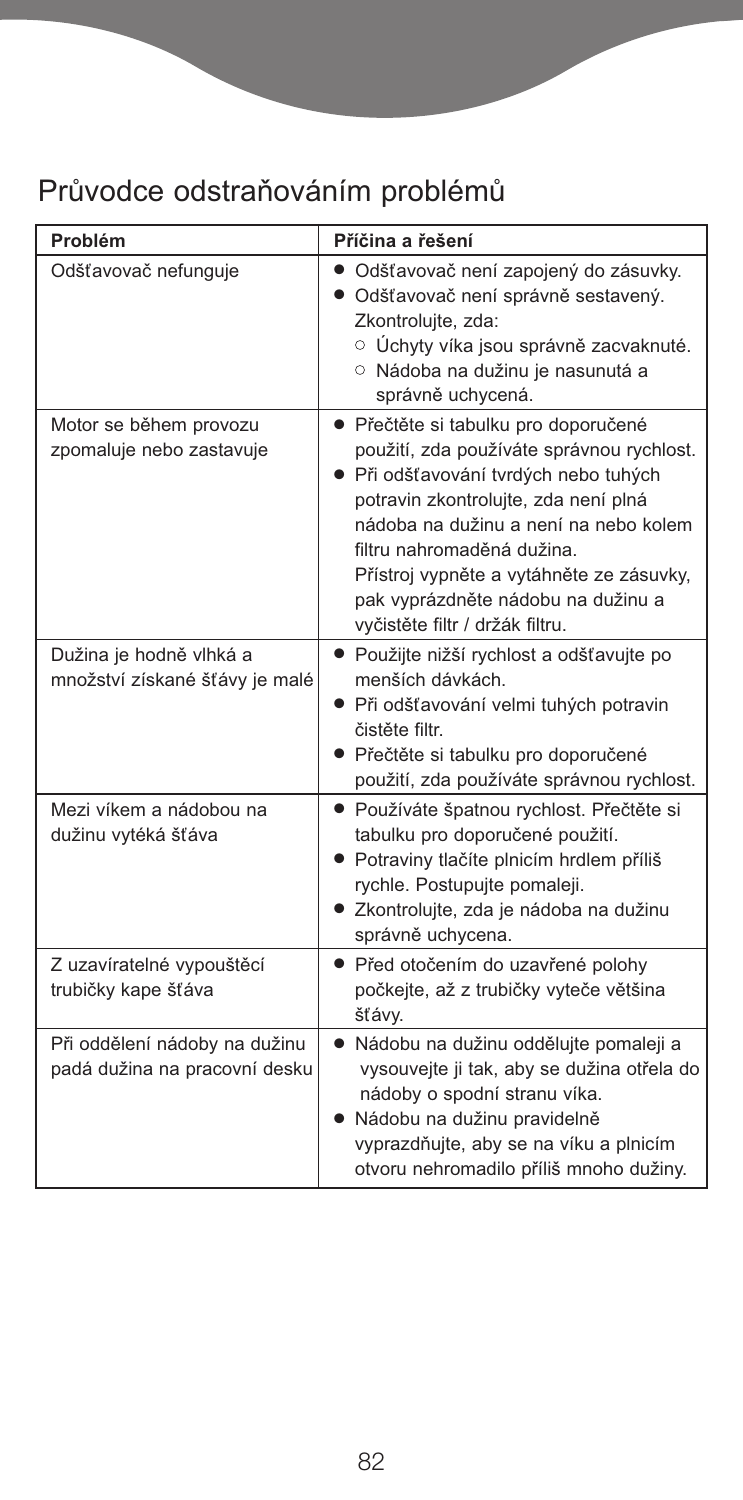# Průvodce odstraňováním problémů

| Problém | Příčina a řešení |
| --- | --- |
| Odšťavovač nefunguje | • Odšťavovač není zapojený do zásuvky.<br>• Odšťavovač není správně sestavený. Zkontrolujte, zda:<br>○ Úchyty víka jsou správně zacvaknuté.<br>○ Nádoba na dužinu je nasunutá a správně uchycená. |
| Motor se během provozu zpomaluje nebo zastavuje | • Přečtěte si tabulku pro doporučené použití, zda používáte správnou rychlost.<br>• Při odšťavování tvrdých nebo tuhých potravin zkontrolujte, zda není plná nádoba na dužinu a není na nebo kolem filtru nahromaděná dužina. Přístroj vypněte a vytáhněte ze zásuvky, pak vyprázdněte nádobu na dužinu a vyčistěte filtr / držák filtru. |
| Dužina je hodně vlhká a množství získané šťávy je malé | • Použijte nižší rychlost a odšťavujte po menších dávkách.<br>• Při odšťavování velmi tuhých potravin čistěte filtr.<br>• Přečtěte si tabulku pro doporučené použití, zda používáte správnou rychlost. |
| Mezi víkem a nádobou na dužinu vytéká šťáva | • Používáte špatnou rychlost. Přečtěte si tabulku pro doporučené použití.<br>• Potraviny tlačíte plnicím hrdlem příliš rychle. Postupujte pomaleji.<br>• Zkontrolujte, zda je nádoba na dužinu správně uchycena. |
| Z uzavíratelné vypouštěcí trubičky kape šťáva | • Před otočením do uzavřené polohy počkejte, až z trubičky vyteče většina šťávy. |
| Při oddělení nádoby na dužinu padá dužina na pracovní desku | • Nádobu na dužinu oddělujte pomaleji a vysouvejte ji tak, aby se dužina otřela do nádoby o spodní stranu víka.<br>• Nádobu na dužinu pravidelně vyprazdňujte, aby se na víku a plnicím otvoru nehromadilo příliš mnoho dužiny. |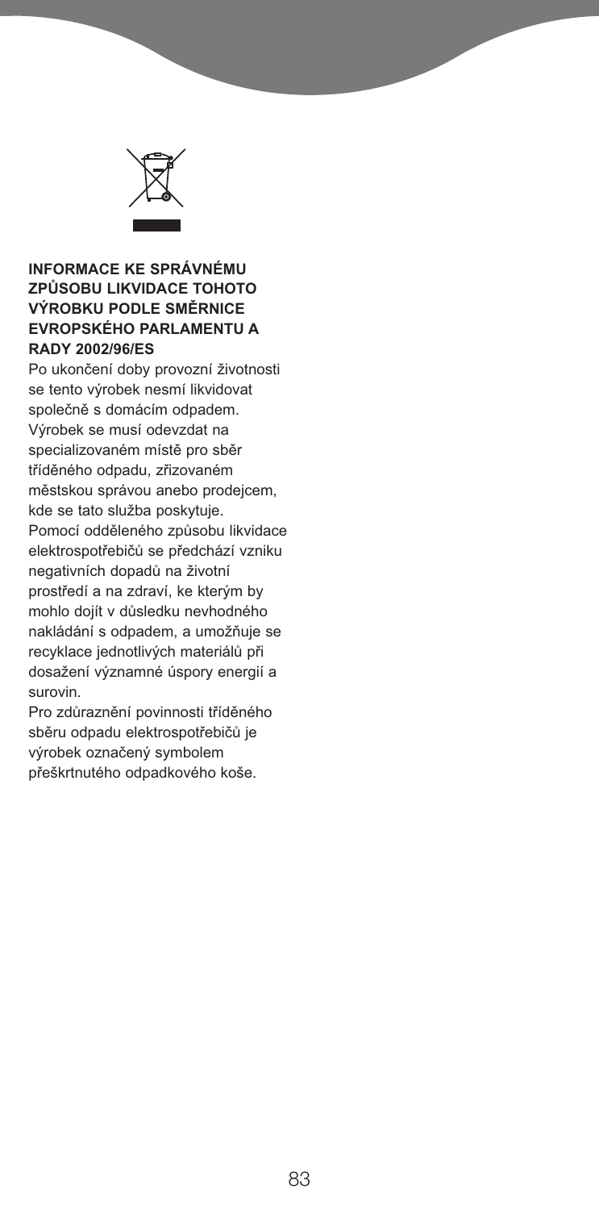**INFORMACE KE SPRÁVNÉMU ZPŮSOBU LIKVIDACE TOHOTO VÝROBKU PODLE SMĚRNICE EVROPSKÉHO PARLAMENTU A RADY 2002/96/ES**

Po ukončení doby provozní životnosti se tento výrobek nesmí likvidovat společně s domácím odpadem. Výrobek se musí odevzdat na specializovaném místě pro sběr tříděného odpadu, zřizovaném městskou správou anebo prodejcem, kde se tato služba poskytuje. Pomocí odděleného způsobu likvidace elektrospotřebičů se předchází vzniku negativních dopadů na životní prostředí a na zdraví, ke kterým by mohlo dojít v důsledku nevhodného nakládání s odpadem, a umožňuje se recyklace jednotlivých materiálů při dosažení významné úspory energií a surovin.

Pro zdůraznění povinnosti tříděného sběru odpadu elektrospotřebičů je výrobek označený symbolem přeškrtnutého odpadkového koše.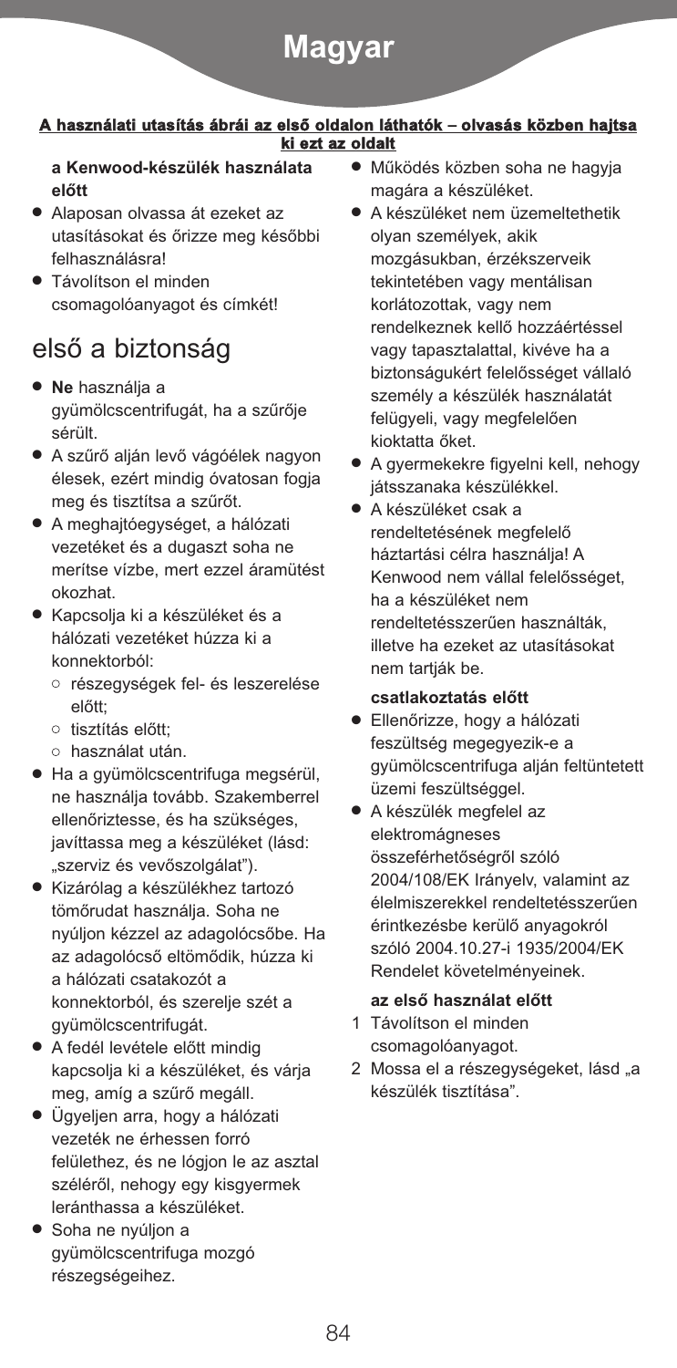# Magyar

**A használati utasítás ábrái az első oldalon láthatók – olvasás közben hajtsa ki ezt az oldalt**

**a Kenwood-készülék használata előtt**

- Alaposan olvassa át ezeket az utasításokat és őrizze meg későbbi felhasználásra!
- Távolítson el minden csomagolóanyagot és címkét!

## első a biztonság

- **Ne** használja a gyümölcscentrifugát, ha a szűrője sérült.
- A szűrő alján levő vágóélek nagyon élesek, ezért mindig óvatosan fogja meg és tisztítsa a szűrőt.
- A meghajtóegységet, a hálózati vezetéket és a dugaszt soha ne merítse vízbe, mert ezzel áramütést okozhat.
- Kapcsolja ki a készüléket és a hálózati vezetéket húzza ki a konnektorból:
  - részegységek fel- és leszerelése előtt;
  - tisztítás előtt;
  - használat után.
- Ha a gyümölcscentrifuga megsérül, ne használja tovább. Szakemberrel ellenőriztesse, és ha szükséges, javíttassa meg a készüléket (lásd: „szerviz és vevőszolgálat").
- Kizárólag a készülékhez tartozó tömőrudat használja. Soha ne nyúljon kézzel az adagolócsőbe. Ha az adagolócső eltömődik, húzza ki a hálózati csatlakozót a konnektorból, és szerelje szét a gyümölcscentrifugát.
- A fedél levétele előtt mindig kapcsolja ki a készüléket, és várja meg, amíg a szűrő megáll.
- Ügyeljen arra, hogy a hálózati vezeték ne érhessen forró felülethez, és ne lógjon le az asztal széléről, nehogy egy kisgyermek leránthassa a készüléket.
- Soha ne nyúljon a gyümölcscentrifuga mozgó részegségeihez.
- Működés közben soha ne hagyja magára a készüléket.
- A készüléket nem üzemeltethetik olyan személyek, akik mozgásukban, érzékszerveik tekintetében vagy mentálisan korlátozottak, vagy nem rendelkeznek kellő hozzáértéssel vagy tapasztalattal, kivéve ha a biztonságukért felelősséget vállaló személy a készülék használatát felügyeli, vagy megfelelően kioktatta őket.
- A gyermekekre figyelni kell, nehogy játsszanaka készülékkel.
- A készüléket csak a rendeltetésének megfelelő háztartási célra használja! A Kenwood nem vállal felelősséget, ha a készüléket nem rendeltetésszerűen használták, illetve ha ezeket az utasításokat nem tartják be.

**csatlakoztatás előtt**

- Ellenőrizze, hogy a hálózati feszültség megegyezik-e a gyümölcscentrifuga alján feltüntetett üzemi feszültséggel.
- A készülék megfelel az elektromágneses összeférhetőségről szóló 2004/108/EK Irányelv, valamint az élelmiszerekkel rendeltetésszerűen érintkezésbe kerülő anyagokról szóló 2004.10.27-i 1935/2004/EK Rendelet követelményeinek.

**az első használat előtt**

1. Távolítson el minden csomagolóanyagot.
2. Mossa el a részegységeket, lásd „a készülék tisztítása".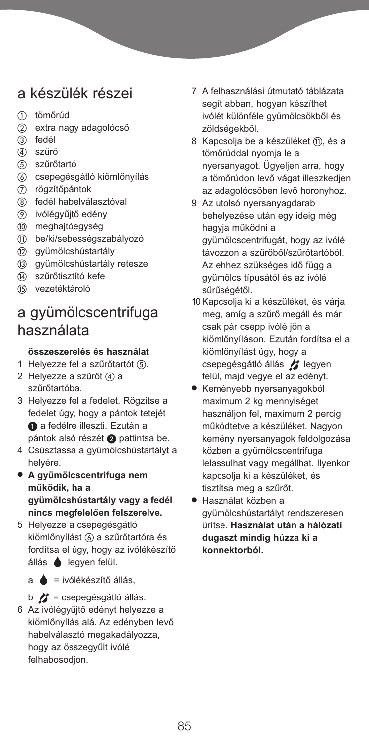## a készülék részei

① tömőrúd
② extra nagy adagolócső
③ fedél
④ szűrő
⑤ szűrőtartó
⑥ csepegésgátló kiömlőnyílás
⑦ rögzítőpántok
⑧ fedél habelválasztóval
⑨ ivólégyűjtő edény
⑩ meghajtóegység
⑪ be/ki/sebességszabályozó
⑫ gyümölcshústartály
⑬ gyümölcshústartály retesze
⑭ szűrőtisztító kefe
⑮ vezetéktároló

## a gyümölcscentrifuga használata

**összeszerelés és használat**

1 Helyezze fel a szűrőtartót ⑤.
2 Helyezze a szűrőt ④ a szűrőtartóba.
3 Helyezze fel a fedelet. Rögzítse a fedelet úgy, hogy a pántok tetejét ❶ a fedélre illeszti. Ezután a pántok alsó részét ❷ pattintsa be.
4 Csúsztassa a gyümölcshústartályt a helyére.

- **A gyümölcscentrifuga nem működik, ha a gyümölcshústartály vagy a fedél nincs megfelelően felszerelve.**

5 Helyezze a csepegésgátló kiömlőnyílást ⑥ a szűrőtartóra és fordítsa el úgy, hogy az ivólékészítő állás ● legyen felül.
   a ● = ivólékészítő állás,
   b = csepegésgátló állás.
6 Az ivólégyűjtő edényt helyezze a kiömlőnyílás alá. Az edényben levő habelválasztó megakadályozza, hogy az összegyűlt ivólé felhabosodjon.
7 A felhasználási útmutató táblázata segít abban, hogyan készíthet ivólét különféle gyümölcsökből és zöldségekből.
8 Kapcsolja be a készüléket ⑪, és a tömőrúddal nyomja le a nyersanyagot. Ügyeljen arra, hogy a tömőrúdon levő vágat illeszkedjen az adagolócsőben levő horonyhoz.
9 Az utolsó nyersanyagdarab behelyezése után egy ideig még hagyja működni a gyümölcscentrifugát, hogy az ivólé távozzon a szűrőből/szűrőtartóból. Az ehhez szükséges idő függ a gyümölcs típusától és az ivólé sűrűségétől.
10 Kapcsolja ki a készüléket, és várja meg, amíg a szűrő megáll és már csak pár csepp ivólé jön a kiömlőnyíláson. Ezután fordítsa el a kiömlőnyílást úgy, hogy a csepegésgátló állás legyen felül, majd vegye el az edényt.

- Keményebb nyersanyagokból maximum 2 kg mennyiséget használjon fel, maximum 2 percig működtetve a készüléket. Nagyon kemény nyersanyagok feldolgozása közben a gyümölcscentrifuga lelassulhat vagy megállhat. Ilyenkor kapcsolja ki a készüléket, és tisztítsa meg a szűrőt.
- Használat közben a gyümölcshústartályt rendszeresen ürítse. **Használat után a hálózati dugaszt mindig húzza ki a konnektorból.**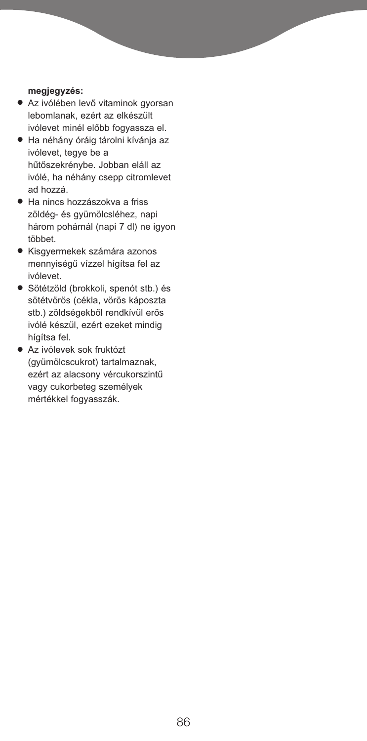**megjegyzés:**

- Az ivólében levő vitaminok gyorsan lebomlanak, ezért az elkészült ivólevet minél előbb fogyassza el.
- Ha néhány óráig tárolni kívánja az ivólevet, tegye be a hűtőszekrénybe. Jobban eláll az ivólé, ha néhány csepp citromlevet ad hozzá.
- Ha nincs hozzászokva a friss zöldég- és gyümölcsléhez, napi három pohárnál (napi 7 dl) ne igyon többet.
- Kisgyermekek számára azonos mennyiségű vízzel hígítsa fel az ivólevet.
- Sötétzöld (brokkoli, spenót stb.) és sötétvörös (cékla, vörös káposzta stb.) zöldségekből rendkívül erős ivólé készül, ezért ezeket mindig hígítsa fel.
- Az ivólevek sok fruktózt (gyümölcscukrot) tartalmaznak, ezért az alacsony vércukorszintű vagy cukorbeteg személyek mértékkel fogyasszák.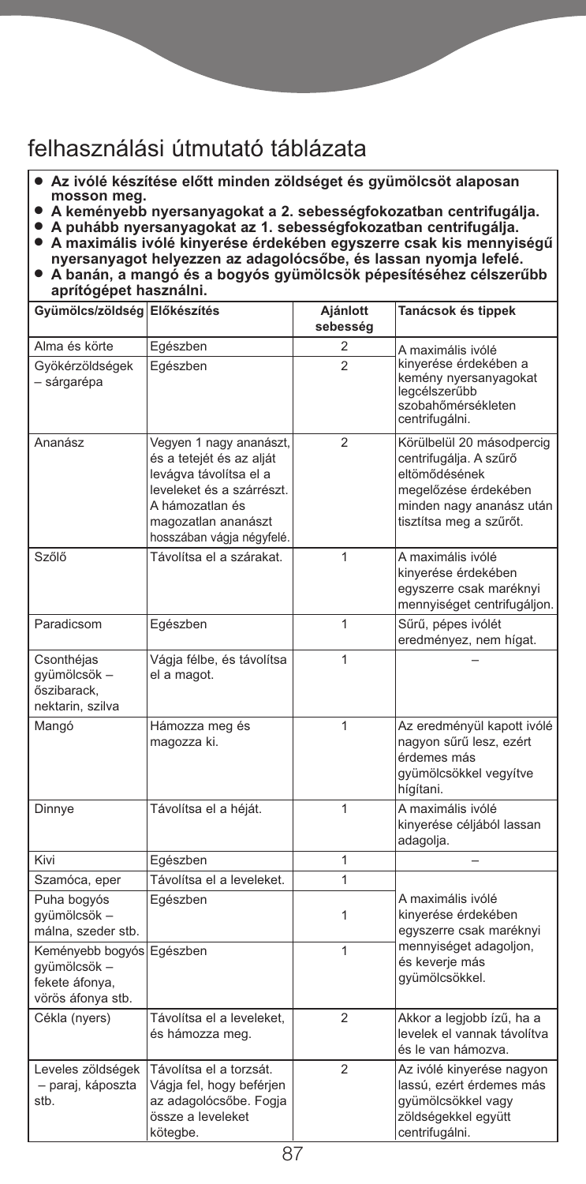# felhasználási útmutató táblázata

- **Az ivólé készítése előtt minden zöldséget és gyümölcsöt alaposan mosson meg.**
- **A keményebb nyersanyagokat a 2. sebességfokozatban centrifugálja.**
- **A puhább nyersanyagokat az 1. sebességfokozatban centrifugálja.**
- **A maximális ivólé kinyerése érdekében egyszerre csak kis mennyiségű nyersanyagot helyezzen az adagolócsőbe, és lassan nyomja lefelé.**
- **A banán, a mangó és a bogyós gyümölcsök pépesítéséhez célszerűbb aprítógépet használni.**

| Gyümölcs/zöldség | Előkészítés | Ajánlott sebesség | Tanácsok és tippek |
|---|---|---|---|
| Alma és körte | Egészben | 2 | A maximális ivólé kinyerése érdekében a kemény nyersanyagokat legcélszerűbb szobahőmérsékleten centrifugálni. |
| Gyökérzöldségek – sárgarépa | Egészben | 2 | |
| Ananász | Vegyen 1 nagy ananászt, és a tetejét és az alját levágva távolítsa el a leveleket és a szárrészt. A hámozatlan és magozatlan ananászt hosszában vágja négyfelé. | 2 | Körülbelül 20 másodpercig centrifugálja. A szűrő eltömődésének megelőzése érdekében minden nagy ananász után tisztítsa meg a szűrőt. |
| Szőlő | Távolítsa el a szárakat. | 1 | A maximális ivólé kinyerése érdekében egyszerre csak maréknyi mennyiséget centrifugáljon. |
| Paradicsom | Egészben | 1 | Sűrű, pépes ivólét eredményez, nem hígat. |
| Csonthéjas gyümölcsök – őszibarack, nektarin, szilva | Vágja félbe, és távolítsa el a magot. | 1 | – |
| Mangó | Hámozza meg és magozza ki. | 1 | Az eredményül kapott ivólé nagyon sűrű lesz, ezért érdemes más gyümölcsökkel vegyítve hígítani. |
| Dinnye | Távolítsa el a héját. | 1 | A maximális ivólé kinyerése céljából lassan adagolja. |
| Kivi | Egészben | 1 | – |
| Szamóca, eper | Távolítsa el a leveleket. | 1 | A maximális ivólé kinyerése érdekében egyszerre csak maréknyi mennyiséget adagoljon, és keverje más gyümölcsökkel. |
| Puha bogyós gyümölcsök – málna, szeder stb. | Egészben | 1 | |
| Keményebb bogyós gyümölcsök – fekete áfonya, vörös áfonya stb. | Egészben | 1 | |
| Cékla (nyers) | Távolítsa el a leveleket, és hámozza meg. | 2 | Akkor a legjobb ízű, ha a levelek el vannak távolítva és le van hámozva. |
| Leveles zöldségek – paraj, káposzta stb. | Távolítsa el a torzsát. Vágja fel, hogy beférjen az adagolócsőbe. Fogja össze a leveleket kötegbe. | 2 | Az ivólé kinyerése nagyon lassú, ezért érdemes más gyümölcsökkel vagy zöldségekkel együtt centrifugálni. |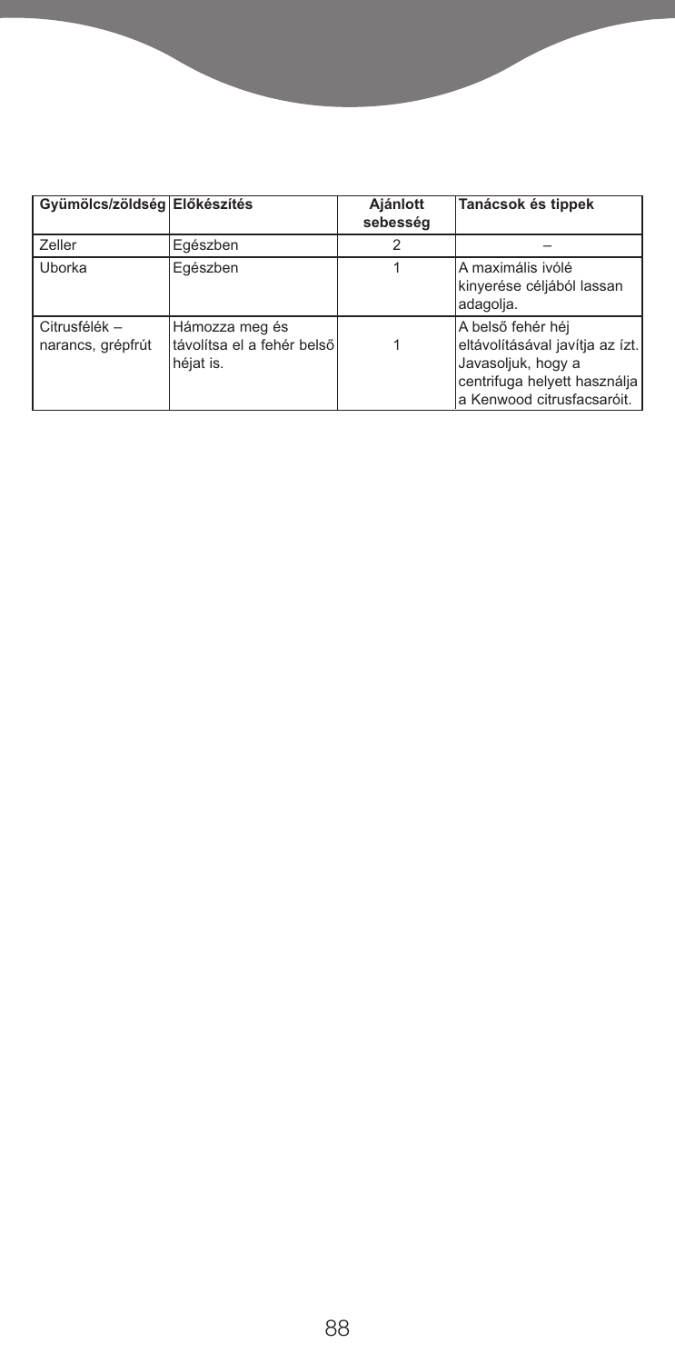| Gyümölcs/zöldség | Előkészítés | Ajánlott sebesség | Tanácsok és tippek |
|---|---|---|---|
| Zeller | Egészben | 2 | – |
| Uborka | Egészben | 1 | A maximális ivólé kinyerése céljából lassan adagolja. |
| Citrusfélék – narancs, grépfrút | Hámozza meg és távolítsa el a fehér belső héját is. | 1 | A belső fehér héj eltávolításával javítja az ízt. Javasoljuk, hogy a centrifuga helyett használja a Kenwood citrusfacsaróit. |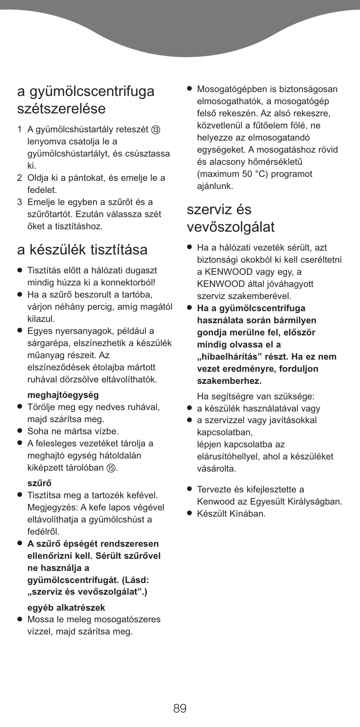## a gyümölcscentrifuga szétszerelése

1 A gyümölcshústartály reteszét ⑬ lenyomva csatolja le a gyümölcshústartályt, és csúsztassa ki.
2 Oldja ki a pántokat, és emelje le a fedelet.
3 Emelje le egyben a szűrőt és a szűrőtartót. Ezután válassza szét őket a tisztításhoz.

## a készülék tisztítása

- Tisztítás előtt a hálózati dugaszt mindig húzza ki a konnektorból!
- Ha a szűrő beszorult a tartóba, várjon néhány percig, amíg magától kilazul.
- Egyes nyersanyagok, például a sárgarépa, elszínezhetik a készülék műanyag részeit. Az elszíneződések étolajba mártott ruhával dörzsölve eltávolíthatók.

**meghajtóegység**

- Törölje meg egy nedves ruhával, majd szárítsa meg.
- Soha ne mártsa vízbe.
- A felesleges vezetéket tárolja a meghajtó egység hátoldalán kiképzett tárolóban ⑮.

**szűrő**

- Tisztítsa meg a tartozék kefével. Megjegyzés: A kefe lapos végével eltávolíthatja a gyümölcshúst a fedélről.
- **A szűrő épségét rendszeresen ellenőrizni kell. Sérült szűrővel ne használja a gyümölcscentrifugát. (Lásd: „szerviz és vevőszolgálat".)**

**egyéb alkatrészek**

- Mossa le meleg mosogatószeres vízzel, majd szárítsa meg.
- Mosogatógépben is biztonságosan elmosogathatók, a mosogatógép felső rekeszén. Az alsó rekeszre, közvetlenül a fűtőelem fölé, ne helyezze az elmosogatandó egységeket. A mosogatáshoz rövid és alacsony hőmérsékletű (maximum 50 °C) programot ajánlunk.

## szerviz és vevőszolgálat

- Ha a hálózati vezeték sérült, azt biztonsági okokból ki kell cseréltetni a KENWOOD vagy egy, a KENWOOD által jóváhagyott szerviz szakemberével.
- **Ha a gyümölcscentrifuga használata során bármilyen gondja merülne fel, először mindig olvassa el a „hibaelhárítás" részt. Ha ez nem vezet eredményre, forduljon szakemberhez.**

Ha segítségre van szüksége:

- a készülék használatával vagy
- a szervizzel vagy javításokkal kapcsolatban,

lépjen kapcsolatba az elárusítóhellyel, ahol a készüléket vásárolta.

- Tervezte és kifejlesztette a Kenwood az Egyesült Királyságban.
- Készült Kínában.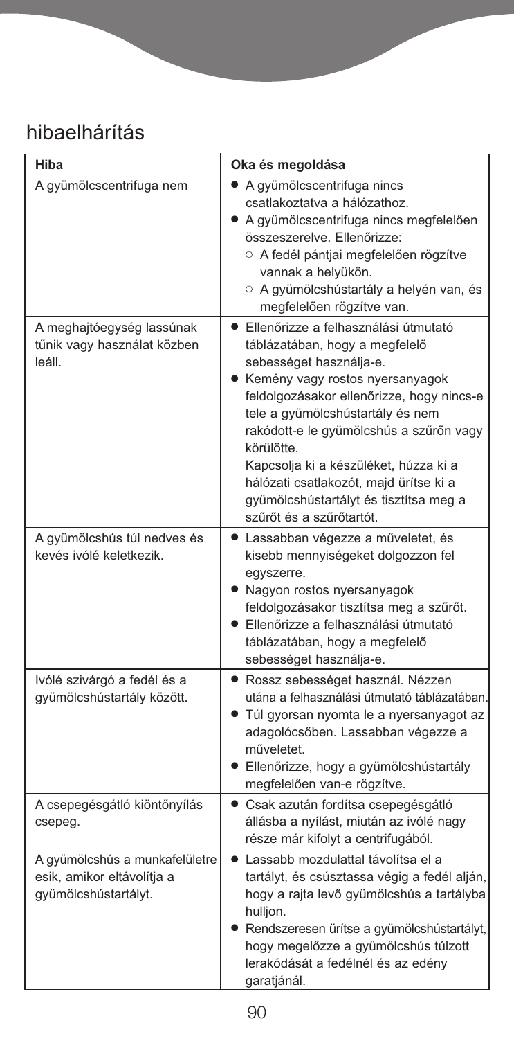## hibaelhárítás

| Hiba | Oka és megoldása |
|---|---|
| A gyümölcscentrifuga nem | • A gyümölcscentrifuga nincs csatlakoztatva a hálózathoz.<br>• A gyümölcscentrifuga nincs megfelelően összeszerelve. Ellenőrizze:<br>○ A fedél pántjai megfelelően rögzítve vannak a helyükön.<br>○ A gyümölcshústartály a helyén van, és megfelelően rögzítve van. |
| A meghajtóegység lassúnak tűnik vagy használat közben leáll. | • Ellenőrizze a felhasználási útmutató táblázatában, hogy a megfelelő sebességet használja-e.<br>• Kemény vagy rostos nyersanyagok feldolgozásakor ellenőrizze, hogy nincs-e tele a gyümölcshústartály és nem rakódott-e le gyümölcshús a szűrőn vagy körülötte.<br>Kapcsolja ki a készüléket, húzza ki a hálózati csatlakozót, majd ürítse ki a gyümölcshústartályt és tisztítsa meg a szűrőt és a szűrőtartót. |
| A gyümölcshús túl nedves és kevés ivólé keletkezik. | • Lassabban végezze a műveletet, és kisebb mennyiségeket dolgozzon fel egyszerre.<br>• Nagyon rostos nyersanyagok feldolgozásakor tisztítsa meg a szűrőt.<br>• Ellenőrizze a felhasználási útmutató táblázatában, hogy a megfelelő sebességet használja-e. |
| Ivólé szivárgó a fedél és a gyümölcshústartály között. | • Rossz sebességet használ. Nézzen utána a felhasználási útmutató táblázatában.<br>• Túl gyorsan nyomta le a nyersanyagot az adagolócsőben. Lassabban végezze a műveletet.<br>• Ellenőrizze, hogy a gyümölcshústartály megfelelően van-e rögzítve. |
| A csepegésgátló kiöntőnyílás csepeg. | • Csak azután fordítsa csepegésgátló állásba a nyílást, miután az ivólé nagy része már kifolyt a centrifugából. |
| A gyümölcshús a munkafelületre esik, amikor eltávolítja a gyümölcshústartályt. | • Lassabb mozdulattal távolítsa el a tartályt, és csúsztassa végig a fedél alján, hogy a rajta levő gyümölcshús a tartályba hulljon.<br>• Rendszeresen ürítse a gyümölcshústartályt, hogy megelőzze a gyümölcshús túlzott lerakódását a fedélnél és az edény garatjánál. |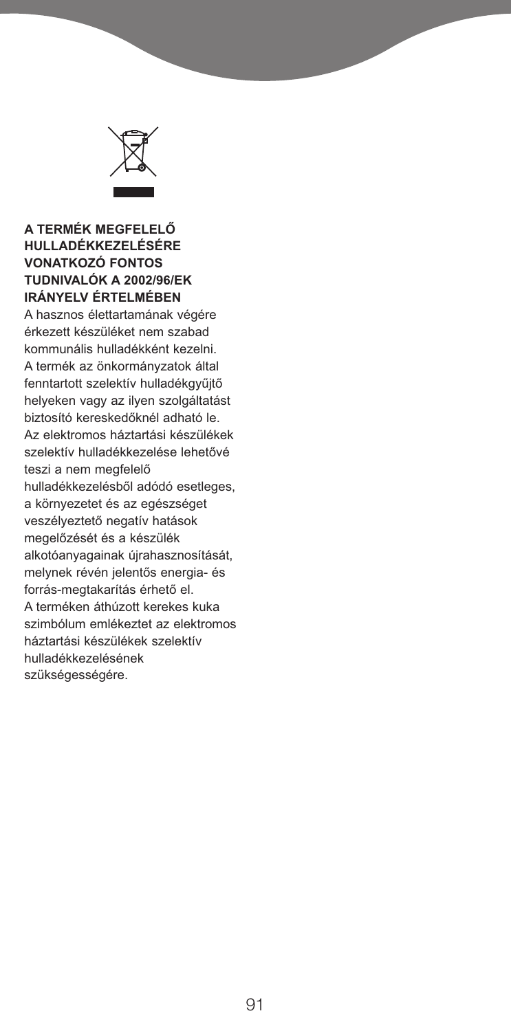**A TERMÉK MEGFELELŐ HULLADÉKKEZELÉSÉRE VONATKOZÓ FONTOS TUDNIVALÓK A 2002/96/EK IRÁNYELV ÉRTELMÉBEN**

A hasznos élettartamának végére érkezett készüléket nem szabad kommunális hulladékként kezelni.
A termék az önkormányzatok által fenntartott szelektív hulladékgyűjtő helyeken vagy az ilyen szolgáltatást biztosító kereskedőknél adható le.
Az elektromos háztartási készülékek szelektív hulladékkezelése lehetővé teszi a nem megfelelő hulladékkezelésből adódó esetleges, a környezetet és az egészséget veszélyeztető negatív hatások megelőzését és a készülék alkotóanyagainak újrahasznosítását, melynek révén jelentős energia- és forrás-megtakarítás érhető el.
A terméken áthúzott kerekes kuka szimbólum emlékeztet az elektromos háztartási készülékek szelektív hulladékkezelésének szükségességére.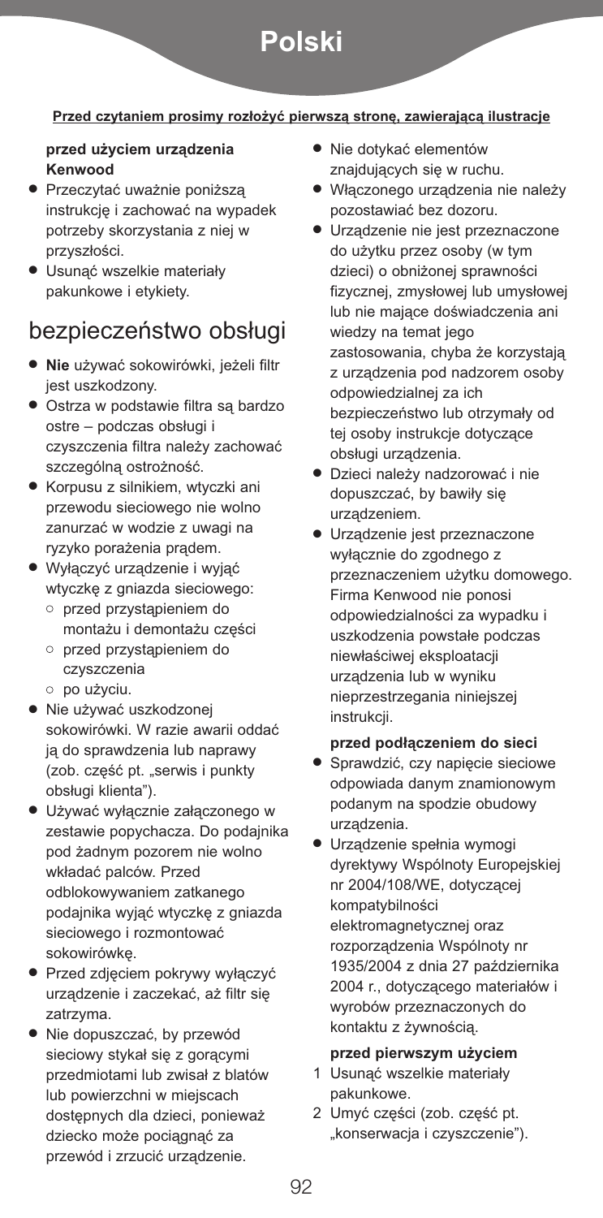# Polski

**Przed czytaniem prosimy rozłożyć pierwszą stronę, zawierającą ilustracje**

**przed użyciem urządzenia Kenwood**

- Przeczytać uważnie poniższą instrukcję i zachować na wypadek potrzeby skorzystania z niej w przyszłości.
- Usunąć wszelkie materiały pakunkowe i etykiety.

## bezpieczeństwo obsługi

- **Nie** używać sokowirówki, jeżeli filtr jest uszkodzony.
- Ostrza w podstawie filtra są bardzo ostre – podczas obsługi i czyszczenia filtra należy zachować szczególną ostrożność.
- Korpusu z silnikiem, wtyczki ani przewodu sieciowego nie wolno zanurzać w wodzie z uwagi na ryzyko porażenia prądem.
- Wyłączyć urządzenie i wyjąć wtyczkę z gniazda sieciowego:
  - przed przystąpieniem do montażu i demontażu części
  - przed przystąpieniem do czyszczenia
  - po użyciu.
- Nie używać uszkodzonej sokowirówki. W razie awarii oddać ją do sprawdzenia lub naprawy (zob. część pt. „serwis i punkty obsługi klienta").
- Używać wyłącznie załączonego w zestawie popychacza. Do podajnika pod żadnym pozorem nie wolno wkładać palców. Przed odblokowywaniem zatkanego podajnika wyjąć wtyczkę z gniazda sieciowego i rozmontować sokowirówkę.
- Przed zdjęciem pokrywy wyłączyć urządzenie i zaczekać, aż filtr się zatrzyma.
- Nie dopuszczać, by przewód sieciowy stykał się z gorącymi przedmiotami lub zwisał z blatów lub powierzchni w miejscach dostępnych dla dzieci, ponieważ dziecko może pociągnąć za przewód i zrzucić urządzenie.
- Nie dotykać elementów znajdujących się w ruchu.
- Włączonego urządzenia nie należy pozostawiać bez dozoru.
- Urządzenie nie jest przeznaczone do użytku przez osoby (w tym dzieci) o obniżonej sprawności fizycznej, zmysłowej lub umysłowej lub nie mające doświadczenia ani wiedzy na temat jego zastosowania, chyba że korzystają z urządzenia pod nadzorem osoby odpowiedzialnej za ich bezpieczeństwo lub otrzymały od tej osoby instrukcje dotyczące obsługi urządzenia.
- Dzieci należy nadzorować i nie dopuszczać, by bawiły się urządzeniem.
- Urządzenie jest przeznaczone wyłącznie do zgodnego z przeznaczeniem użytku domowego. Firma Kenwood nie ponosi odpowiedzialności za wypadku i uszkodzenia powstałe podczas niewłaściwej eksploatacji urządzenia lub w wyniku nieprzestrzegania niniejszej instrukcji.

**przed podłączeniem do sieci**

- Sprawdzić, czy napięcie sieciowe odpowiada danym znamionowym podanym na spodzie obudowy urządzenia.
- Urządzenie spełnia wymogi dyrektywy Wspólnoty Europejskiej nr 2004/108/WE, dotyczącej kompatybilności elektromagnetycznej oraz rozporządzenia Wspólnoty nr 1935/2004 z dnia 27 października 2004 r., dotyczącego materiałów i wyrobów przeznaczonych do kontaktu z żywnością.

**przed pierwszym użyciem**

1. Usunąć wszelkie materiały pakunkowe.
2. Umyć części (zob. część pt. „konserwacja i czyszczenie").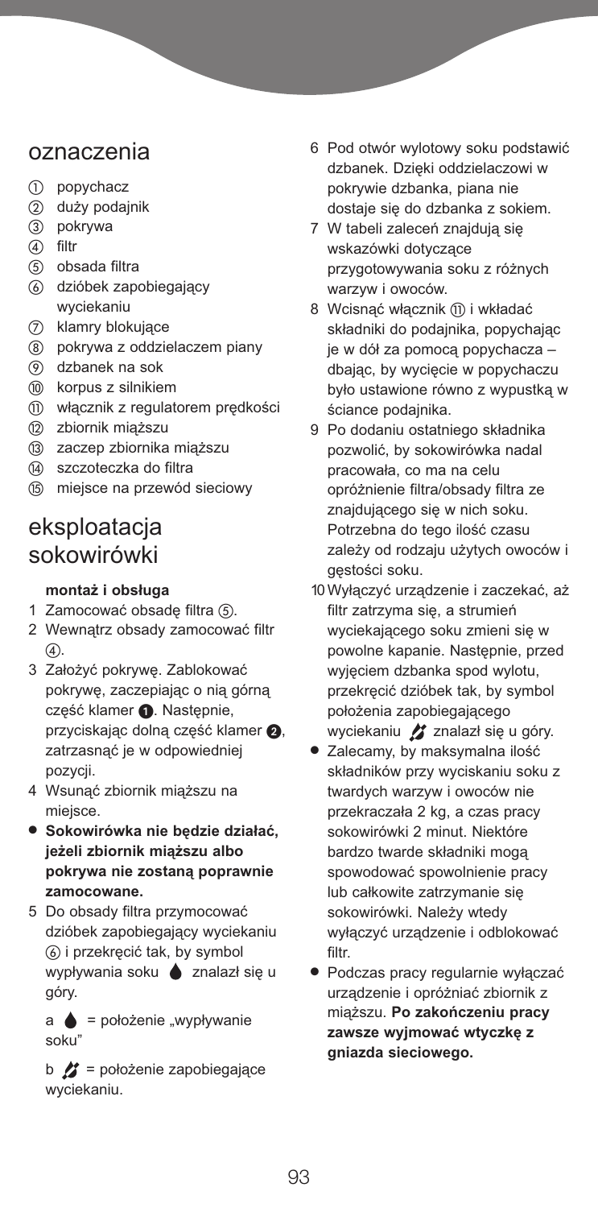## oznaczenia

① popychacz
② duży podajnik
③ pokrywa
④ filtr
⑤ obsada filtra
⑥ dzióbek zapobiegający wyciekaniu
⑦ klamry blokujące
⑧ pokrywa z oddzielaczem piany
⑨ dzbanek na sok
⑩ korpus z silnikiem
⑪ włącznik z regulatorem prędkości
⑫ zbiornik miąższu
⑬ zaczep zbiornika miąższu
⑭ szczoteczka do filtra
⑮ miejsce na przewód sieciowy

## eksploatacja sokowirówki

**montaż i obsługa**

1 Zamocować obsadę filtra ⑤.
2 Wewnątrz obsady zamocować filtr ④.
3 Założyć pokrywę. Zablokować pokrywę, zaczepiając o nią górną część klamer ❶. Następnie, przyciskając dolną część klamer ❷, zatrzasnąć je w odpowiedniej pozycji.
4 Wsunąć zbiornik miąższu na miejsce.

- **Sokowirówka nie będzie działać, jeżeli zbiornik miąższu albo pokrywa nie zostaną poprawnie zamocowane.**

5 Do obsady filtra przymocować dzióbek zapobiegający wyciekaniu ⑥ i przekręcić tak, by symbol wypływania soku 💧 znalazł się u góry.

a 💧 = położenie „wypływanie soku"

b 🚫 = położenie zapobiegające wyciekaniu.

6 Pod otwór wylotowy soku podstawić dzbanek. Dzięki oddzielaczowi w pokrywie dzbanka, piana nie dostaje się do dzbanka z sokiem.
7 W tabeli zaleceń znajdują się wskazówki dotyczące przygotowywania soku z różnych warzyw i owoców.
8 Wcisnąć włącznik ⑪ i wkładać składniki do podajnika, popychając je w dół za pomocą popychacza – dbając, by wycięcie w popychaczu było ustawione równo z wypustką w ściance podajnika.
9 Po dodaniu ostatniego składnika pozwolić, by sokowirówka nadal pracowała, co ma na celu opróżnienie filtra/obsady filtra ze znajdującego się w nich soku. Potrzebna do tego ilość czasu zależy od rodzaju użytych owoców i gęstości soku.
10 Wyłączyć urządzenie i zaczekać, aż filtr zatrzyma się, a strumień wyciekającego soku zmieni się w powolne kapanie. Następnie, przed wyjęciem dzbanka spod wylotu, przekręcić dzióbek tak, by symbol położenia zapobiegającego wyciekaniu 🚫 znalazł się u góry.

- Zalecamy, by maksymalna ilość składników przy wyciskaniu soku z twardych warzyw i owoców nie przekraczała 2 kg, a czas pracy sokowirówki 2 minut. Niektóre bardzo twarde składniki mogą spowodować spowolnienie pracy lub całkowite zatrzymanie się sokowirówki. Należy wtedy wyłączyć urządzenie i odblokować filtr.
- Podczas pracy regularnie wyłączać urządzenie i opróżniać zbiornik z miąższu. **Po zakończeniu pracy zawsze wyjmować wtyczkę z gniazda sieciowego.**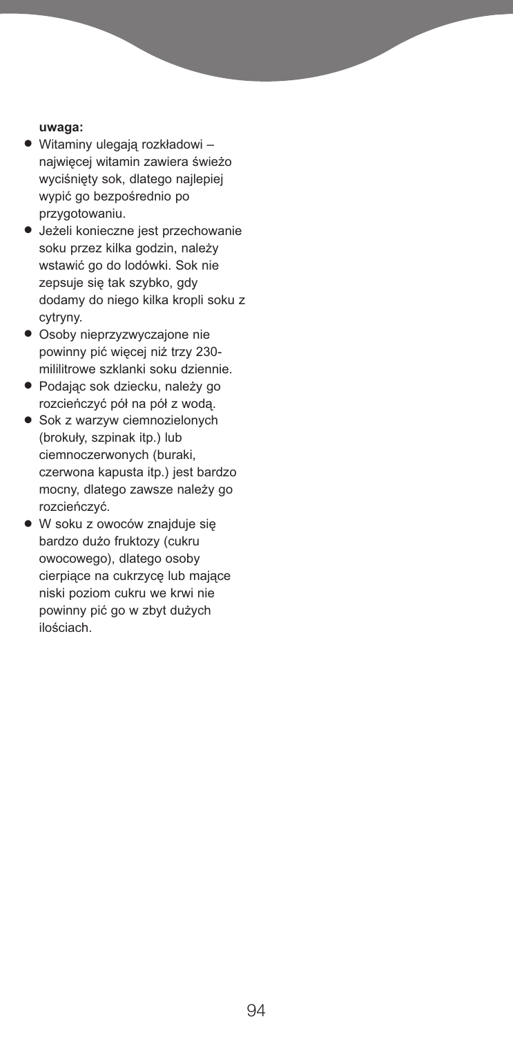**uwaga:**

- Witaminy ulegają rozkładowi – najwięcej witamin zawiera świeżo wyciśnięty sok, dlatego najlepiej wypić go bezpośrednio po przygotowaniu.
- Jeżeli konieczne jest przechowanie soku przez kilka godzin, należy wstawić go do lodówki. Sok nie zepsuje się tak szybko, gdy dodamy do niego kilka kropli soku z cytryny.
- Osoby nieprzyzwyczajone nie powinny pić więcej niż trzy 230-mililitrowe szklanki soku dziennie.
- Podając sok dziecku, należy go rozcieńczyć pół na pół z wodą.
- Sok z warzyw ciemnozielonych (brokuły, szpinak itp.) lub ciemnoczerwonych (buraki, czerwona kapusta itp.) jest bardzo mocny, dlatego zawsze należy go rozcieńczyć.
- W soku z owoców znajduje się bardzo dużo fruktozy (cukru owocowego), dlatego osoby cierpiące na cukrzycę lub mające niski poziom cukru we krwi nie powinny pić go w zbyt dużych ilościach.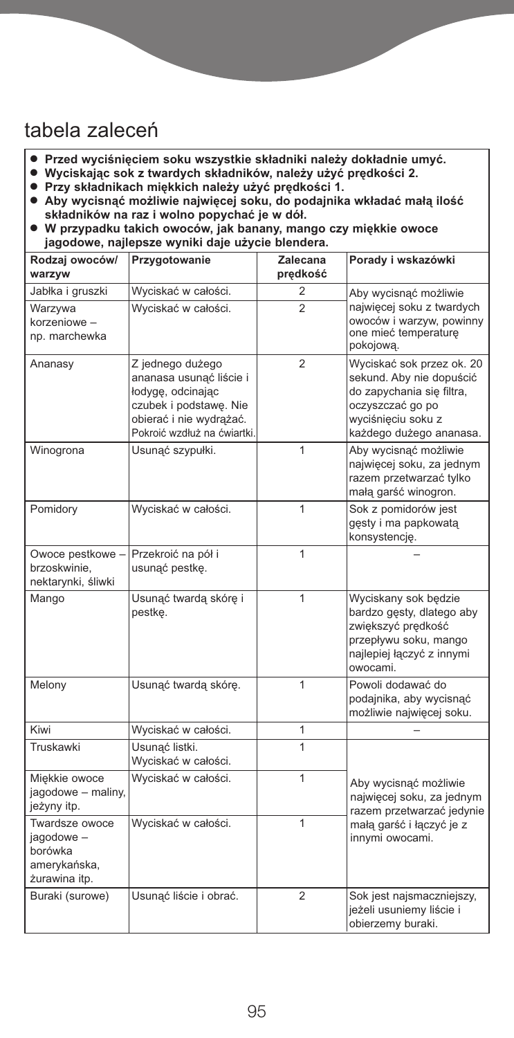# tabela zaleceń

- **Przed wyciśnięciem soku wszystkie składniki należy dokładnie umyć.**
- **Wyciskając sok z twardych składników, należy użyć prędkości 2.**
- **Przy składnikach miękkich należy użyć prędkości 1.**
- **Aby wycisnąć możliwie najwięcej soku, do podajnika wkładać małą ilość składników na raz i wolno popychać je w dół.**
- **W przypadku takich owoców, jak banany, mango czy miękkie owoce jagodowe, najlepsze wyniki daje użycie blendera.**

| Rodzaj owoców/ warzyw | Przygotowanie | Zalecana prędkość | Porady i wskazówki |
|---|---|---|---|
| Jabłka i gruszki | Wyciskać w całości. | 2 | Aby wycisnąć możliwie najwięcej soku z twardych owoców i warzyw, powinny one mieć temperaturę pokojową. |
| Warzywa korzeniowe – np. marchewka | Wyciskać w całości. | 2 | |
| Ananasy | Z jednego dużego ananasa usunąć liście i łodygę, odcinając czubek i podstawę. Nie obierać i nie wydrążać. Pokroić wzdłuż na ćwiartki. | 2 | Wyciskać sok przez ok. 20 sekund. Aby nie dopuścić do zapychania się filtra, oczyszczać go po wyciśnięciu soku z każdego dużego ananasa. |
| Winogrona | Usunąć szypułki. | 1 | Aby wycisnąć możliwie najwięcej soku, za jednym razem przetwarzać tylko małą garść winogron. |
| Pomidory | Wyciskać w całości. | 1 | Sok z pomidorów jest gęsty i ma papkowatą konsystencję. |
| Owoce pestkowe – brzoskwinie, nektarynki, śliwki | Przekroić na pół i usunąć pestkę. | 1 | – |
| Mango | Usunąć twardą skórę i pestkę. | 1 | Wyciskany sok będzie bardzo gęsty, dlatego aby zwiększyć prędkość przepływu soku, mango najlepiej łączyć z innymi owocami. |
| Melony | Usunąć twardą skórę. | 1 | Powoli dodawać do podajnika, aby wycisnąć możliwie najwięcej soku. |
| Kiwi | Wyciskać w całości. | 1 | – |
| Truskawki | Usunąć listki. Wyciskać w całości. | 1 | Aby wycisnąć możliwie najwięcej soku, za jednym razem przetwarzać jedynie małą garść i łączyć je z innymi owocami. |
| Miękkie owoce jagodowe – maliny, jeżyny itp. | Wyciskać w całości. | 1 | |
| Twardsze owoce jagodowe – borówka amerykańska, żurawina itp. | Wyciskać w całości. | 1 | |
| Buraki (surowe) | Usunąć liście i obrać. | 2 | Sok jest najsmaczniejszy, jeżeli usuniemy liście i obierzemy buraki. |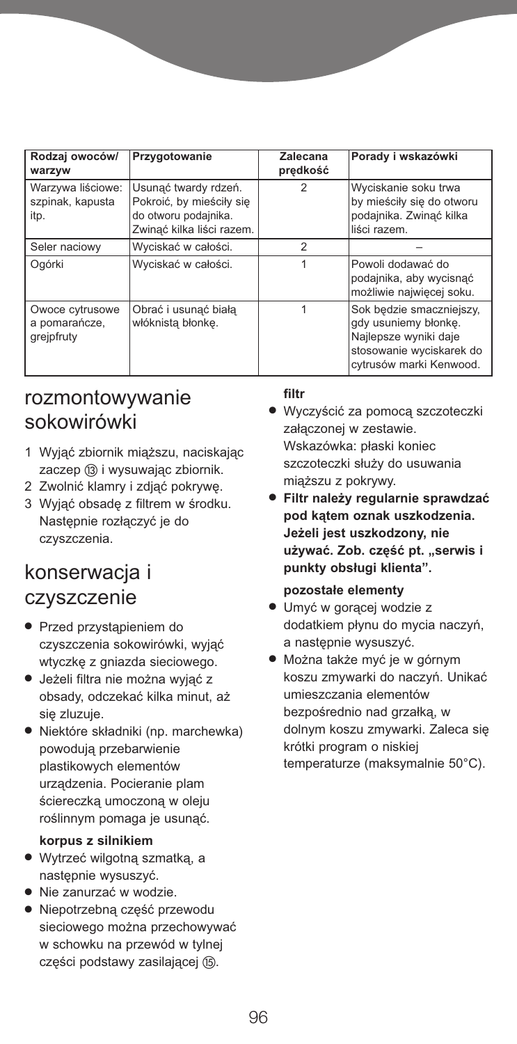| Rodzaj owoców/ warzyw | Przygotowanie | Zalecana prędkość | Porady i wskazówki |
|---|---|---|---|
| Warzywa liściowe: szpinak, kapusta itp. | Usunąć twardy rdzeń. Pokroić, by mieściły się do otworu podajnika. Zwinąć kilka liści razem. | 2 | Wyciskanie soku trwa by mieściły się do otworu podajnika. Zwinąć kilka liści razem. |
| Seler naciowy | Wyciskać w całości. | 2 | – |
| Ogórki | Wyciskać w całości. | 1 | Powoli dodawać do podajnika, aby wycisnąć możliwie najwięcej soku. |
| Owoce cytrusowe a pomarańcze, grejpfruty | Obrać i usunąć białą włóknistą błonkę. | 1 | Sok będzie smaczniejszy, gdy usuniemy błonkę. Najlepsze wyniki daje stosowanie wyciskarek do cytrusów marki Kenwood. |

## rozmontowywanie sokowirówki

1 Wyjąć zbiornik miąższu, naciskając zaczep ⑬ i wysuwając zbiornik.
2 Zwolnić klamry i zdjąć pokrywę.
3 Wyjąć obsadę z filtrem w środku. Następnie rozłączyć je do czyszczenia.

## konserwacja i czyszczenie

- Przed przystąpieniem do czyszczenia sokowirówki, wyjąć wtyczkę z gniazda sieciowego.
- Jeżeli filtra nie można wyjąć z obsady, odczekać kilka minut, aż się zluzuje.
- Niektóre składniki (np. marchewka) powodują przebarwienie plastikowych elementów urządzenia. Pocieranie plam ściereczką umoczoną w oleju roślinnym pomaga je usunąć.

**korpus z silnikiem**

- Wytrzeć wilgotną szmatką, a następnie wysuszyć.
- Nie zanurzać w wodzie.
- Niepotrzebną część przewodu sieciowego można przechowywać w schowku na przewód w tylnej części podstawy zasilającej ⑮.

**filtr**

- Wyczyścić za pomocą szczoteczki załączonej w zestawie. Wskazówka: płaski koniec szczoteczki służy do usuwania miąższu z pokrywy.
- **Filtr należy regularnie sprawdzać pod kątem oznak uszkodzenia. Jeżeli jest uszkodzony, nie używać. Zob. część pt. „serwis i punkty obsługi klienta”.**

**pozostałe elementy**

- Umyć w gorącej wodzie z dodatkiem płynu do mycia naczyń, a następnie wysuszyć.
- Można także myć je w górnym koszu zmywarki do naczyń. Unikać umieszczania elementów bezpośrednio nad grzałką, w dolnym koszu zmywarki. Zaleca się krótki program o niskiej temperaturze (maksymalnie 50°C).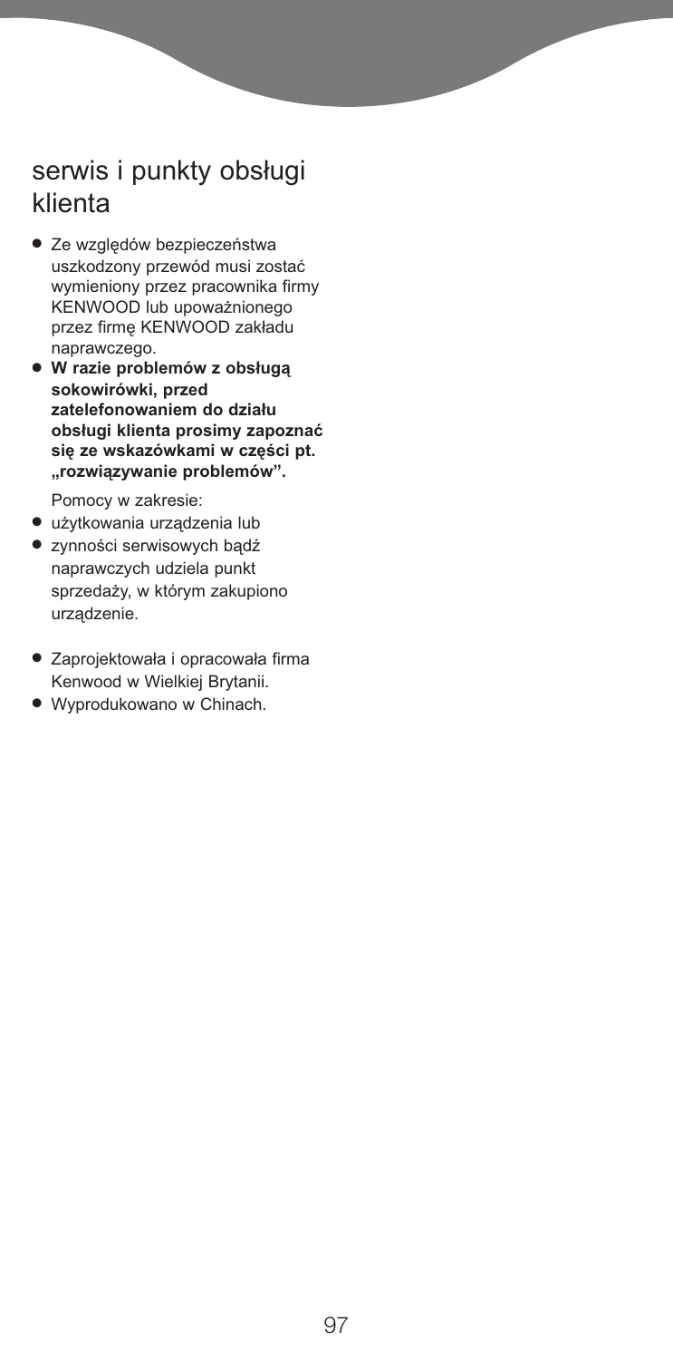## serwis i punkty obsługi klienta

- Ze względów bezpieczeństwa uszkodzony przewód musi zostać wymieniony przez pracownika firmy KENWOOD lub upoważnionego przez firmę KENWOOD zakładu naprawczego.
- **W razie problemów z obsługą sokowirówki, przed zatelefonowaniem do działu obsługi klienta prosimy zapoznać się ze wskazówkami w części pt. „rozwiązywanie problemów".**

  Pomocy w zakresie:
- użytkowania urządzenia lub
- zynności serwisowych bądź naprawczych udziela punkt sprzedaży, w którym zakupiono urządzenie.

- Zaprojektowała i opracowała firma Kenwood w Wielkiej Brytanii.
- Wyprodukowano w Chinach.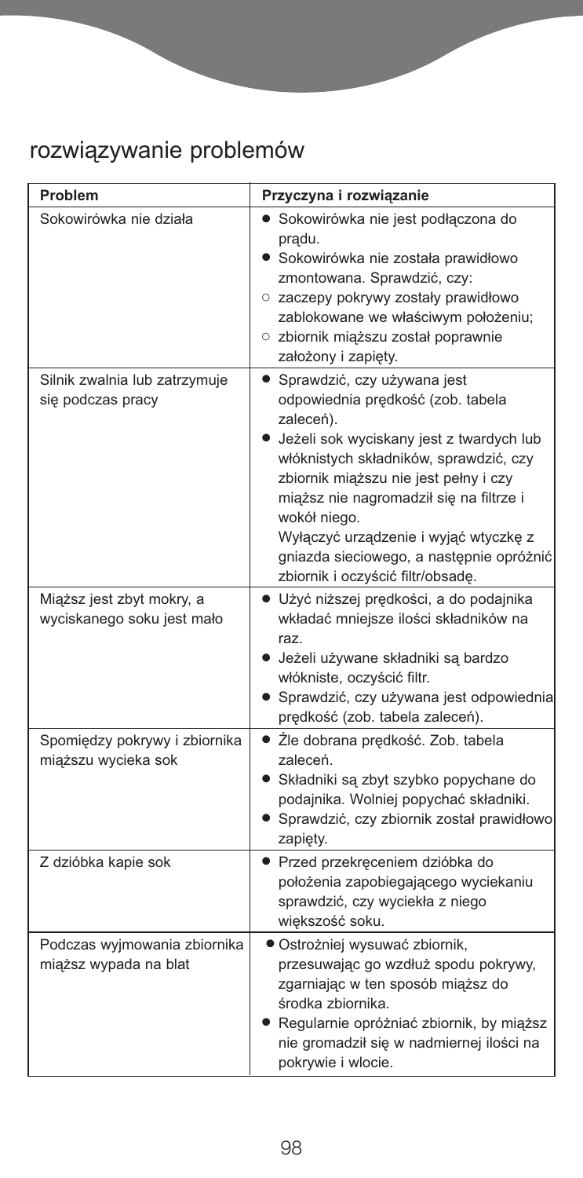# rozwiązywanie problemów

| Problem | Przyczyna i rozwiązanie |
|---|---|
| Sokowirówka nie działa | ● Sokowirówka nie jest podłączona do prądu.<br>● Sokowirówka nie została prawidłowo zmontowana. Sprawdzić, czy:<br>○ zaczepy pokrywy zostały prawidłowo zablokowane we właściwym położeniu;<br>○ zbiornik miąższu został poprawnie założony i zapięty. |
| Silnik zwalnia lub zatrzymuje się podczas pracy | ● Sprawdzić, czy używana jest odpowiednia prędkość (zob. tabela zaleceń).<br>● Jeżeli sok wyciskany jest z twardych lub włóknistych składników, sprawdzić, czy zbiornik miąższu nie jest pełny i czy miąższ nie nagromadził się na filtrze i wokół niego.<br>Wyłączyć urządzenie i wyjąć wtyczkę z gniazda sieciowego, a następnie opróżnić zbiornik i oczyścić filtr/obsadę. |
| Miąższ jest zbyt mokry, a wyciskanego soku jest mało | ● Użyć niższej prędkości, a do podajnika wkładać mniejsze ilości składników na raz.<br>● Jeżeli używane składniki są bardzo włókniste, oczyścić filtr.<br>● Sprawdzić, czy używana jest odpowiednia prędkość (zob. tabela zaleceń). |
| Spomiędzy pokrywy i zbiornika miąższu wycieka sok | ● Źle dobrana prędkość. Zob. tabela zaleceń.<br>● Składniki są zbyt szybko popychane do podajnika. Wolniej popychać składniki.<br>● Sprawdzić, czy zbiornik został prawidłowo zapięty. |
| Z dzióbka kapie sok | ● Przed przekręceniem dzióbka do położenia zapobiegającego wyciekaniu sprawdzić, czy wyciekła z niego większość soku. |
| Podczas wyjmowania zbiornika miąższ wypada na blat | ● Ostrożniej wysuwać zbiornik, przesuwając go wzdłuż spodu pokrywy, zgarniając w ten sposób miąższ do środka zbiornika.<br>● Regularnie opróżniać zbiornik, by miąższ nie gromadził się w nadmiernej ilości na pokrywie i wlocie. |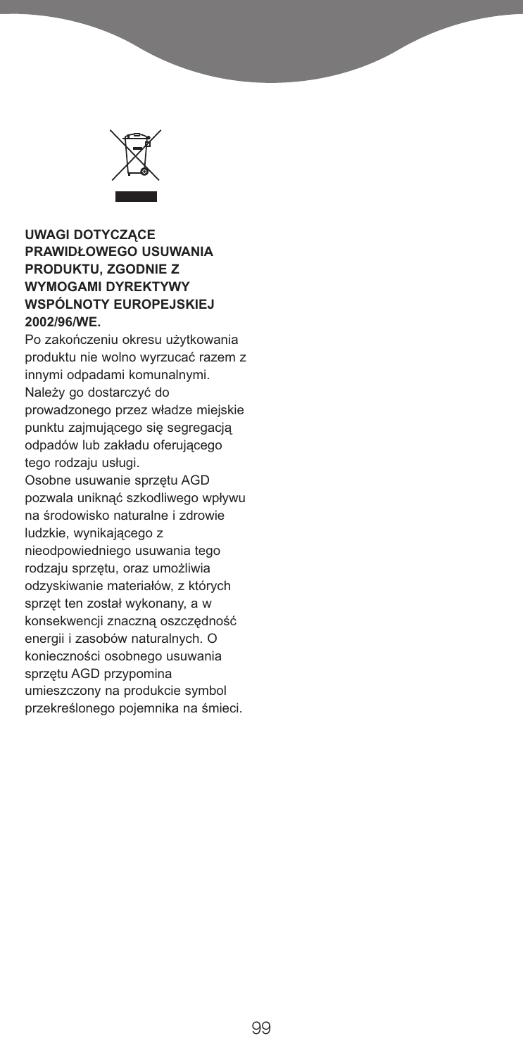**UWAGI DOTYCZĄCE PRAWIDŁOWEGO USUWANIA PRODUKTU, ZGODNIE Z WYMOGAMI DYREKTYWY WSPÓLNOTY EUROPEJSKIEJ 2002/96/WE.**

Po zakończeniu okresu użytkowania produktu nie wolno wyrzucać razem z innymi odpadami komunalnymi. Należy go dostarczyć do prowadzonego przez władze miejskie punktu zajmującego się segregacją odpadów lub zakładu oferującego tego rodzaju usługi.
Osobne usuwanie sprzętu AGD pozwala uniknąć szkodliwego wpływu na środowisko naturalne i zdrowie ludzkie, wynikającego z nieodpowiedniego usuwania tego rodzaju sprzętu, oraz umożliwia odzyskiwanie materiałów, z których sprzęt ten został wykonany, a w konsekwencji znaczną oszczędność energii i zasobów naturalnych. O konieczności osobnego usuwania sprzętu AGD przypomina umieszczony na produkcie symbol przekreślonego pojemnika na śmieci.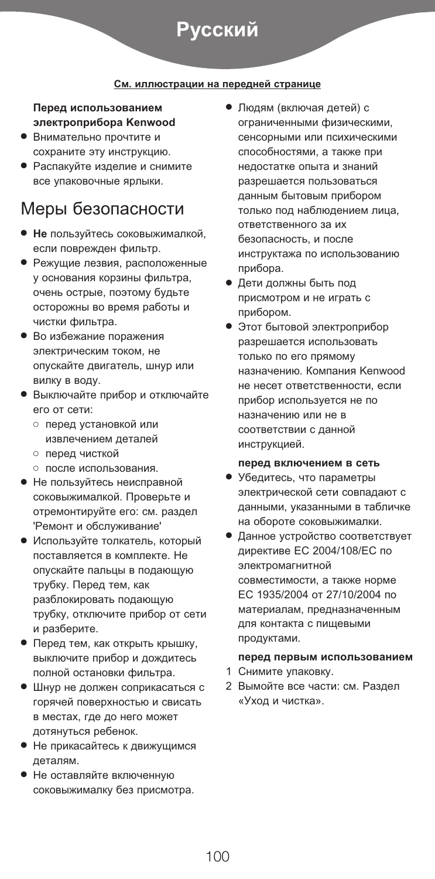# Русский

**См. иллюстрации на передней странице**

**Перед использованием электроприбора Kenwood**

- Внимательно прочтите и сохраните эту инструкцию.
- Распакуйте изделие и снимите все упаковочные ярлыки.

## Меры безопасности

- **Не** пользуйтесь соковыжималкой, если поврежден фильтр.
- Режущие лезвия, расположенные у основания корзины фильтра, очень острые, поэтому будьте осторожны во время работы и чистки фильтра.
- Во избежание поражения электрическим током, не опускайте двигатель, шнур или вилку в воду.
- Выключайте прибор и отключайте его от сети:
  - перед установкой или извлечением деталей
  - перед чисткой
  - после использования.
- Не пользуйтесь неисправной соковыжималкой. Проверьте и отремонтируйте его: см. раздел 'Ремонт и обслуживание'
- Используйте толкатель, который поставляется в комплекте. Не опускайте пальцы в подающую трубку. Перед тем, как разблокировать подающую трубку, отключите прибор от сети и разберите.
- Перед тем, как открыть крышку, выключите прибор и дождитесь полной остановки фильтра.
- Шнур не должен соприкасаться с горячей поверхностью и свисать в местах, где до него может дотянуться ребенок.
- Не прикасайтесь к движущимся деталям.
- Не оставляйте включенную соковыжималку без присмотра.
- Людям (включая детей) с ограниченными физическими, сенсорными или психическими способностями, а также при недостатке опыта и знаний разрешается пользоваться данным бытовым прибором только под наблюдением лица, ответственного за их безопасность, и после инструктажа по использованию прибора.
- Дети должны быть под присмотром и не играть с прибором.
- Этот бытовой электроприбор разрешается использовать только по его прямому назначению. Компания Kenwood не несет ответственности, если прибор используется не по назначению или не в соответствии с данной инструкцией.

**перед включением в сеть**

- Убедитесь, что параметры электрической сети совпадают с данными, указанными в табличке на обороте соковыжималки.
- Данное устройство соответствует директиве ЕС 2004/108/EC по электромагнитной совместимости, а также норме ЕС 1935/2004 от 27/10/2004 по материалам, предназначенным для контакта с пищевыми продуктами.

**перед первым использованием**

1. Снимите упаковку.
2. Вымойте все части: см. Раздел «Уход и чистка».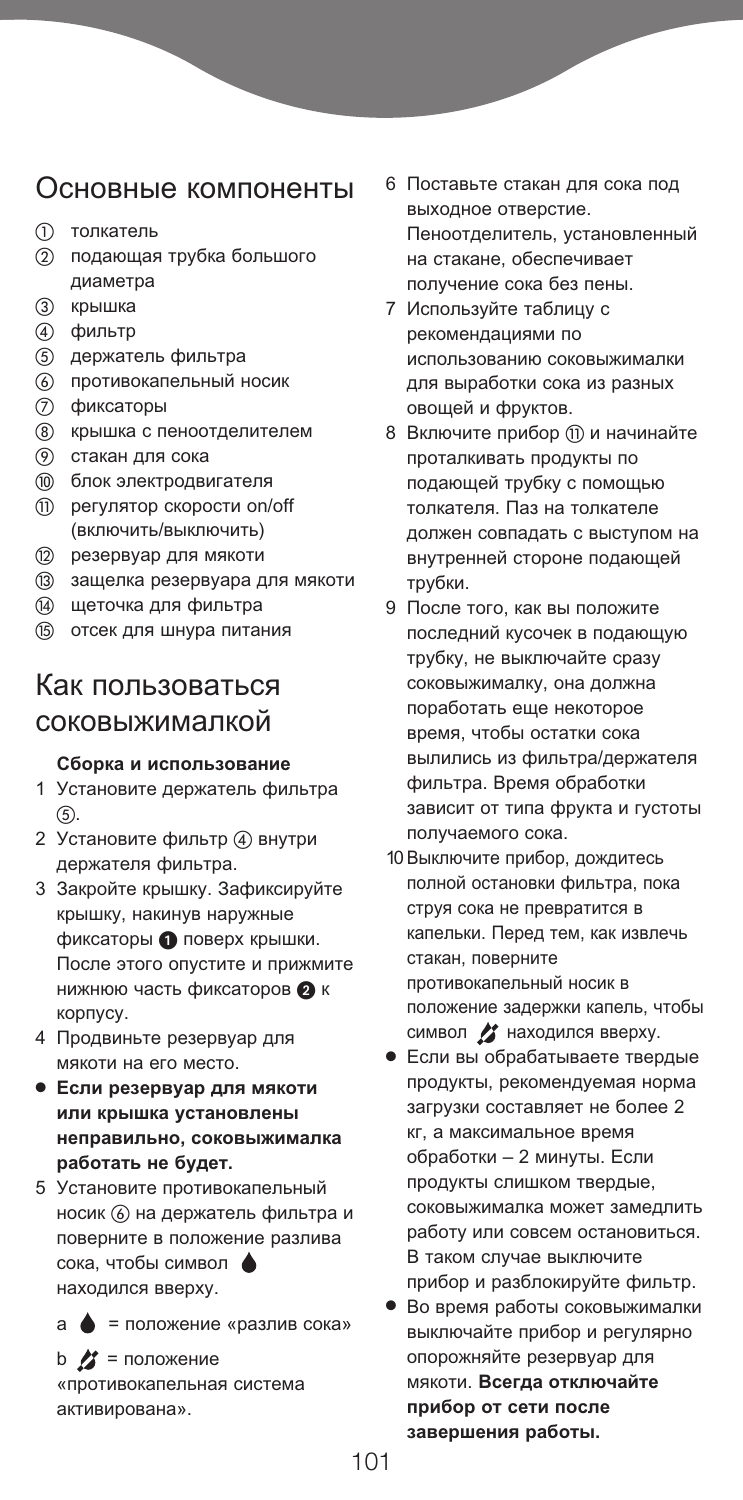## Основные компоненты

① толкатель
② подающая трубка большого диаметра
③ крышка
④ фильтр
⑤ держатель фильтра
⑥ противокапельный носик
⑦ фиксаторы
⑧ крышка с пеноотделителем
⑨ стакан для сока
⑩ блок электродвигателя
⑪ регулятор скорости on/off (включить/выключить)
⑫ резервуар для мякоти
⑬ защелка резервуара для мякоти
⑭ щеточка для фильтра
⑮ отсек для шнура питания

## Как пользоваться соковыжималкой

**Сборка и использование**

1 Установите держатель фильтра ⑤.
2 Установите фильтр ④ внутри держателя фильтра.
3 Закройте крышку. Зафиксируйте крышку, накинув наружные фиксаторы ❶ поверх крышки. После этого опустите и прижмите нижнюю часть фиксаторов ❷ к корпусу.
4 Продвиньте резервуар для мякоти на его место.

- **Если резервуар для мякоти или крышка установлены неправильно, соковыжималка работать не будет.**

5 Установите противокапельный носик ⑥ на держатель фильтра и поверните в положение разлива сока, чтобы символ 💧 находился вверху.

   a 💧 = положение «разлив сока»

   b = положение «противокапельная система активирована».

6 Поставьте стакан для сока под выходное отверстие. Пеноотделитель, установленный на стакане, обеспечивает получение сока без пены.
7 Используйте таблицу с рекомендациями по использованию соковыжималки для выработки сока из разных овощей и фруктов.
8 Включите прибор ⑪ и начинайте проталкивать продукты по подающей трубку с помощью толкателя. Паз на толкателе должен совпадать с выступом на внутренней стороне подающей трубки.
9 После того, как вы положите последний кусочек в подающую трубку, не выключайте сразу соковыжималку, она должна поработать еще некоторое время, чтобы остатки сока вылились из фильтра/держателя фильтра. Время обработки зависит от типа фрукта и густоты получаемого сока.
10 Выключите прибор, дождитесь полной остановки фильтра, пока струя сока не превратится в капельки. Перед тем, как извлечь стакан, поверните противокапельный носик в положение задержки капель, чтобы символ находился вверху.

- Если вы обрабатываете твердые продукты, рекомендуемая норма загрузки составляет не более 2 кг, а максимальное время обработки – 2 минуты. Если продукты слишком твердые, соковыжималка может замедлить работу или совсем остановиться. В таком случае выключите прибор и разблокируйте фильтр.
- Во время работы соковыжималки выключайте прибор и регулярно опорожняйте резервуар для мякоти. **Всегда отключайте прибор от сети после завершения работы.**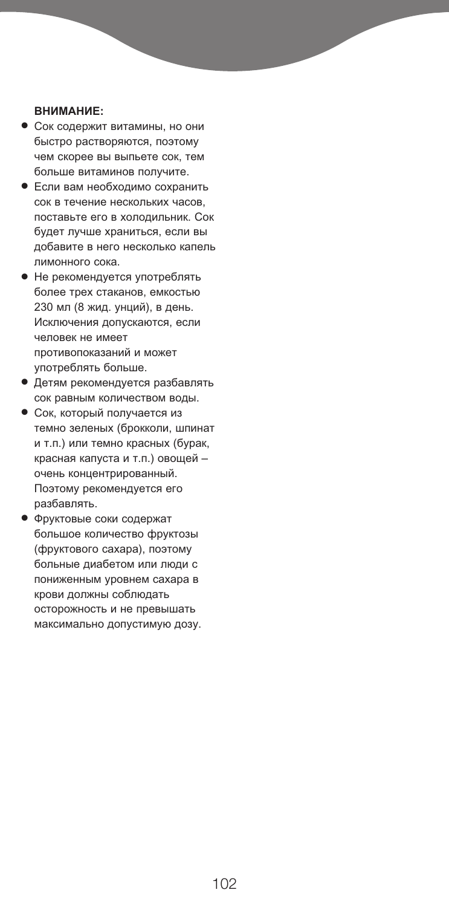**ВНИМАНИЕ:**

- Сок содержит витамины, но они быстро растворяются, поэтому чем скорее вы выпьете сок, тем больше витаминов получите.
- Если вам необходимо сохранить сок в течение нескольких часов, поставьте его в холодильник. Сок будет лучше храниться, если вы добавите в него несколько капель лимонного сока.
- Не рекомендуется употреблять более трех стаканов, емкостью 230 мл (8 жид. унций), в день. Исключения допускаются, если человек не имеет противопоказаний и может употреблять больше.
- Детям рекомендуется разбавлять сок равным количеством воды.
- Сок, который получается из темно зеленых (брокколи, шпинат и т.п.) или темно красных (бурак, красная капуста и т.п.) овощей – очень концентрированный. Поэтому рекомендуется его разбавлять.
- Фруктовые соки содержат большое количество фруктозы (фруктового сахара), поэтому больные диабетом или люди с пониженным уровнем сахара в крови должны соблюдать осторожность и не превышать максимально допустимую дозу.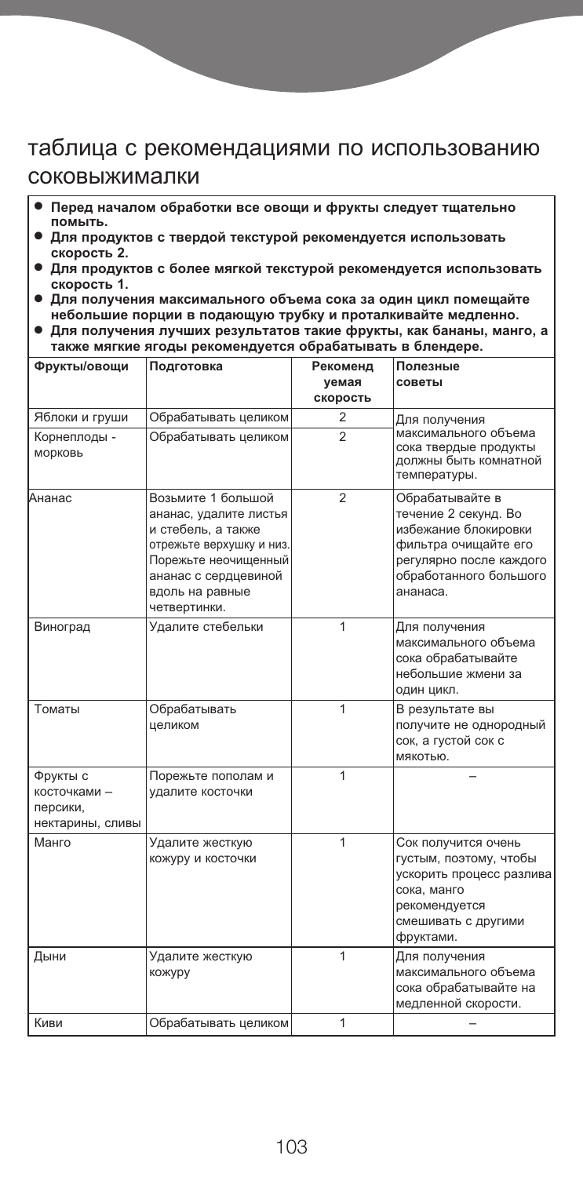# таблица с рекомендациями по использованию соковыжималки

- **Перед началом обработки все овощи и фрукты следует тщательно помыть.**
- **Для продуктов с твердой текстурой рекомендуется использовать скорость 2.**
- **Для продуктов с более мягкой текстурой рекомендуется использовать скорость 1.**
- **Для получения максимального объема сока за один цикл помещайте небольшие порции в подающую трубку и проталкивайте медленно.**
- **Для получения лучших результатов такие фрукты, как бананы, манго, а также мягкие ягоды рекомендуется обрабатывать в блендере.**

| Фрукты/овощи | Подготовка | Рекомендуемая скорость | Полезные советы |
|---|---|---|---|
| Яблоки и груши | Обрабатывать целиком | 2 | Для получения максимального объема сока твердые продукты должны быть комнатной температуры. |
| Корнеплоды - морковь | Обрабатывать целиком | 2 | |
| Ананас | Возьмите 1 большой ананас, удалите листья и стебель, а также отрежьте верхушку и низ. Порежьте неочищенный ананас с сердцевиной вдоль на равные четвертинки. | 2 | Обрабатывайте в течение 2 секунд. Во избежание блокировки фильтра очищайте его регулярно после каждого обработанного большого ананаса. |
| Виноград | Удалите стебельки | 1 | Для получения максимального объема сока обрабатывайте небольшие жмени за один цикл. |
| Томаты | Обрабатывать целиком | 1 | В результате вы получите не однородный сок, а густой сок с мякотью. |
| Фрукты с косточками – персики, нектарины, сливы | Порежьте пополам и удалите косточки | 1 | – |
| Манго | Удалите жесткую кожуру и косточки | 1 | Сок получится очень густым, поэтому, чтобы ускорить процесс разлива сока, манго рекомендуется смешивать с другими фруктами. |
| Дыни | Удалите жесткую кожуру | 1 | Для получения максимального объема сока обрабатывайте на медленной скорости. |
| Киви | Обрабатывать целиком | 1 | – |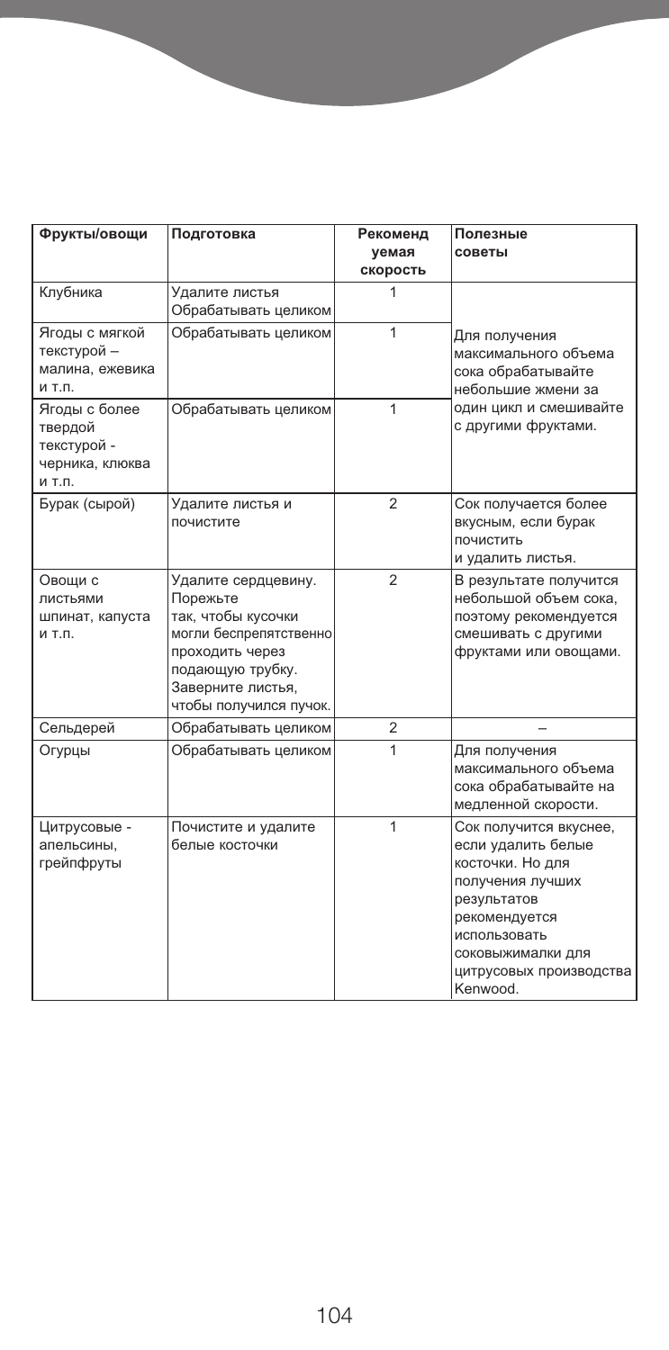| Фрукты/овощи | Подготовка | Рекомендуемая скорость | Полезные советы |
|---|---|---|---|
| Клубника | Удалите листья Обрабатывать целиком | 1 | Для получения максимального объема сока обрабатывайте небольшие жмени за один цикл и смешивайте с другими фруктами. |
| Ягоды с мягкой текстурой – малина, ежевика и т.п. | Обрабатывать целиком | 1 | |
| Ягоды с более твердой текстурой - черника, клюква и т.п. | Обрабатывать целиком | 1 | |
| Бурак (сырой) | Удалите листья и почистите | 2 | Сок получается более вкусным, если бурак почистить и удалить листья. |
| Овощи с листьями шпинат, капуста и т.п. | Удалите сердцевину. Порежьте так, чтобы кусочки могли беспрепятственно проходить через подающую трубку. Заверните листья, чтобы получился пучок. | 2 | В результате получится небольшой объем сока, поэтому рекомендуется смешивать с другими фруктами или овощами. |
| Сельдерей | Обрабатывать целиком | 2 | – |
| Огурцы | Обрабатывать целиком | 1 | Для получения максимального объема сока обрабатывайте на медленной скорости. |
| Цитрусовые - апельсины, грейпфруты | Почистите и удалите белые косточки | 1 | Сок получится вкуснее, если удалить белые косточки. Но для получения лучших результатов рекомендуется использовать соковыжималки для цитрусовых производства Kenwood. |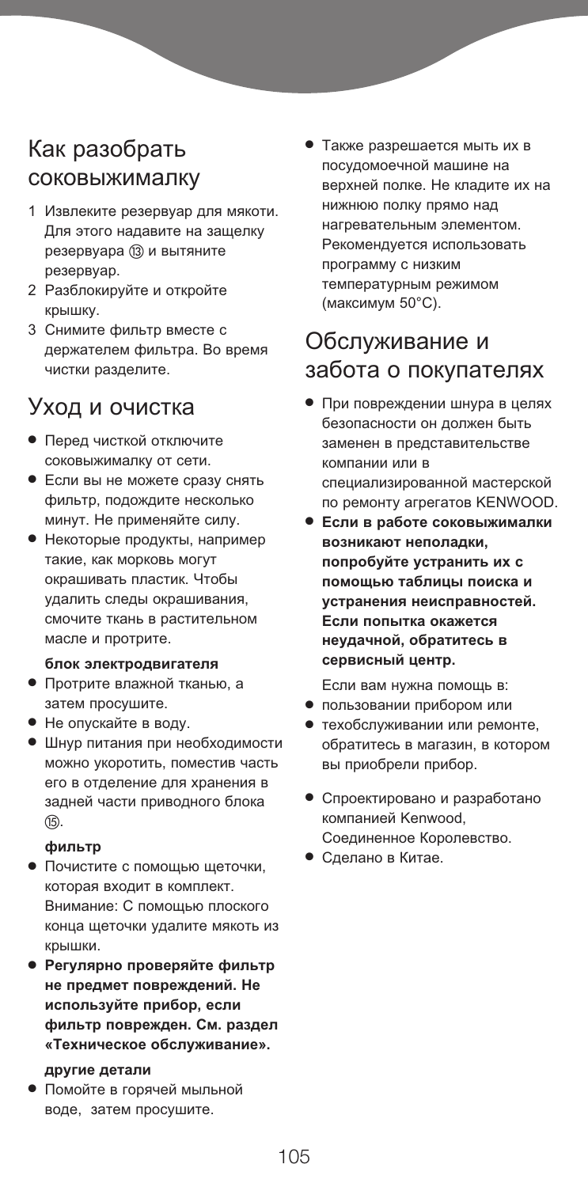## Как разобрать соковыжималку

1. Извлеките резервуар для мякоти. Для этого надавите на защелку резервуара ⑬ и вытяните резервуар.
2. Разблокируйте и откройте крышку.
3. Снимите фильтр вместе с держателем фильтра. Во время чистки разделите.

## Уход и очистка

- Перед чисткой отключите соковыжималку от сети.
- Если вы не можете сразу снять фильтр, подождите несколько минут. Не применяйте силу.
- Некоторые продукты, например такие, как морковь могут окрашивать пластик. Чтобы удалить следы окрашивания, смочите ткань в растительном масле и протрите.

**блок электродвигателя**

- Протрите влажной тканью, а затем просушите.
- Не опускайте в воду.
- Шнур питания при необходимости можно укоротить, поместив часть его в отделение для хранения в задней части приводного блока ⑮.

**фильтр**

- Почистите с помощью щеточки, которая входит в комплект. Внимание: С помощью плоского конца щеточки удалите мякоть из крышки.
- **Регулярно проверяйте фильтр не предмет повреждений. Не используйте прибор, если фильтр поврежден. См. раздел «Техническое обслуживание».**

**другие детали**

- Помойте в горячей мыльной воде, затем просушите.
- Также разрешается мыть их в посудомоечной машине на верхней полке. Не кладите их на нижнюю полку прямо над нагревательным элементом. Рекомендуется использовать программу с низким температурным режимом (максимум 50°C).

## Обслуживание и забота о покупателях

- При повреждении шнура в целях безопасности он должен быть заменен в представительстве компании или в специализированной мастерской по ремонту агрегатов KENWOOD.
- **Если в работе соковыжималки возникают неполадки, попробуйте устранить их с помощью таблицы поиска и устранения неисправностей. Если попытка окажется неудачной, обратитесь в сервисный центр.**

Если вам нужна помощь в:

- пользовании прибором или
- техобслуживании или ремонте, обратитесь в магазин, в котором вы приобрели прибор.

- Спроектировано и разработано компанией Kenwood, Соединенное Королевство.
- Сделано в Китае.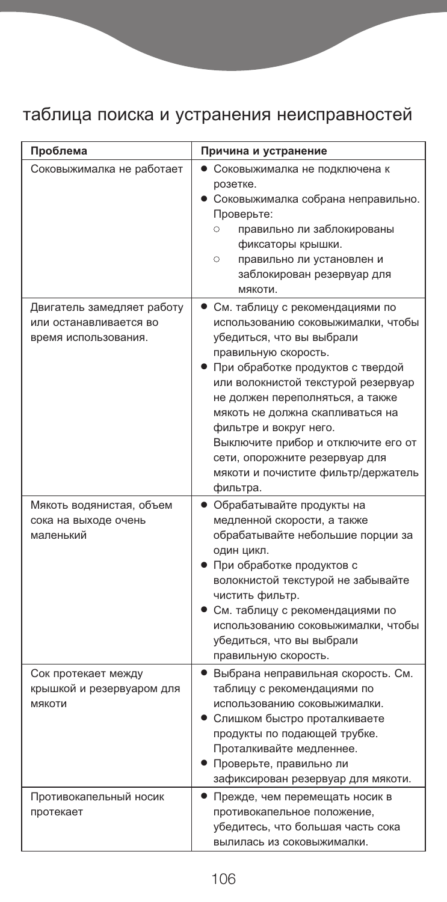# таблица поиска и устранения неисправностей

| Проблема | Причина и устранение |
| --- | --- |
| Соковыжималка не работает | • Соковыжималка не подключена к розетке.<br>• Соковыжималка собрана неправильно. Проверьте:<br>○ правильно ли заблокированы фиксаторы крышки.<br>○ правильно ли установлен и заблокирован резервуар для мякоти. |
| Двигатель замедляет работу или останавливается во время использования. | • См. таблицу с рекомендациями по использованию соковыжималки, чтобы убедиться, что вы выбрали правильную скорость.<br>• При обработке продуктов с твердой или волокнистой текстурой резервуар не должен переполняться, а также мякоть не должна скапливаться на фильтре и вокруг него. Выключите прибор и отключите его от сети, опорожните резервуар для мякоти и почистите фильтр/держатель фильтра. |
| Мякоть водянистая, объем сока на выходе очень маленький | • Обрабатывайте продукты на медленной скорости, а также обрабатывайте небольшие порции за один цикл.<br>• При обработке продуктов с волокнистой текстурой не забывайте чистить фильтр.<br>• См. таблицу с рекомендациями по использованию соковыжималки, чтобы убедиться, что вы выбрали правильную скорость. |
| Сок протекает между крышкой и резервуаром для мякоти | • Выбрана неправильная скорость. См. таблицу с рекомендациями по использованию соковыжималки.<br>• Слишком быстро проталкиваете продукты по подающей трубке. Проталкивайте медленнее.<br>• Проверьте, правильно ли зафиксирован резервуар для мякоти. |
| Противокапельный носик протекает | • Прежде, чем перемещать носик в противокапельное положение, убедитесь, что большая часть сока вылилась из соковыжималки. |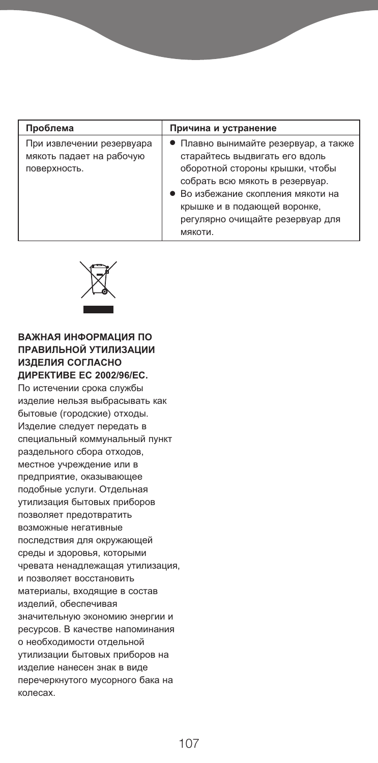| Проблема | Причина и устранение |
| --- | --- |
| При извлечении резервуара мякоть падает на рабочую поверхность. | • Плавно вынимайте резервуар, а также старайтесь выдвигать его вдоль оборотной стороны крышки, чтобы собрать всю мякоть в резервуар.<br>• Во избежание скопления мякоти на крышке и в подающей воронке, регулярно очищайте резервуар для мякоти. |

**ВАЖНАЯ ИНФОРМАЦИЯ ПО ПРАВИЛЬНОЙ УТИЛИЗАЦИИ ИЗДЕЛИЯ СОГЛАСНО ДИРЕКТИВЕ ЕС 2002/96/EC.**

По истечении срока службы изделие нельзя выбрасывать как бытовые (городские) отходы. Изделие следует передать в специальный коммунальный пункт раздельного сбора отходов, местное учреждение или в предприятие, оказывающее подобные услуги. Отдельная утилизация бытовых приборов позволяет предотвратить возможные негативные последствия для окружающей среды и здоровья, которыми чревата ненадлежащая утилизация, и позволяет восстановить материалы, входящие в состав изделий, обеспечивая значительную экономию энергии и ресурсов. В качестве напоминания о необходимости отдельной утилизации бытовых приборов на изделие нанесен знак в виде перечеркнутого мусорного бака на колесах.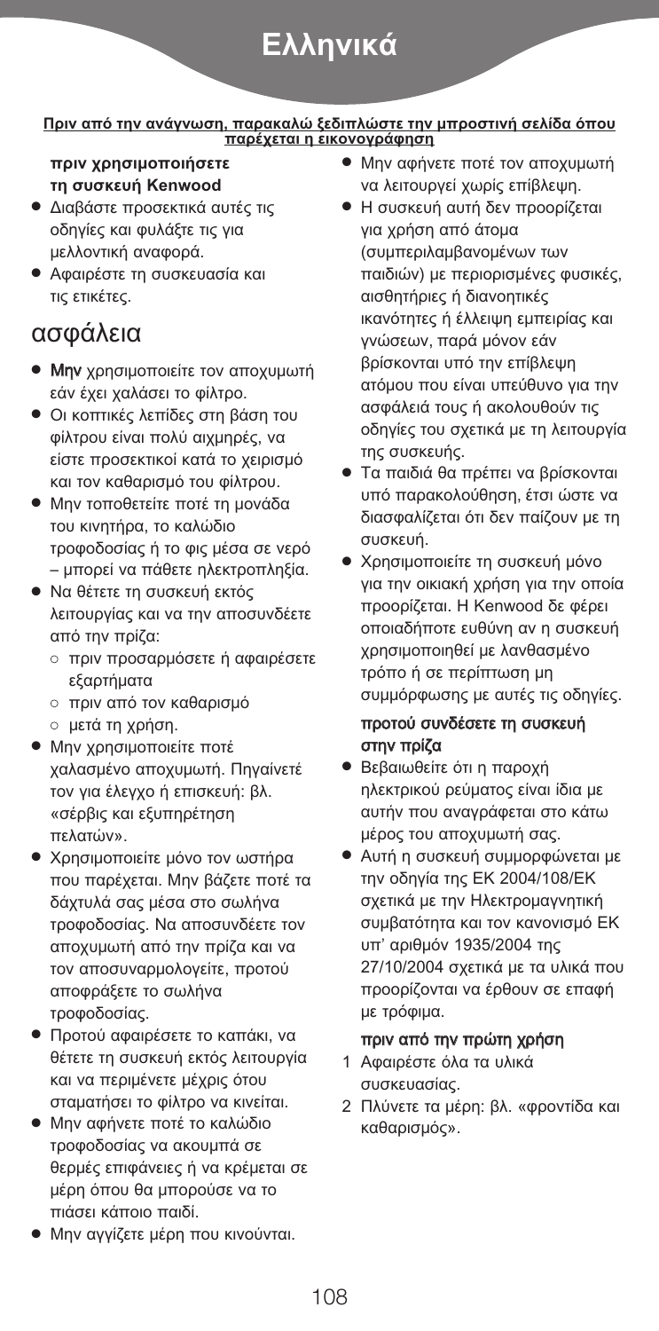# Ελληνικά

**Πριν από την ανάγνωση, παρακαλώ ξεδιπλώστε την μπροστινή σελίδα όπου παρέχεται η εικονογράφηση**

**πριν χρησιμοποιήσετε τη συσκευή Kenwood**

- Διαβάστε προσεκτικά αυτές τις οδηγίες και φυλάξτε τις για μελλοντική αναφορά.
- Αφαιρέστε τη συσκευασία και τις ετικέτες.

## ασφάλεια

- **Μην** χρησιμοποιείτε τον αποχυμωτή εάν έχει χαλάσει το φίλτρο.
- Οι κοπτικές λεπίδες στη βάση του φίλτρου είναι πολύ αιχμηρές, να είστε προσεκτικοί κατά το χειρισμό και τον καθαρισμό του φίλτρου.
- Μην τοποθετείτε ποτέ τη μονάδα του κινητήρα, το καλώδιο τροφοδοσίας ή το φις μέσα σε νερό – μπορεί να πάθετε ηλεκτροπληξία.
- Να θέτετε τη συσκευή εκτός λειτουργίας και να την αποσυνδέετε από την πρίζα:
  - πριν προσαρμόσετε ή αφαιρέσετε εξαρτήματα
  - πριν από τον καθαρισμό
  - μετά τη χρήση.
- Μην χρησιμοποιείτε ποτέ χαλασμένο αποχυμωτή. Πηγαίνετέ τον για έλεγχο ή επισκευή: βλ. «σέρβις και εξυπηρέτηση πελατών».
- Χρησιμοποιείτε μόνο τον ωστήρα που παρέχεται. Μην βάζετε ποτέ τα δάχτυλά σας μέσα στο σωλήνα τροφοδοσίας. Να αποσυνδέετε τον αποχυμωτή από την πρίζα και να τον αποσυναρμολογείτε, προτού αποφράξετε το σωλήνα τροφοδοσίας.
- Προτού αφαιρέσετε το καπάκι, να θέτετε τη συσκευή εκτός λειτουργία και να περιμένετε μέχρις ότου σταματήσει το φίλτρο να κινείται.
- Μην αφήνετε ποτέ το καλώδιο τροφοδοσίας να ακουμπά σε θερμές επιφάνειες ή να κρέμεται σε μέρη όπου θα μπορούσε να το πιάσει κάποιο παιδί.
- Μην αγγίζετε μέρη που κινούνται.
- Μην αφήνετε ποτέ τον αποχυμωτή να λειτουργεί χωρίς επίβλεψη.
- Η συσκευή αυτή δεν προορίζεται για χρήση από άτομα (συμπεριλαμβανομένων των παιδιών) με περιορισμένες φυσικές, αισθητήριες ή διανοητικές ικανότητες ή έλλειψη εμπειρίας και γνώσεων, παρά μόνον εάν βρίσκονται υπό την επίβλεψη ατόμου που είναι υπεύθυνο για την ασφάλειά τους ή ακολουθούν τις οδηγίες του σχετικά με τη λειτουργία της συσκευής.
- Τα παιδιά θα πρέπει να βρίσκονται υπό παρακολούθηση, έτσι ώστε να διασφαλίζεται ότι δεν παίζουν με τη συσκευή.
- Χρησιμοποιείτε τη συσκευή μόνο για την οικιακή χρήση για την οποία προορίζεται. Η Kenwood δε φέρει οποιαδήποτε ευθύνη αν η συσκευή χρησιμοποιηθεί με λανθασμένο τρόπο ή σε περίπτωση μη συμμόρφωσης με αυτές τις οδηγίες.

**προτού συνδέσετε τη συσκευή στην πρίζα**

- Βεβαιωθείτε ότι η παροχή ηλεκτρικού ρεύματος είναι ίδια με αυτήν που αναγράφεται στο κάτω μέρος του αποχυμωτή σας.
- Αυτή η συσκευή συμμορφώνεται με την οδηγία της ΕΚ 2004/108/ΕΚ σχετικά με την Ηλεκτρομαγνητική συμβατότητα και τον κανονισμό ΕΚ υπ' αριθμόν 1935/2004 της 27/10/2004 σχετικά με τα υλικά που προορίζονται να έρθουν σε επαφή με τρόφιμα.

**πριν από την πρώτη χρήση**

1. Αφαιρέστε όλα τα υλικά συσκευασίας.
2. Πλύνετε τα μέρη: βλ. «φροντίδα και καθαρισμός».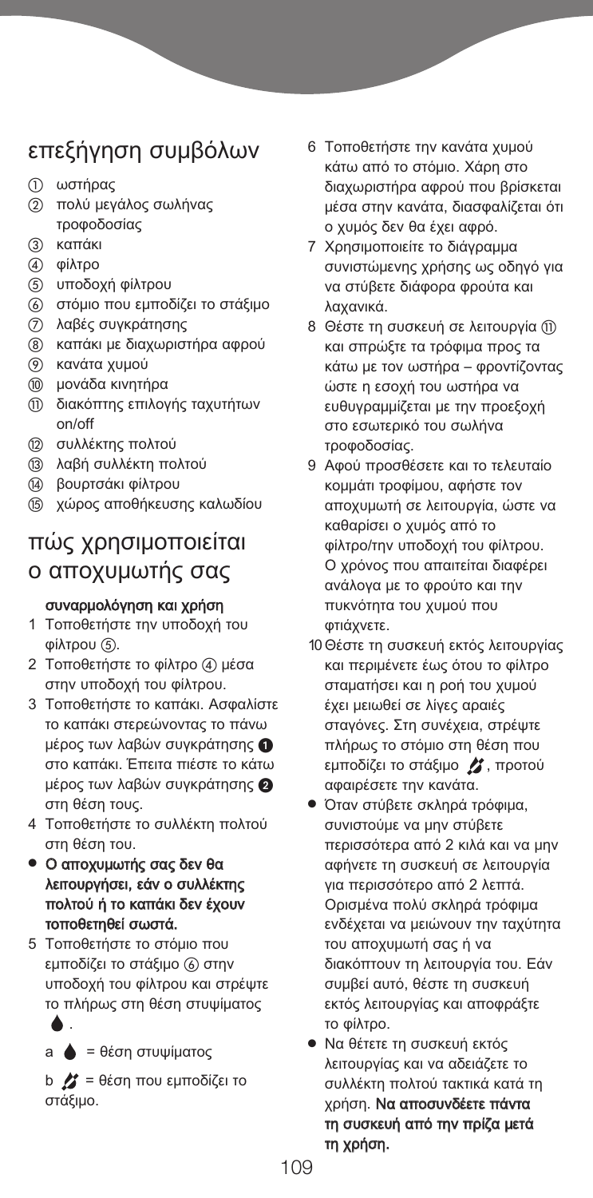## επεξήγηση συμβόλων

① ωστήρας
② πολύ μεγάλος σωλήνας τροφοδοσίας
③ καπάκι
④ φίλτρο
⑤ υποδοχή φίλτρου
⑥ στόμιο που εμποδίζει το στάξιμο
⑦ λαβές συγκράτησης
⑧ καπάκι με διαχωριστήρα αφρού
⑨ κανάτα χυμού
⑩ μονάδα κινητήρα
⑪ διακόπτης επιλογής ταχυτήτων on/off
⑫ συλλέκτης πολτού
⑬ λαβή συλλέκτη πολτού
⑭ βουρτσάκι φίλτρου
⑮ χώρος αποθήκευσης καλωδίου

## πώς χρησιμοποιείται ο αποχυμωτής σας

**συναρμολόγηση και χρήση**

1. Τοποθετήστε την υποδοχή του φίλτρου ⑤.
2. Τοποθετήστε το φίλτρο ④ μέσα στην υποδοχή του φίλτρου.
3. Τοποθετήστε το καπάκι. Ασφαλίστε το καπάκι στερεώνοντας το πάνω μέρος των λαβών συγκράτησης ❶ στο καπάκι. Έπειτα πιέστε το κάτω μέρος των λαβών συγκράτησης ❷ στη θέση τους.
4. Τοποθετήστε το συλλέκτη πολτού στη θέση του.

- **Ο αποχυμωτής σας δεν θα λειτουργήσει, εάν ο συλλέκτης πολτού ή το καπάκι δεν έχουν τοποθετηθεί σωστά.**

5. Τοποθετήστε το στόμιο που εμποδίζει το στάξιμο ⑥ στην υποδοχή του φίλτρου και στρέψτε το πλήρως στη θέση στυψίματος ●.

   a ● = θέση στυψίματος

   b = θέση που εμποδίζει το στάξιμο.

6. Τοποθετήστε την κανάτα χυμού κάτω από το στόμιο. Χάρη στο διαχωριστήρα αφρού που βρίσκεται μέσα στην κανάτα, διασφαλίζεται ότι ο χυμός δεν θα έχει αφρό.
7. Χρησιμοποιείτε το διάγραμμα συνιστώμενης χρήσης ως οδηγό για να στύβετε διάφορα φρούτα και λαχανικά.
8. Θέστε τη συσκευή σε λειτουργία ⑪ και σπρώξτε τα τρόφιμα προς τα κάτω με τον ωστήρα – φροντίζοντας ώστε η εσοχή του ωστήρα να ευθυγραμμίζεται με την προεξοχή στο εσωτερικό του σωλήνα τροφοδοσίας.
9. Αφού προσθέσετε και το τελευταίο κομμάτι τροφίμου, αφήστε τον αποχυμωτή σε λειτουργία, ώστε να καθαρίσει ο χυμός από το φίλτρο/την υποδοχή του φίλτρου. Ο χρόνος που απαιτείται διαφέρει ανάλογα με το φρούτο και την πυκνότητα του χυμού που φτιάχνετε.
10. Θέστε τη συσκευή εκτός λειτουργίας και περιμένετε έως ότου το φίλτρο σταματήσει και η ροή του χυμού έχει μειωθεί σε λίγες αραιές σταγόνες. Στη συνέχεια, στρέψτε πλήρως το στόμιο στη θέση που εμποδίζει το στάξιμο, προτού αφαιρέσετε την κανάτα.

- Όταν στύβετε σκληρά τρόφιμα, συνιστούμε να μην στύβετε περισσότερα από 2 κιλά και να μην αφήνετε τη συσκευή σε λειτουργία για περισσότερο από 2 λεπτά. Ορισμένα πολύ σκληρά τρόφιμα ενδέχεται να μειώνουν την ταχύτητα του αποχυμωτή σας ή να διακόπτουν τη λειτουργία του. Εάν συμβεί αυτό, θέστε τη συσκευή εκτός λειτουργίας και αποφράξτε το φίλτρο.
- Να θέτετε τη συσκευή εκτός λειτουργίας και να αδειάζετε το συλλέκτη πολτού τακτικά κατά τη χρήση. **Να αποσυνδέετε πάντα τη συσκευή από την πρίζα μετά τη χρήση.**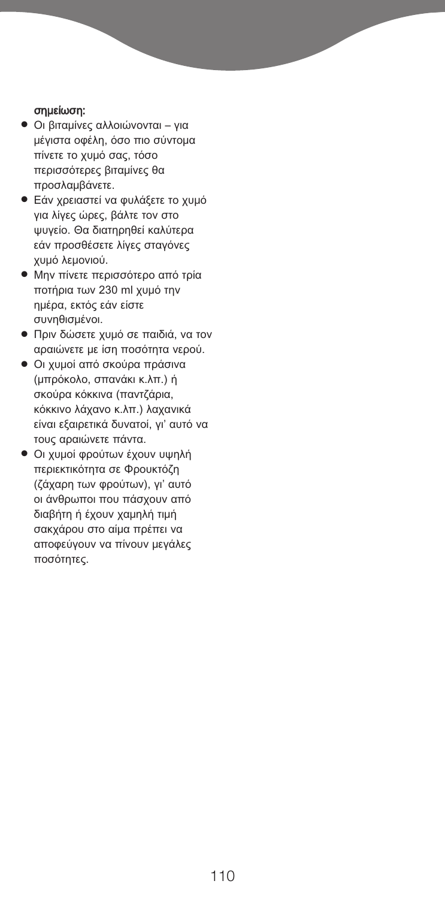**σημείωση:**

- Οι βιταμίνες αλλοιώνονται – για μέγιστα οφέλη, όσο πιο σύντομα πίνετε το χυμό σας, τόσο περισσότερες βιταμίνες θα προσλαμβάνετε.
- Εάν χρειαστεί να φυλάξετε το χυμό για λίγες ώρες, βάλτε τον στο ψυγείο. Θα διατηρηθεί καλύτερα εάν προσθέσετε λίγες σταγόνες χυμό λεμονιού.
- Μην πίνετε περισσότερο από τρία ποτήρια των 230 ml χυμό την ημέρα, εκτός εάν είστε συνηθισμένοι.
- Πριν δώσετε χυμό σε παιδιά, να τον αραιώνετε με ίση ποσότητα νερού.
- Οι χυμοί από σκούρα πράσινα (μπρόκολο, σπανάκι κ.λπ.) ή σκούρα κόκκινα (παντζάρια, κόκκινο λάχανο κ.λπ.) λαχανικά είναι εξαιρετικά δυνατοί, γι' αυτό να τους αραιώνετε πάντα.
- Οι χυμοί φρούτων έχουν υψηλή περιεκτικότητα σε Φρουκτόζη (ζάχαρη των φρούτων), γι' αυτό οι άνθρωποι που πάσχουν από διαβήτη ή έχουν χαμηλή τιμή σακχάρου στο αίμα πρέπει να αποφεύγουν να πίνουν μεγάλες ποσότητες.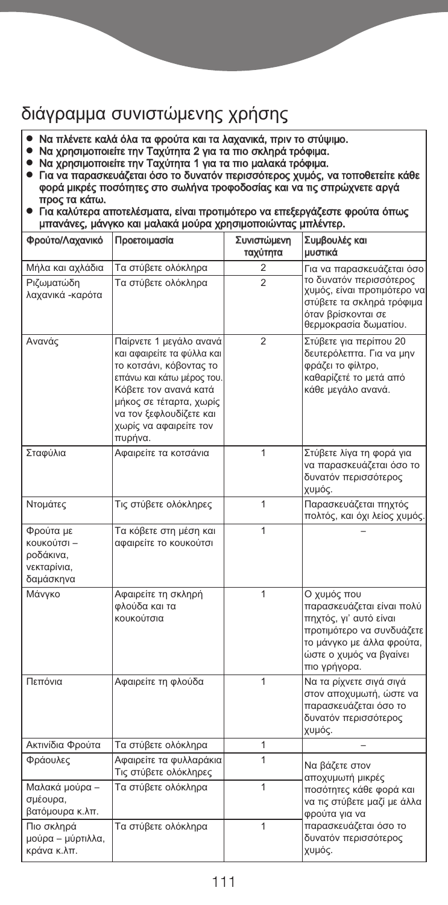# διάγραμμα συνιστώμενης χρήσης

- **Να πλένετε καλά όλα τα φρούτα και τα λαχανικά, πριν το στύψιμο.**
- **Να χρησιμοποιείτε την Ταχύτητα 2 για τα πιο σκληρά τρόφιμα.**
- **Να χρησιμοποιείτε την Ταχύτητα 1 για τα πιο μαλακά τρόφιμα.**
- **Για να παρασκευάζεται όσο το δυνατόν περισσότερος χυμός, να τοποθετείτε κάθε φορά μικρές ποσότητες στο σωλήνα τροφοδοσίας και να τις σπρώχνετε αργά προς τα κάτω.**
- **Για καλύτερα αποτελέσματα, είναι προτιμότερο να επεξεργάζεστε φρούτα όπως μπανάνες, μάνγκο και μαλακά μούρα χρησιμοποιώντας μπλέντερ.**

| Φρούτο/Λαχανικό | Προετοιμασία | Συνιστώμενη ταχύτητα | Συμβουλές και μυστικά |
|---|---|---|---|
| Μήλα και αχλάδια | Τα στύβετε ολόκληρα | 2 | Για να παρασκευάζεται όσο το δυνατόν περισσότερος χυμός, είναι προτιμότερο να στύβετε τα σκληρά τρόφιμα όταν βρίσκονται σε θερμοκρασία δωματίου. |
| Ριζωματώδη λαχανικά -καρότα | Τα στύβετε ολόκληρα | 2 | |
| Ανανάς | Παίρνετε 1 μεγάλο ανανά και αφαιρείτε τα φύλλα και το κοτσάνι, κόβοντας το επάνω και κάτω μέρος του. Κόβετε τον ανανά κατά μήκος σε τέταρτα, χωρίς να τον ξεφλουδίζετε και χωρίς να αφαιρείτε τον πυρήνα. | 2 | Στύβετε για περίπου 20 δευτερόλεπτα. Για να μην φράζει το φίλτρο, καθαρίζετέ το μετά από κάθε μεγάλο ανανά. |
| Σταφύλια | Αφαιρείτε τα κοτσάνια | 1 | Στύβετε λίγα τη φορά για να παρασκευάζεται όσο το δυνατόν περισσότερος χυμός. |
| Ντομάτες | Τις στύβετε ολόκληρες | 1 | Παρασκευάζεται πηχτός πολτός, και όχι λείος χυμός. |
| Φρούτα με κουκούτσι – ροδάκινα, νεκταρίνια, δαμάσκηνα | Τα κόβετε στη μέση και αφαιρείτε το κουκούτσι | 1 | – |
| Μάνγκο | Αφαιρείτε τη σκληρή φλούδα και τα κουκούτσια | 1 | Ο χυμός που παρασκευάζεται είναι πολύ πηχτός, γι' αυτό είναι προτιμότερο να συνδυάζετε το μάνγκο με άλλα φρούτα, ώστε ο χυμός να βγαίνει πιο γρήγορα. |
| Πεπόνια | Αφαιρείτε τη φλούδα | 1 | Να τα ρίχνετε σιγά σιγά στον αποχυμωτή, ώστε να παρασκευάζεται όσο το δυνατόν περισσότερος χυμός. |
| Ακτινίδια Φρούτα | Τα στύβετε ολόκληρα | 1 | – |
| Φράουλες | Αφαιρείτε τα φυλλαράκια Τις στύβετε ολόκληρες | 1 | Να βάζετε στον αποχυμωτή μικρές ποσότητες κάθε φορά και να τις στύβετε μαζί με άλλα φρούτα για να παρασκευάζεται όσο το δυνατόν περισσότερος χυμός. |
| Μαλακά μούρα – σμέουρα, βατόμουρα κ.λπ. | Τα στύβετε ολόκληρα | 1 | |
| Πιο σκληρά μούρα – μύρτιλλα, κράνα κ.λπ. | Τα στύβετε ολόκληρα | 1 | |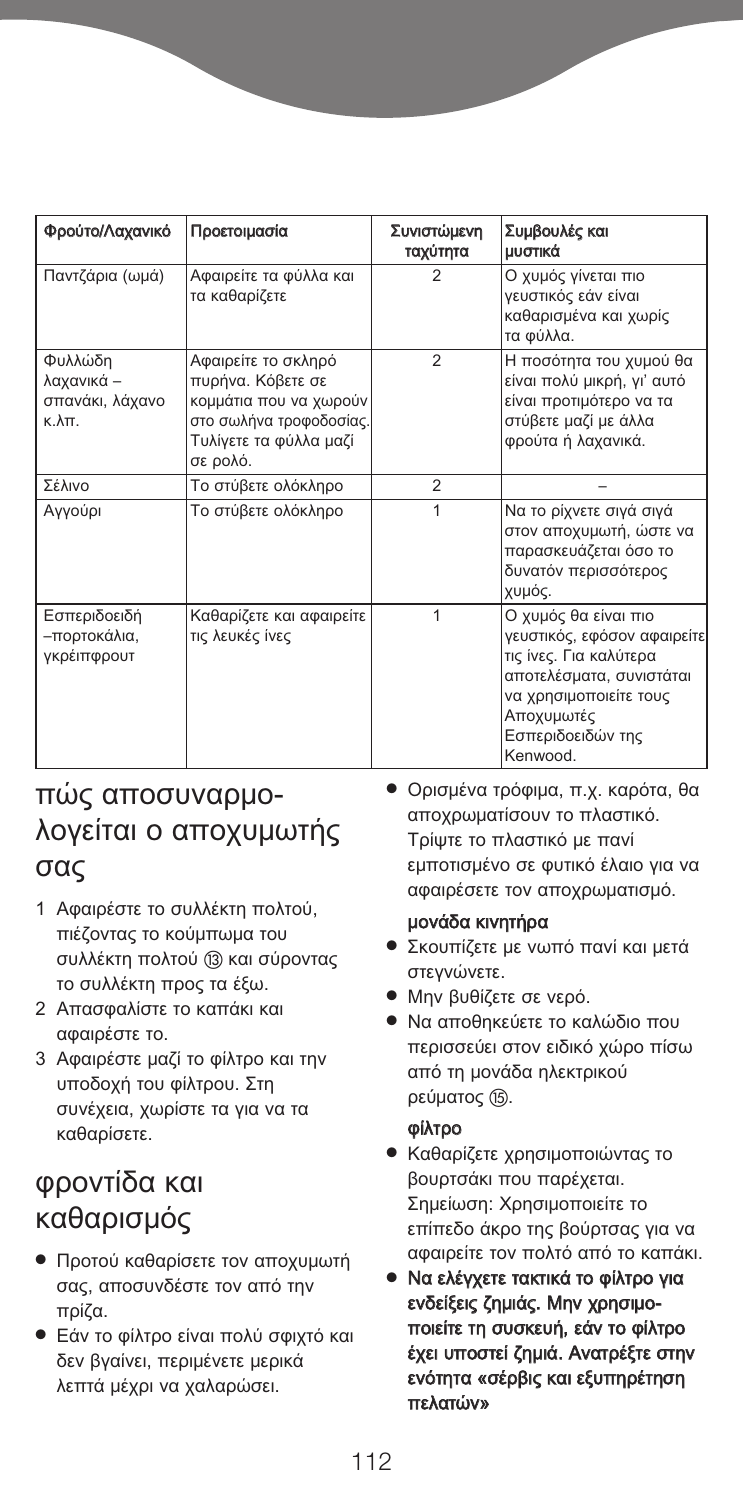| Φρούτο/Λαχανικό | Προετοιμασία | Συνιστώμενη ταχύτητα | Συμβουλές και μυστικά |
|---|---|---|---|
| Παντζάρια (ωμά) | Αφαιρείτε τα φύλλα και τα καθαρίζετε | 2 | Ο χυμός γίνεται πιο γευστικός εάν είναι καθαρισμένα και χωρίς τα φύλλα. |
| Φυλλώδη λαχανικά – σπανάκι, λάχανο κ.λπ. | Αφαιρείτε το σκληρό πυρήνα. Κόβετε σε κομμάτια που να χωρούν στο σωλήνα τροφοδοσίας. Τυλίγετε τα φύλλα μαζί σε ρολό. | 2 | Η ποσότητα του χυμού θα είναι πολύ μικρή, γι' αυτό είναι προτιμότερο να τα στύβετε μαζί με άλλα φρούτα ή λαχανικά. |
| Σέλινο | Το στύβετε ολόκληρο | 2 | – |
| Αγγούρι | Το στύβετε ολόκληρο | 1 | Να το ρίχνετε σιγά σιγά στον αποχυμωτή, ώστε να παρασκευάζεται όσο το δυνατόν περισσότερος χυμός. |
| Εσπεριδοειδή –πορτοκάλια, γκρέιπφρουτ | Καθαρίζετε και αφαιρείτε τις λευκές ίνες | 1 | Ο χυμός θα είναι πιο γευστικός, εφόσον αφαιρείτε τις ίνες. Για καλύτερα αποτελέσματα, συνιστάται να χρησιμοποιείτε τους Αποχυμωτές Εσπεριδοειδών της Kenwood. |

## πώς αποσυναρμολογείται ο αποχυμωτής σας

1 Αφαιρέστε το συλλέκτη πολτού, πιέζοντας το κούμπωμα του συλλέκτη πολτού ⑬ και σύροντας το συλλέκτη προς τα έξω.

2 Απασφαλίστε το καπάκι και αφαιρέστε το.

3 Αφαιρέστε μαζί το φίλτρο και την υποδοχή του φίλτρου. Στη συνέχεια, χωρίστε τα για να τα καθαρίσετε.

## φροντίδα και καθαρισμός

- Προτού καθαρίσετε τον αποχυμωτή σας, αποσυνδέστε τον από την πρίζα.
- Εάν το φίλτρο είναι πολύ σφιχτό και δεν βγαίνει, περιμένετε μερικά λεπτά μέχρι να χαλαρώσει.
- Ορισμένα τρόφιμα, π.χ. καρότα, θα αποχρωματίσουν το πλαστικό. Τρίψτε το πλαστικό με πανί εμποτισμένο σε φυτικό έλαιο για να αφαιρέσετε τον αποχρωματισμό.

**μονάδα κινητήρα**

- Σκουπίζετε με νωπό πανί και μετά στεγνώνετε.
- Μην βυθίζετε σε νερό.
- Να αποθηκεύετε το καλώδιο που περισσεύει στον ειδικό χώρο πίσω από τη μονάδα ηλεκτρικού ρεύματος ⑮.

**φίλτρο**

- Καθαρίζετε χρησιμοποιώντας το βουρτσάκι που παρέχεται. Σημείωση: Χρησιμοποιείτε το επίπεδο άκρο της βούρτσας για να αφαιρείτε τον πολτό από το καπάκι.
- **Να ελέγχετε τακτικά το φίλτρο για ενδείξεις ζημιάς. Μην χρησιμοποιείτε τη συσκευή, εάν το φίλτρο έχει υποστεί ζημιά. Ανατρέξτε στην ενότητα «σέρβις και εξυπηρέτηση πελατών»**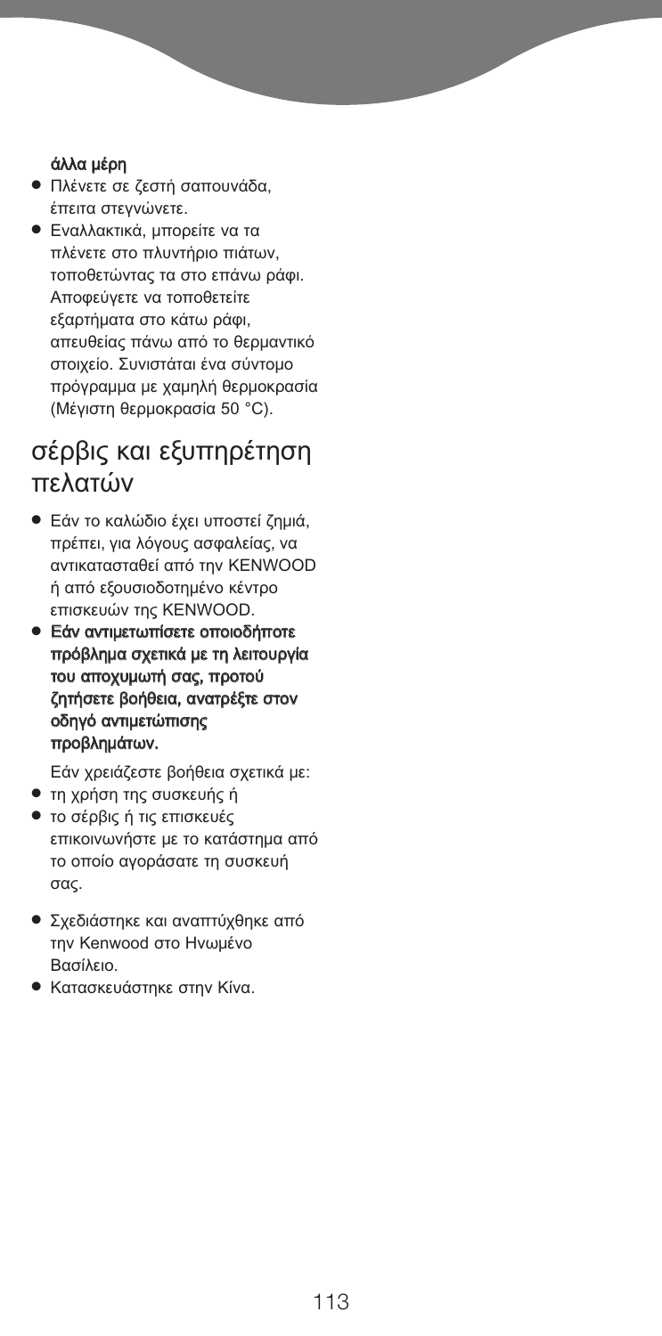**άλλα μέρη**

- Πλένετε σε ζεστή σαπουνάδα, έπειτα στεγνώνετε.
- Εναλλακτικά, μπορείτε να τα πλένετε στο πλυντήριο πιάτων, τοποθετώντας τα στο επάνω ράφι. Αποφεύγετε να τοποθετείτε εξαρτήματα στο κάτω ράφι, απευθείας πάνω από το θερμαντικό στοιχείο. Συνισταται ένα σύντομο πρόγραμμα με χαμηλή θερμοκρασία (Μέγιστη θερμοκρασία 50 °C).

## σέρβις και εξυπηρέτηση πελατών

- Εάν το καλώδιο έχει υποστεί ζημιά, πρέπει, για λόγους ασφαλείας, να αντικατασταθεί από την KENWOOD ή από εξουσιοδοτημένο κέντρο επισκευών της KENWOOD.
- **Εάν αντιμετωπίσετε οποιοδήποτε πρόβλημα σχετικά με τη λειτουργία του αποχυμωτή σας, προτού ζητήσετε βοήθεια, ανατρέξτε στον οδηγό αντιμετώπισης προβλημάτων.**

Εάν χρειάζεστε βοήθεια σχετικά με:

- τη χρήση της συσκευής ή
- το σέρβις ή τις επισκευές

επικοινωνήστε με το κατάστημα από το οποίο αγοράσατε τη συσκευή σας.

- Σχεδιάστηκε και αναπτύχθηκε από την Kenwood στο Ηνωμένο Βασίλειο.
- Κατασκευάστηκε στην Κίνα.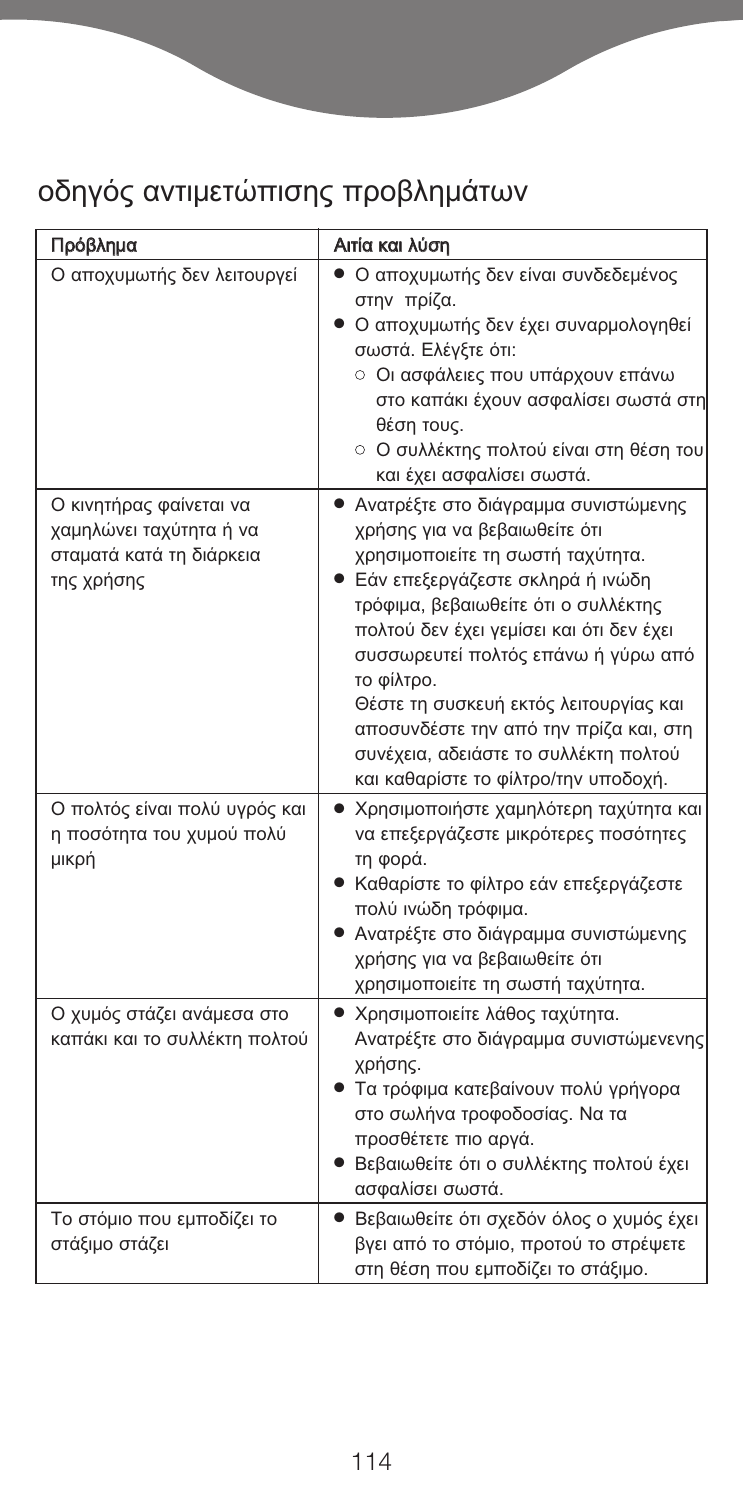# οδηγός αντιμετώπισης προβλημάτων

| Πρόβλημα | Αιτία και λύση |
| --- | --- |
| Ο αποχυμωτής δεν λειτουργεί | ● Ο αποχυμωτής δεν είναι συνδεδεμένος στην πρίζα.<br>● Ο αποχυμωτής δεν έχει συναρμολογηθεί σωστά. Ελέγξτε ότι:<br>○ Οι ασφάλειες που υπάρχουν επάνω στο καπάκι έχουν ασφαλίσει σωστά στη θέση τους.<br>○ Ο συλλέκτης πολτού είναι στη θέση του και έχει ασφαλίσει σωστά. |
| Ο κινητήρας φαίνεται να χαμηλώνει ταχύτητα ή να σταματά κατά τη διάρκεια της χρήσης | ● Ανατρέξτε στο διάγραμμα συνιστώμενης χρήσης για να βεβαιωθείτε ότι χρησιμοποιείτε τη σωστή ταχύτητα.<br>● Εάν επεξεργάζεστε σκληρά ή ινώδη τρόφιμα, βεβαιωθείτε ότι ο συλλέκτης πολτού δεν έχει γεμίσει και ότι δεν έχει συσσωρευτεί πολτός επάνω ή γύρω από το φίλτρο.<br>Θέστε τη συσκευή εκτός λειτουργίας και αποσυνδέστε την από την πρίζα και, στη συνέχεια, αδειάστε το συλλέκτη πολτού και καθαρίστε το φίλτρο/την υποδοχή. |
| Ο πολτός είναι πολύ υγρός και η ποσότητα του χυμού πολύ μικρή | ● Χρησιμοποιήστε χαμηλότερη ταχύτητα και να επεξεργάζεστε μικρότερες ποσότητες τη φορά.<br>● Καθαρίστε το φίλτρο εάν επεξεργάζεστε πολύ ινώδη τρόφιμα.<br>● Ανατρέξτε στο διάγραμμα συνιστώμενης χρήσης για να βεβαιωθείτε ότι χρησιμοποιείτε τη σωστή ταχύτητα. |
| Ο χυμός στάζει ανάμεσα στο καπάκι και το συλλέκτη πολτού | ● Χρησιμοποιείτε λάθος ταχύτητα. Ανατρέξτε στο διάγραμμα συνιστώμενενης χρήσης.<br>● Τα τρόφιμα κατεβαίνουν πολύ γρήγορα στο σωλήνα τροφοδοσίας. Να τα προσθέτετε πιο αργά.<br>● Βεβαιωθείτε ότι ο συλλέκτης πολτού έχει ασφαλίσει σωστά. |
| Το στόμιο που εμποδίζει το στάξιμο στάζει | ● Βεβαιωθείτε ότι σχεδόν όλος ο χυμός έχει βγει από το στόμιο, προτού το στρέψετε στη θέση που εμποδίζει το στάξιμο. |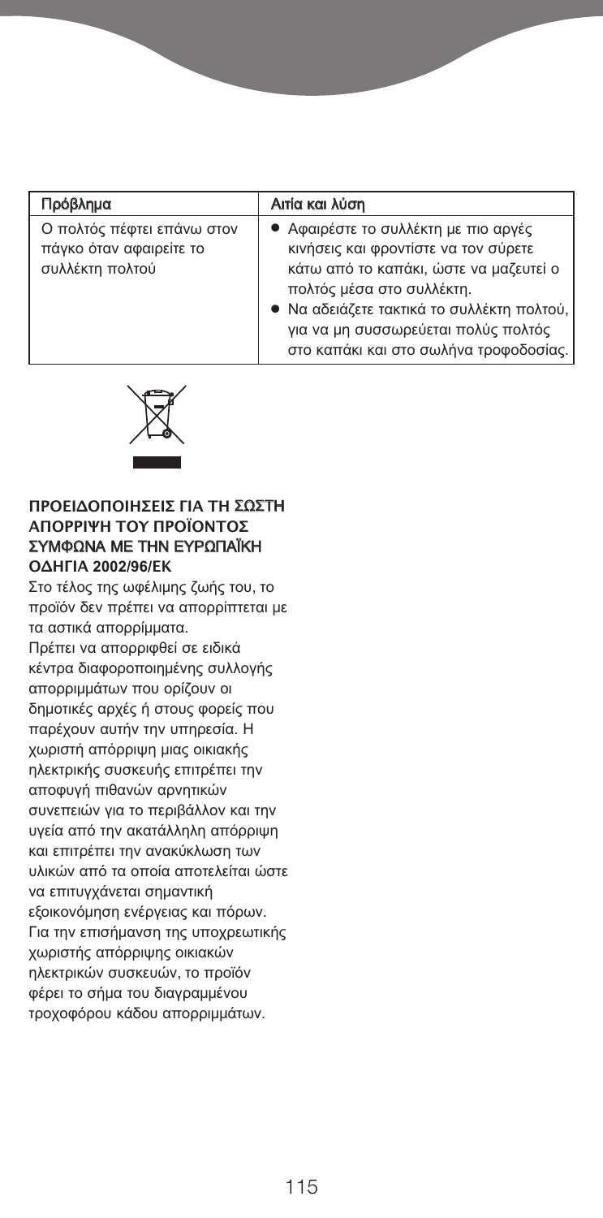| Πρόβλημα | Αιτία και λύση |
| --- | --- |
| Ο πολτός πέφτει επάνω στον πάγκο όταν αφαιρείτε το συλλέκτη πολτού | • Αφαιρέστε το συλλέκτη με πιο αργές κινήσεις και φροντίστε να τον σύρετε κάτω από το καπάκι, ώστε να μαζευτεί ο πολτός μέσα στο συλλέκτη. • Να αδειάζετε τακτικά το συλλέκτη πολτού, για να μη συσσωρεύεται πολύς πολτός στο καπάκι και στο σωλήνα τροφοδοσίας. |

**ΠΡΟΕΙΔΟΠΟΙΗΣΕΙΣ ΓΙΑ ΤΗ ΣΩΣΤΗ ΑΠΟΡΡΙΨΗ ΤΟΥ ΠΡΟΪΟΝΤΟΣ ΣΥΜΦΩΝΑ ΜΕ ΤΗΝ ΕΥΡΩΠΑΪΚΗ ΟΔΗΓΙΑ 2002/96/ΕΚ**

Στο τέλος της ωφέλιμης ζωής του, το προϊόν δεν πρέπει να απορρίπτεται με τα αστικά απορρίμματα.
Πρέπει να απορριφθεί σε ειδικά κέντρα διαφοροποιημένης συλλογής απορριμμάτων που ορίζουν οι δημοτικές αρχές ή στους φορείς που παρέχουν αυτήν την υπηρεσία. Η χωριστή απόρριψη μιας οικιακής ηλεκτρικής συσκευής επιτρέπει την αποφυγή πιθανών αρνητικών συνεπειών για το περιβάλλον και την υγεία από την ακατάλληλη απόρριψη και επιτρέπει την ανακύκλωση των υλικών από τα οποία αποτελείται ώστε να επιτυγχάνεται σημαντική εξοικονόμηση ενέργειας και πόρων.
Για την επισήμανση της υποχρεωτικής χωριστής απόρριψης οικιακών ηλεκτρικών συσκευών, το προϊόν φέρει το σήμα του διαγραμμένου τροχοφόρου κάδου απορριμμάτων.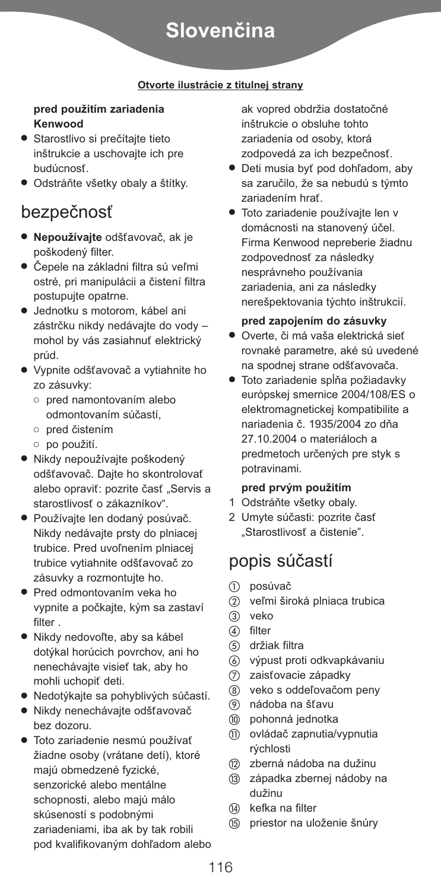# Slovenčina

**Otvorte ilustrácie z titulnej strany**

### pred použitím zariadenia Kenwood

- Starostlivo si prečítajte tieto inštrukcie a uschovajte ich pre budúcnosť.
- Odstráňte všetky obaly a štítky.

## bezpečnosť

- **Nepoužívajte** odšťavovač, ak je poškodený filter.
- Čepele na základni filtra sú veľmi ostré, pri manipulácii a čistení filtra postupujte opatrne.
- Jednotku s motorom, kábel ani zástrčku nikdy nedávajte do vody – mohol by vás zasiahnuť elektrický prúd.
- Vypnite odšťavovač a vytiahnite ho zo zásuvky:
  - pred namontovaním alebo odmontovaním súčastí,
  - pred čistením
  - po použití.
- Nikdy nepoužívajte poškodený odšťavovač. Dajte ho skontrolovať alebo opraviť: pozrite časť „Servis a starostlivosť o zákazníkov".
- Používajte len dodaný posúvač. Nikdy nedávajte prsty do plniacej trubice. Pred uvoľnením plniacej trubice vytiahnite odšťavovač zo zásuvky a rozmontujte ho.
- Pred odmontovaním veka ho vypnite a počkajte, kým sa zastaví filter .
- Nikdy nedovoľte, aby sa kábel dotýkal horúcich povrchov, ani ho nenechávajte visieť tak, aby ho mohli uchopiť deti.
- Nedotýkajte sa pohyblivých súčastí.
- Nikdy nenechávajte odšťavovač bez dozoru.
- Toto zariadenie nesmú používať žiadne osoby (vrátane detí), ktoré majú obmedzené fyzické, senzorické alebo mentálne schopnosti, alebo majú málo skúseností s podobnými zariadeniami, iba ak by tak robili pod kvalifikovaným dohľadom alebo ak vopred obdržia dostatočné inštrukcie o obsluhe tohto zariadenia od osoby, ktorá zodpovedá za ich bezpečnosť.
- Deti musia byť pod dohľadom, aby sa zaručilo, že sa nebudú s týmto zariadením hrať.
- Toto zariadenie používajte len v domácnosti na stanovený účel. Firma Kenwood nepreberie žiadnu zodpovednosť za následky nesprávneho používania zariadenia, ani za následky nerešpektovania týchto inštrukcií.

### pred zapojením do zásuvky

- Overte, či má vaša elektrická sieť rovnaké parametre, aké sú uvedené na spodnej strane odšťavovača.
- Toto zariadenie spĺňa požiadavky európskej smernice 2004/108/ES o elektromagnetickej kompatibilite a nariadenia č. 1935/2004 zo dňa 27.10.2004 o materiáloch a predmetoch určených pre styk s potravinami.

### pred prvým použitím

1. Odstráňte všetky obaly.
2. Umyte súčasti: pozrite časť „Starostlivosť a čistenie".

## popis súčastí

① posúvač
② veľmi široká plniaca trubica
③ veko
④ filter
⑤ držiak filtra
⑥ výpust proti odkvapkávaniu
⑦ zaisťovacie západky
⑧ veko s oddeľovačom peny
⑨ nádoba na šťavu
⑩ pohonná jednotka
⑪ ovládač zapnutia/vypnutia rýchlosti
⑫ zberná nádoba na dužinu
⑬ západka zbernej nádoby na dužinu
⑭ kefka na filter
⑮ priestor na uloženie šnúry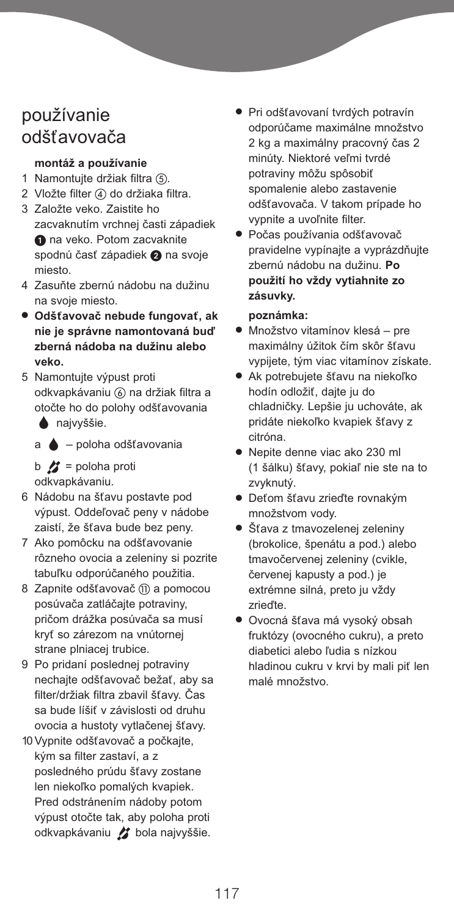# používanie odšťavovača

**montáž a používanie**

1 Namontujte držiak filtra ⑤.
2 Vložte filter ④ do držiaka filtra.
3 Založte veko. Zaistite ho zacvaknutím vrchnej časti západiek ❶ na veko. Potom zacvaknite spodnú časť západiek ❷ na svoje miesto.
4 Zasuňte zbernú nádobu na dužinu na svoje miesto.

- **Odšťavovač nebude fungovať, ak nie je správne namontovaná buď zberná nádoba na dužinu alebo veko.**

5 Namontujte výpust proti odkvapkávaniu ⑥ na držiak filtra a otočte ho do polohy odšťavovania 💧 najvyššie.
   a 💧 – poloha odšťavovania
   b = poloha proti odkvapkávaniu.
6 Nádobu na šťavu postavte pod výpust. Oddeľovač peny v nádobe zaistí, že šťava bude bez peny.
7 Ako pomôcku na odšťavovanie rôzneho ovocia a zeleniny si pozrite tabuľku odporúčaného použitia.
8 Zapnite odšťavovač ⑪ a pomocou posúvača zatláčajte potraviny, pričom drážka posúvača sa musí kryť so zárezom na vnútornej strane plniacej trubice.
9 Po pridaní poslednej potraviny nechajte odšťavovač bežať, aby sa filter/držiak filtra zbavil šťavy. Čas sa bude líšiť v závislosti od druhu ovocia a hustoty vytlačenej šťavy.
10 Vypnite odšťavovač a počkajte, kým sa filter zastaví, a z posledného prúdu šťavy zostane len niekoľko pomalých kvapiek. Pred odstránením nádoby potom výpust otočte tak, aby poloha proti odkvapkávaniu bola najvyššie.

- Pri odšťavovaní tvrdých potravín odporúčame maximálne množstvo 2 kg a maximálny pracovný čas 2 minúty. Niektoré veľmi tvrdé potraviny môžu spôsobiť spomalenie alebo zastavenie odšťavovača. V takom prípade ho vypnite a uvoľnite filter.
- Počas používania odšťavovač pravidelne vypínajte a vyprázdňujte zbernú nádobu na dužinu. **Po použití ho vždy vytiahnite zo zásuvky.**

**poznámka:**

- Množstvo vitamínov klesá – pre maximálny úžitok čím skôr šťavu vypijete, tým viac vitamínov získate.
- Ak potrebujete šťavu na niekoľko hodín odložiť, dajte ju do chladničky. Lepšie ju uchováte, ak pridáte niekoľko kvapiek šťavy z citróna.
- Nepite denne viac ako 230 ml (1 šálku) šťavy, pokiaľ nie ste na to zvyknutý.
- Deťom šťavu zrieďte rovnakým množstvom vody.
- Šťava z tmavozelenej zeleniny (brokolice, špenátu a pod.) alebo tmavočervenej zeleniny (cvikle, červenej kapusty a pod.) je extrémne silná, preto ju vždy zrieďte.
- Ovocná šťava má vysoký obsah fruktózy (ovocného cukru), a preto diabetici alebo ľudia s nízkou hladinou cukru v krvi by mali piť len malé množstvo.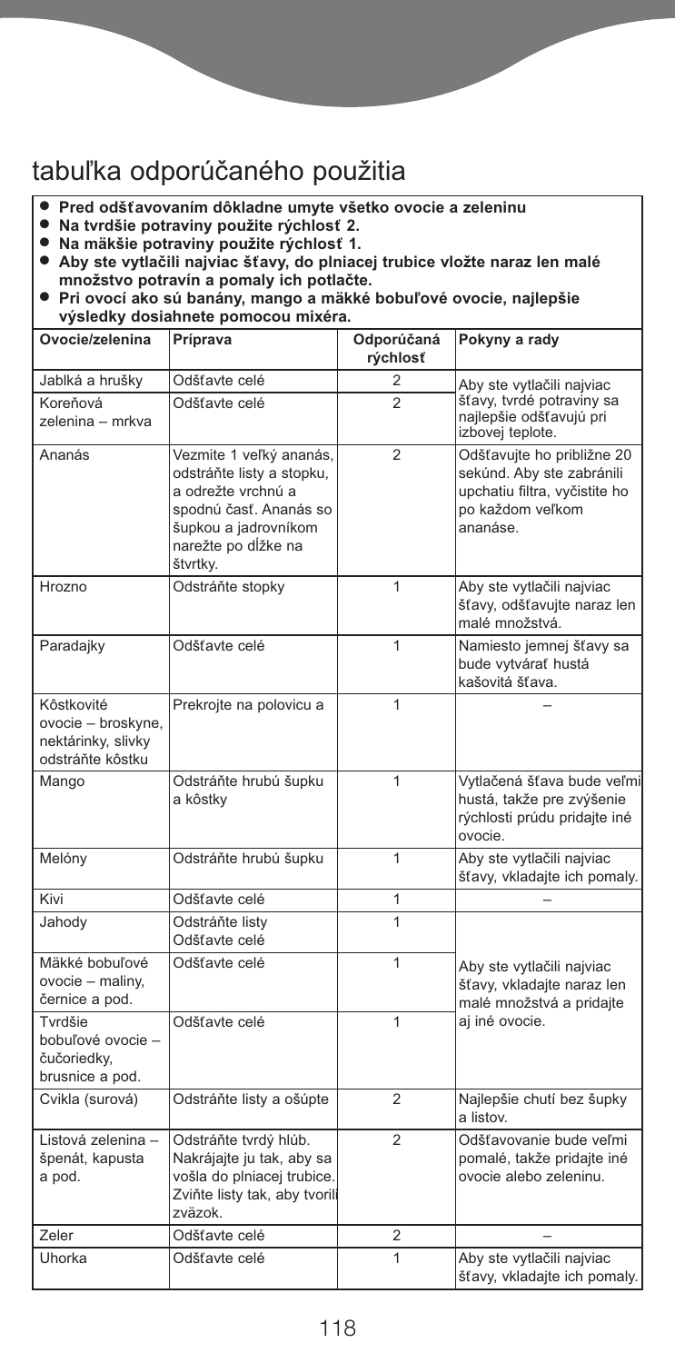# tabuľka odporúčaného použitia

- **Pred odšťavovaním dôkladne umyte všetko ovocie a zeleninu**
- **Na tvrdšie potraviny použite rýchlosť 2.**
- **Na mäkšie potraviny použite rýchlosť 1.**
- **Aby ste vytlačili najviac šťavy, do plniacej trubice vložte naraz len malé množstvo potravín a pomaly ich potlačte.**
- **Pri ovocí ako sú banány, mango a mäkké bobuľové ovocie, najlepšie výsledky dosiahnete pomocou mixéra.**

| Ovocie/zelenina | Príprava | Odporúčaná rýchlosť | Pokyny a rady |
|---|---|---|---|
| Jablká a hrušky | Odšťavte celé | 2 | Aby ste vytlačili najviac šťavy, tvrdé potraviny sa najlepšie odšťavujú pri izbovej teplote. |
| Koreňová zelenina – mrkva | Odšťavte celé | 2 | |
| Ananás | Vezmite 1 veľký ananás, odstráňte listy a stopku, a odrežte vrchnú a spodnú časť. Ananás so šupkou a jadrovníkom narežte po dĺžke na štvrtky. | 2 | Odšťavujte ho približne 20 sekúnd. Aby ste zabránili upchatiu filtra, vyčistite ho po každom veľkom ananáse. |
| Hrozno | Odstráňte stopky | 1 | Aby ste vytlačili najviac šťavy, odšťavujte naraz len malé množstvá. |
| Paradajky | Odšťavte celé | 1 | Namiesto jemnej šťavy sa bude vytvárať hustá kašovitá šťava. |
| Kôstkovité ovocie – broskyne, nektárinky, slivky odstráňte kôstku | Prekrojte na polovicu a | 1 | – |
| Mango | Odstráňte hrubú šupku a kôstky | 1 | Vytlačená šťava bude veľmi hustá, takže pre zvýšenie rýchlosti prúdu pridajte iné ovocie. |
| Melóny | Odstráňte hrubú šupku | 1 | Aby ste vytlačili najviac šťavy, vkladajte ich pomaly. |
| Kivi | Odšťavte celé | 1 | – |
| Jahody | Odstráňte listy Odšťavte celé | 1 | Aby ste vytlačili najviac šťavy, vkladajte naraz len malé množstvá a pridajte aj iné ovocie. |
| Mäkké bobuľové ovocie – maliny, černice a pod. | Odšťavte celé | 1 | |
| Tvrdšie bobuľové ovocie – čučoriedky, brusnice a pod. | Odšťavte celé | 1 | |
| Cvikla (surová) | Odstráňte listy a ošúpte | 2 | Najlepšie chutí bez šupky a listov. |
| Listová zelenina – špenát, kapusta a pod. | Odstráňte tvrdý hlúb. Nakrájajte ju tak, aby sa vošla do plniacej trubice. Zviňte listy tak, aby tvorili zväzok. | 2 | Odšťavovanie bude veľmi pomalé, takže pridajte iné ovocie alebo zeleninu. |
| Zeler | Odšťavte celé | 2 | – |
| Uhorka | Odšťavte celé | 1 | Aby ste vytlačili najviac šťavy, vkladajte ich pomaly. |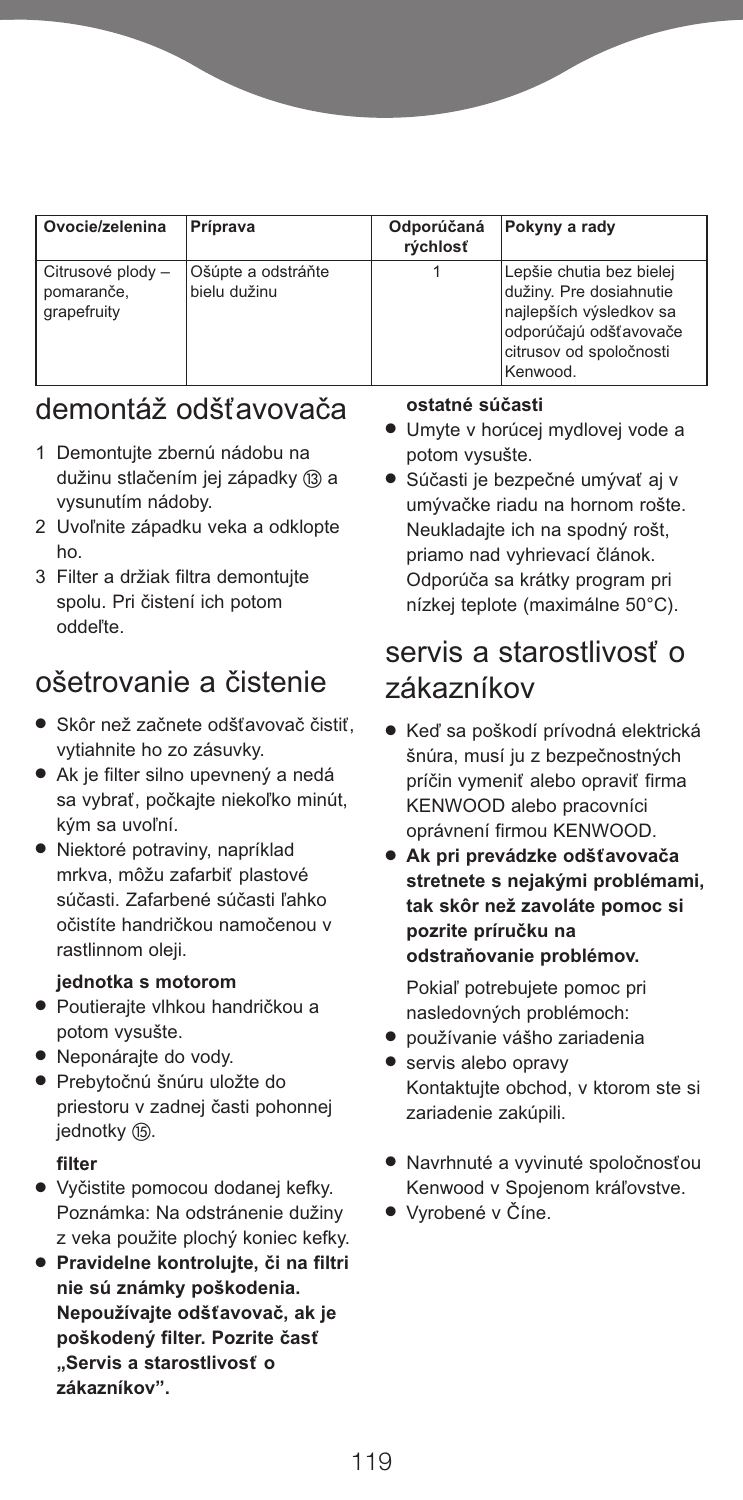| Ovocie/zelenina | Príprava | Odporúčaná rýchlosť | Pokyny a rady |
| --- | --- | --- | --- |
| Citrusové plody – pomaranče, grapefruity | Ošúpte a odstráňte bielu dužinu | 1 | Lepšie chutia bez bielej dužiny. Pre dosiahnutie najlepších výsledkov sa odporúčajú odšťavovače citrusov od spoločnosti Kenwood. |

## demontáž odšťavovača

1 Demontujte zbernú nádobu na dužinu stlačením jej západky ⑬ a vysunutím nádoby.
2 Uvoľnite západku veka a odklopte ho.
3 Filter a držiak filtra demontujte spolu. Pri čistení ich potom oddeľte.

## ošetrovanie a čistenie

- Skôr než začnete odšťavovač čistiť, vytiahnite ho zo zásuvky.
- Ak je filter silno upevnený a nedá sa vybrať, počkajte niekoľko minút, kým sa uvoľní.
- Niektoré potraviny, napríklad mrkva, môžu zafarbiť plastové súčasti. Zafarbené súčasti ľahko očistíte handričkou namočenou v rastlinnom oleji.

**jednotka s motorom**

- Poutierajte vlhkou handričkou a potom vysušte.
- Neponárajte do vody.
- Prebytočnú šnúru uložte do priestoru v zadnej časti pohonnej jednotky ⑮.

**filter**

- Vyčistite pomocou dodanej kefky. Poznámka: Na odstránenie dužiny z veka použite plochý koniec kefky.
- **Pravidelne kontrolujte, či na filtri nie sú známky poškodenia. Nepoužívajte odšťavovač, ak je poškodený filter. Pozrite časť „Servis a starostlivosť o zákazníkov".**

**ostatné súčasti**

- Umyte v horúcej mydlovej vode a potom vysušte.
- Súčasti je bezpečné umývať aj v umývačke riadu na hornom rošte. Neukladajte ich na spodný rošt, priamo nad vyhrievací článok. Odporúča sa krátky program pri nízkej teplote (maximálne 50°C).

## servis a starostlivosť o zákazníkov

- Keď sa poškodí prívodná elektrická šnúra, musí ju z bezpečnostných príčin vymeniť alebo opraviť firma KENWOOD alebo pracovníci oprávnení firmou KENWOOD.
- **Ak pri prevádzke odšťavovača stretnete s nejakými problémami, tak skôr než zavoláte pomoc si pozrite príručku na odstraňovanie problémov.**

  Pokiaľ potrebujete pomoc pri nasledovných problémoch:
- používanie vášho zariadenia
- servis alebo opravy
  Kontaktujte obchod, v ktorom ste si zariadenie zakúpili.

- Navrhnuté a vyvinuté spoločnosťou Kenwood v Spojenom kráľovstve.
- Vyrobené v Číne.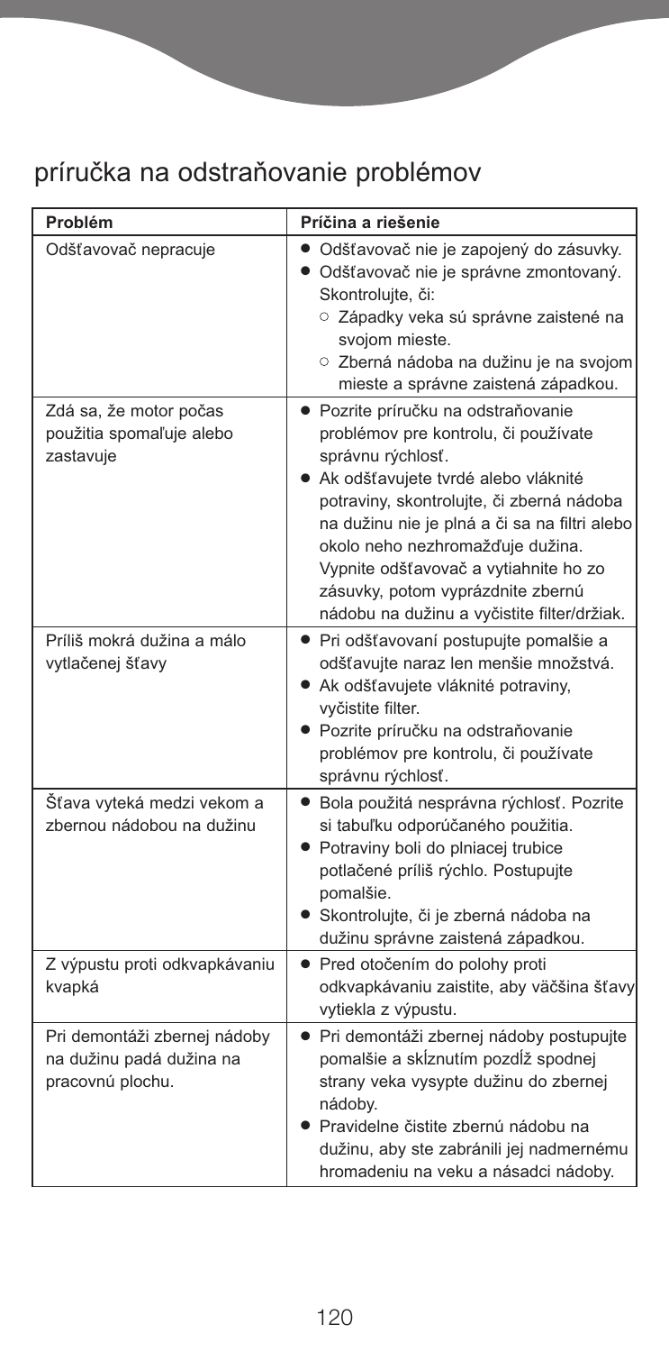# príručka na odstraňovanie problémov

| Problém | Príčina a riešenie |
| --- | --- |
| Odšťavovač nepracuje | ● Odšťavovač nie je zapojený do zásuvky.<br>● Odšťavovač nie je správne zmontovaný. Skontrolujte, či:<br>○ Západky veka sú správne zaistené na svojom mieste.<br>○ Zberná nádoba na dužinu je na svojom mieste a správne zaistená západkou. |
| Zdá sa, že motor počas použitia spomaľuje alebo zastavuje | ● Pozrite príručku na odstraňovanie problémov pre kontrolu, či používate správnu rýchlosť.<br>● Ak odšťavujete tvrdé alebo vláknité potraviny, skontrolujte, či zberná nádoba na dužinu nie je plná a či sa na filtri alebo okolo neho nezhromažďuje dužina. Vypnite odšťavovač a vytiahnite ho zo zásuvky, potom vyprázdnite zbernú nádobu na dužinu a vyčistite filter/držiak. |
| Príliš mokrá dužina a málo vytlačenej šťavy | ● Pri odšťavovaní postupujte pomalšie a odšťavujte naraz len menšie množstvá.<br>● Ak odšťavujete vláknité potraviny, vyčistite filter.<br>● Pozrite príručku na odstraňovanie problémov pre kontrolu, či používate správnu rýchlosť. |
| Šťava vyteká medzi vekom a zbernou nádobou na dužinu | ● Bola použitá nesprávna rýchlosť. Pozrite si tabuľku odporúčaného použitia.<br>● Potraviny boli do plniacej trubice potlačené príliš rýchlo. Postupujte pomalšie.<br>● Skontrolujte, či je zberná nádoba na dužinu správne zaistená západkou. |
| Z výpustu proti odkvapkávaniu kvapká | ● Pred otočením do polohy proti odkvapkávaniu zaistite, aby väčšina šťavy vytiekla z výpustu. |
| Pri demontáži zbernej nádoby na dužinu padá dužina na pracovnú plochu. | ● Pri demontáži zbernej nádoby postupujte pomalšie a skĺznutím pozdĺž spodnej strany veka vysypte dužinu do zbernej nádoby.<br>● Pravidelne čistite zbernú nádobu na dužinu, aby ste zabránili jej nadmernému hromadeniu na veku a násadci nádoby. |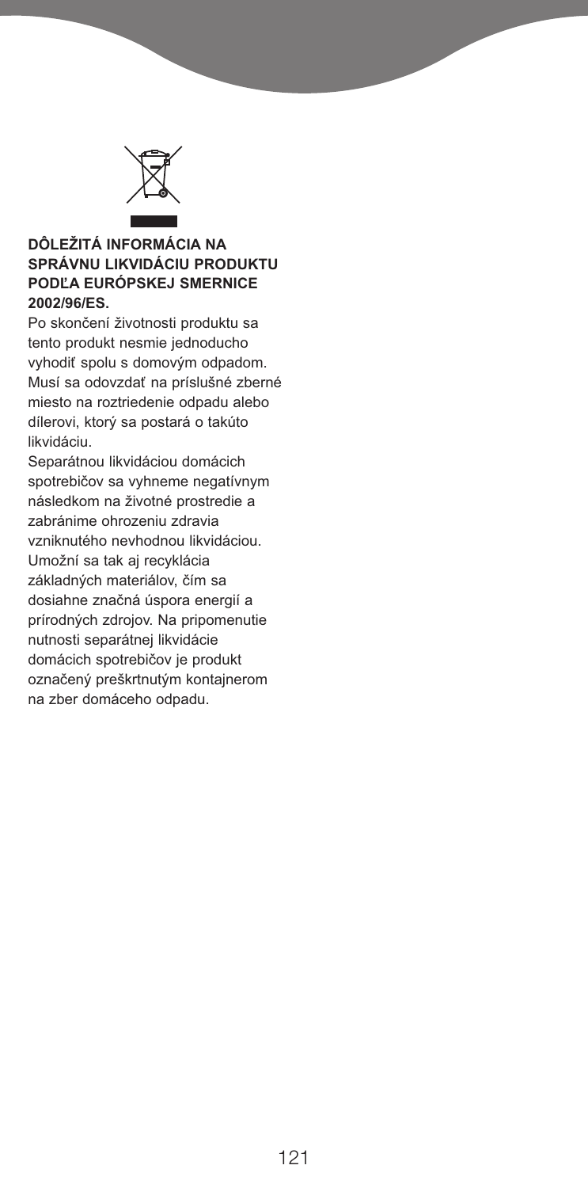**DÔLEŽITÁ INFORMÁCIA NA SPRÁVNU LIKVIDÁCIU PRODUKTU PODĽA EURÓPSKEJ SMERNICE 2002/96/ES.**

Po skončení životnosti produktu sa tento produkt nesmie jednoducho vyhodiť spolu s domovým odpadom. Musí sa odovzdať na príslušné zberné miesto na roztriedenie odpadu alebo dílerovi, ktorý sa postará o takúto likvidáciu.

Separátnou likvidáciou domácich spotrebičov sa vyhneme negatívnym následkom na životné prostredie a zabránime ohrozeniu zdravia vzniknutého nevhodnou likvidáciou. Umožní sa tak aj recyklácia základných materiálov, čím sa dosiahne značná úspora energií a prírodných zdrojov. Na pripomenutie nutnosti separátnej likvidácie domácich spotrebičov je produkt označený preškrtnutým kontajnerom na zber domáceho odpadu.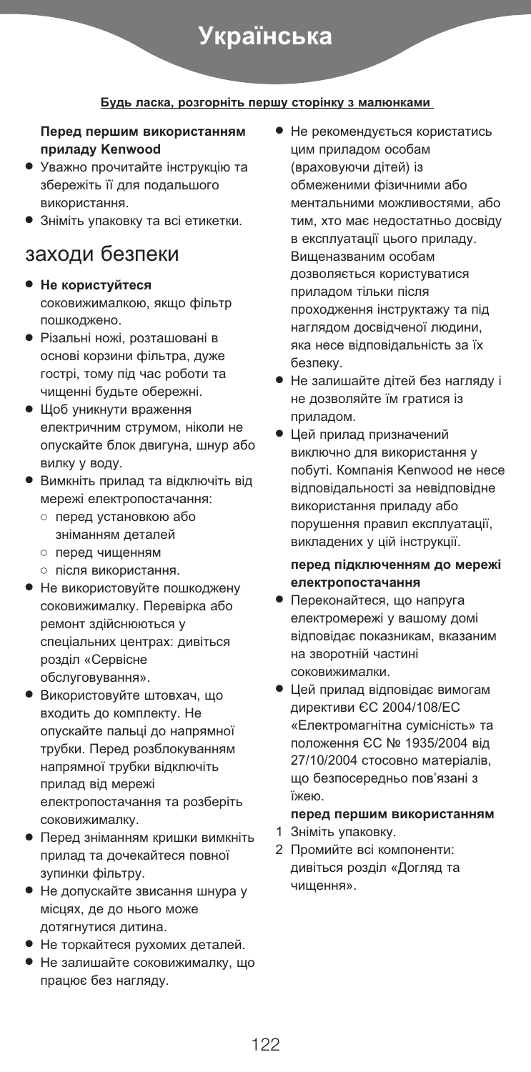# Українська

**Будь ласка, розгорніть першу сторінку з малюнками**

**Перед першим використанням приладу Kenwood**

- Уважно прочитайте інструкцію та збережіть її для подальшого використання.
- Зніміть упаковку та всі етикетки.

## заходи безпеки

- **Не користуйтеся** соковижималкою, якщо фільтр пошкоджено.
- Різальні ножі, розташовані в основі корзини фільтра, дуже гострі, тому під час роботи та чищенні будьте обережні.
- Щоб уникнути враження електричним струмом, ніколи не опускайте блок двигуна, шнур або вилку у воду.
- Вимкніть прилад та відключіть від мережі електропостачання:
  - перед установкою або зніманням деталей
  - перед чищенням
  - після використання.
- Не використовуйте пошкоджену соковижималку. Перевірка або ремонт здійснюються у спеціальних центрах: дивіться розділ «Сервісне обслуговування».
- Використовуйте штовхач, що входить до комплекту. Не опускайте пальці до напрямної трубки. Перед розблокуванням напрямної трубки відключіть прилад від мережі електропостачання та розберіть соковижималку.
- Перед зніманням кришки вимкніть прилад та дочекайтеся повної зупинки фільтру.
- Не допускайте звисання шнура у місцях, де до нього може дотягнутися дитина.
- Не торкайтеся рухомих деталей.
- Не залишайте соковижималку, що працює без нагляду.
- Не рекомендується користатись цим приладом особам (враховуючи дітей) із обмеженими фізичними або ментальними можливостями, або тим, хто має недостатньо досвіду в експлуатації цього приладу. Вищеназваним особам дозволяється користуватися приладом тільки після проходження інструктажу та під наглядом досвідченої людини, яка несе відповідальність за їх безпеку.
- Не залишайте дітей без нагляду і не дозволяйте їм гратися із приладом.
- Цей прилад призначений виключно для використання у побуті. Компанія Kenwood не несе відповідальності за невідповідне використання приладу або порушення правил експлуатації, викладених у цій інструкції.

**перед підключенням до мережі електропостачання**

- Переконайтеся, що напруга електромережі у вашому домі відповідає показникам, вказаним на зворотній частині соковижималки.
- Цей прилад відповідає вимогам директиви ЄС 2004/108/EC «Електромагнітна сумісність» та положення ЄС № 1935/2004 від 27/10/2004 стосовно матеріалів, що безпосередньо пов'язані з їжею.

**перед першим використанням**

1. Зніміть упаковку.
2. Промийте всі компоненти: дивіться розділ «Догляд та чищення».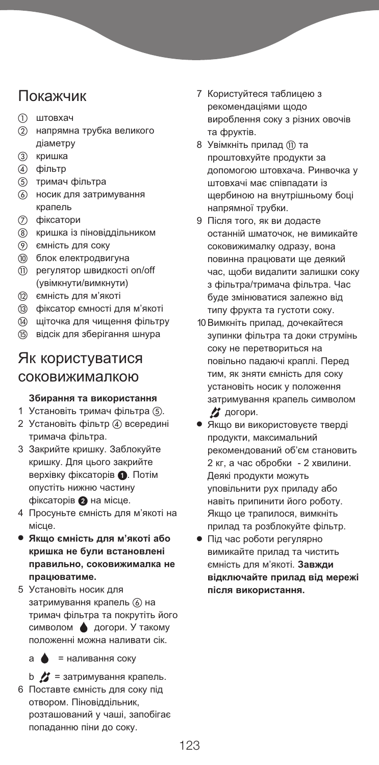## Покажчик

1. штовхач
2. напрямна трубка великого діаметру
3. кришка
4. фільтр
5. тримач фільтра
6. носик для затримування крапель
7. фіксатори
8. кришка із піновідділювачем
9. ємність для соку
10. блок електродвигуна
11. регулятор швидкості on/off (увімкнути/вимкнути)
12. ємність для м'якоті
13. фіксатор ємності для м'якоті
14. щіточка для чищення фільтру
15. відсік для зберігання шнура

## Як користуватися соковижималкою

**Збирання та використання**

1. Установіть тримач фільтра ⑤.
2. Установіть фільтр ④ всередині тримача фільтра.
3. Закрийте кришку. Заблокуйте кришку. Для цього закрийте верхівку фіксаторів ❶. Потім опустіть нижню частину фіксаторів ❷ на місце.
4. Просуньте ємність для м'якоті на місце.

- **Якщо ємність для м'якоті або кришка не були встановлені правильно, соковижималка не працюватиме.**

5. Установіть носик для затримування крапель ⑥ на тримач фільтра та покрутіть його символом 💧 догори. У такому положенні можна наливати сік.

   a 💧 = наливання соку

   b  = затримування крапель.

6. Поставте ємність для соку під отвором. Піновідділювач, розташований у чаші, запобігає попаданню піни до соку.
7. Користуйтеся таблицею з рекомендаціями щодо вироблення соку з різних овочів та фруктів.
8. Увімкніть прилад ⑪ та проштовхуйте продукти за допомогою штовхача. Ринвочка у штовхачі має співпадати із щербиною на внутрішньому боці напрямної трубки.
9. Після того, як ви додасте останній шматочок, не вимикайте соковижималку одразу, вона повинна працювати ще деякий час, щоби видалити залишки соку з фільтра/тримача фільтра. Час буде змінюватися залежно від типу фрукта та густоти соку.
10. Вимкніть прилад, дочекайтеся зупинки фільтра та доки струмінь соку не перетвориться на повільно падаючі краплі. Перед тим, як зняти ємність для соку установіть носик у положення затримування крапель символом  догори.

- Якщо ви використовуєте тверді продукти, максимальний рекомендований об'єм становить 2 кг, а час обробки - 2 хвилини. Деякі продукти можуть уповільнити рух приладу або навіть припинити його роботу. Якщо це трапилося, вимкніть прилад та розблокуйте фільтр.
- Під час роботи регулярно вимикайте прилад та чистить ємність для м'якоті. **Завжди відключайте прилад від мережі після використання.**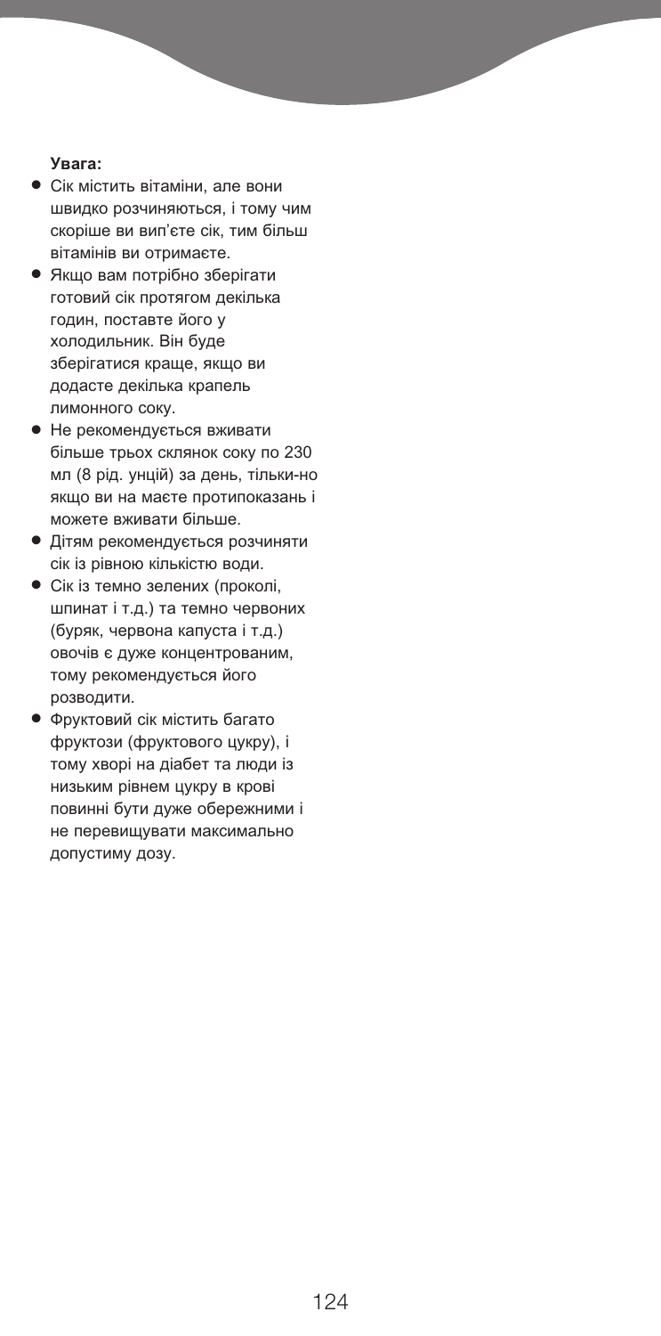**Увага:**

- Сік містить вітаміни, але вони швидко розчиняються, і тому чим скоріше ви вип'єте сік, тим більш вітамінів ви отримаєте.
- Якщо вам потрібно зберігати готовий сік протягом декілька годин, поставте його у холодильник. Він буде зберігатися краще, якщо ви додасте декілька крапель лимонного соку.
- Не рекомендується вживати більше трьох склянок соку по 230 мл (8 рід. унцій) за день, тільки-но якщо ви на маєте протипоказань і можете вживати більше.
- Дітям рекомендується розчиняти сік із рівною кількістю води.
- Сік із темно зелених (проколі, шпинат і т.д.) та темно червоних (буряк, червона капуста і т.д.) овочів є дуже концентрованим, тому рекомендується його розводити.
- Фруктовий сік містить багато фруктози (фруктового цукру), і тому хворі на діабет та люди із низьким рівнем цукру в крові повинні бути дуже обережними і не перевищувати максимально допустиму дозу.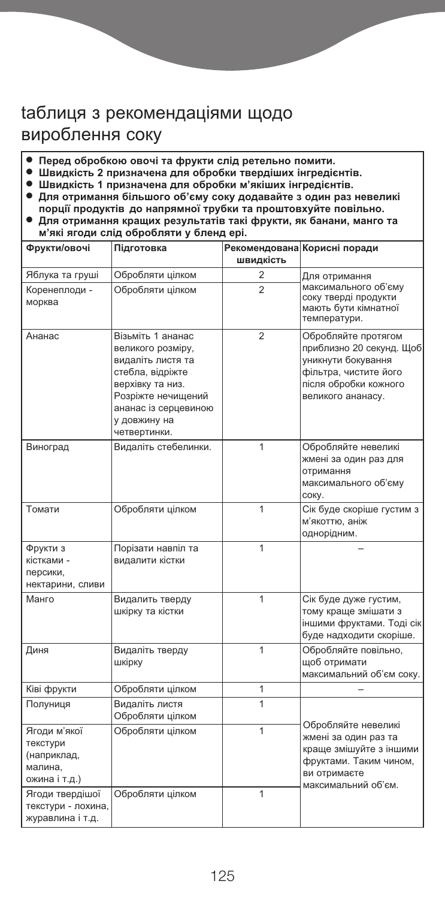# tаблиця з рекомендаціями щодо вироблення соку

- **Перед обробкою овочі та фрукти слід ретельно помити.**
- **Швидкість 2 призначена для обробки твердіших інгредієнтів.**
- **Швидкість 1 призначена для обробки м'якіших інгредієнтів.**
- **Для отримання більшого об'єму соку додавайте з один раз невеликі порції продуктів до напрямної трубки та проштовхуйте повільно.**
- **Для отримання кращих результатів такі фрукти, як банани, манго та м'які ягоди слід обробляти у бленд ері.**

| Фрукти/овочі | Підготовка | Рекомендована швидкість | Корисні поради |
|---|---|---|---|
| Яблука та груші | Обробляти цілком | 2 | Для отримання максимального об'єму соку тверді продукти мають бути кімнатної температури. |
| Коренеплоди - морква | Обробляти цілком | 2 | |
| Ананас | Візьміть 1 ананас великого розміру, видаліть листя та стебла, відріжте верхівку та низ. Розріжте нечищений ананас із серцевиною у довжину на четвертинки. | 2 | Обробляйте протягом приблизно 20 секунд. Щоб уникнути бокування фільтра, чистите його після обробки кожного великого ананасу. |
| Виноград | Видаліть стебелинки. | 1 | Обробляйте невеликі жмені за один раз для отримання максимального об'єму соку. |
| Томати | Обробляти цілком | 1 | Сік буде скоріше густим з м'якоттю, аніж однорідним. |
| Фрукти з кістками - персики, нектарини, сливи | Порізати навпіл та видалити кістки | 1 | – |
| Манго | Видалить тверду шкірку та кістки | 1 | Сік буде дуже густим, тому краще змішати з іншими фруктами. Тоді сік буде надходити скоріше. |
| Диня | Видаліть тверду шкірку | 1 | Обробляйте повільно, щоб отримати максимальний об'єм соку. |
| Ківі фрукти | Обробляти цілком | 1 | – |
| Полуниця | Видаліть листя Обробляти цілком | 1 | Обробляйте невеликі жмені за один раз та краще змішуйте з іншими фруктами. Таким чином, ви отримаєте максимальний об'єм. |
| Ягоди м'якої текстури (наприклад, малина, ожина і т.д.) | Обробляти цілком | 1 | |
| Ягоди твердішої текстури - лохина, журавлина і т.д. | Обробляти цілком | 1 | |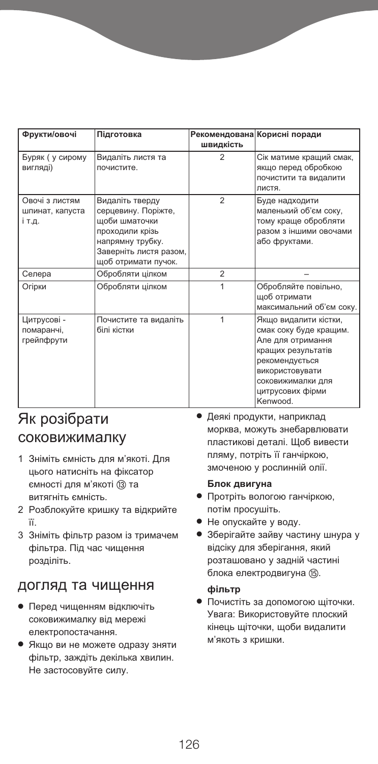| Фрукти/овочі | Підготовка | Рекомендована швидкість | Корисні поради |
| --- | --- | --- | --- |
| Буряк ( у сирому вигляді) | Видаліть листя та почистите. | 2 | Сік матиме кращий смак, якщо перед обробкою почистити та видалити листя. |
| Овочі з листям шпинат, капуста і т.д. | Видаліть тверду серцевину. Поріжте, щоби шматочки проходили крізь напрямну трубку. Заверніть листя разом, щоб отримати пучок. | 2 | Буде надходити маленький об'єм соку, тому краще обробляти разом з іншими овочами або фруктами. |
| Селера | Обробляти цілком | 2 | – |
| Огірки | Обробляти цілком | 1 | Обробляйте повільно, щоб отримати максимальний об'єм соку. |
| Цитрусові - помаранчі, грейпфрути | Почистите та видаліть білі кістки | 1 | Якщо видалити кістки, смак соку буде кращим. Але для отримання кращих результатів рекомендується використовувати соковижималки для цитрусових фірми Kenwood. |

# Як розібрати соковижималку

1 Зніміть ємність для м'якоті. Для цього натисніть на фіксатор ємності для м'якоті ⑬ та витягніть ємність.

2 Розблокуйте кришку та відкрийте її.

3 Зніміть фільтр разом із тримачем фільтра. Під час чищення розділіть.

# догляд та чищення

- Перед чищенням відключіть соковижималку від мережі електропостачання.
- Якщо ви не можете одразу зняти фільтр, заждіть декілька хвилин. Не застосовуйте силу.
- Деякі продукти, наприклад морква, можуть знебарвлювати пластикові деталі. Щоб вивести пляму, потріть її ганчіркою, змоченою у рослинній олії.

**Блок двигуна**

- Протріть вологою ганчіркою, потім просушіть.
- Не опускайте у воду.
- Зберігайте зайву частину шнура у відсіку для зберігання, який розташовано у задній частині блока електродвигуна ⑮.

**фільтр**

- Почистіть за допомогою щіточки. Увага: Використовуйте плоский кінець щіточки, щоби видалити м'якоть з кришки.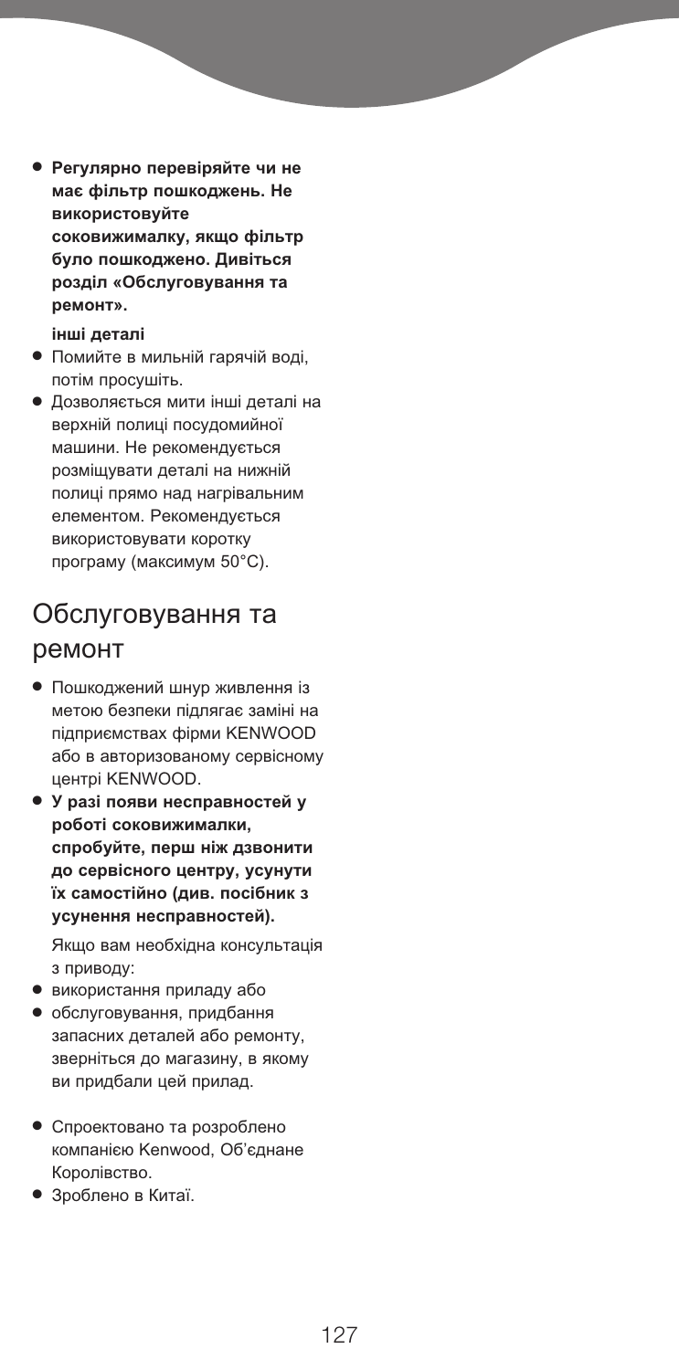- **Регулярно перевіряйте чи не має фільтр пошкоджень. Не використовуйте соковижималку, якщо фільтр було пошкоджено. Дивіться розділ «Обслуговування та ремонт».**

**інші деталі**

- Помийте в мильній гарячій воді, потім просушіть.
- Дозволяється мити інші деталі на верхній полиці посудомийної машини. Не рекомендується розміщувати деталі на нижній полиці прямо над нагрівальним елементом. Рекомендується використовувати коротку програму (максимум 50°C).

## Обслуговування та ремонт

- Пошкоджений шнур живлення із метою безпеки підлягає заміні на підприємствах фірми KENWOOD або в авторизованому сервісному центрі KENWOOD.
- **У разі появи несправностей у роботі соковижималки, спробуйте, перш ніж дзвонити до сервісного центру, усунути їх самостійно (див. посібник з усунення несправностей).**

Якщо вам необхідна консультація з приводу:

- використання приладу або
- обслуговування, придбання запасних деталей або ремонту, зверніться до магазину, в якому ви придбали цей прилад.

- Спроектовано та розроблено компанією Kenwood, Об'єднане Королівство.
- Зроблено в Китаї.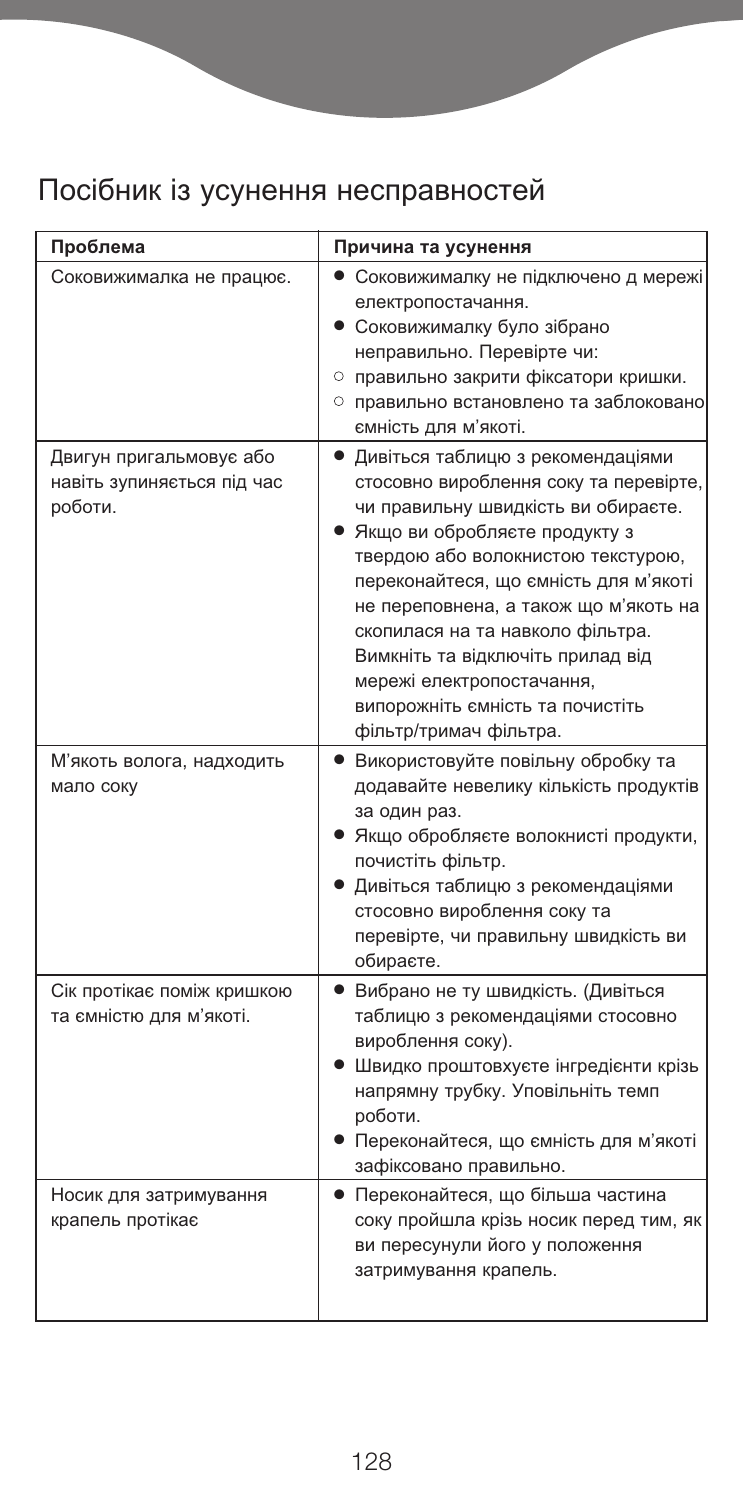# Посібник із усунення несправностей

| Проблема | Причина та усунення |
|---|---|
| Соковижималка не працює. | • Соковижималку не підключено д мережі електропостачання.<br>• Соковижималку було зібрано неправильно. Перевірте чи:<br>○ правильно закрити фіксатори кришки.<br>○ правильно встановлено та заблоковано ємність для м'якоті. |
| Двигун пригальмовує або навіть зупиняється під час роботи. | • Дивіться таблицю з рекомендаціями стосовно вироблення соку та перевірте, чи правильну швидкість ви обираєте.<br>• Якщо ви обробляєте продукту з твердою або волокнистою текстурою, переконайтеся, що ємність для м'якоті не переповнена, а також що м'якоть на скопилася на та навколо фільтра. Вимкніть та відключіть прилад від мережі електропостачання, випорожніть ємність та почистіть фільтр/тримач фільтра. |
| М'якоть волога, надходить мало соку | • Використовуйте повільну обробку та додавайте невелику кількість продуктів за один раз.<br>• Якщо обробляєте волокнисті продукти, почистіть фільтр.<br>• Дивіться таблицю з рекомендаціями стосовно вироблення соку та перевірте, чи правильну швидкість ви обираєте. |
| Сік протікає поміж кришкою та ємністю для м'якоті. | • Вибрано не ту швидкість. (Дивіться таблицю з рекомендаціями стосовно вироблення соку).<br>• Швидко проштовхуєте інгредієнти крізь напрямну трубку. Уповільніть темп роботи.<br>• Переконайтеся, що ємність для м'якоті зафіксовано правильно. |
| Носик для затримування крапель протікає | • Переконайтеся, що більша частина соку пройшла крізь носик перед тим, як ви пересунули його у положення затримування крапель. |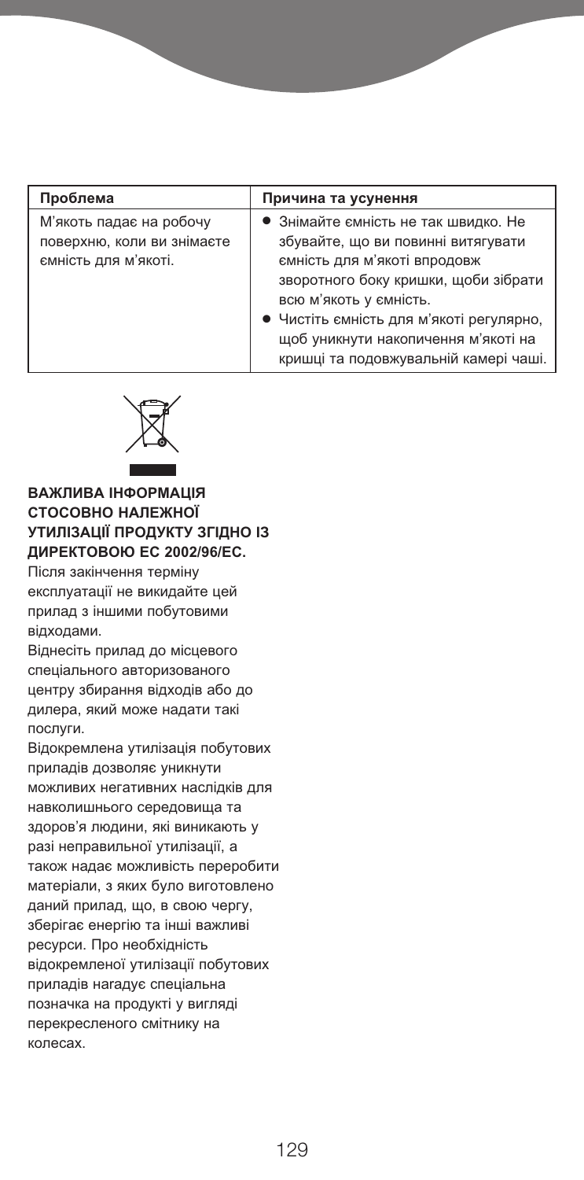| Проблема | Причина та усунення |
| --- | --- |
| М'якоть падає на робочу поверхню, коли ви знімаєте ємність для м'якоті. | • Знімайте ємність не так швидко. Не збувайте, що ви повинні витягувати ємність для м'якоті впродовж зворотного боку кришки, щоби зібрати всю м'якоть у ємність.<br>• Чистіть ємність для м'якоті регулярно, щоб уникнути накопичення м'якоті на кришці та подовжувальній камері чаші. |

**ВАЖЛИВА ІНФОРМАЦІЯ СТОСОВНО НАЛЕЖНОЇ УТИЛІЗАЦІЇ ПРОДУКТУ ЗГІДНО ІЗ ДИРЕКТОВОЮ ЕС 2002/96/ЕС.**

Після закінчення терміну експлуатації не викидайте цей прилад з іншими побутовими відходами.

Віднесіть прилад до місцевого спеціального авторизованого центру збирання відходів або до дилера, який може надати такі послуги.

Відокремлена утилізація побутових приладів дозволяє уникнути можливих негативних наслідків для навколишнього середовища та здоров'я людини, які виникають у разі неправильної утилізації, а також надає можливість переробити матеріали, з яких було виготовлено даний прилад, що, в свою чергу, зберігає енергію та інші важливі ресурси. Про необхідність відокремленої утилізації побутових приладів нагадує спеціальна позначка на продукті у вигляді перекресленого смітнику на колесах.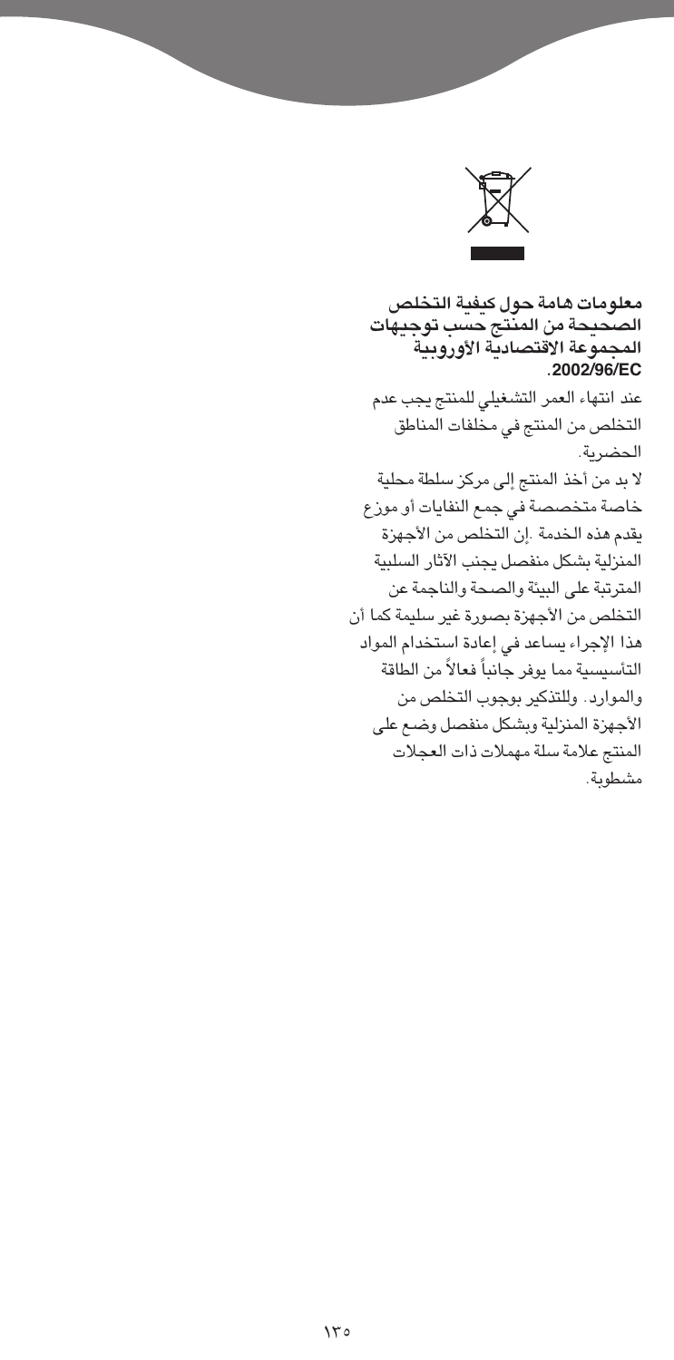**معلومات هامة حول كيفية التخلص الصحيحة من المنتج حسب توجيهات المجموعة الاقتصادية الأوروبية .2002/96/EC**

عند انتهاء العمر التشغيلي للمنتج يجب عدم التخلص من المنتج في مخلفات المناطق الحضرية.

لا بد من أخذ المنتج إلى مركز سلطة محلية خاصة متخصصة في جمع النفايات أو موزع يقدم هذه الخدمة .إن التخلص من الأجهزة المنزلية بشكل منفصل يجنب الآثار السلبية المترتبة على البيئة والصحة والناجمة عن التخلص من الأجهزة بصورة غير سليمة كما أن هذا الإجراء يساعد في إعادة استخدام المواد التأسيسية مما يوفر جانباً فعالاً من الطاقة والموارد. وللتذكير بوجوب التخلص من الأجهزة المنزلية وبشكل منفصل وضع على المنتج علامة سلة مهملات ذات العجلات مشطوبة.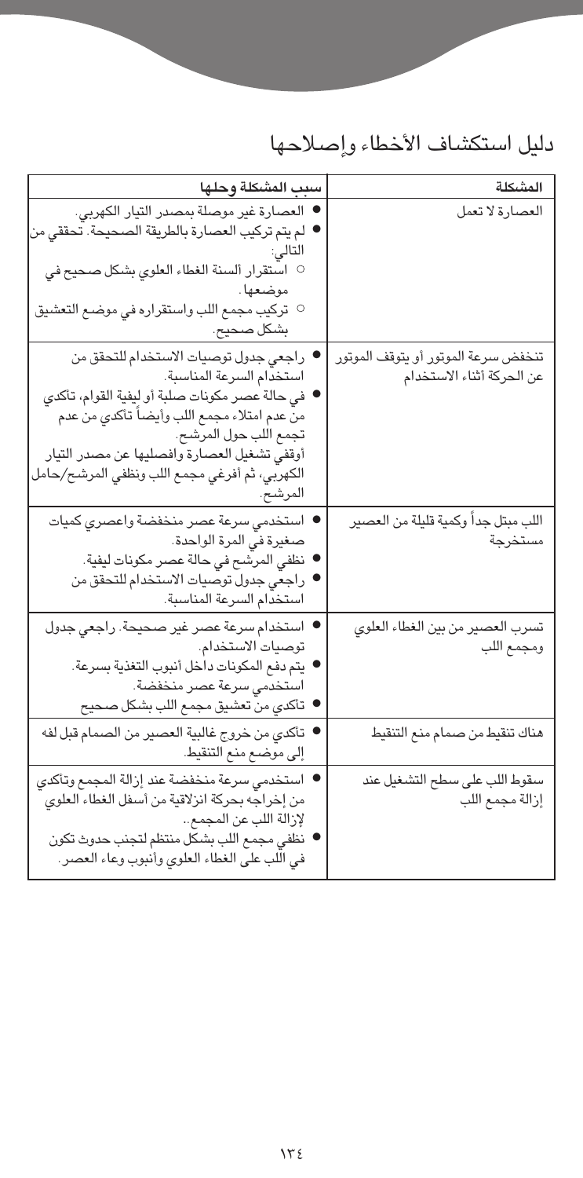# دليل استكشاف الأخطاء وإصلاحها

| المشكلة | سبب المشكلة وحلها |
|---|---|
| العصارة لا تعمل | ● العصارة غير موصلة بمصدر التيار الكهربي.<br>● لم يتم تركيب العصارة بالطريقة الصحيحة. تحققي من التالي:<br>○ استقرار ألسنة الغطاء العلوي بشكل صحيح في موضعها.<br>○ تركيب مجمع اللب واستقراره في موضع التعشيق بشكل صحيح. |
| تنخفض سرعة الموتور أو يتوقف الموتور عن الحركة أثناء الاستخدام | ● راجعي جدول توصيات الاستخدام للتحقق من استخدام السرعة المناسبة.<br>● في حالة عصر مكونات صلبة أو ليفية القوام، تأكدي من عدم امتلاء مجمع اللب وأيضاً تأكدي من عدم تجمع اللب حول المرشح.<br>أوقفي تشغيل العصارة وافصليها عن مصدر التيار الكهربي، ثم أفرغي مجمع اللب ونظفي المرشح/حامل المرشح. |
| اللب مبتل جداً وكمية قليلة من العصير مستخرجة | ● استخدمي سرعة عصر منخفضة واعصري كميات صغيرة في المرة الواحدة.<br>● نظفي المرشح في حالة عصر مكونات ليفية.<br>● راجعي جدول توصيات الاستخدام للتحقق من استخدام السرعة المناسبة. |
| تسرب العصير من بين الغطاء العلوي ومجمع اللب | ● استخدام سرعة عصر غير صحيحة. راجعي جدول توصيات الاستخدام.<br>● يتم دفع المكونات داخل أنبوب التغذية بسرعة. استخدمي سرعة عصر منخفضة.<br>● تأكدي من تعشيق مجمع اللب بشكل صحيح |
| هناك تنقيط من صمام منع التنقيط | ● تأكدي من خروج غالبية العصير من الصمام قبل لفه إلى موضع منع التنقيط. |
| سقوط اللب على سطح التشغيل عند إزالة مجمع اللب | ● استخدمي سرعة منخفضة عند إزالة المجمع وتأكدي من إخراجه بحركة انزلاقية من أسفل الغطاء العلوي لإزالة اللب عن المجمع..<br>● نظفي مجمع اللب بشكل منتظم لتجنب حدوث تكون في اللب على الغطاء العلوي وأنبوب وعاء العصر. |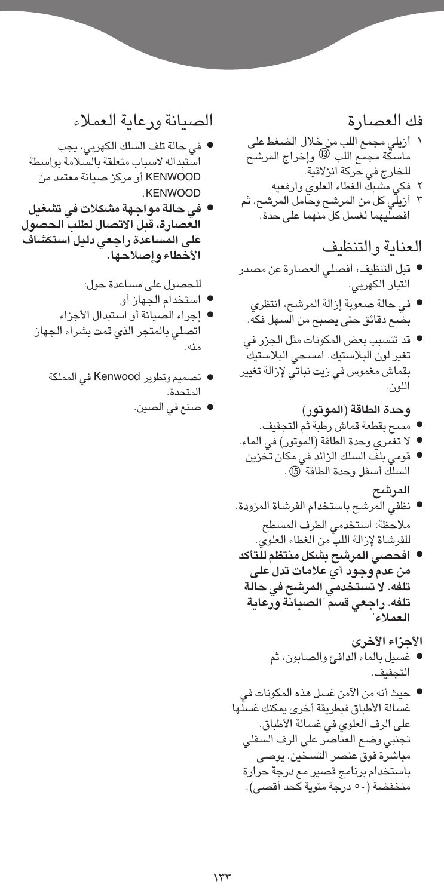## فك العصارة

١ أزيلي مجمع اللب من خلال الضغط على ماسكة مجمع اللب ⑬ وإخراج المرشح للخارج في حركة انزلاقية.
٢ فكي مشبك الغطاء العلوي وارفعيه.
٣ أزيلي كل من المرشح وحامل المرشح. ثم افصليهما لغسل كل منهما على حدة.

## العناية والتنظيف

- قبل التنظيف، افصلي العصارة عن مصدر التيار الكهربي.
- في حالة صعوبة إزالة المرشح، انتظري بضع دقائق حتى يصبح من السهل فكه.
- قد تتسبب بعض المكونات مثل الجزر في تغير لون البلاستيك. امسحي البلاستيك بقماش مغموس في زيت نباتي لإزالة تغيير اللون.

### وحدة الطاقة (الموتور)

- مسح بقطعة قماش رطبة ثم التجفيف.
- لا تغمري وحدة الطاقة (الموتور) في الماء.
- قومي بلف السلك الزائد في مكان تخزين السلك أسفل وحدة الطاقة ⑮.

### المرشح

- نظفي المرشح باستخدام الفرشاة المزودة.
  ملاحظة: استخدمي الطرف المسطح للفرشاة لإزالة اللب من الغطاء العلوي.
- **افحصي المرشح بشكل منتظم للتأكد من عدم وجود أي علامات تدل على تلفه. لا تستخدمي المرشح في حالة تلفه. راجعي قسم "الصيانة ورعاية العملاء"**

### الأجزاء الأخرى

- غسيل بالماء الدافئ والصابون، ثم التجفيف.
- حيث أنه من الآمن غسل هذه المكونات في غسالة الأطباق فبطريقة أخرى يمكنك غسلها على الرف العلوي في غسالة الأطباق. تجنبي وضع العناصر على الرف السفلي مباشرة فوق عنصر التسخين. يوصى باستخدام برنامج قصير مع درجة حرارة منخفضة (٥٠ درجة مئوية كحد أقصى).

## الصيانة ورعاية العملاء

- في حالة تلف السلك الكهربي، يجب استبداله لأسباب متعلقة بالسلامة بواسطة KENWOOD أو مركز صيانة معتمد من KENWOOD.
- **في حالة مواجهة مشكلات في تشغيل العصارة، قبل الاتصال لطلب الحصول على المساعدة راجعي دليل استكشاف الأخطاء وإصلاحها.**

للحصول على مساعدة حول:

- استخدام الجهاز أو
- إجراء الصيانة أو استبدال الأجزاء

اتصلي بالمتجر الذي قمت بشراء الجهاز منه.

- تصميم وتطوير Kenwood في المملكة المتحدة.
- صنع في الصين.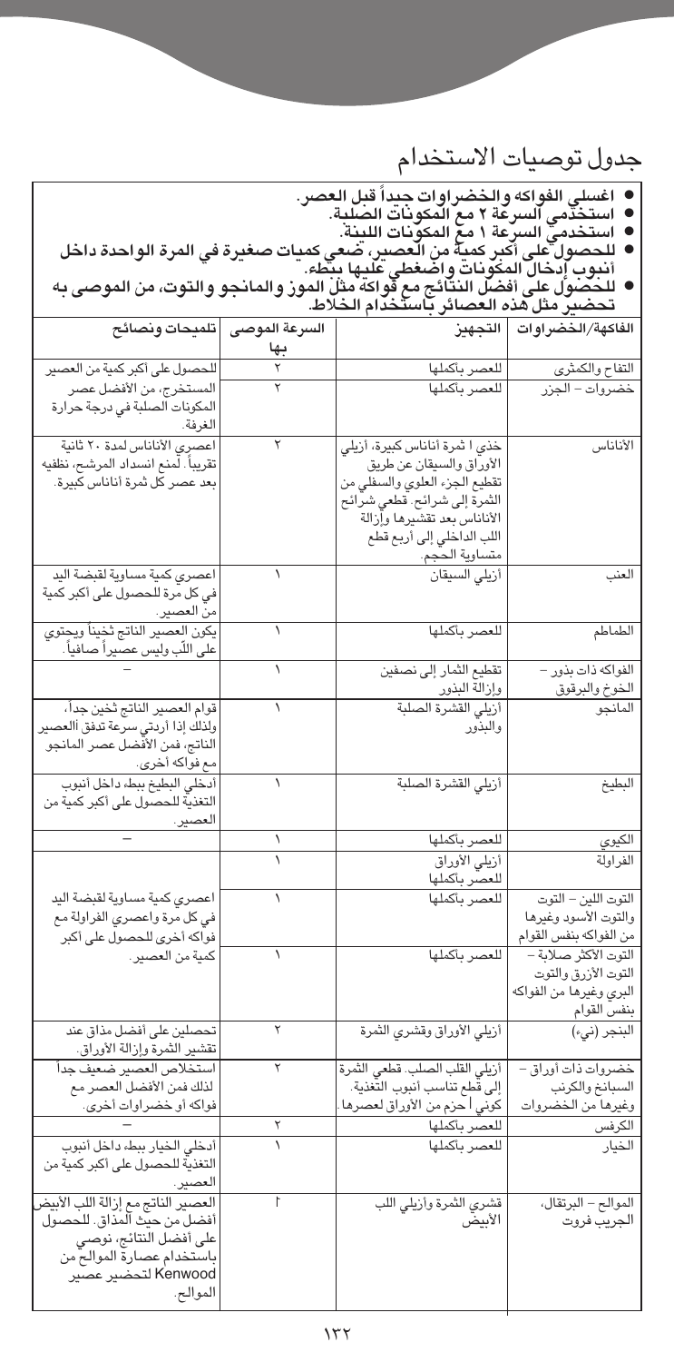# جدول توصيات الاستخدام

- **اغسلي الفواكه والخضراوات جيداً قبل العصر.**
- **استخدمي السرعة ٢ مع المكونات الصلبة.**
- **استخدمي السرعة ١ مع المكونات اللينة.**
- **للحصول على أكبر كمية من العصير، ضعي كميات صغيرة في المرة الواحدة داخل أنبوب إدخال المكونات واضغطي عليها ببطء.**
- **للحصول على أفضل النتائج مع فواكه مثل الموز والمانجو والتوت، من الموصى به تحضير مثل هذه العصائر باستخدام الخلاط.**

| الفاكهة/الخضراوات | التجهيز | السرعة الموصى بها | تلميحات ونصائح |
|---|---|---|---|
| التفاح والكمثرى | للعصر بأكملها | ٢ | للحصول على أكبر كمية من العصير المستخرج، من الأفضل عصر المكونات الصلبة في درجة حرارة الغرفة. |
| خضروات – الجزر | للعصر بأكملها | ٢ | |
| الأناناس | خذي ١ ثمرة أناناس كبيرة، أزيلي الأوراق والسيقان عن طريق تقطيع الجزء العلوي والسفلي من الثمرة إلى شرائح. قطعي شرائح الأناناس بعد تقشيرها وإزالة اللب الداخلي إلى أربع قطع متساوية الحجم. | ٢ | اعصري الأناناس لمدة ٢٠ ثانية تقريباً. لمنع انسداد المرشح، نظفيه بعد عصر كل ثمرة أناناس كبيرة. |
| العنب | أزيلي السيقان | ١ | اعصري كمية مساوية لقبضة اليد في كل مرة للحصول على أكبر كمية من العصير. |
| الطماطم | للعصر بأكملها | ١ | يكون العصير الناتج ثخيناً ويحتوي على اللّب وليس عصيراً صافياً. |
| الفواكه ذات بذور – الخوخ والبرقوق | تقطيع الثمار إلى نصفين وإزالة البذور | ١ | – |
| المانجو | أزيلي القشرة الصلبة والبذور | ١ | قوام العصير الناتج ثخين جداً، ولذلك إذا أردتي سرعة تدفق العصير الناتج، فمن الأفضل عصر المانجو مع فواكه أخرى. |
| البطيخ | أزيلي القشرة الصلبة | ١ | أدخلي البطيخ ببطء داخل أنبوب التغذية للحصول على أكبر كمية من العصير. |
| الكيوي | للعصر بأكملها | ١ | – |
| الفراولة | أزيلي الأوراق للعصر بأكملها | ١ | |
| التوت اللين – التوت والتوت الأسود وغيرها من الفواكه بنفس القوام | للعصر بأكملها | ١ | اعصري كمية مساوية لقبضة اليد في كل مرة واعصري الفراولة مع فواكه أخرى للحصول على أكبر كمية من العصير. |
| التوت الأكثر صلابة – التوت الأزرق والتوت البري وغيرها من الفواكه بنفس القوام | للعصر بأكملها | ١ | |
| البنجر (نيء) | أزيلي الأوراق وقشري الثمرة | ٢ | تحصلين على أفضل مذاق عند تقشير الثمرة وإزالة الأوراق. |
| خضروات ذات أوراق – السبانخ والكرنب وغيرها من الخضروات | أزيلي القلب الصلب. قطعي الثمرة إلى قطع تناسب أنبوب التغذية. كوني أحزم من الأوراق لعصرها. | ٢ | استخلاص العصير ضعيف جداً لذلك فمن الأفضل العصر مع فواكه أو خضراوات أخرى. |
| الكرفس | للعصر بأكملها | ٢ | – |
| الخيار | للعصر بأكملها | ١ | أدخلي الخيار ببطء داخل أنبوب التغذية للحصول على أكبر كمية من العصير. |
| الموالح – البرتقال، الجريب فروت | قشري الثمرة وأزيلي اللب الأبيض | ٢ | العصير الناتج مع إزالة اللب الأبيض أفضل من حيث المذاق. للحصول على أفضل النتائج، نوصي باستخدام عصارة الموالح من Kenwood لتحضير عصير الموالح. |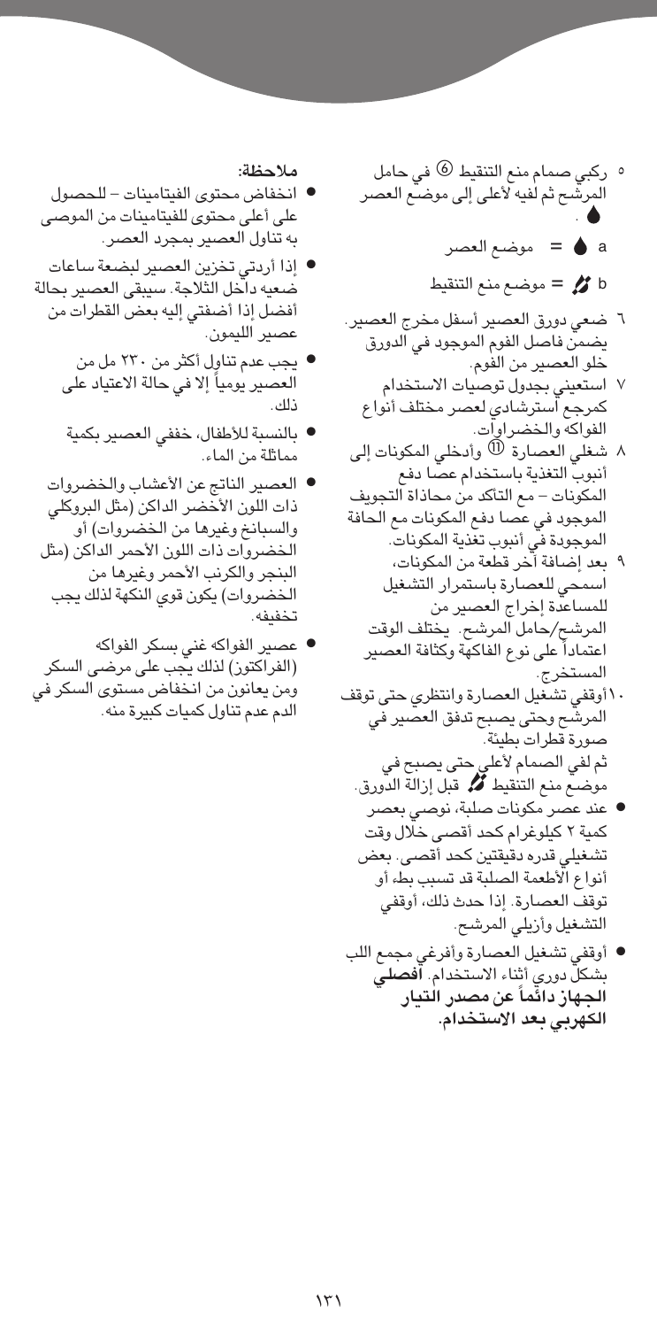٥ ركبي صمام منع التنقيط ⑥ في حامل المرشح ثم لفيه لأعلى إلى موضع العصر 💧.

a 💧 = موضع العصر

b 🚫 = موضع منع التنقيط

٦ ضعي دورق العصير أسفل مخرج العصير. يضمن فاصل الفوم الموجود في الدورق خلو العصير من الفوم.

٧ استعيني بجدول توصيات الاستخدام كمرجع استرشادي لعصر مختلف أنواع الفواكه والخضراوات.

٨ شغلي العصارة ⑪ وأدخلي المكونات إلى أنبوب التغذية باستخدام عصا دفع المكونات – مع التأكد من محاذاة التجويف الموجود في عصا دفع المكونات مع الحافة الموجودة في أنبوب تغذية المكونات.

٩ بعد إضافة آخر قطعة من المكونات، اسمحي للعصارة باستمرار التشغيل للمساعدة في إخراج العصير من المرشح/حامل المرشح. يختلف الوقت اعتماداً على نوع الفاكهة وكثافة العصير المستخرج.

١٠ أوقفي تشغيل العصارة وانتظري حتى توقف المرشح وحتى يصبح تدفق العصير في صورة قطرات بطيئة.
ثم لفي الصمام لأعلى حتى يصبح في موضع منع التنقيط 🚫 قبل إزالة الدورق.

- عند عصر مكونات صلبة، نوصي بعصر كمية ٢ كيلوغرام كحد أقصى خلال وقت تشغيلي قدره دقيقتين كحد أقصى. بعض أنواع الأطعمة الصلبة قد تسبب بطء أو توقف العصارة. إذا حدث ذلك، أوقفي التشغيل وأزيلي المرشح.
- أوقفي تشغيل العصارة وأفرغي مجمع اللب بشكل دوري أثناء الاستخدام. **افصلي الجهاز دائماً عن مصدر التيار الكهربي بعد الاستخدام.**

**ملاحظة:**

- انخفاض محتوى الفيتامينات – للحصول على أعلى محتوى للفيتامينات من الموصى به تناول العصير بمجرد العصر.
- إذا أردتي تخزين العصير لبضعة ساعات ضعيه داخل الثلاجة. سيبقى العصير بحالة أفضل إذا أضفتي إليه بعض القطرات من عصير الليمون.
- يجب عدم تناول أكثر من ٢٣٠ مل من العصير يومياً إلا في حالة الاعتياد على ذلك.
- بالنسبة للأطفال، خففي العصير بكمية مماثلة من الماء.
- العصير الناتج عن الأعشاب والخضروات ذات اللون الأخضر الداكن (مثل البروكلي والسبانخ وغيرها من الخضروات) أو الخضروات ذات اللون الأحمر الداكن (مثل البنجر والكرنب الأحمر وغيرها من الخضروات) يكون قوي النكهة لذلك يجب تخفيفه.
- عصير الفواكه غني بسكر الفواكه (الفراكتوز) لذلك يجب على مرضى السكر ومن يعانون من انخفاض مستوى السكر في الدم عدم تناول كميات كبيرة منه.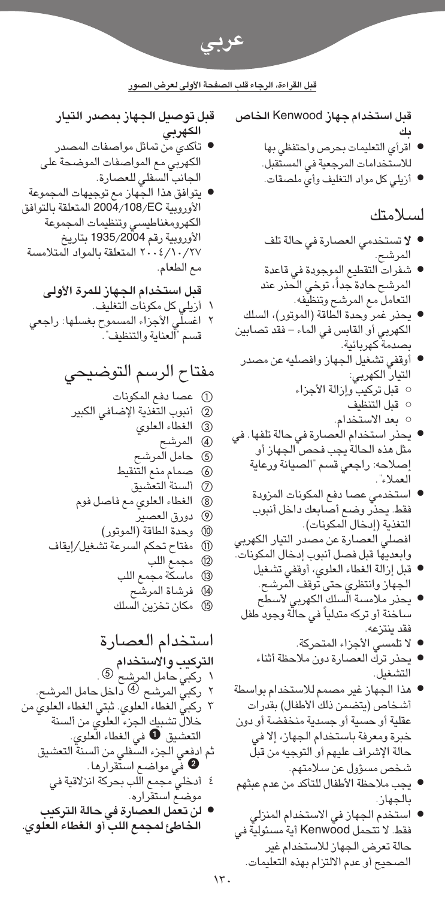# عربي

**قبل القراءة، الرجاء قلب الصفحة الأولى لعرض الصور**

**قبل استخدام جهاز Kenwood الخاص بك**

- اقرأي التعليمات بحرص واحتفظي بها للاستخدامات المرجعية في المستقبل.
- أزيلي كل مواد التغليف وأي ملصقات.

## لسلامتك

- **لا** تستخدمي العصارة في حالة تلف المرشح.
- شفرات التقطيع الموجودة في قاعدة المرشح حادة جداً، توخي الحذر عند التعامل مع المرشح وتنظيفه.
- يحذر غمر وحدة الطاقة (الموتور)، السلك الكهربي أو القابس في الماء – فقد تصابين بصدمة كهربائية.
- أوقفي تشغيل الجهاز وافصليه عن مصدر التيار الكهربي:
  - قبل تركيب وإزالة الأجزاء
  - قبل التنظيف
  - بعد الاستخدام.
- يحذر استخدام العصارة في حالة تلفها. في مثل هذه الحالة يجب فحص الجهاز أو إصلاحه: راجعي قسم "الصيانة ورعاية العملاء".
  - استخدمي عصا دفع المكونات المزودة فقط. يحذر وضع أصابعك داخل أنبوب التغذية (إدخال المكونات).

  افصلي العصارة عن مصدر التيار الكهربي وابعديها قبل فصل أنبوب إدخال المكونات.
  - قبل إزالة الغطاء العلوي، أوقفي تشغيل الجهاز وانتظري حتى توقف المرشح.
- يحذر ملامسة السلك الكهربي لأسطح ساخنة أو تركه متدلياً في حالة وجود طفل فقد ينتزعه.
- لا تلمسي الأجزاء المتحركة.
- يحذر ترك العصارة دون ملاحظة أثناء التشغيل.
- هذا الجهاز غير مصمم للاستخدام بواسطة أشخاص (يتضمن ذلك الأطفال) بقدرات عقلية أو حسية أو جسدية منخفضة أو دون خبرة ومعرفة باستخدام الجهاز، إلا في حالة الإشراف عليهم أو التوجيه من قبل شخص مسؤول عن سلامتهم.
- يجب ملاحظة الأطفال للتأكد من عدم عبثهم بالجهاز.
- استخدم الجهاز في الاستخدام المنزلي فقط. لا تتحمل Kenwood أية مسئولية في حالة تعرض الجهاز للاستخدام غير الصحيح أو عدم الالتزام بهذه التعليمات.

**قبل توصيل الجهاز بمصدر التيار الكهربي**

- تأكدي من تماثل مواصفات المصدر الكهربي مع المواصفات الموضحة على الجانب السفلي للعصارة.
- يتوافق هذا الجهاز مع توجيهات المجموعة الأوروبية 2004/108/EC المتعلقة بالتوافق الكهرومغناطيسي وتنظيمات المجموعة الأوروبية رقم 1935/2004 بتاريخ ٢٠٠٤/١٠/٢٧ المتعلقة بالمواد المتلامسة مع الطعام.

**قبل استخدام الجهاز للمرة الأولى**

١ أزيلي كل مكونات التغليف.
٢ اغسلي الأجزاء المسموح بغسلها: راجعي قسم "العناية والتنظيف".

## مفتاح الرسم التوضيحي

① عصا دفع المكونات
② أنبوب التغذية الإضافي الكبير
③ الغطاء العلوي
④ المرشح
⑤ حامل المرشح
⑥ صمام منع التنقيط
⑦ ألسنة التعشيق
⑧ الغطاء العلوي مع فاصل فوم
⑨ دورق العصير
⑩ وحدة الطاقة (الموتور)
⑪ مفتاح تحكم السرعة تشغيل/إيقاف
⑫ مجمع اللب
⑬ ماسكة مجمع اللب
⑭ فرشاة المرشح
⑮ مكان تخزين السلك

## استخدام العصارة

### التركيب والاستخدام

١ ركبي حامل المرشح ⑤.
٢ ركبي المرشح ④ داخل حامل المرشح.
٣ ركبي الغطاء العلوي. ثبتي الغطاء العلوي من خلال تشبيك الجزء العلوي من ألسنة التعشيق ❶ في الغطاء العلوي.
ثم ادفعي الجزء السفلي من ألسنة التعشيق ❷ في مواضع استقرارها.
٤ أدخلي مجمع اللب بحركة انزلاقية في موضع استقراره.

- **لن تعمل العصارة في حالة التركيب الخاطئ لمجمع اللب أو الغطاء العلوي.**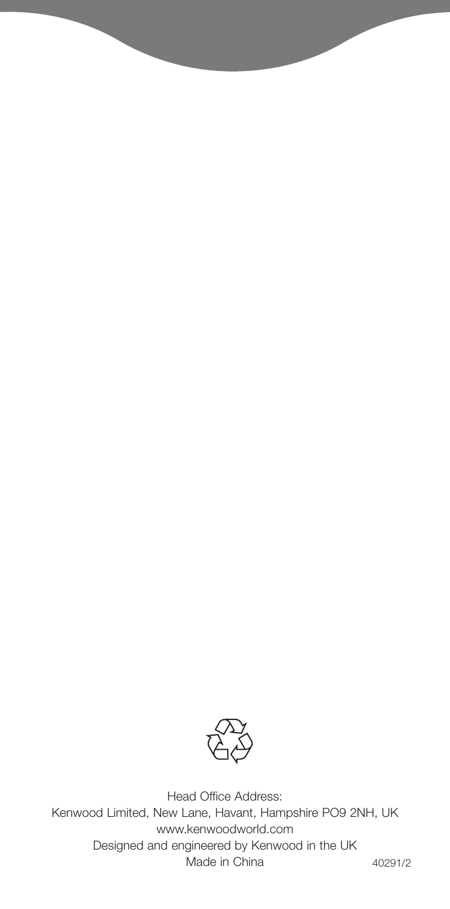Head Office Address:
Kenwood Limited, New Lane, Havant, Hampshire PO9 2NH, UK
www.kenwoodworld.com
Designed and engineered by Kenwood in the UK
Made in China

40291/2